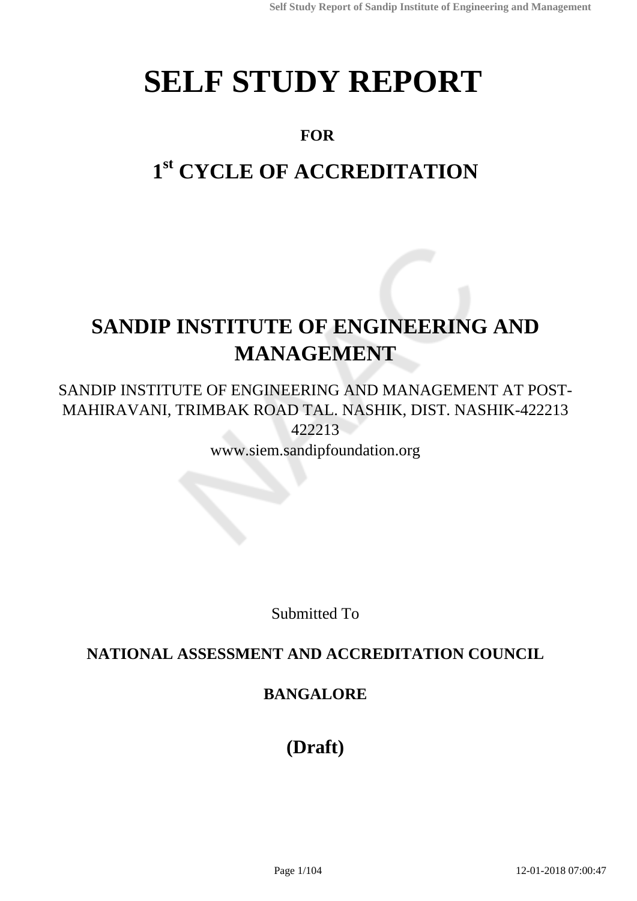# SELF STUDY REPORT

**FOR**

## 1st CYCLE OF ACCREDITATION

## SANDIP INSTITUTE OF ENGINEERING AND MANAGEMENT

SANDIP INSTITUTE OF ENGINEERING AND MANAGEMENT AT POST-MAHIRAVANI, TRIMBAK ROAD TAL. NASHIK, DIST. NASHIK-422213
422213
www.siem.sandipfoundation.org

Submitted To

**NATIONAL ASSESSMENT AND ACCREDITATION COUNCIL**

**BANGALORE**

**(Draft)**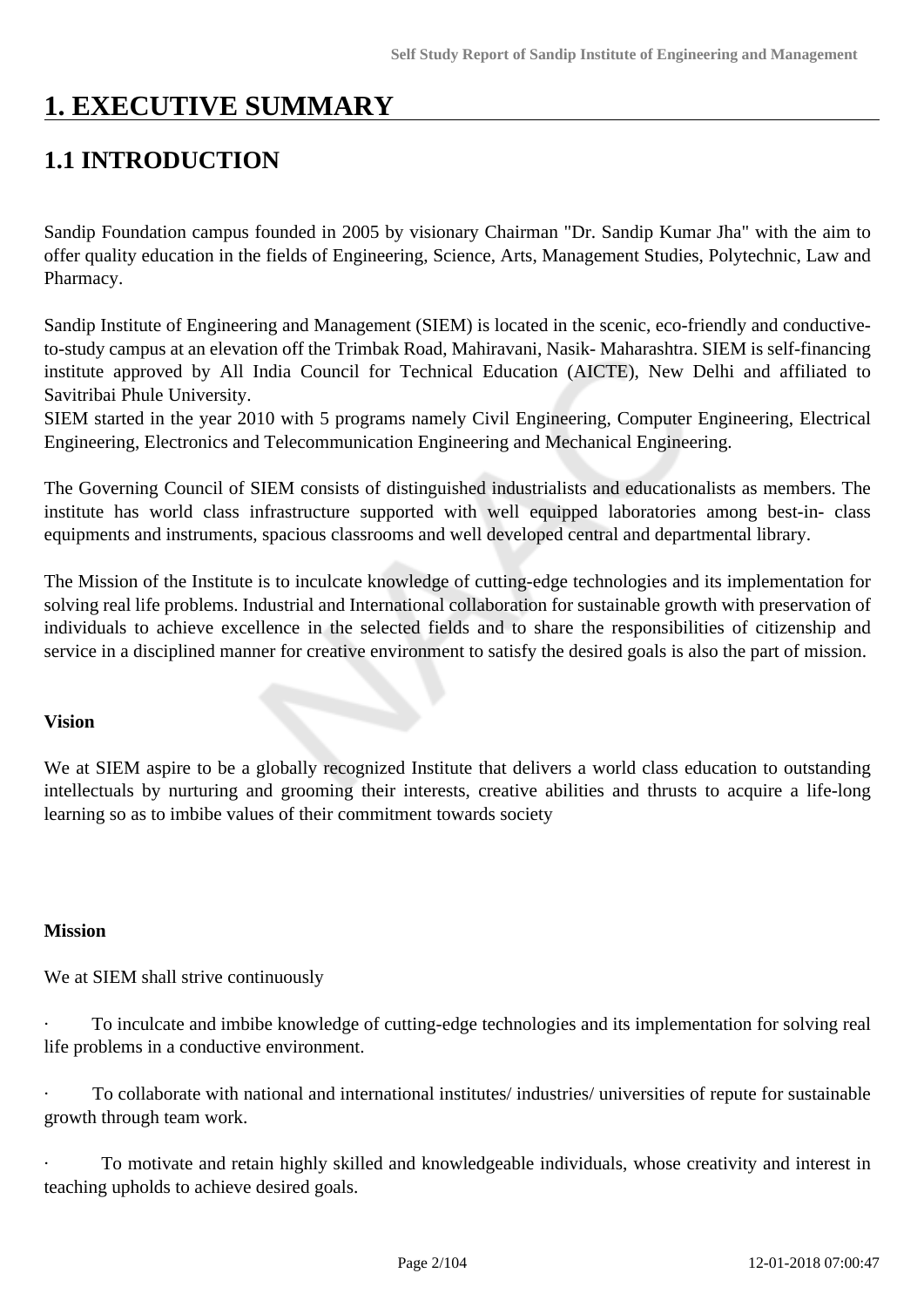# 1. EXECUTIVE SUMMARY

## 1.1 INTRODUCTION

Sandip Foundation campus founded in 2005 by visionary Chairman "Dr. Sandip Kumar Jha" with the aim to offer quality education in the fields of Engineering, Science, Arts, Management Studies, Polytechnic, Law and Pharmacy.

Sandip Institute of Engineering and Management (SIEM) is located in the scenic, eco-friendly and conductive-to-study campus at an elevation off the Trimbak Road, Mahiravani, Nasik- Maharashtra. SIEM is self-financing institute approved by All India Council for Technical Education (AICTE), New Delhi and affiliated to Savitribai Phule University.
SIEM started in the year 2010 with 5 programs namely Civil Engineering, Computer Engineering, Electrical Engineering, Electronics and Telecommunication Engineering and Mechanical Engineering.

The Governing Council of SIEM consists of distinguished industrialists and educationalists as members. The institute has world class infrastructure supported with well equipped laboratories among best-in- class equipments and instruments, spacious classrooms and well developed central and departmental library.

The Mission of the Institute is to inculcate knowledge of cutting-edge technologies and its implementation for solving real life problems. Industrial and International collaboration for sustainable growth with preservation of individuals to achieve excellence in the selected fields and to share the responsibilities of citizenship and service in a disciplined manner for creative environment to satisfy the desired goals is also the part of mission.

**Vision**

We at SIEM aspire to be a globally recognized Institute that delivers a world class education to outstanding intellectuals by nurturing and grooming their interests, creative abilities and thrusts to acquire a life-long learning so as to imbibe values of their commitment towards society

**Mission**

We at SIEM shall strive continuously

- To inculcate and imbibe knowledge of cutting-edge technologies and its implementation for solving real life problems in a conductive environment.
- To collaborate with national and international institutes/ industries/ universities of repute for sustainable growth through team work.
- To motivate and retain highly skilled and knowledgeable individuals, whose creativity and interest in teaching upholds to achieve desired goals.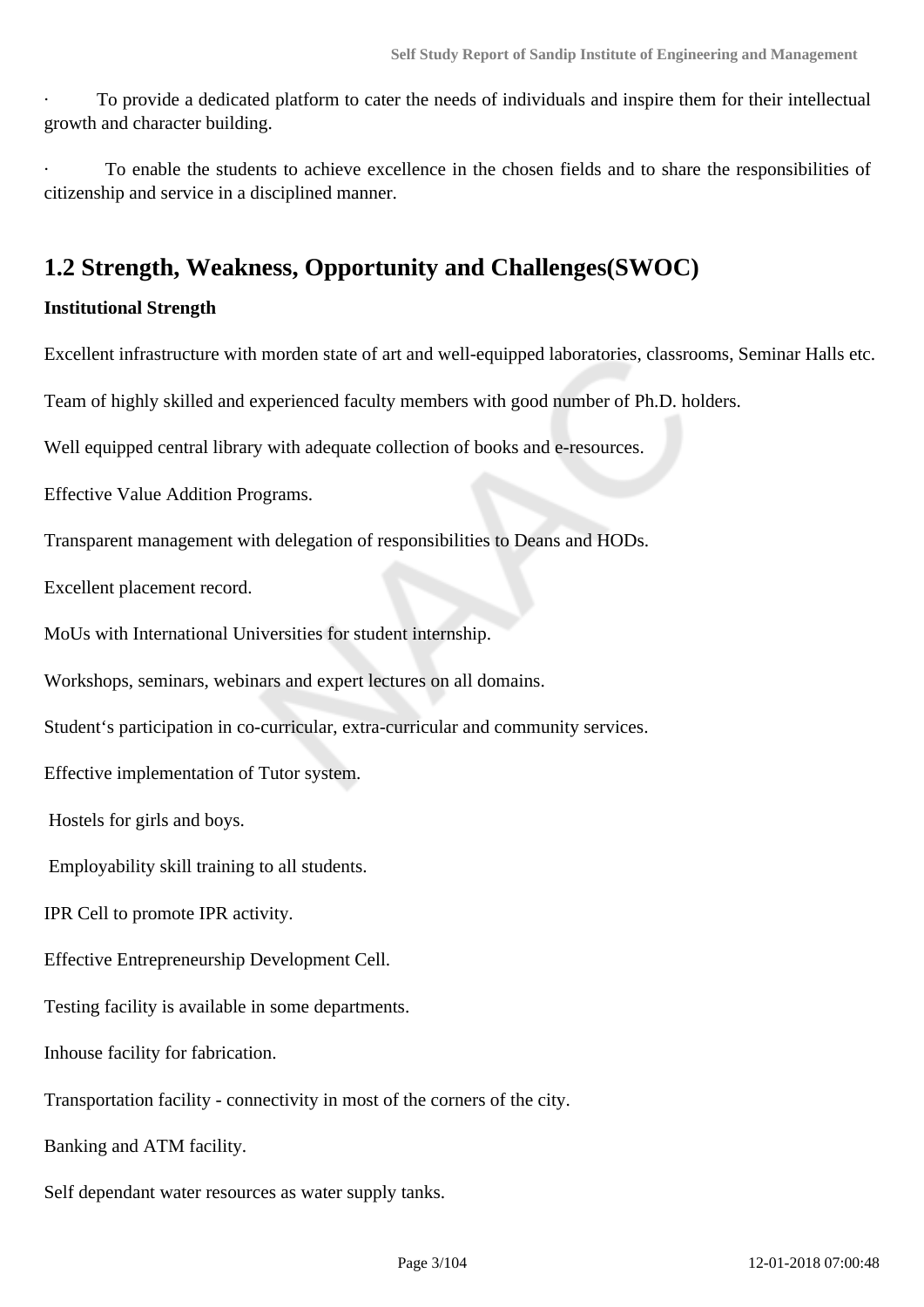· To provide a dedicated platform to cater the needs of individuals and inspire them for their intellectual growth and character building.

· To enable the students to achieve excellence in the chosen fields and to share the responsibilities of citizenship and service in a disciplined manner.

## 1.2 Strength, Weakness, Opportunity and Challenges(SWOC)

**Institutional Strength**

Excellent infrastructure with morden state of art and well-equipped laboratories, classrooms, Seminar Halls etc.

Team of highly skilled and experienced faculty members with good number of Ph.D. holders.

Well equipped central library with adequate collection of books and e-resources.

Effective Value Addition Programs.

Transparent management with delegation of responsibilities to Deans and HODs.

Excellent placement record.

MoUs with International Universities for student internship.

Workshops, seminars, webinars and expert lectures on all domains.

Student's participation in co-curricular, extra-curricular and community services.

Effective implementation of Tutor system.

Hostels for girls and boys.

Employability skill training to all students.

IPR Cell to promote IPR activity.

Effective Entrepreneurship Development Cell.

Testing facility is available in some departments.

Inhouse facility for fabrication.

Transportation facility - connectivity in most of the corners of the city.

Banking and ATM facility.

Self dependant water resources as water supply tanks.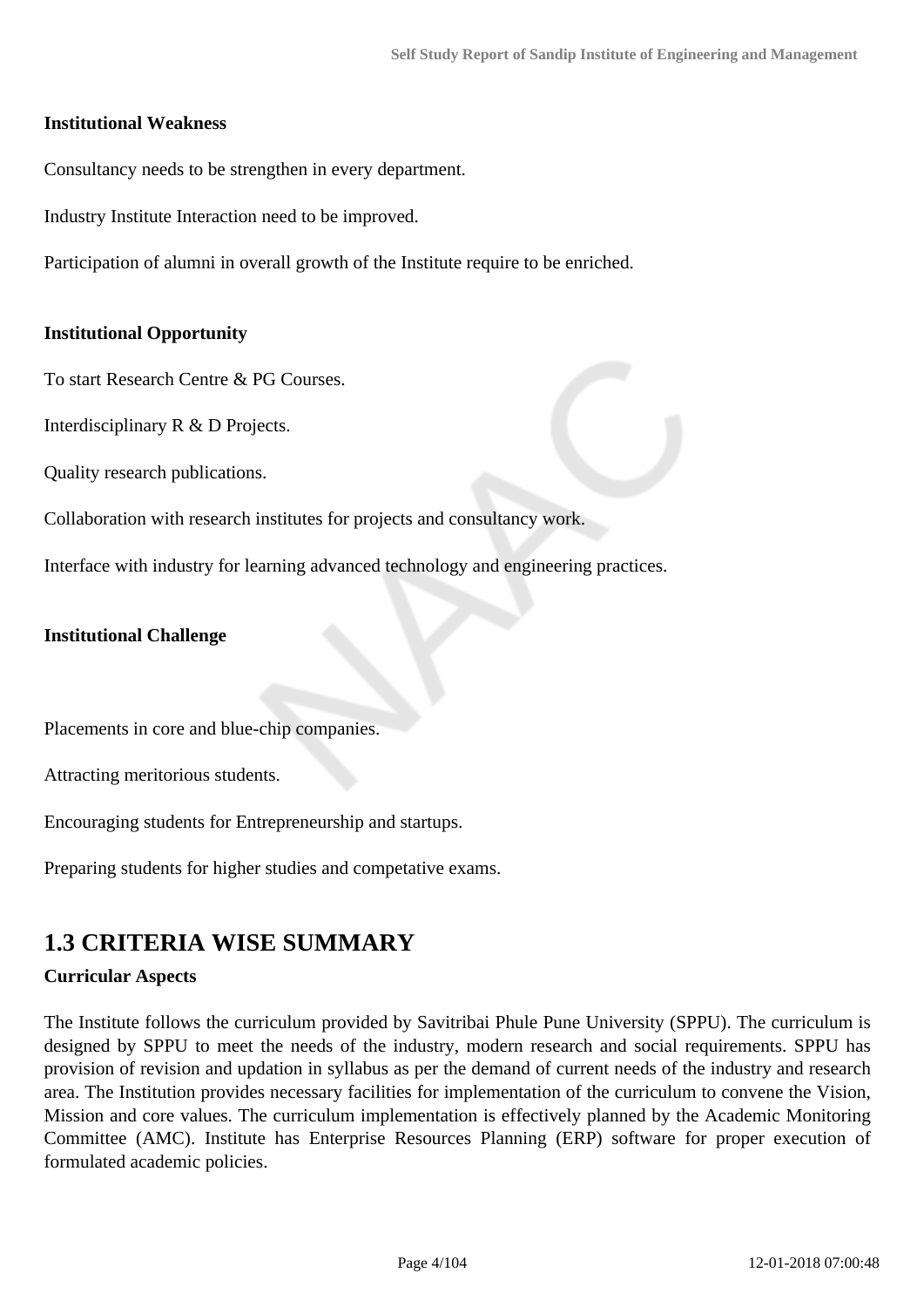**Institutional Weakness**

Consultancy needs to be strengthen in every department.

Industry Institute Interaction need to be improved.

Participation of alumni in overall growth of the Institute require to be enriched.

**Institutional Opportunity**

To start Research Centre & PG Courses.

Interdisciplinary R & D Projects.

Quality research publications.

Collaboration with research institutes for projects and consultancy work.

Interface with industry for learning advanced technology and engineering practices.

**Institutional Challenge**

Placements in core and blue-chip companies.

Attracting meritorious students.

Encouraging students for Entrepreneurship and startups.

Preparing students for higher studies and competative exams.

## 1.3 CRITERIA WISE SUMMARY

**Curricular Aspects**

The Institute follows the curriculum provided by Savitribai Phule Pune University (SPPU). The curriculum is designed by SPPU to meet the needs of the industry, modern research and social requirements. SPPU has provision of revision and updation in syllabus as per the demand of current needs of the industry and research area. The Institution provides necessary facilities for implementation of the curriculum to convene the Vision, Mission and core values. The curriculum implementation is effectively planned by the Academic Monitoring Committee (AMC). Institute has Enterprise Resources Planning (ERP) software for proper execution of formulated academic policies.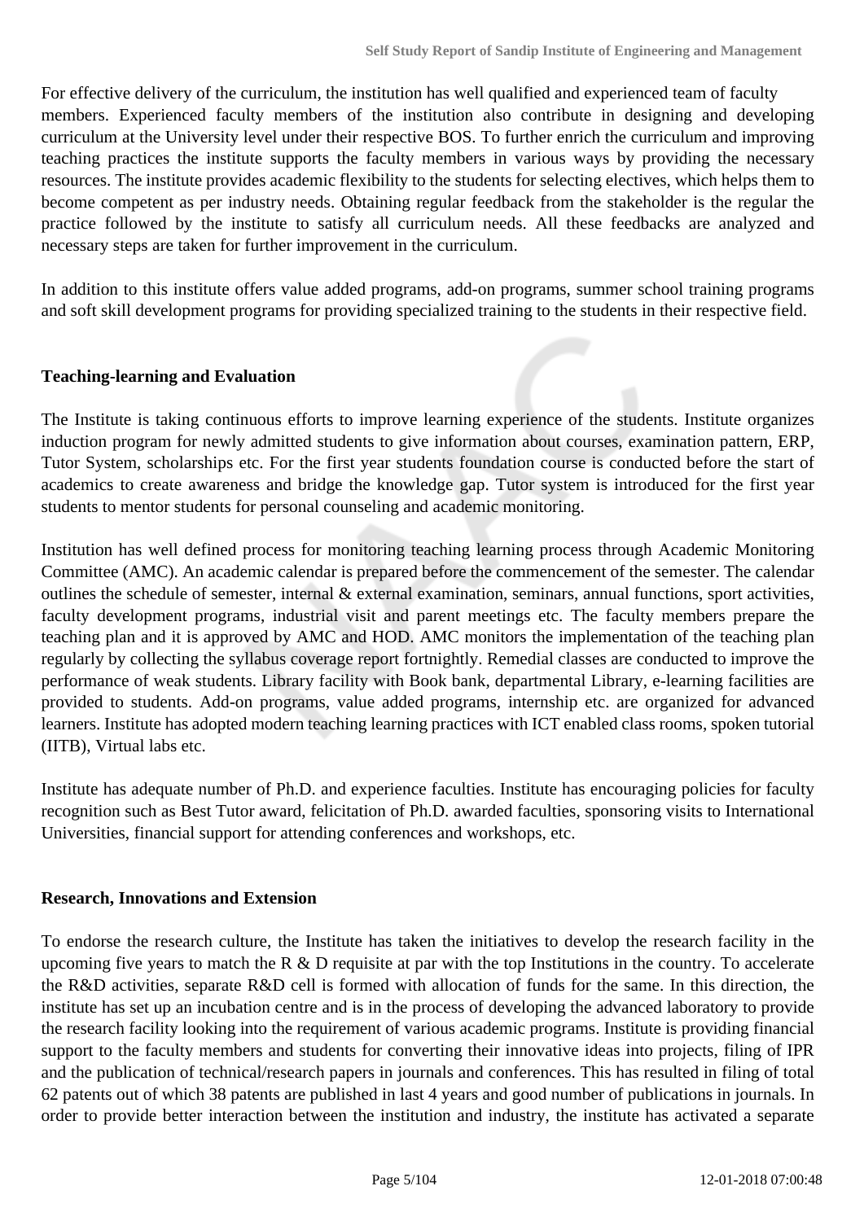For effective delivery of the curriculum, the institution has well qualified and experienced team of faculty members. Experienced faculty members of the institution also contribute in designing and developing curriculum at the University level under their respective BOS. To further enrich the curriculum and improving teaching practices the institute supports the faculty members in various ways by providing the necessary resources. The institute provides academic flexibility to the students for selecting electives, which helps them to become competent as per industry needs. Obtaining regular feedback from the stakeholder is the regular the practice followed by the institute to satisfy all curriculum needs. All these feedbacks are analyzed and necessary steps are taken for further improvement in the curriculum.

In addition to this institute offers value added programs, add-on programs, summer school training programs and soft skill development programs for providing specialized training to the students in their respective field.

**Teaching-learning and Evaluation**

The Institute is taking continuous efforts to improve learning experience of the students. Institute organizes induction program for newly admitted students to give information about courses, examination pattern, ERP, Tutor System, scholarships etc. For the first year students foundation course is conducted before the start of academics to create awareness and bridge the knowledge gap. Tutor system is introduced for the first year students to mentor students for personal counseling and academic monitoring.

Institution has well defined process for monitoring teaching learning process through Academic Monitoring Committee (AMC). An academic calendar is prepared before the commencement of the semester. The calendar outlines the schedule of semester, internal & external examination, seminars, annual functions, sport activities, faculty development programs, industrial visit and parent meetings etc. The faculty members prepare the teaching plan and it is approved by AMC and HOD. AMC monitors the implementation of the teaching plan regularly by collecting the syllabus coverage report fortnightly. Remedial classes are conducted to improve the performance of weak students. Library facility with Book bank, departmental Library, e-learning facilities are provided to students. Add-on programs, value added programs, internship etc. are organized for advanced learners. Institute has adopted modern teaching learning practices with ICT enabled class rooms, spoken tutorial (IITB), Virtual labs etc.

Institute has adequate number of Ph.D. and experience faculties. Institute has encouraging policies for faculty recognition such as Best Tutor award, felicitation of Ph.D. awarded faculties, sponsoring visits to International Universities, financial support for attending conferences and workshops, etc.

**Research, Innovations and Extension**

To endorse the research culture, the Institute has taken the initiatives to develop the research facility in the upcoming five years to match the R & D requisite at par with the top Institutions in the country. To accelerate the R&D activities, separate R&D cell is formed with allocation of funds for the same. In this direction, the institute has set up an incubation centre and is in the process of developing the advanced laboratory to provide the research facility looking into the requirement of various academic programs. Institute is providing financial support to the faculty members and students for converting their innovative ideas into projects, filing of IPR and the publication of technical/research papers in journals and conferences. This has resulted in filing of total 62 patents out of which 38 patents are published in last 4 years and good number of publications in journals. In order to provide better interaction between the institution and industry, the institute has activated a separate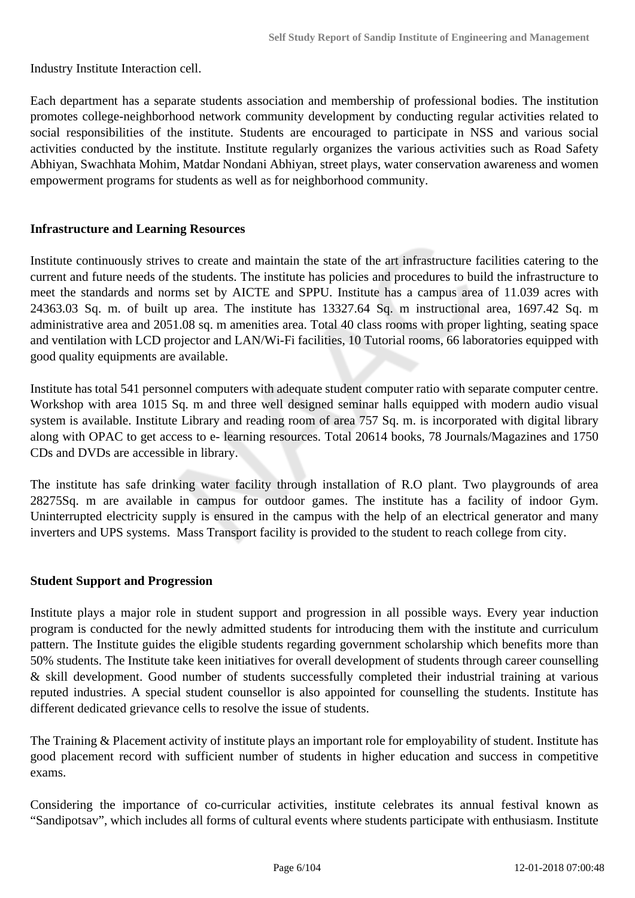Industry Institute Interaction cell.

Each department has a separate students association and membership of professional bodies. The institution promotes college-neighborhood network community development by conducting regular activities related to social responsibilities of the institute. Students are encouraged to participate in NSS and various social activities conducted by the institute. Institute regularly organizes the various activities such as Road Safety Abhiyan, Swachhata Mohim, Matdar Nondani Abhiyan, street plays, water conservation awareness and women empowerment programs for students as well as for neighborhood community.

**Infrastructure and Learning Resources**

Institute continuously strives to create and maintain the state of the art infrastructure facilities catering to the current and future needs of the students. The institute has policies and procedures to build the infrastructure to meet the standards and norms set by AICTE and SPPU. Institute has a campus area of 11.039 acres with 24363.03 Sq. m. of built up area. The institute has 13327.64 Sq. m instructional area, 1697.42 Sq. m administrative area and 2051.08 sq. m amenities area. Total 40 class rooms with proper lighting, seating space and ventilation with LCD projector and LAN/Wi-Fi facilities, 10 Tutorial rooms, 66 laboratories equipped with good quality equipments are available.

Institute has total 541 personnel computers with adequate student computer ratio with separate computer centre. Workshop with area 1015 Sq. m and three well designed seminar halls equipped with modern audio visual system is available. Institute Library and reading room of area 757 Sq. m. is incorporated with digital library along with OPAC to get access to e- learning resources. Total 20614 books, 78 Journals/Magazines and 1750 CDs and DVDs are accessible in library.

The institute has safe drinking water facility through installation of R.O plant. Two playgrounds of area 28275Sq. m are available in campus for outdoor games. The institute has a facility of indoor Gym. Uninterrupted electricity supply is ensured in the campus with the help of an electrical generator and many inverters and UPS systems. Mass Transport facility is provided to the student to reach college from city.

**Student Support and Progression**

Institute plays a major role in student support and progression in all possible ways. Every year induction program is conducted for the newly admitted students for introducing them with the institute and curriculum pattern. The Institute guides the eligible students regarding government scholarship which benefits more than 50% students. The Institute take keen initiatives for overall development of students through career counselling & skill development. Good number of students successfully completed their industrial training at various reputed industries. A special student counsellor is also appointed for counselling the students. Institute has different dedicated grievance cells to resolve the issue of students.

The Training & Placement activity of institute plays an important role for employability of student. Institute has good placement record with sufficient number of students in higher education and success in competitive exams.

Considering the importance of co-curricular activities, institute celebrates its annual festival known as "Sandipotsav", which includes all forms of cultural events where students participate with enthusiasm. Institute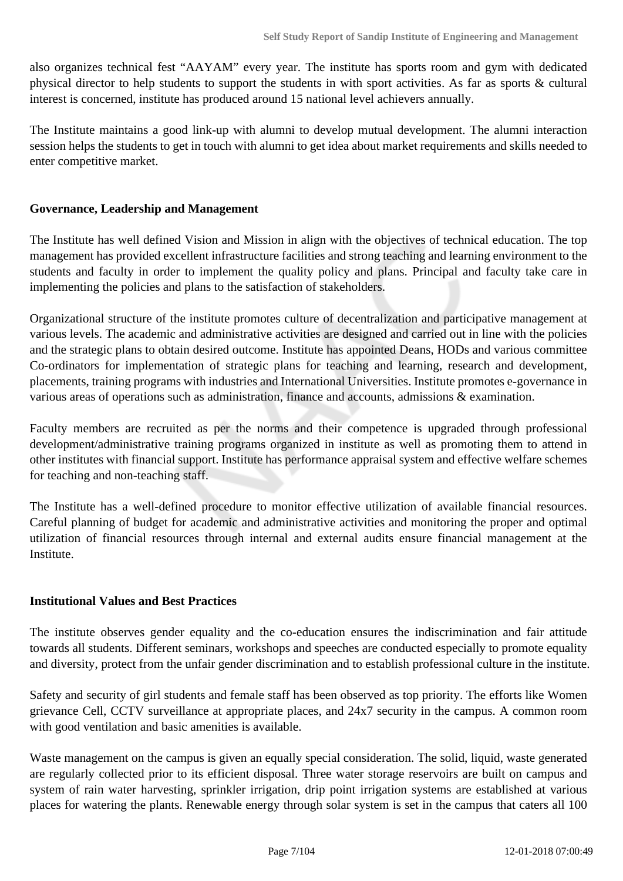also organizes technical fest “AAYAM” every year. The institute has sports room and gym with dedicated physical director to help students to support the students in with sport activities. As far as sports & cultural interest is concerned, institute has produced around 15 national level achievers annually.

The Institute maintains a good link-up with alumni to develop mutual development. The alumni interaction session helps the students to get in touch with alumni to get idea about market requirements and skills needed to enter competitive market.

**Governance, Leadership and Management**

The Institute has well defined Vision and Mission in align with the objectives of technical education. The top management has provided excellent infrastructure facilities and strong teaching and learning environment to the students and faculty in order to implement the quality policy and plans. Principal and faculty take care in implementing the policies and plans to the satisfaction of stakeholders.

Organizational structure of the institute promotes culture of decentralization and participative management at various levels. The academic and administrative activities are designed and carried out in line with the policies and the strategic plans to obtain desired outcome. Institute has appointed Deans, HODs and various committee Co-ordinators for implementation of strategic plans for teaching and learning, research and development, placements, training programs with industries and International Universities. Institute promotes e-governance in various areas of operations such as administration, finance and accounts, admissions & examination.

Faculty members are recruited as per the norms and their competence is upgraded through professional development/administrative training programs organized in institute as well as promoting them to attend in other institutes with financial support. Institute has performance appraisal system and effective welfare schemes for teaching and non-teaching staff.

The Institute has a well-defined procedure to monitor effective utilization of available financial resources. Careful planning of budget for academic and administrative activities and monitoring the proper and optimal utilization of financial resources through internal and external audits ensure financial management at the Institute.

**Institutional Values and Best Practices**

The institute observes gender equality and the co-education ensures the indiscrimination and fair attitude towards all students. Different seminars, workshops and speeches are conducted especially to promote equality and diversity, protect from the unfair gender discrimination and to establish professional culture in the institute.

Safety and security of girl students and female staff has been observed as top priority. The efforts like Women grievance Cell, CCTV surveillance at appropriate places, and 24x7 security in the campus. A common room with good ventilation and basic amenities is available.

Waste management on the campus is given an equally special consideration. The solid, liquid, waste generated are regularly collected prior to its efficient disposal. Three water storage reservoirs are built on campus and system of rain water harvesting, sprinkler irrigation, drip point irrigation systems are established at various places for watering the plants. Renewable energy through solar system is set in the campus that caters all 100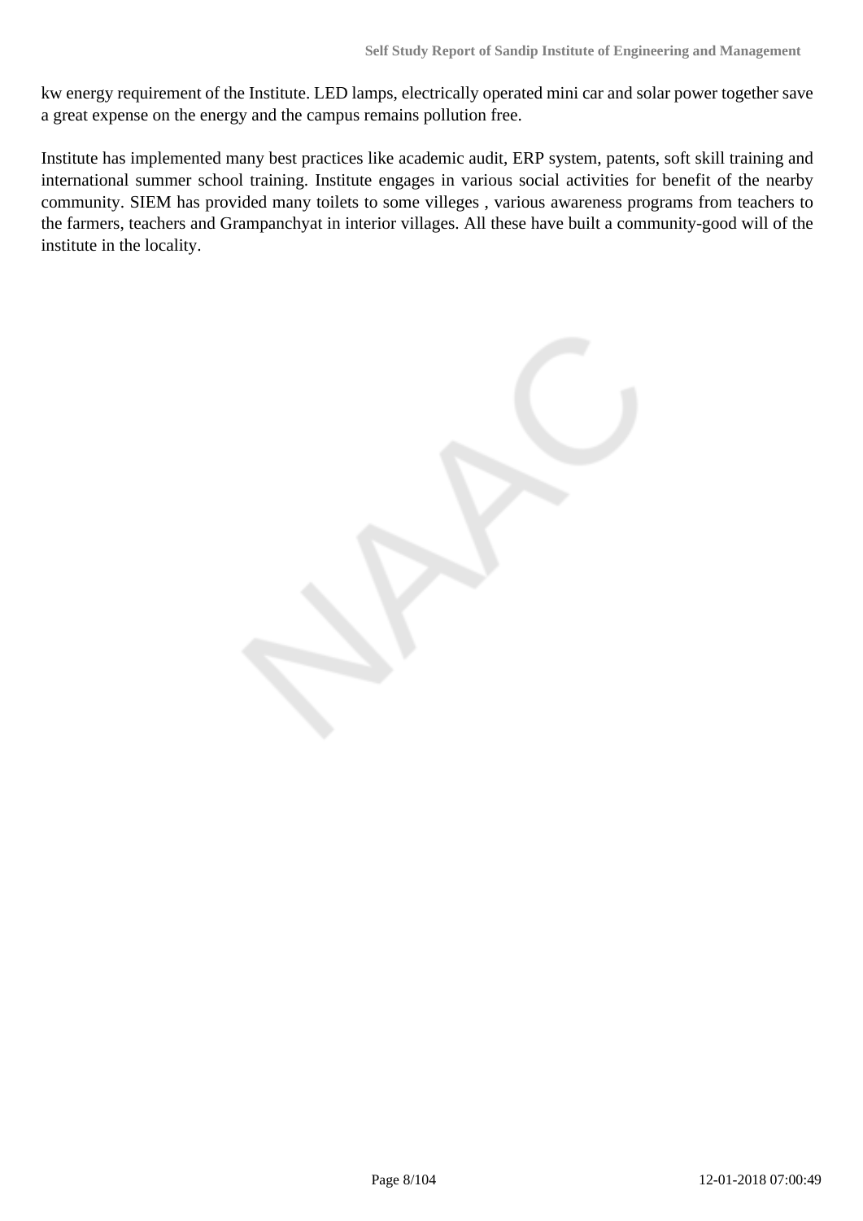kw energy requirement of the Institute. LED lamps, electrically operated mini car and solar power together save a great expense on the energy and the campus remains pollution free.

Institute has implemented many best practices like academic audit, ERP system, patents, soft skill training and international summer school training. Institute engages in various social activities for benefit of the nearby community. SIEM has provided many toilets to some villeges , various awareness programs from teachers to the farmers, teachers and Grampanchyat in interior villages. All these have built a community-good will of the institute in the locality.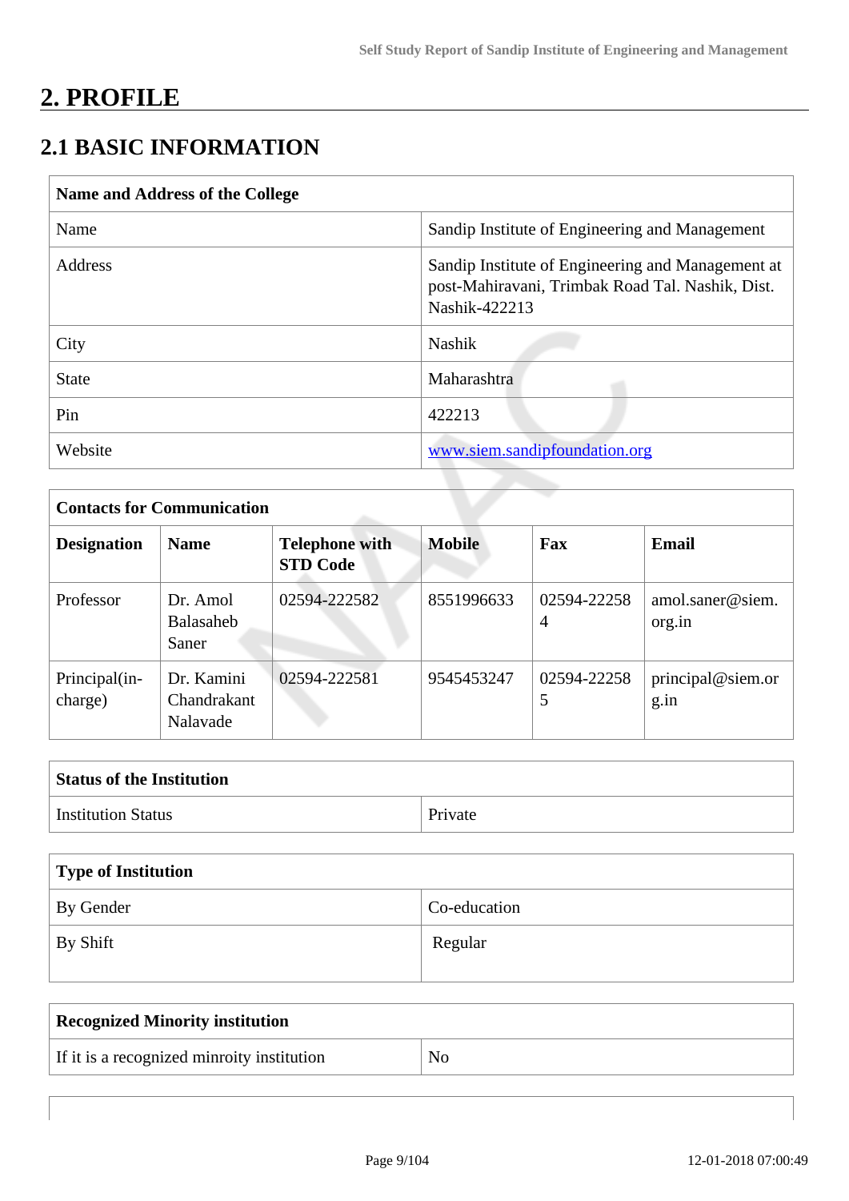# 2. PROFILE

## 2.1 BASIC INFORMATION

| Name and Address of the College | |
|---|---|
| Name | Sandip Institute of Engineering and Management |
| Address | Sandip Institute of Engineering and Management at post-Mahiravani, Trimbak Road Tal. Nashik, Dist. Nashik-422213 |
| City | Nashik |
| State | Maharashtra |
| Pin | 422213 |
| Website | www.siem.sandipfoundation.org |

| Contacts for Communication | | | | | |
|---|---|---|---|---|---|
| **Designation** | **Name** | **Telephone with STD Code** | **Mobile** | **Fax** | **Email** |
| Professor | Dr. Amol Balasaheb Saner | 02594-222582 | 8551996633 | 02594-222584 | amol.saner@siem.org.in |
| Principal(in-charge) | Dr. Kamini Chandrakant Nalavade | 02594-222581 | 9545453247 | 02594-222585 | principal@siem.org.in |

| Status of the Institution | |
|---|---|
| Institution Status | Private |

| Type of Institution | |
|---|---|
| By Gender | Co-education |
| By Shift | Regular |

| Recognized Minority institution | |
|---|---|
| If it is a recognized minroity institution | No |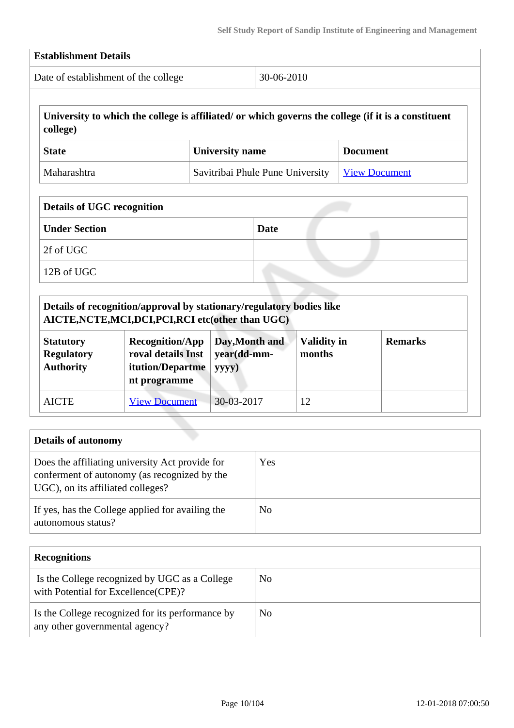| **Establishment Details** | |
|---|---|
| Date of establishment of the college | 30-06-2010 |

| **University to which the college is affiliated/ or which governs the college (if it is a constituent college)** | | |
|---|---|---|
| **State** | **University name** | **Document** |
| Maharashtra | Savitribai Phule Pune University | View Document |

| **Details of UGC recognition** | |
|---|---|
| **Under Section** | **Date** |
| 2f of UGC | |
| 12B of UGC | |

| **Details of recognition/approval by stationary/regulatory bodies like AICTE,NCTE,MCI,DCI,PCI,RCI etc(other than UGC)** | | | | |
|---|---|---|---|---|
| **Statutory Regulatory Authority** | **Recognition/Approval details Institution/Department programme** | **Day,Month and year(dd-mm-yyyy)** | **Validity in months** | **Remarks** |
| AICTE | View Document | 30-03-2017 | 12 | |

| **Details of autonomy** | |
|---|---|
| Does the affiliating university Act provide for conferment of autonomy (as recognized by the UGC), on its affiliated colleges? | Yes |
| If yes, has the College applied for availing the autonomous status? | No |

| **Recognitions** | |
|---|---|
| Is the College recognized by UGC as a College with Potential for Excellence(CPE)? | No |
| Is the College recognized for its performance by any other governmental agency? | No |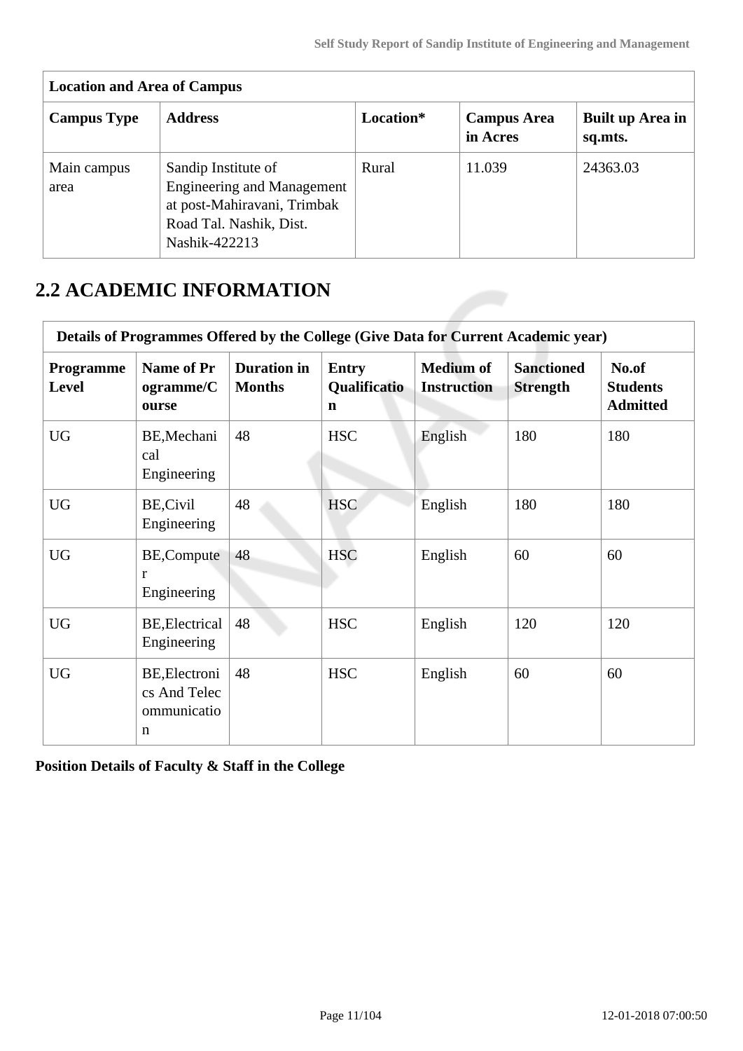| Location and Area of Campus | | | | |
|---|---|---|---|---|
| **Campus Type** | **Address** | **Location*** | **Campus Area in Acres** | **Built up Area in sq.mts.** |
| Main campus area | Sandip Institute of Engineering and Management at post-Mahiravani, Trimbak Road Tal. Nashik, Dist. Nashik-422213 | Rural | 11.039 | 24363.03 |

## 2.2 ACADEMIC INFORMATION

| Details of Programmes Offered by the College (Give Data for Current Academic year) | | | | | | |
|---|---|---|---|---|---|---|
| **Programme Level** | **Name of Programme/Course** | **Duration in Months** | **Entry Qualification** | **Medium of Instruction** | **Sanctioned Strength** | **No.of Students Admitted** |
| UG | BE,Mechanical Engineering | 48 | HSC | English | 180 | 180 |
| UG | BE,Civil Engineering | 48 | HSC | English | 180 | 180 |
| UG | BE,Computer Engineering | 48 | HSC | English | 60 | 60 |
| UG | BE,Electrical Engineering | 48 | HSC | English | 120 | 120 |
| UG | BE,Electronics And Telecommunication | 48 | HSC | English | 60 | 60 |

**Position Details of Faculty & Staff in the College**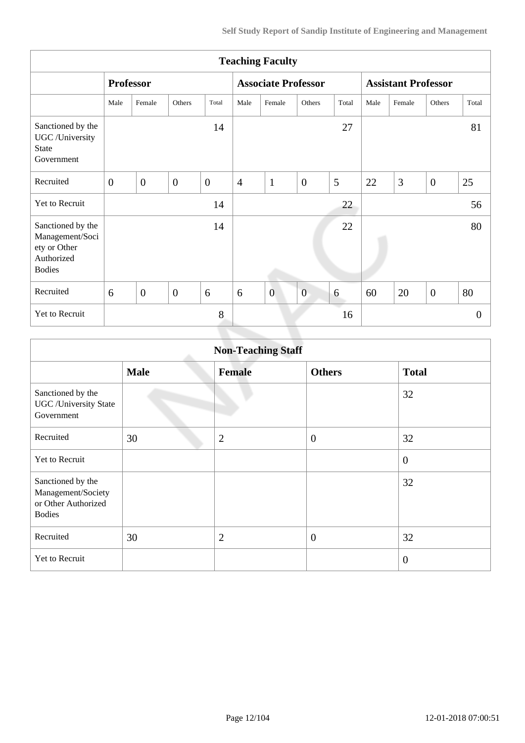| Teaching Faculty | | | | | | | | | | | | |
|---|---|---|---|---|---|---|---|---|---|---|---|---|
| | **Professor** | | | | **Associate Professor** | | | | **Assistant Professor** | | | |
| | Male | Female | Others | Total | Male | Female | Others | Total | Male | Female | Others | Total |
| Sanctioned by the UGC /University State Government | | | | 14 | | | | 27 | | | | 81 |
| Recruited | 0 | 0 | 0 | 0 | 4 | 1 | 0 | 5 | 22 | 3 | 0 | 25 |
| Yet to Recruit | | | | 14 | | | | 22 | | | | 56 |
| Sanctioned by the Management/Society or Other Authorized Bodies | | | | 14 | | | | 22 | | | | 80 |
| Recruited | 6 | 0 | 0 | 6 | 6 | 0 | 0 | 6 | 60 | 20 | 0 | 80 |
| Yet to Recruit | | | | 8 | | | | 16 | | | | 0 |

| Non-Teaching Staff | | | | |
|---|---|---|---|---|
| | **Male** | **Female** | **Others** | **Total** |
| Sanctioned by the UGC /University State Government | | | | 32 |
| Recruited | 30 | 2 | 0 | 32 |
| Yet to Recruit | | | | 0 |
| Sanctioned by the Management/Society or Other Authorized Bodies | | | | 32 |
| Recruited | 30 | 2 | 0 | 32 |
| Yet to Recruit | | | | 0 |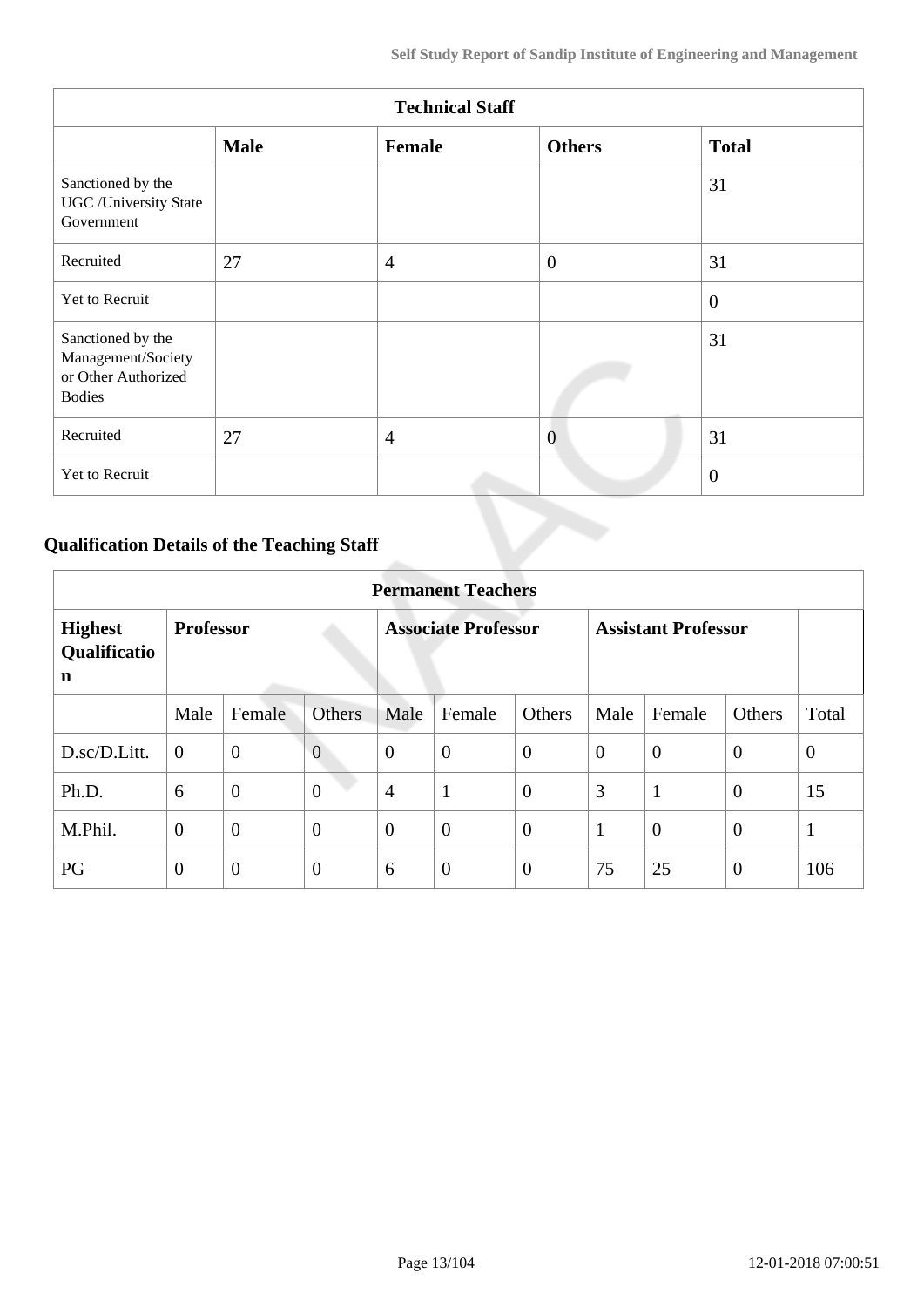| Technical Staff | | | | |
|---|---|---|---|---|
| | **Male** | **Female** | **Others** | **Total** |
| Sanctioned by the UGC /University State Government | | | | 31 |
| Recruited | 27 | 4 | 0 | 31 |
| Yet to Recruit | | | | 0 |
| Sanctioned by the Management/Society or Other Authorized Bodies | | | | 31 |
| Recruited | 27 | 4 | 0 | 31 |
| Yet to Recruit | | | | 0 |

### Qualification Details of the Teaching Staff

| Permanent Teachers | | | | | | | | | | |
|---|---|---|---|---|---|---|---|---|---|---|
| **Highest Qualification** | **Professor** | | | **Associate Professor** | | | **Assistant Professor** | | | |
| | Male | Female | Others | Male | Female | Others | Male | Female | Others | Total |
| D.sc/D.Litt. | 0 | 0 | 0 | 0 | 0 | 0 | 0 | 0 | 0 | 0 |
| Ph.D. | 6 | 0 | 0 | 4 | 1 | 0 | 3 | 1 | 0 | 15 |
| M.Phil. | 0 | 0 | 0 | 0 | 0 | 0 | 1 | 0 | 0 | 1 |
| PG | 0 | 0 | 0 | 6 | 0 | 0 | 75 | 25 | 0 | 106 |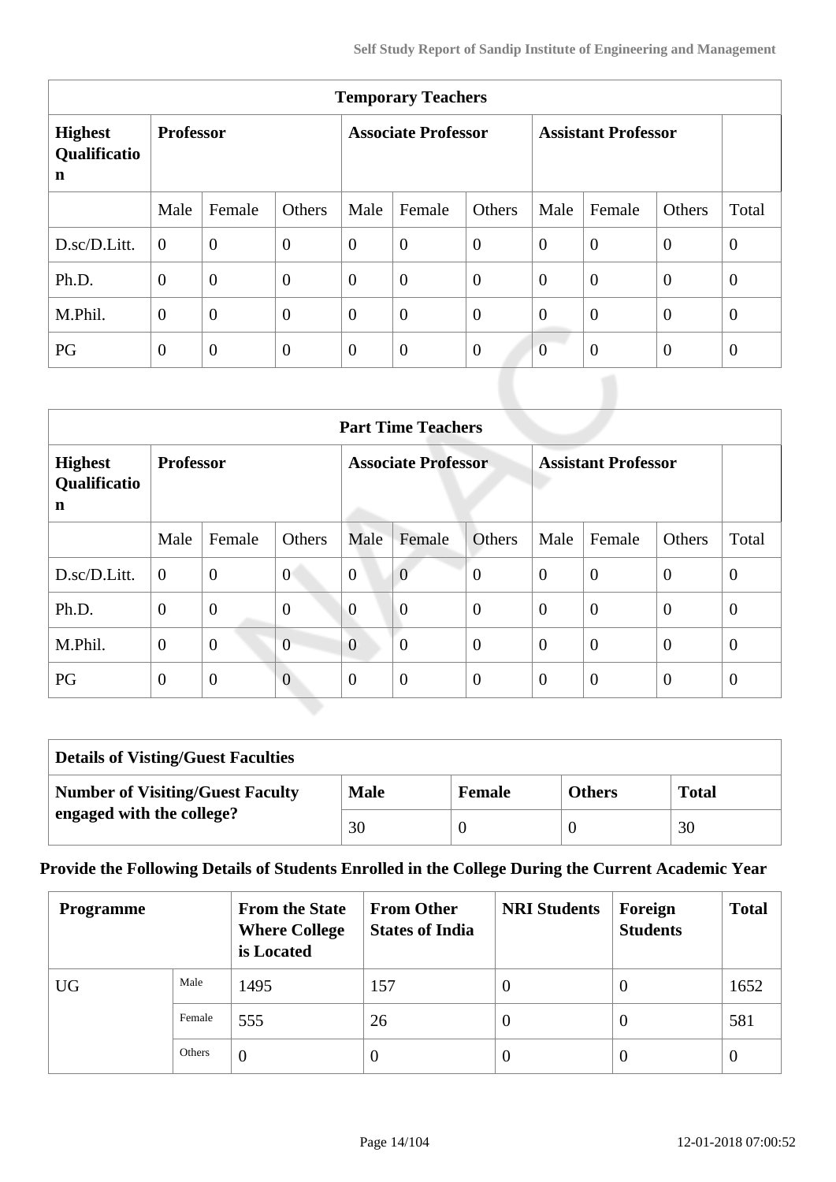| Temporary Teachers | | | | | | | | | | |
|---|---|---|---|---|---|---|---|---|---|---|
| **Highest Qualification** | **Professor** | | | **Associate Professor** | | | **Assistant Professor** | | | |
| | Male | Female | Others | Male | Female | Others | Male | Female | Others | Total |
| D.sc/D.Litt. | 0 | 0 | 0 | 0 | 0 | 0 | 0 | 0 | 0 | 0 |
| Ph.D. | 0 | 0 | 0 | 0 | 0 | 0 | 0 | 0 | 0 | 0 |
| M.Phil. | 0 | 0 | 0 | 0 | 0 | 0 | 0 | 0 | 0 | 0 |
| PG | 0 | 0 | 0 | 0 | 0 | 0 | 0 | 0 | 0 | 0 |

| Part Time Teachers | | | | | | | | | | |
|---|---|---|---|---|---|---|---|---|---|---|
| **Highest Qualification** | **Professor** | | | **Associate Professor** | | | **Assistant Professor** | | | |
| | Male | Female | Others | Male | Female | Others | Male | Female | Others | Total |
| D.sc/D.Litt. | 0 | 0 | 0 | 0 | 0 | 0 | 0 | 0 | 0 | 0 |
| Ph.D. | 0 | 0 | 0 | 0 | 0 | 0 | 0 | 0 | 0 | 0 |
| M.Phil. | 0 | 0 | 0 | 0 | 0 | 0 | 0 | 0 | 0 | 0 |
| PG | 0 | 0 | 0 | 0 | 0 | 0 | 0 | 0 | 0 | 0 |

| Details of Visting/Guest Faculties | | | | |
|---|---|---|---|---|
| **Number of Visiting/Guest Faculty engaged with the college?** | **Male** | **Female** | **Others** | **Total** |
| | 30 | 0 | 0 | 30 |

**Provide the Following Details of Students Enrolled in the College During the Current Academic Year**

| Programme | | From the State Where College is Located | From Other States of India | NRI Students | Foreign Students | Total |
|---|---|---|---|---|---|---|
| UG | Male | 1495 | 157 | 0 | 0 | 1652 |
| | Female | 555 | 26 | 0 | 0 | 581 |
| | Others | 0 | 0 | 0 | 0 | 0 |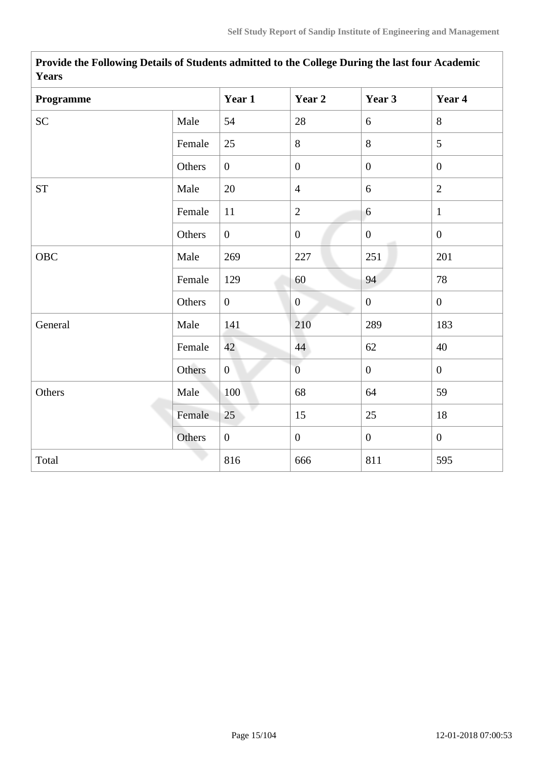| Provide the Following Details of Students admitted to the College During the last four Academic Years | | | | | |
|---|---|---|---|---|---|
| **Programme** | | **Year 1** | **Year 2** | **Year 3** | **Year 4** |
| SC | Male | 54 | 28 | 6 | 8 |
| | Female | 25 | 8 | 8 | 5 |
| | Others | 0 | 0 | 0 | 0 |
| ST | Male | 20 | 4 | 6 | 2 |
| | Female | 11 | 2 | 6 | 1 |
| | Others | 0 | 0 | 0 | 0 |
| OBC | Male | 269 | 227 | 251 | 201 |
| | Female | 129 | 60 | 94 | 78 |
| | Others | 0 | 0 | 0 | 0 |
| General | Male | 141 | 210 | 289 | 183 |
| | Female | 42 | 44 | 62 | 40 |
| | Others | 0 | 0 | 0 | 0 |
| Others | Male | 100 | 68 | 64 | 59 |
| | Female | 25 | 15 | 25 | 18 |
| | Others | 0 | 0 | 0 | 0 |
| Total | | 816 | 666 | 811 | 595 |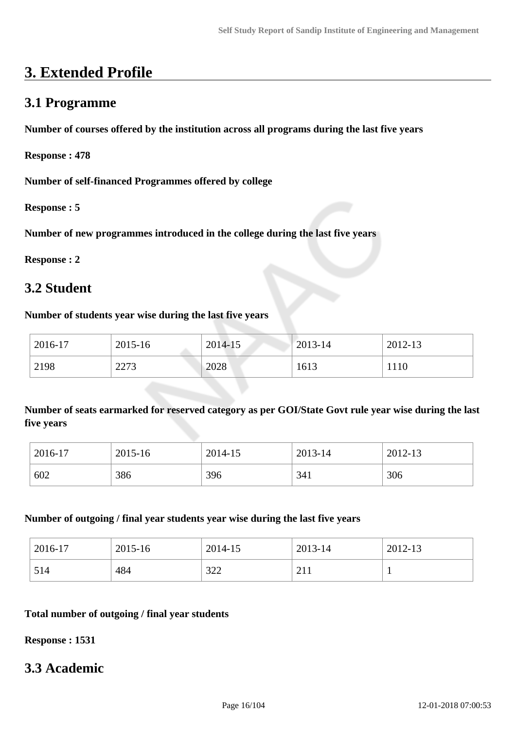# 3. Extended Profile

## 3.1 Programme

**Number of courses offered by the institution across all programs during the last five years**

**Response : 478**

**Number of self-financed Programmes offered by college**

**Response : 5**

**Number of new programmes introduced in the college during the last five years**

**Response : 2**

## 3.2 Student

**Number of students year wise during the last five years**

| 2016-17 | 2015-16 | 2014-15 | 2013-14 | 2012-13 |
|---|---|---|---|---|
| 2198 | 2273 | 2028 | 1613 | 1110 |

**Number of seats earmarked for reserved category as per GOI/State Govt rule year wise during the last five years**

| 2016-17 | 2015-16 | 2014-15 | 2013-14 | 2012-13 |
|---|---|---|---|---|
| 602 | 386 | 396 | 341 | 306 |

**Number of outgoing / final year students year wise during the last five years**

| 2016-17 | 2015-16 | 2014-15 | 2013-14 | 2012-13 |
|---|---|---|---|---|
| 514 | 484 | 322 | 211 | 1 |

**Total number of outgoing / final year students**

**Response : 1531**

## 3.3 Academic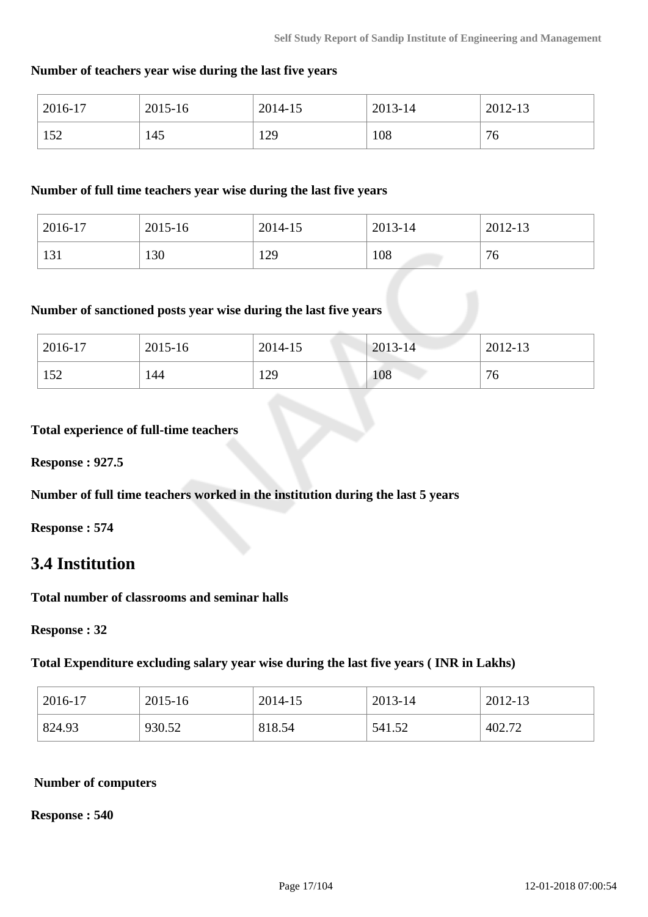**Number of teachers year wise during the last five years**

| 2016-17 | 2015-16 | 2014-15 | 2013-14 | 2012-13 |
|---|---|---|---|---|
| 152 | 145 | 129 | 108 | 76 |

**Number of full time teachers year wise during the last five years**

| 2016-17 | 2015-16 | 2014-15 | 2013-14 | 2012-13 |
|---|---|---|---|---|
| 131 | 130 | 129 | 108 | 76 |

**Number of sanctioned posts year wise during the last five years**

| 2016-17 | 2015-16 | 2014-15 | 2013-14 | 2012-13 |
|---|---|---|---|---|
| 152 | 144 | 129 | 108 | 76 |

**Total experience of full-time teachers**

**Response : 927.5**

**Number of full time teachers worked in the institution during the last 5 years**

**Response : 574**

## 3.4 Institution

**Total number of classrooms and seminar halls**

**Response : 32**

**Total Expenditure excluding salary year wise during the last five years ( INR in Lakhs)**

| 2016-17 | 2015-16 | 2014-15 | 2013-14 | 2012-13 |
|---|---|---|---|---|
| 824.93 | 930.52 | 818.54 | 541.52 | 402.72 |

**Number of computers**

**Response : 540**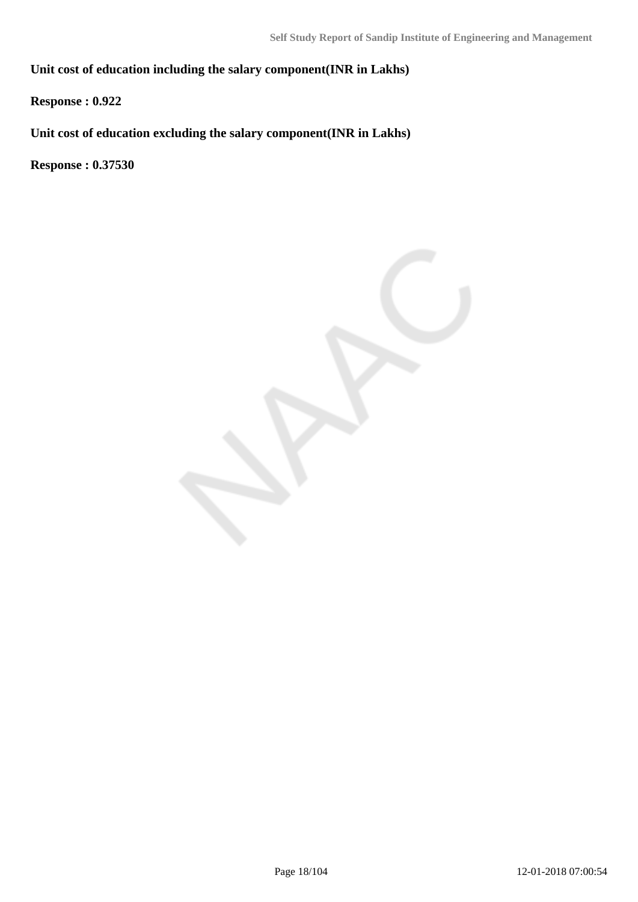**Unit cost of education including the salary component(INR in Lakhs)**

**Response : 0.922**

**Unit cost of education excluding the salary component(INR in Lakhs)**

**Response : 0.37530**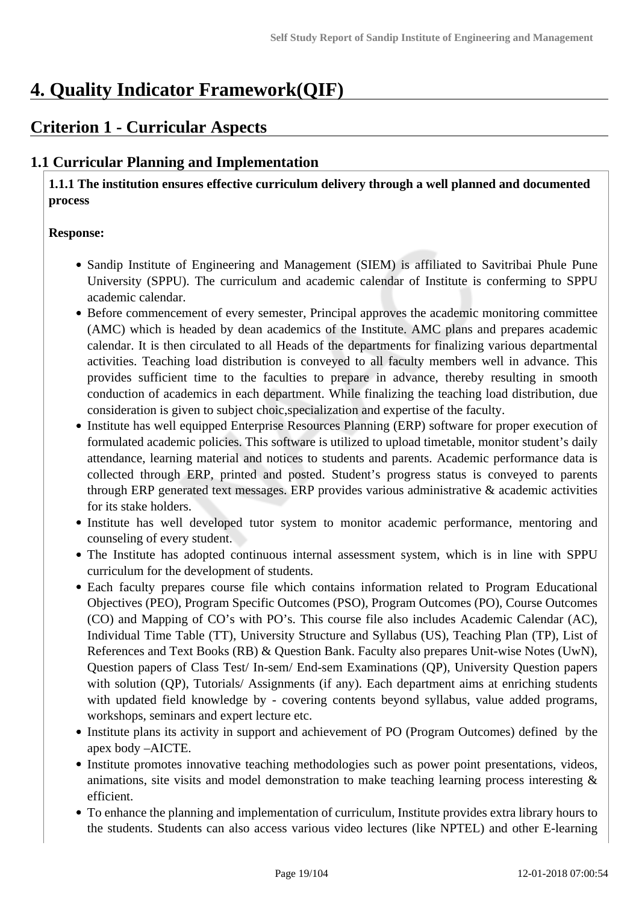# 4. Quality Indicator Framework(QIF)

## Criterion 1 - Curricular Aspects

### 1.1 Curricular Planning and Implementation

**1.1.1 The institution ensures effective curriculum delivery through a well planned and documented process**

**Response:**

- Sandip Institute of Engineering and Management (SIEM) is affiliated to Savitribai Phule Pune University (SPPU). The curriculum and academic calendar of Institute is conferming to SPPU academic calendar.
- Before commencement of every semester, Principal approves the academic monitoring committee (AMC) which is headed by dean academics of the Institute. AMC plans and prepares academic calendar. It is then circulated to all Heads of the departments for finalizing various departmental activities. Teaching load distribution is conveyed to all faculty members well in advance. This provides sufficient time to the faculties to prepare in advance, thereby resulting in smooth conduction of academics in each department. While finalizing the teaching load distribution, due consideration is given to subject choic,specialization and expertise of the faculty.
- Institute has well equipped Enterprise Resources Planning (ERP) software for proper execution of formulated academic policies. This software is utilized to upload timetable, monitor student's daily attendance, learning material and notices to students and parents. Academic performance data is collected through ERP, printed and posted. Student's progress status is conveyed to parents through ERP generated text messages. ERP provides various administrative & academic activities for its stake holders.
- Institute has well developed tutor system to monitor academic performance, mentoring and counseling of every student.
- The Institute has adopted continuous internal assessment system, which is in line with SPPU curriculum for the development of students.
- Each faculty prepares course file which contains information related to Program Educational Objectives (PEO), Program Specific Outcomes (PSO), Program Outcomes (PO), Course Outcomes (CO) and Mapping of CO's with PO's. This course file also includes Academic Calendar (AC), Individual Time Table (TT), University Structure and Syllabus (US), Teaching Plan (TP), List of References and Text Books (RB) & Question Bank. Faculty also prepares Unit-wise Notes (UwN), Question papers of Class Test/ In-sem/ End-sem Examinations (QP), University Question papers with solution (QP), Tutorials/ Assignments (if any). Each department aims at enriching students with updated field knowledge by - covering contents beyond syllabus, value added programs, workshops, seminars and expert lecture etc.
- Institute plans its activity in support and achievement of PO (Program Outcomes) defined by the apex body –AICTE.
- Institute promotes innovative teaching methodologies such as power point presentations, videos, animations, site visits and model demonstration to make teaching learning process interesting & efficient.
- To enhance the planning and implementation of curriculum, Institute provides extra library hours to the students. Students can also access various video lectures (like NPTEL) and other E-learning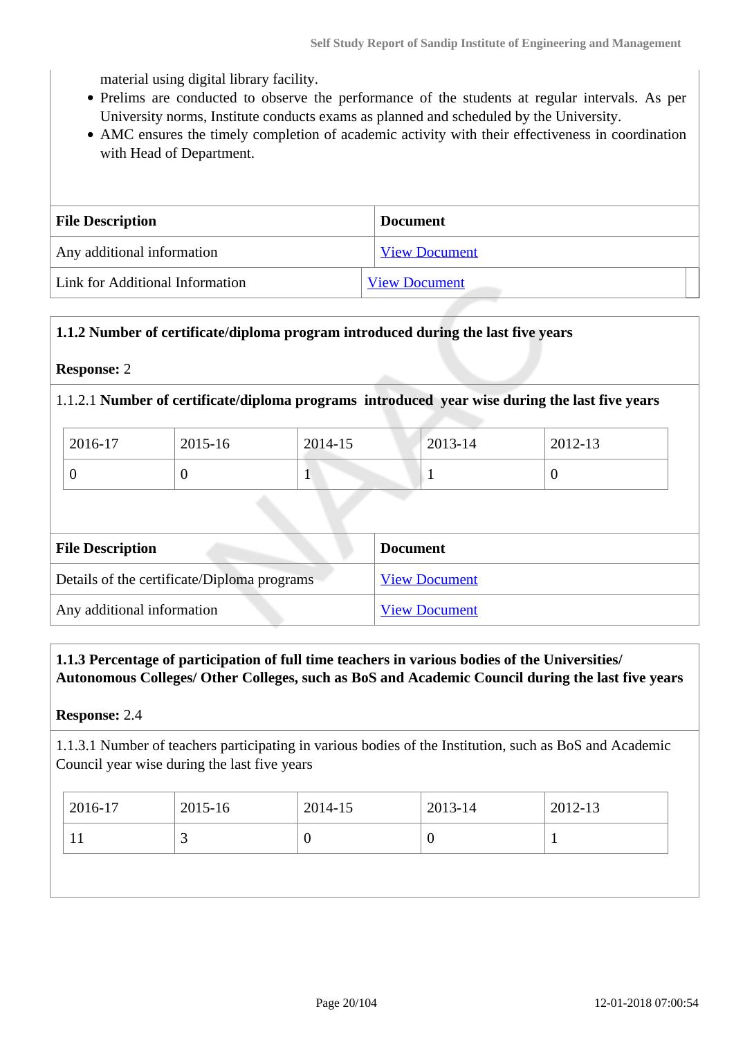material using digital library facility.

- Prelims are conducted to observe the performance of the students at regular intervals. As per University norms, Institute conducts exams as planned and scheduled by the University.
- AMC ensures the timely completion of academic activity with their effectiveness in coordination with Head of Department.

| File Description | Document |
|---|---|
| Any additional information | View Document |
| Link for Additional Information | View Document |

**1.1.2 Number of certificate/diploma program introduced during the last five years**

**Response:** 2

1.1.2.1 **Number of certificate/diploma programs introduced year wise during the last five years**

| 2016-17 | 2015-16 | 2014-15 | 2013-14 | 2012-13 |
|---|---|---|---|---|
| 0 | 0 | 1 | 1 | 0 |

| File Description | Document |
|---|---|
| Details of the certificate/Diploma programs | View Document |
| Any additional information | View Document |

**1.1.3 Percentage of participation of full time teachers in various bodies of the Universities/ Autonomous Colleges/ Other Colleges, such as BoS and Academic Council during the last five years**

**Response:** 2.4

1.1.3.1 Number of teachers participating in various bodies of the Institution, such as BoS and Academic Council year wise during the last five years

| 2016-17 | 2015-16 | 2014-15 | 2013-14 | 2012-13 |
|---|---|---|---|---|
| 11 | 3 | 0 | 0 | 1 |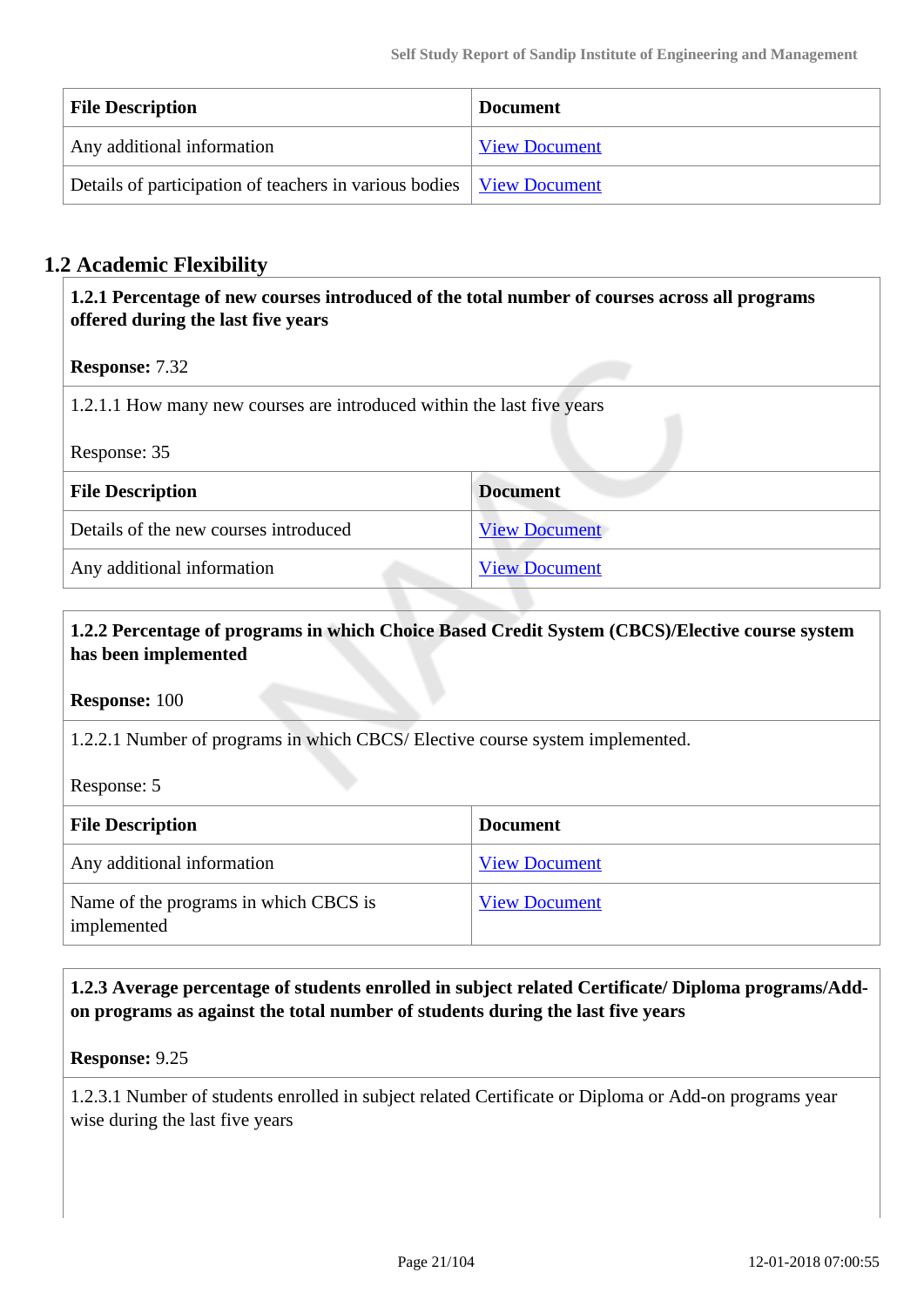| File Description | Document |
|---|---|
| Any additional information | View Document |
| Details of participation of teachers in various bodies | View Document |

## 1.2 Academic Flexibility

**1.2.1 Percentage of new courses introduced of the total number of courses across all programs offered during the last five years**

**Response:** 7.32

1.2.1.1 How many new courses are introduced within the last five years

Response: 35

| File Description | Document |
|---|---|
| Details of the new courses introduced | View Document |
| Any additional information | View Document |

**1.2.2 Percentage of programs in which Choice Based Credit System (CBCS)/Elective course system has been implemented**

**Response:** 100

1.2.2.1 Number of programs in which CBCS/ Elective course system implemented.

Response: 5

| File Description | Document |
|---|---|
| Any additional information | View Document |
| Name of the programs in which CBCS is implemented | View Document |

**1.2.3 Average percentage of students enrolled in subject related Certificate/ Diploma programs/Add-on programs as against the total number of students during the last five years**

**Response:** 9.25

1.2.3.1 Number of students enrolled in subject related Certificate or Diploma or Add-on programs year wise during the last five years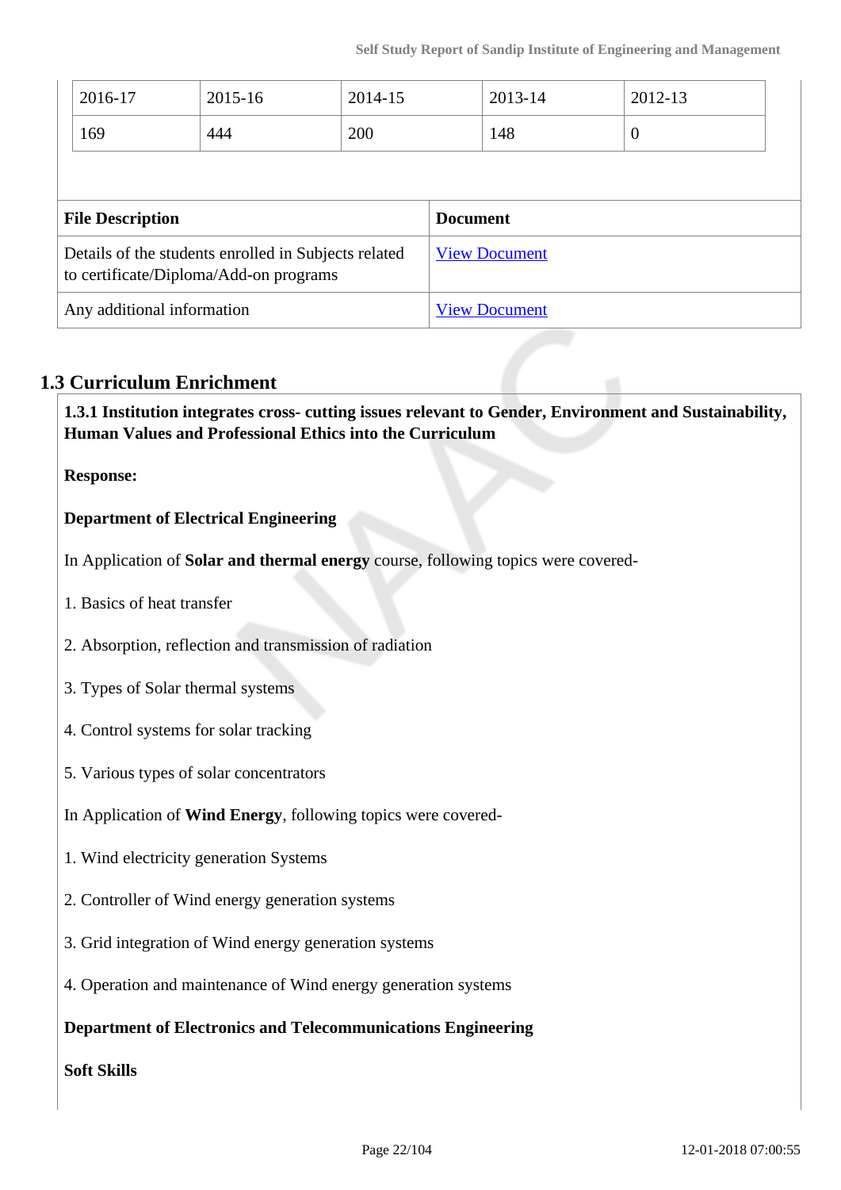| 2016-17 | 2015-16 | 2014-15 | 2013-14 | 2012-13 |
|---|---|---|---|---|
| 169 | 444 | 200 | 148 | 0 |

| File Description | Document |
|---|---|
| Details of the students enrolled in Subjects related to certificate/Diploma/Add-on programs | View Document |
| Any additional information | View Document |

## 1.3 Curriculum Enrichment

**1.3.1 Institution integrates cross- cutting issues relevant to Gender, Environment and Sustainability, Human Values and Professional Ethics into the Curriculum**

**Response:**

**Department of Electrical Engineering**

In Application of **Solar and thermal energy** course, following topics were covered-

1. Basics of heat transfer

2. Absorption, reflection and transmission of radiation

3. Types of Solar thermal systems

4. Control systems for solar tracking

5. Various types of solar concentrators

In Application of **Wind Energy**, following topics were covered-

1. Wind electricity generation Systems

2. Controller of Wind energy generation systems

3. Grid integration of Wind energy generation systems

4. Operation and maintenance of Wind energy generation systems

**Department of Electronics and Telecommunications Engineering**

**Soft Skills**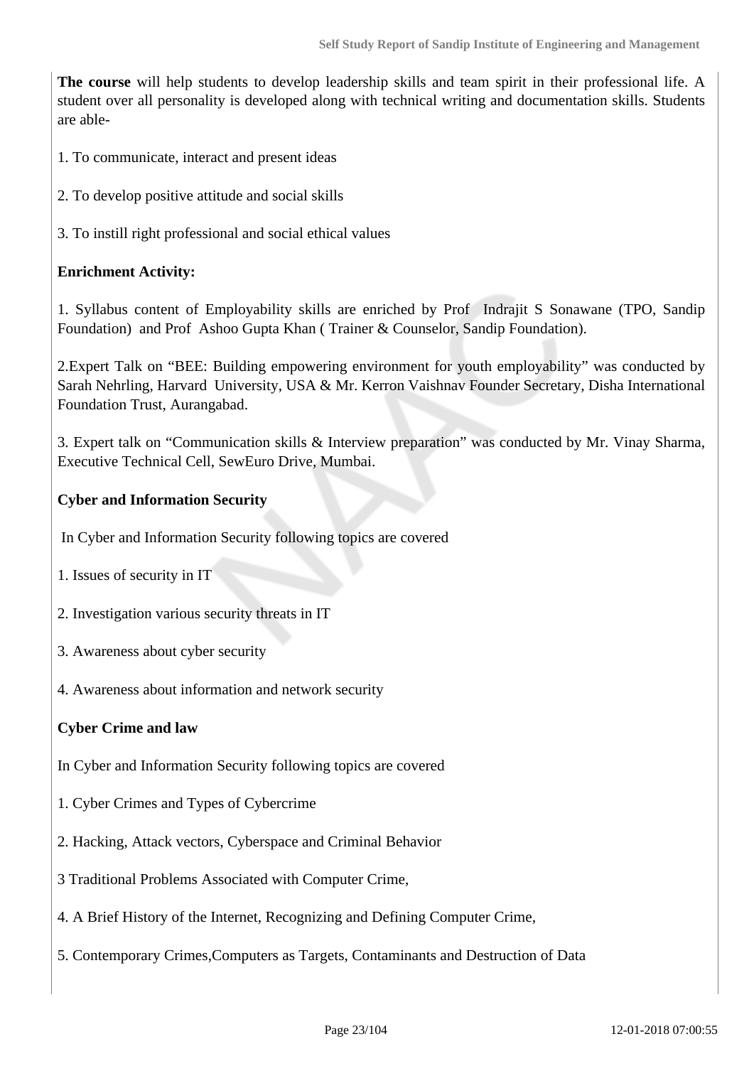**The course** will help students to develop leadership skills and team spirit in their professional life. A student over all personality is developed along with technical writing and documentation skills. Students are able-

1. To communicate, interact and present ideas

2. To develop positive attitude and social skills

3. To instill right professional and social ethical values

**Enrichment Activity:**

1. Syllabus content of Employability skills are enriched by Prof  Indrajit S Sonawane (TPO, Sandip Foundation)  and Prof  Ashoo Gupta Khan ( Trainer & Counselor, Sandip Foundation).

2.Expert Talk on "BEE: Building empowering environment for youth employability" was conducted by Sarah Nehrling, Harvard  University, USA & Mr. Kerron Vaishnav Founder Secretary, Disha International Foundation Trust, Aurangabad.

3. Expert talk on "Communication skills & Interview preparation" was conducted by Mr. Vinay Sharma, Executive Technical Cell, SewEuro Drive, Mumbai.

**Cyber and Information Security**

In Cyber and Information Security following topics are covered

1. Issues of security in IT

2. Investigation various security threats in IT

3. Awareness about cyber security

4. Awareness about information and network security

**Cyber Crime and law**

In Cyber and Information Security following topics are covered

1. Cyber Crimes and Types of Cybercrime

2. Hacking, Attack vectors, Cyberspace and Criminal Behavior

3 Traditional Problems Associated with Computer Crime,

4. A Brief History of the Internet, Recognizing and Defining Computer Crime,

5. Contemporary Crimes,Computers as Targets, Contaminants and Destruction of Data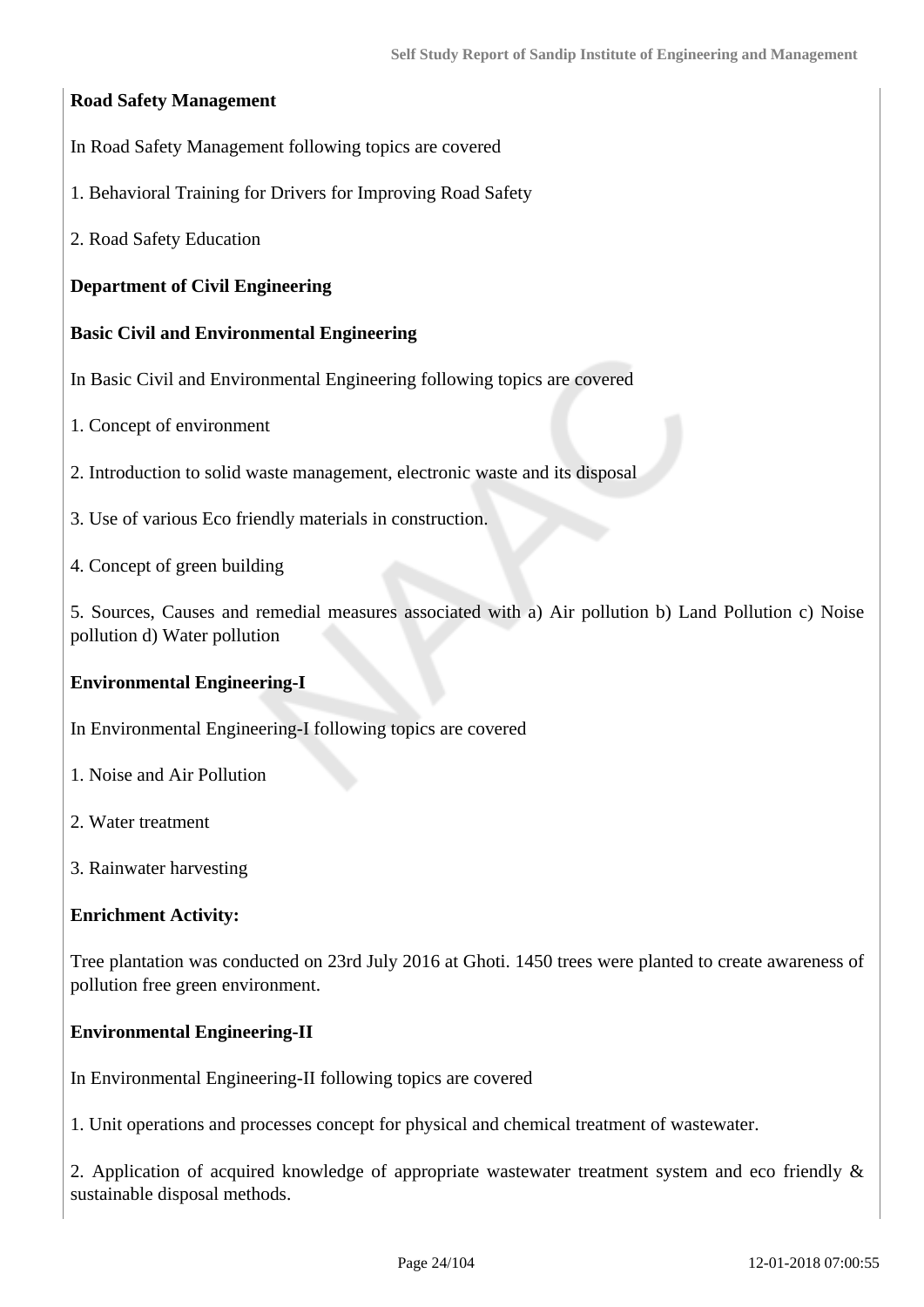**Road Safety Management**

In Road Safety Management following topics are covered

1. Behavioral Training for Drivers for Improving Road Safety

2. Road Safety Education

**Department of Civil Engineering**

**Basic Civil and Environmental Engineering**

In Basic Civil and Environmental Engineering following topics are covered

1. Concept of environment

2. Introduction to solid waste management, electronic waste and its disposal

3. Use of various Eco friendly materials in construction.

4. Concept of green building

5. Sources, Causes and remedial measures associated with a) Air pollution b) Land Pollution c) Noise pollution d) Water pollution

**Environmental Engineering-I**

In Environmental Engineering-I following topics are covered

1. Noise and Air Pollution

2. Water treatment

3. Rainwater harvesting

**Enrichment Activity:**

Tree plantation was conducted on 23rd July 2016 at Ghoti. 1450 trees were planted to create awareness of pollution free green environment.

**Environmental Engineering-II**

In Environmental Engineering-II following topics are covered

1. Unit operations and processes concept for physical and chemical treatment of wastewater.

2. Application of acquired knowledge of appropriate wastewater treatment system and eco friendly & sustainable disposal methods.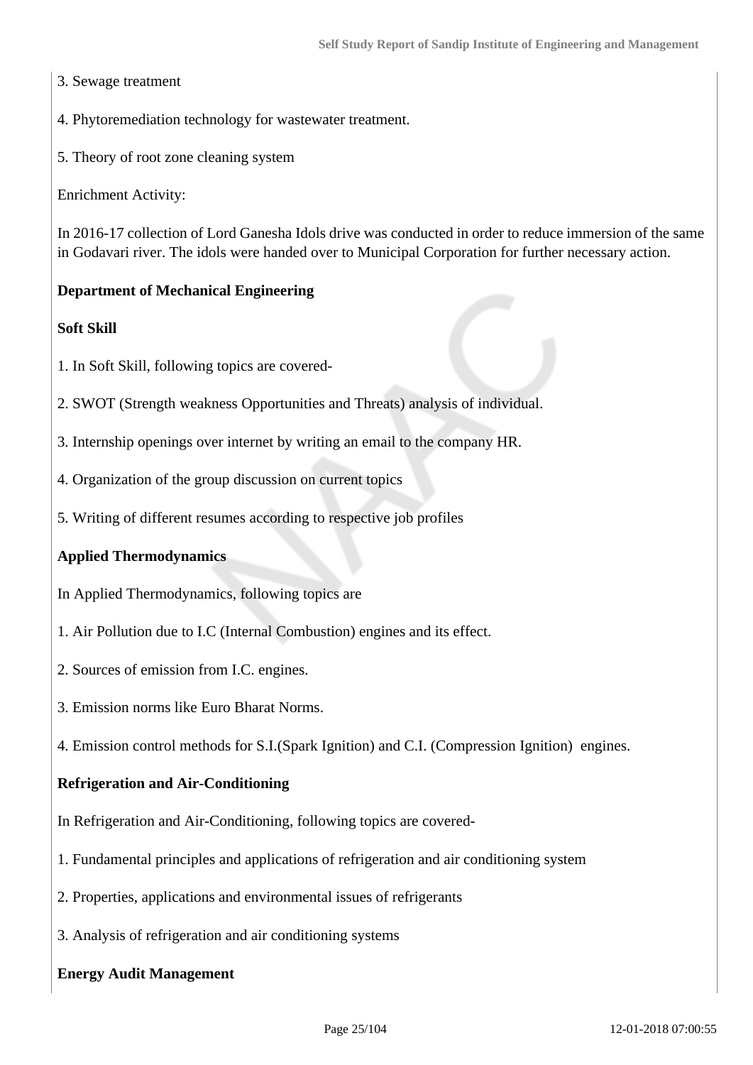3. Sewage treatment

4. Phytoremediation technology for wastewater treatment.

5. Theory of root zone cleaning system

Enrichment Activity:

In 2016-17 collection of Lord Ganesha Idols drive was conducted in order to reduce immersion of the same in Godavari river. The idols were handed over to Municipal Corporation for further necessary action.

**Department of Mechanical Engineering**

**Soft Skill**

1. In Soft Skill, following topics are covered-

2. SWOT (Strength weakness Opportunities and Threats) analysis of individual.

3. Internship openings over internet by writing an email to the company HR.

4. Organization of the group discussion on current topics

5. Writing of different resumes according to respective job profiles

**Applied Thermodynamics**

In Applied Thermodynamics, following topics are

1. Air Pollution due to I.C (Internal Combustion) engines and its effect.

2. Sources of emission from I.C. engines.

3. Emission norms like Euro Bharat Norms.

4. Emission control methods for S.I.(Spark Ignition) and C.I. (Compression Ignition) engines.

**Refrigeration and Air-Conditioning**

In Refrigeration and Air-Conditioning, following topics are covered-

1. Fundamental principles and applications of refrigeration and air conditioning system

2. Properties, applications and environmental issues of refrigerants

3. Analysis of refrigeration and air conditioning systems

**Energy Audit Management**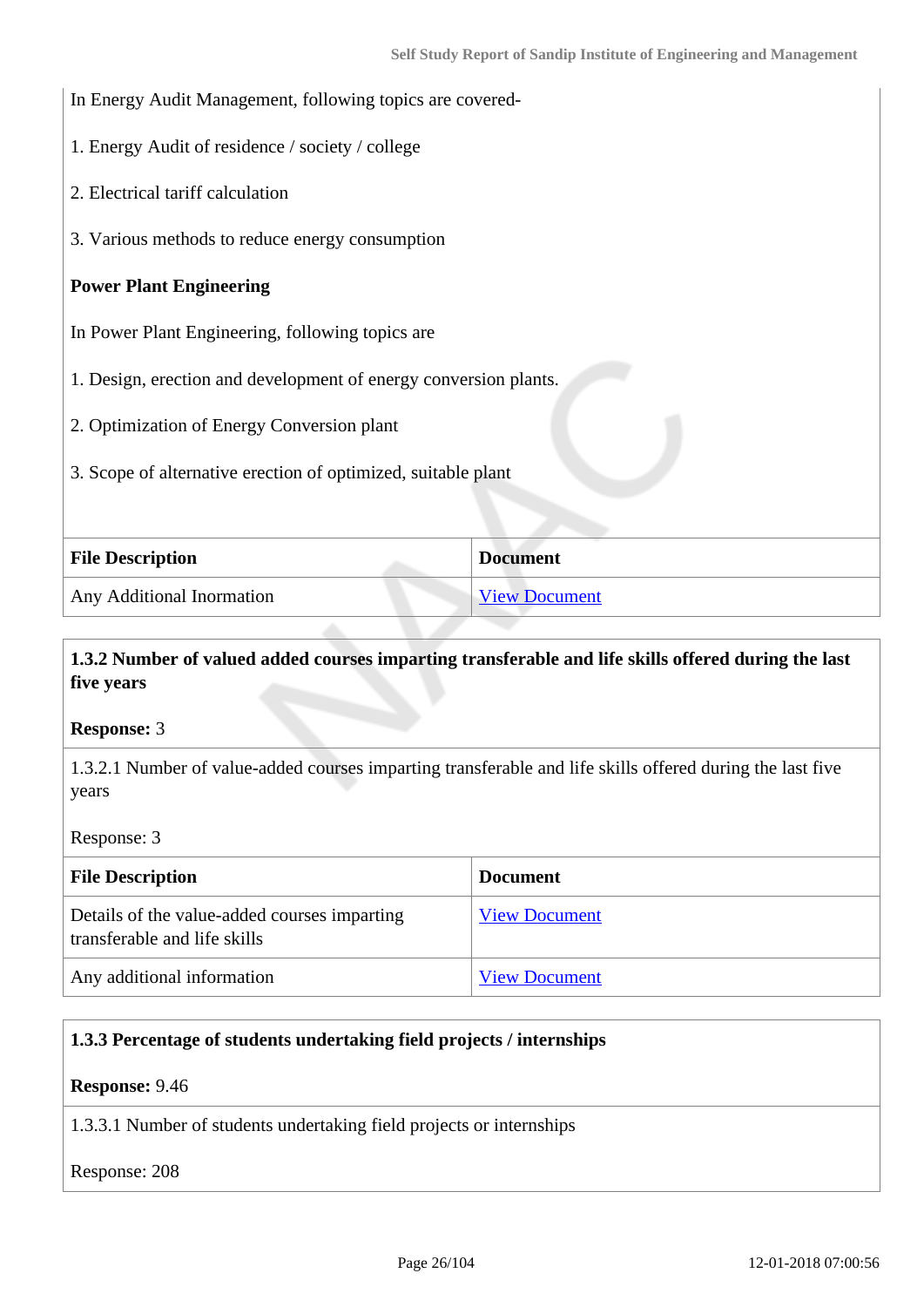In Energy Audit Management, following topics are covered-

1. Energy Audit of residence / society / college

2. Electrical tariff calculation

3. Various methods to reduce energy consumption

**Power Plant Engineering**

In Power Plant Engineering, following topics are

1. Design, erection and development of energy conversion plants.

2. Optimization of Energy Conversion plant

3. Scope of alternative erection of optimized, suitable plant

| File Description | Document |
|---|---|
| Any Additional Inormation | View Document |

**1.3.2 Number of valued added courses imparting transferable and life skills offered during the last five years**

**Response:** 3

1.3.2.1 Number of value-added courses imparting transferable and life skills offered during the last five years

Response: 3

| File Description | Document |
|---|---|
| Details of the value-added courses imparting transferable and life skills | View Document |
| Any additional information | View Document |

**1.3.3 Percentage of students undertaking field projects / internships**

**Response:** 9.46

1.3.3.1 Number of students undertaking field projects or internships

Response: 208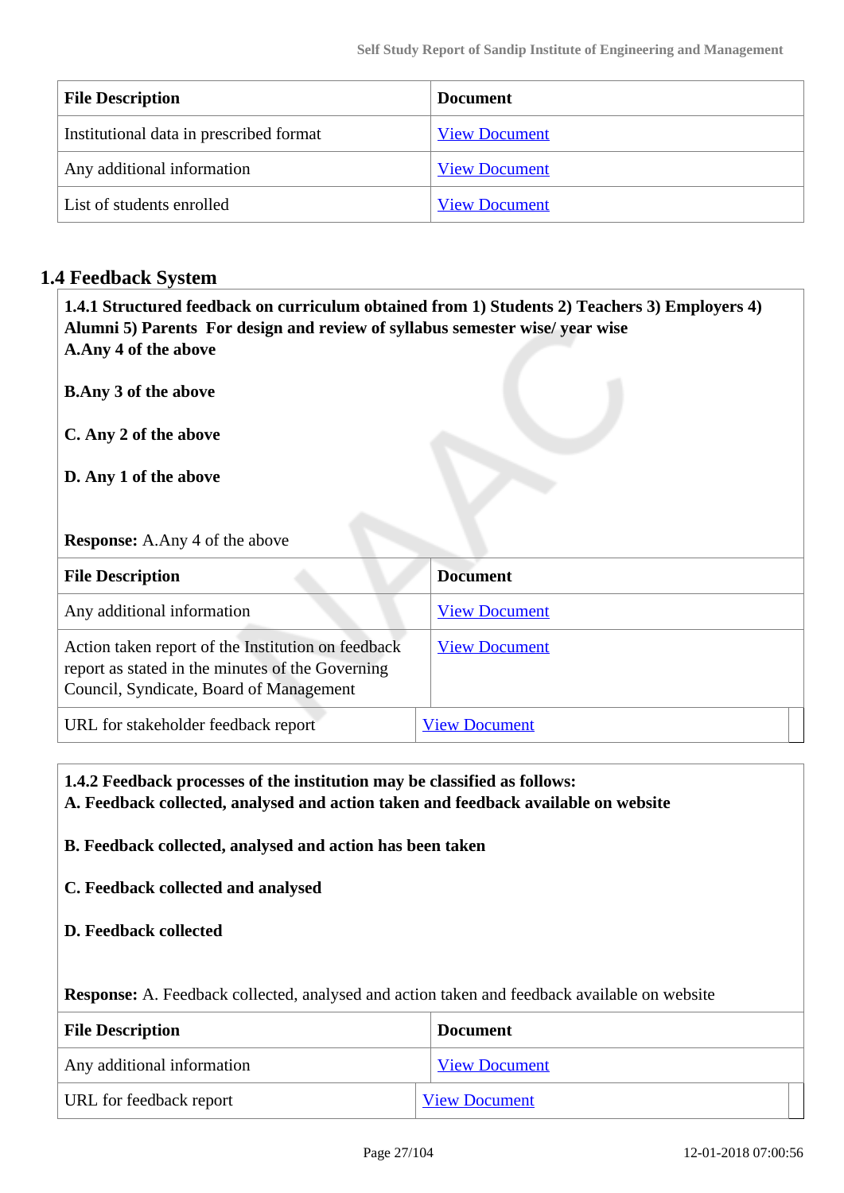| File Description | Document |
|---|---|
| Institutional data in prescribed format | View Document |
| Any additional information | View Document |
| List of students enrolled | View Document |

## 1.4 Feedback System

**1.4.1 Structured feedback on curriculum obtained from 1) Students 2) Teachers 3) Employers 4) Alumni 5) Parents For design and review of syllabus semester wise/ year wise**

**A.Any 4 of the above**

**B.Any 3 of the above**

**C. Any 2 of the above**

**D. Any 1 of the above**

**Response:** A.Any 4 of the above

| File Description | Document |
|---|---|
| Any additional information | View Document |
| Action taken report of the Institution on feedback report as stated in the minutes of the Governing Council, Syndicate, Board of Management | View Document |
| URL for stakeholder feedback report | View Document |

**1.4.2 Feedback processes of the institution may be classified as follows:**

**A. Feedback collected, analysed and action taken and feedback available on website**

**B. Feedback collected, analysed and action has been taken**

**C. Feedback collected and analysed**

**D. Feedback collected**

**Response:** A. Feedback collected, analysed and action taken and feedback available on website

| File Description | Document |
|---|---|
| Any additional information | View Document |
| URL for feedback report | View Document |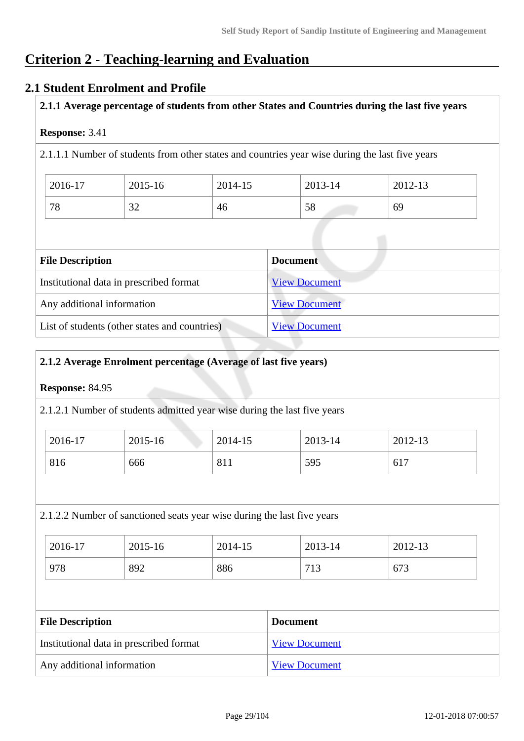# Criterion 2 - Teaching-learning and Evaluation

## 2.1 Student Enrolment and Profile

**2.1.1 Average percentage of students from other States and Countries during the last five years**

**Response:** 3.41

2.1.1.1 Number of students from other states and countries year wise during the last five years

| 2016-17 | 2015-16 | 2014-15 | 2013-14 | 2012-13 |
|---|---|---|---|---|
| 78 | 32 | 46 | 58 | 69 |

| File Description | Document |
|---|---|
| Institutional data in prescribed format | View Document |
| Any additional information | View Document |
| List of students (other states and countries) | View Document |

**2.1.2 Average Enrolment percentage (Average of last five years)**

**Response:** 84.95

2.1.2.1 Number of students admitted year wise during the last five years

| 2016-17 | 2015-16 | 2014-15 | 2013-14 | 2012-13 |
|---|---|---|---|---|
| 816 | 666 | 811 | 595 | 617 |

2.1.2.2 Number of sanctioned seats year wise during the last five years

| 2016-17 | 2015-16 | 2014-15 | 2013-14 | 2012-13 |
|---|---|---|---|---|
| 978 | 892 | 886 | 713 | 673 |

| File Description | Document |
|---|---|
| Institutional data in prescribed format | View Document |
| Any additional information | View Document |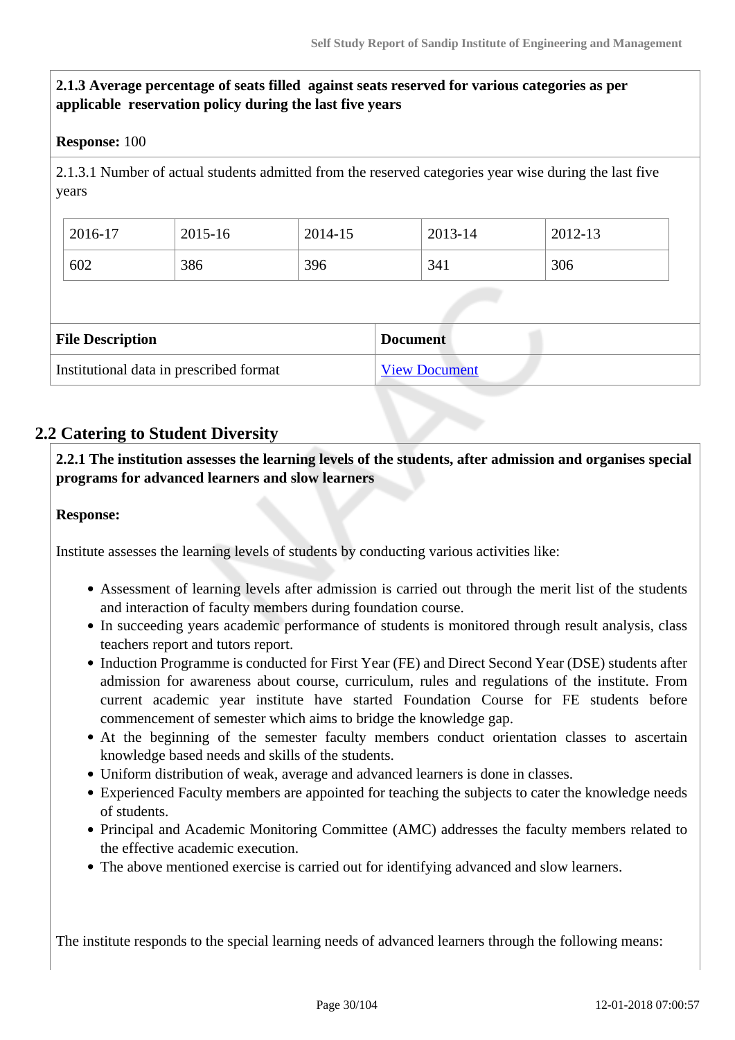**2.1.3 Average percentage of seats filled against seats reserved for various categories as per applicable reservation policy during the last five years**

**Response:** 100

2.1.3.1 Number of actual students admitted from the reserved categories year wise during the last five years

| 2016-17 | 2015-16 | 2014-15 | 2013-14 | 2012-13 |
|---|---|---|---|---|
| 602 | 386 | 396 | 341 | 306 |

| File Description | Document |
|---|---|
| Institutional data in prescribed format | View Document |

## 2.2 Catering to Student Diversity

**2.2.1 The institution assesses the learning levels of the students, after admission and organises special programs for advanced learners and slow learners**

**Response:**

Institute assesses the learning levels of students by conducting various activities like:

- Assessment of learning levels after admission is carried out through the merit list of the students and interaction of faculty members during foundation course.
- In succeeding years academic performance of students is monitored through result analysis, class teachers report and tutors report.
- Induction Programme is conducted for First Year (FE) and Direct Second Year (DSE) students after admission for awareness about course, curriculum, rules and regulations of the institute. From current academic year institute have started Foundation Course for FE students before commencement of semester which aims to bridge the knowledge gap.
- At the beginning of the semester faculty members conduct orientation classes to ascertain knowledge based needs and skills of the students.
- Uniform distribution of weak, average and advanced learners is done in classes.
- Experienced Faculty members are appointed for teaching the subjects to cater the knowledge needs of students.
- Principal and Academic Monitoring Committee (AMC) addresses the faculty members related to the effective academic execution.
- The above mentioned exercise is carried out for identifying advanced and slow learners.

The institute responds to the special learning needs of advanced learners through the following means: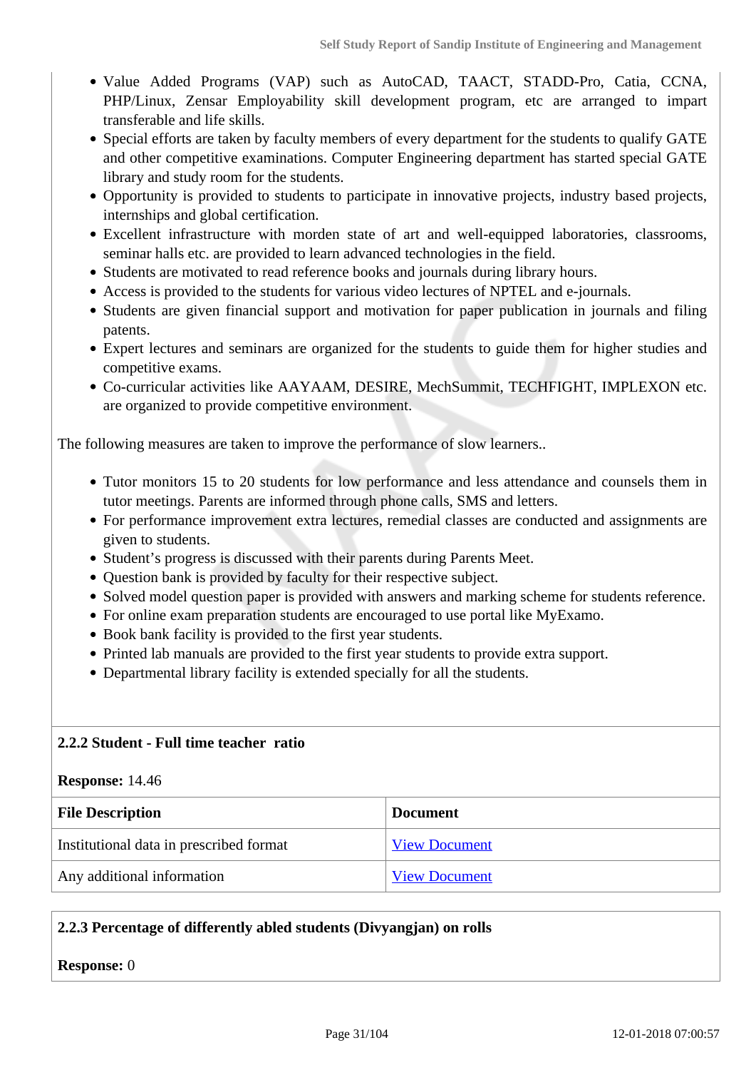- Value Added Programs (VAP) such as AutoCAD, TAACT, STADD-Pro, Catia, CCNA, PHP/Linux, Zensar Employability skill development program, etc are arranged to impart transferable and life skills.
- Special efforts are taken by faculty members of every department for the students to qualify GATE and other competitive examinations. Computer Engineering department has started special GATE library and study room for the students.
- Opportunity is provided to students to participate in innovative projects, industry based projects, internships and global certification.
- Excellent infrastructure with morden state of art and well-equipped laboratories, classrooms, seminar halls etc. are provided to learn advanced technologies in the field.
- Students are motivated to read reference books and journals during library hours.
- Access is provided to the students for various video lectures of NPTEL and e-journals.
- Students are given financial support and motivation for paper publication in journals and filing patents.
- Expert lectures and seminars are organized for the students to guide them for higher studies and competitive exams.
- Co-curricular activities like AAYAAM, DESIRE, MechSummit, TECHFIGHT, IMPLEXON etc. are organized to provide competitive environment.

The following measures are taken to improve the performance of slow learners..

- Tutor monitors 15 to 20 students for low performance and less attendance and counsels them in tutor meetings. Parents are informed through phone calls, SMS and letters.
- For performance improvement extra lectures, remedial classes are conducted and assignments are given to students.
- Student's progress is discussed with their parents during Parents Meet.
- Question bank is provided by faculty for their respective subject.
- Solved model question paper is provided with answers and marking scheme for students reference.
- For online exam preparation students are encouraged to use portal like MyExamo.
- Book bank facility is provided to the first year students.
- Printed lab manuals are provided to the first year students to provide extra support.
- Departmental library facility is extended specially for all the students.

**2.2.2 Student - Full time teacher ratio**

**Response:** 14.46

| File Description | Document |
|---|---|
| Institutional data in prescribed format | View Document |
| Any additional information | View Document |

**2.2.3 Percentage of differently abled students (Divyangjan) on rolls**

**Response:** 0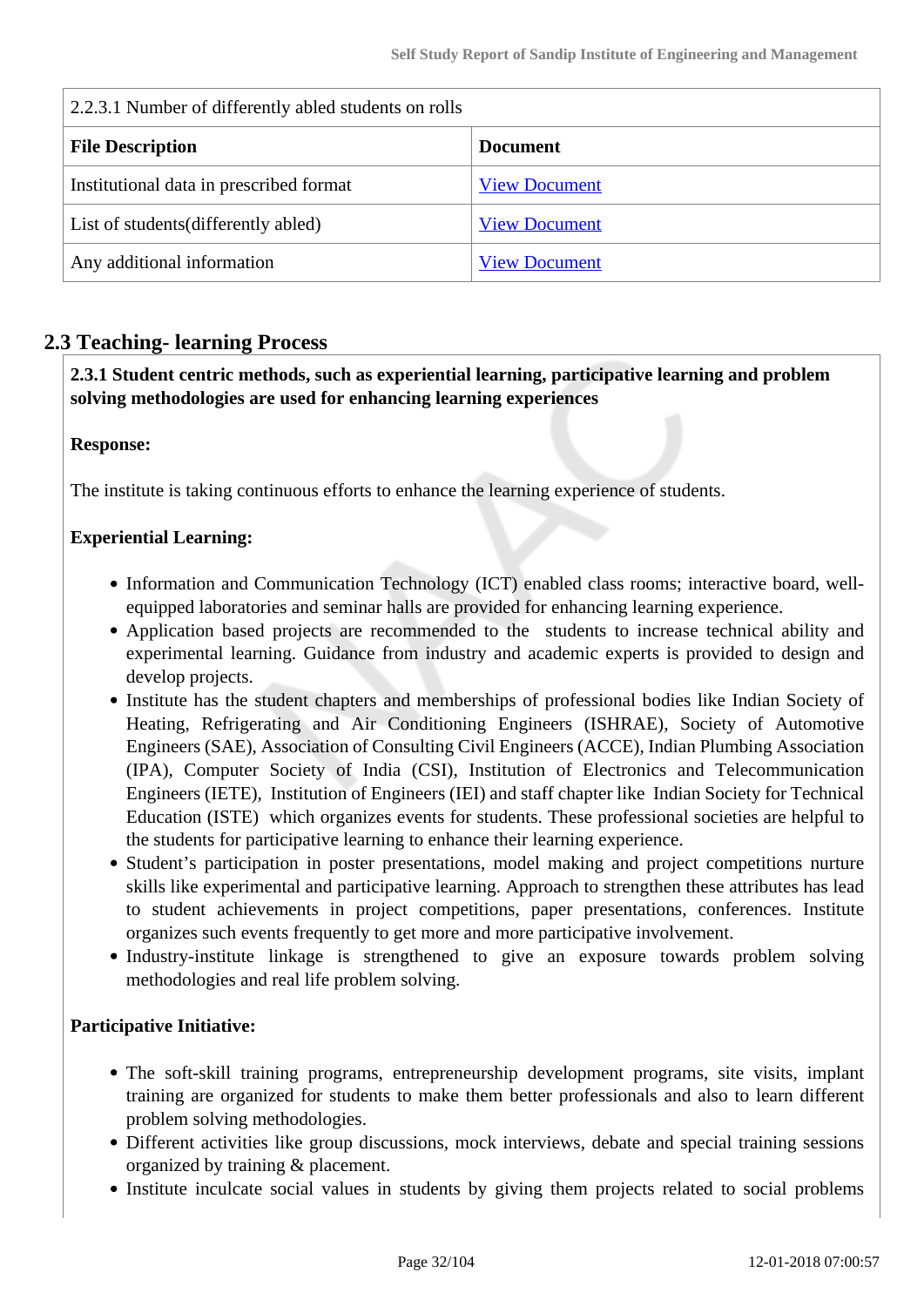| 2.2.3.1 Number of differently abled students on rolls | |
|---|---|
| **File Description** | **Document** |
| Institutional data in prescribed format | View Document |
| List of students(differently abled) | View Document |
| Any additional information | View Document |

## 2.3 Teaching- learning Process

**2.3.1 Student centric methods, such as experiential learning, participative learning and problem solving methodologies are used for enhancing learning experiences**

**Response:**

The institute is taking continuous efforts to enhance the learning experience of students.

**Experiential Learning:**

- Information and Communication Technology (ICT) enabled class rooms; interactive board, well-equipped laboratories and seminar halls are provided for enhancing learning experience.
- Application based projects are recommended to the students to increase technical ability and experimental learning. Guidance from industry and academic experts is provided to design and develop projects.
- Institute has the student chapters and memberships of professional bodies like Indian Society of Heating, Refrigerating and Air Conditioning Engineers (ISHRAE), Society of Automotive Engineers (SAE), Association of Consulting Civil Engineers (ACCE), Indian Plumbing Association (IPA), Computer Society of India (CSI), Institution of Electronics and Telecommunication Engineers (IETE), Institution of Engineers (IEI) and staff chapter like Indian Society for Technical Education (ISTE) which organizes events for students. These professional societies are helpful to the students for participative learning to enhance their learning experience.
- Student's participation in poster presentations, model making and project competitions nurture skills like experimental and participative learning. Approach to strengthen these attributes has lead to student achievements in project competitions, paper presentations, conferences. Institute organizes such events frequently to get more and more participative involvement.
- Industry-institute linkage is strengthened to give an exposure towards problem solving methodologies and real life problem solving.

**Participative Initiative:**

- The soft-skill training programs, entrepreneurship development programs, site visits, implant training are organized for students to make them better professionals and also to learn different problem solving methodologies.
- Different activities like group discussions, mock interviews, debate and special training sessions organized by training & placement.
- Institute inculcate social values in students by giving them projects related to social problems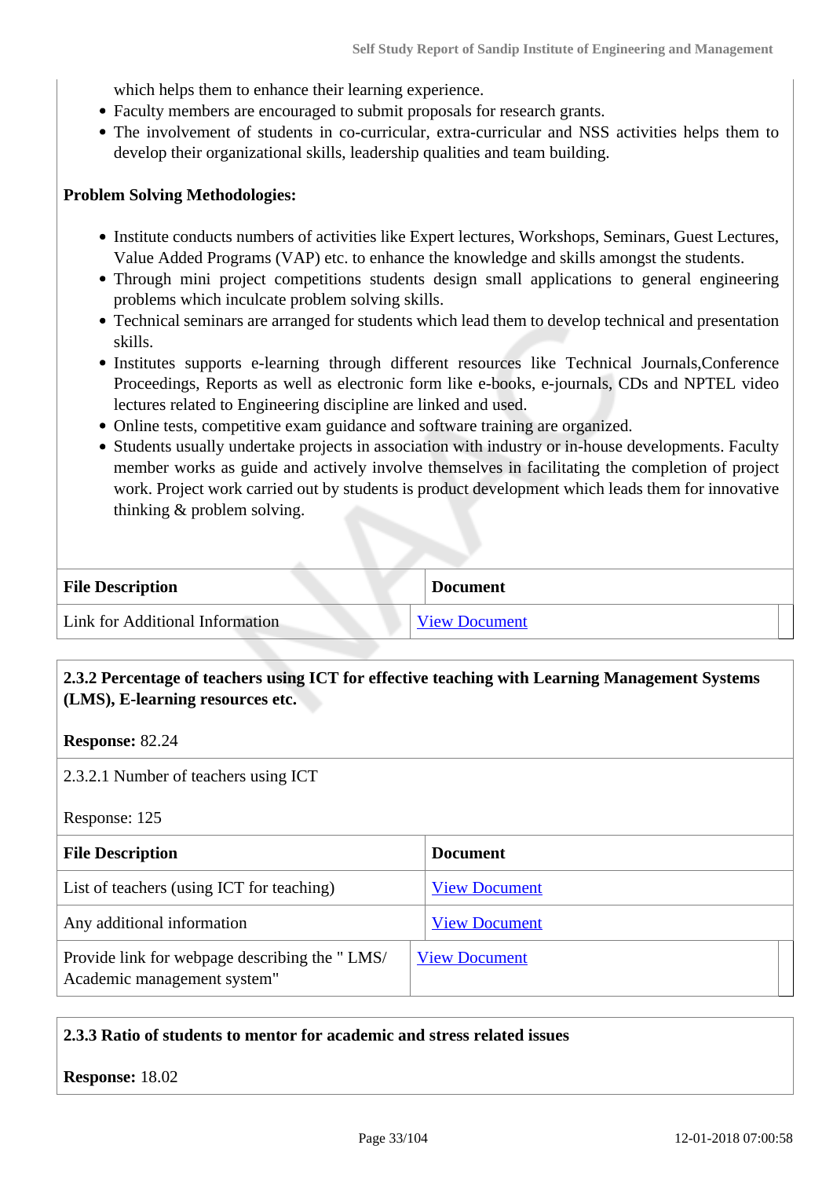which helps them to enhance their learning experience.
- Faculty members are encouraged to submit proposals for research grants.
- The involvement of students in co-curricular, extra-curricular and NSS activities helps them to develop their organizational skills, leadership qualities and team building.

**Problem Solving Methodologies:**

- Institute conducts numbers of activities like Expert lectures, Workshops, Seminars, Guest Lectures, Value Added Programs (VAP) etc. to enhance the knowledge and skills amongst the students.
- Through mini project competitions students design small applications to general engineering problems which inculcate problem solving skills.
- Technical seminars are arranged for students which lead them to develop technical and presentation skills.
- Institutes supports e-learning through different resources like Technical Journals,Conference Proceedings, Reports as well as electronic form like e-books, e-journals, CDs and NPTEL video lectures related to Engineering discipline are linked and used.
- Online tests, competitive exam guidance and software training are organized.
- Students usually undertake projects in association with industry or in-house developments. Faculty member works as guide and actively involve themselves in facilitating the completion of project work. Project work carried out by students is product development which leads them for innovative thinking & problem solving.

| File Description | Document |
|---|---|
| Link for Additional Information | View Document |

**2.3.2 Percentage of teachers using ICT for effective teaching with Learning Management Systems (LMS), E-learning resources etc.**

**Response:** 82.24

2.3.2.1 Number of teachers using ICT

Response: 125

| File Description | Document |
|---|---|
| List of teachers (using ICT for teaching) | View Document |
| Any additional information | View Document |
| Provide link for webpage describing the " LMS/ Academic management system" | View Document |

**2.3.3 Ratio of students to mentor for academic and stress related issues**

**Response:** 18.02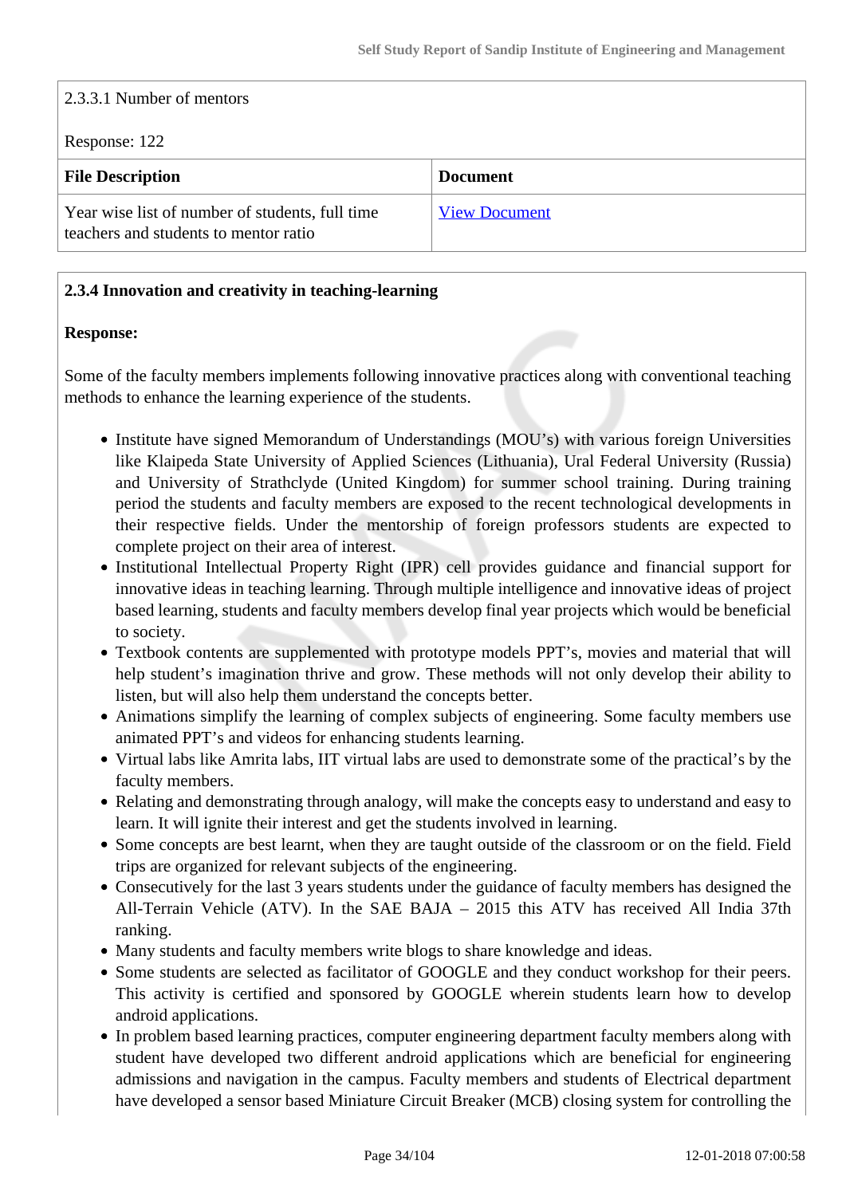2.3.3.1 Number of mentors

Response: 122

| File Description | Document |
| --- | --- |
| Year wise list of number of students, full time teachers and students to mentor ratio | View Document |

**2.3.4 Innovation and creativity in teaching-learning**

**Response:**

Some of the faculty members implements following innovative practices along with conventional teaching methods to enhance the learning experience of the students.

- Institute have signed Memorandum of Understandings (MOU's) with various foreign Universities like Klaipeda State University of Applied Sciences (Lithuania), Ural Federal University (Russia) and University of Strathclyde (United Kingdom) for summer school training. During training period the students and faculty members are exposed to the recent technological developments in their respective fields. Under the mentorship of foreign professors students are expected to complete project on their area of interest.
- Institutional Intellectual Property Right (IPR) cell provides guidance and financial support for innovative ideas in teaching learning. Through multiple intelligence and innovative ideas of project based learning, students and faculty members develop final year projects which would be beneficial to society.
- Textbook contents are supplemented with prototype models PPT's, movies and material that will help student's imagination thrive and grow. These methods will not only develop their ability to listen, but will also help them understand the concepts better.
- Animations simplify the learning of complex subjects of engineering. Some faculty members use animated PPT's and videos for enhancing students learning.
- Virtual labs like Amrita labs, IIT virtual labs are used to demonstrate some of the practical's by the faculty members.
- Relating and demonstrating through analogy, will make the concepts easy to understand and easy to learn. It will ignite their interest and get the students involved in learning.
- Some concepts are best learnt, when they are taught outside of the classroom or on the field. Field trips are organized for relevant subjects of the engineering.
- Consecutively for the last 3 years students under the guidance of faculty members has designed the All-Terrain Vehicle (ATV). In the SAE BAJA – 2015 this ATV has received All India 37th ranking.
- Many students and faculty members write blogs to share knowledge and ideas.
- Some students are selected as facilitator of GOOGLE and they conduct workshop for their peers. This activity is certified and sponsored by GOOGLE wherein students learn how to develop android applications.
- In problem based learning practices, computer engineering department faculty members along with student have developed two different android applications which are beneficial for engineering admissions and navigation in the campus. Faculty members and students of Electrical department have developed a sensor based Miniature Circuit Breaker (MCB) closing system for controlling the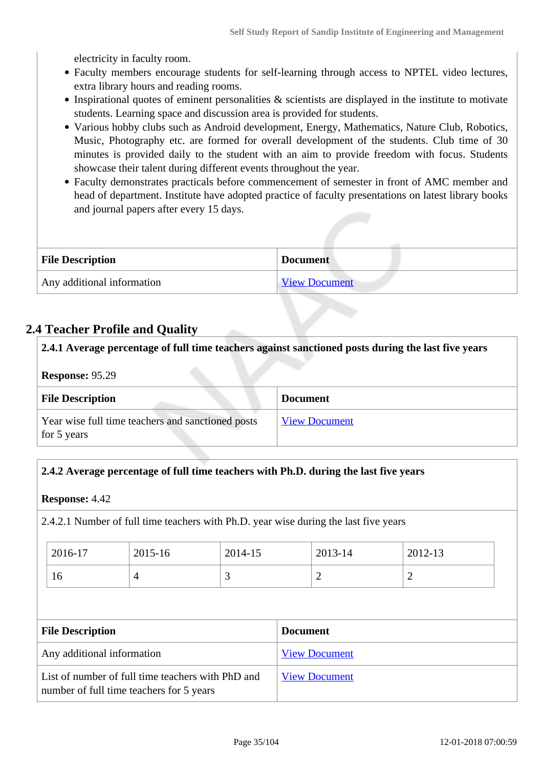electricity in faculty room.

- Faculty members encourage students for self-learning through access to NPTEL video lectures, extra library hours and reading rooms.
- Inspirational quotes of eminent personalities & scientists are displayed in the institute to motivate students. Learning space and discussion area is provided for students.
- Various hobby clubs such as Android development, Energy, Mathematics, Nature Club, Robotics, Music, Photography etc. are formed for overall development of the students. Club time of 30 minutes is provided daily to the student with an aim to provide freedom with focus. Students showcase their talent during different events throughout the year.
- Faculty demonstrates practicals before commencement of semester in front of AMC member and head of department. Institute have adopted practice of faculty presentations on latest library books and journal papers after every 15 days.

| File Description | Document |
|---|---|
| Any additional information | View Document |

## 2.4 Teacher Profile and Quality

**2.4.1 Average percentage of full time teachers against sanctioned posts during the last five years**

**Response:** 95.29

| File Description | Document |
|---|---|
| Year wise full time teachers and sanctioned posts for 5 years | View Document |

**2.4.2 Average percentage of full time teachers with Ph.D. during the last five years**

**Response:** 4.42

2.4.2.1 Number of full time teachers with Ph.D. year wise during the last five years

| 2016-17 | 2015-16 | 2014-15 | 2013-14 | 2012-13 |
|---|---|---|---|---|
| 16 | 4 | 3 | 2 | 2 |

| File Description | Document |
|---|---|
| Any additional information | View Document |
| List of number of full time teachers with PhD and number of full time teachers for 5 years | View Document |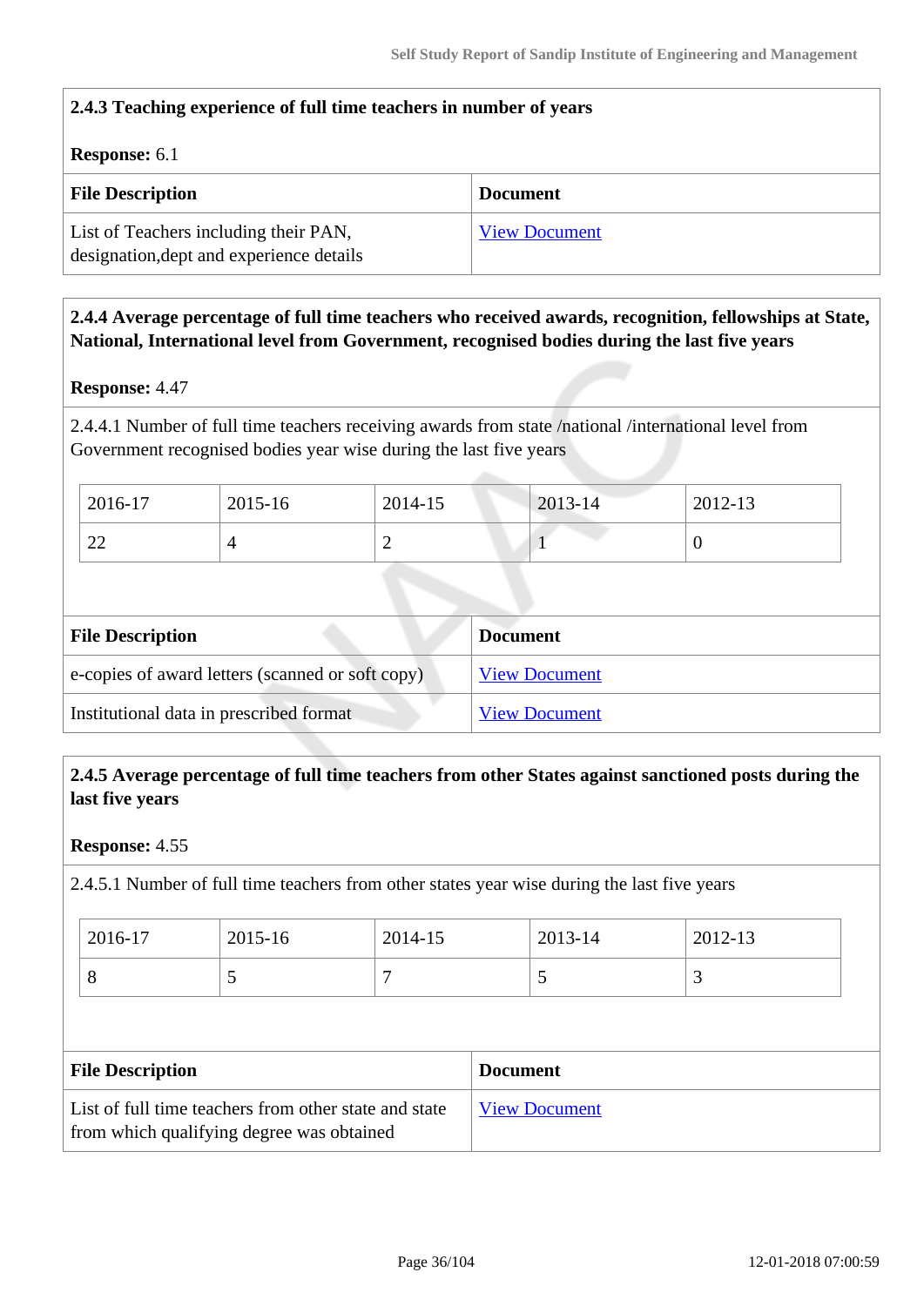**2.4.3 Teaching experience of full time teachers in number of years**

**Response:** 6.1

| File Description | Document |
|---|---|
| List of Teachers including their PAN, designation,dept and experience details | View Document |

**2.4.4 Average percentage of full time teachers who received awards, recognition, fellowships at State, National, International level from Government, recognised bodies during the last five years**

**Response:** 4.47

2.4.4.1 Number of full time teachers receiving awards from state /national /international level from Government recognised bodies year wise during the last five years

| 2016-17 | 2015-16 | 2014-15 | 2013-14 | 2012-13 |
|---|---|---|---|---|
| 22 | 4 | 2 | 1 | 0 |

| File Description | Document |
|---|---|
| e-copies of award letters (scanned or soft copy) | View Document |
| Institutional data in prescribed format | View Document |

**2.4.5 Average percentage of full time teachers from other States against sanctioned posts during the last five years**

**Response:** 4.55

2.4.5.1 Number of full time teachers from other states year wise during the last five years

| 2016-17 | 2015-16 | 2014-15 | 2013-14 | 2012-13 |
|---|---|---|---|---|
| 8 | 5 | 7 | 5 | 3 |

| File Description | Document |
|---|---|
| List of full time teachers from other state and state from which qualifying degree was obtained | View Document |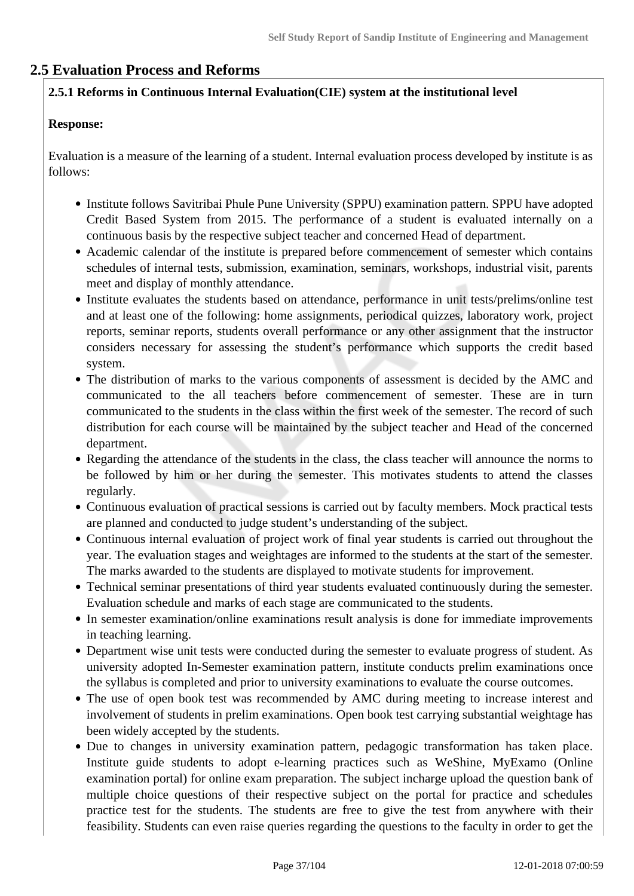## 2.5 Evaluation Process and Reforms

**2.5.1 Reforms in Continuous Internal Evaluation(CIE) system at the institutional level**

**Response:**

Evaluation is a measure of the learning of a student. Internal evaluation process developed by institute is as follows:

- Institute follows Savitribai Phule Pune University (SPPU) examination pattern. SPPU have adopted Credit Based System from 2015. The performance of a student is evaluated internally on a continuous basis by the respective subject teacher and concerned Head of department.
- Academic calendar of the institute is prepared before commencement of semester which contains schedules of internal tests, submission, examination, seminars, workshops, industrial visit, parents meet and display of monthly attendance.
- Institute evaluates the students based on attendance, performance in unit tests/prelims/online test and at least one of the following: home assignments, periodical quizzes, laboratory work, project reports, seminar reports, students overall performance or any other assignment that the instructor considers necessary for assessing the student's performance which supports the credit based system.
- The distribution of marks to the various components of assessment is decided by the AMC and communicated to the all teachers before commencement of semester. These are in turn communicated to the students in the class within the first week of the semester. The record of such distribution for each course will be maintained by the subject teacher and Head of the concerned department.
- Regarding the attendance of the students in the class, the class teacher will announce the norms to be followed by him or her during the semester. This motivates students to attend the classes regularly.
- Continuous evaluation of practical sessions is carried out by faculty members. Mock practical tests are planned and conducted to judge student's understanding of the subject.
- Continuous internal evaluation of project work of final year students is carried out throughout the year. The evaluation stages and weightages are informed to the students at the start of the semester. The marks awarded to the students are displayed to motivate students for improvement.
- Technical seminar presentations of third year students evaluated continuously during the semester. Evaluation schedule and marks of each stage are communicated to the students.
- In semester examination/online examinations result analysis is done for immediate improvements in teaching learning.
- Department wise unit tests were conducted during the semester to evaluate progress of student. As university adopted In-Semester examination pattern, institute conducts prelim examinations once the syllabus is completed and prior to university examinations to evaluate the course outcomes.
- The use of open book test was recommended by AMC during meeting to increase interest and involvement of students in prelim examinations. Open book test carrying substantial weightage has been widely accepted by the students.
- Due to changes in university examination pattern, pedagogic transformation has taken place. Institute guide students to adopt e-learning practices such as WeShine, MyExamo (Online examination portal) for online exam preparation. The subject incharge upload the question bank of multiple choice questions of their respective subject on the portal for practice and schedules practice test for the students. The students are free to give the test from anywhere with their feasibility. Students can even raise queries regarding the questions to the faculty in order to get the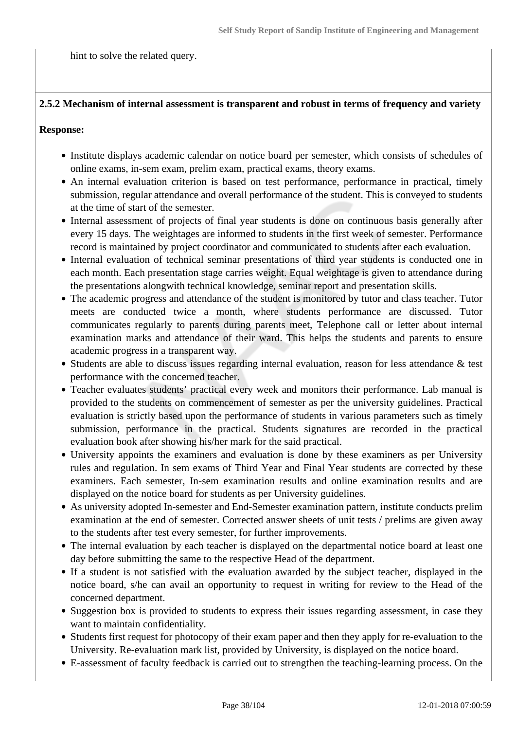hint to solve the related query.

**2.5.2 Mechanism of internal assessment is transparent and robust in terms of frequency and variety**

**Response:**

- Institute displays academic calendar on notice board per semester, which consists of schedules of online exams, in-sem exam, prelim exam, practical exams, theory exams.
- An internal evaluation criterion is based on test performance, performance in practical, timely submission, regular attendance and overall performance of the student. This is conveyed to students at the time of start of the semester.
- Internal assessment of projects of final year students is done on continuous basis generally after every 15 days. The weightages are informed to students in the first week of semester. Performance record is maintained by project coordinator and communicated to students after each evaluation.
- Internal evaluation of technical seminar presentations of third year students is conducted one in each month. Each presentation stage carries weight. Equal weightage is given to attendance during the presentations alongwith technical knowledge, seminar report and presentation skills.
- The academic progress and attendance of the student is monitored by tutor and class teacher. Tutor meets are conducted twice a month, where students performance are discussed. Tutor communicates regularly to parents during parents meet, Telephone call or letter about internal examination marks and attendance of their ward. This helps the students and parents to ensure academic progress in a transparent way.
- Students are able to discuss issues regarding internal evaluation, reason for less attendance & test performance with the concerned teacher.
- Teacher evaluates students' practical every week and monitors their performance. Lab manual is provided to the students on commencement of semester as per the university guidelines. Practical evaluation is strictly based upon the performance of students in various parameters such as timely submission, performance in the practical. Students signatures are recorded in the practical evaluation book after showing his/her mark for the said practical.
- University appoints the examiners and evaluation is done by these examiners as per University rules and regulation. In sem exams of Third Year and Final Year students are corrected by these examiners. Each semester, In-sem examination results and online examination results and are displayed on the notice board for students as per University guidelines.
- As university adopted In-semester and End-Semester examination pattern, institute conducts prelim examination at the end of semester. Corrected answer sheets of unit tests / prelims are given away to the students after test every semester, for further improvements.
- The internal evaluation by each teacher is displayed on the departmental notice board at least one day before submitting the same to the respective Head of the department.
- If a student is not satisfied with the evaluation awarded by the subject teacher, displayed in the notice board, s/he can avail an opportunity to request in writing for review to the Head of the concerned department.
- Suggestion box is provided to students to express their issues regarding assessment, in case they want to maintain confidentiality.
- Students first request for photocopy of their exam paper and then they apply for re-evaluation to the University. Re-evaluation mark list, provided by University, is displayed on the notice board.
- E-assessment of faculty feedback is carried out to strengthen the teaching-learning process. On the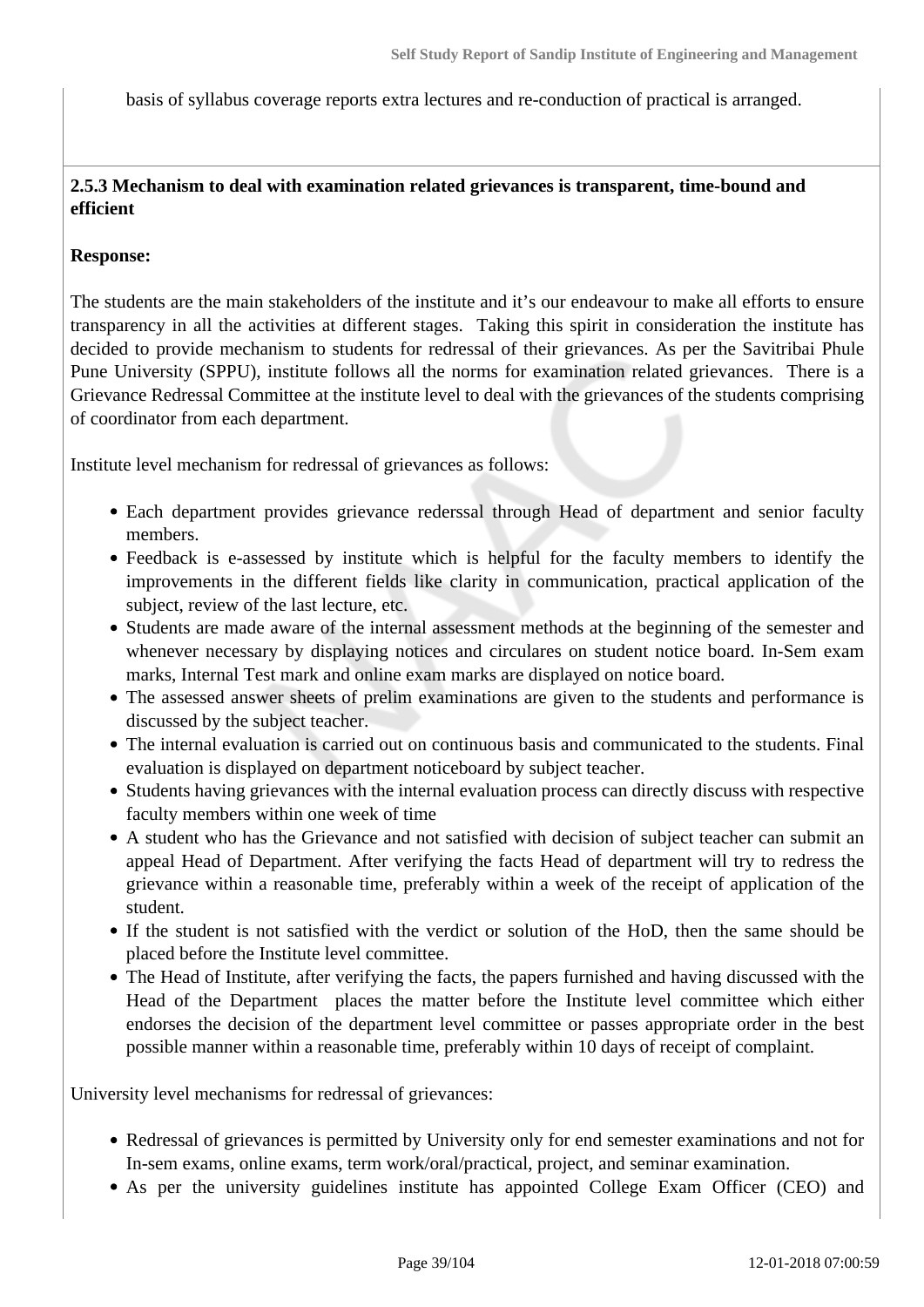basis of syllabus coverage reports extra lectures and re-conduction of practical is arranged.

**2.5.3 Mechanism to deal with examination related grievances is transparent, time-bound and efficient**

**Response:**

The students are the main stakeholders of the institute and it's our endeavour to make all efforts to ensure transparency in all the activities at different stages. Taking this spirit in consideration the institute has decided to provide mechanism to students for redressal of their grievances. As per the Savitribai Phule Pune University (SPPU), institute follows all the norms for examination related grievances. There is a Grievance Redressal Committee at the institute level to deal with the grievances of the students comprising of coordinator from each department.

Institute level mechanism for redressal of grievances as follows:

- Each department provides grievance rederssal through Head of department and senior faculty members.
- Feedback is e-assessed by institute which is helpful for the faculty members to identify the improvements in the different fields like clarity in communication, practical application of the subject, review of the last lecture, etc.
- Students are made aware of the internal assessment methods at the beginning of the semester and whenever necessary by displaying notices and circulares on student notice board. In-Sem exam marks, Internal Test mark and online exam marks are displayed on notice board.
- The assessed answer sheets of prelim examinations are given to the students and performance is discussed by the subject teacher.
- The internal evaluation is carried out on continuous basis and communicated to the students. Final evaluation is displayed on department noticeboard by subject teacher.
- Students having grievances with the internal evaluation process can directly discuss with respective faculty members within one week of time
- A student who has the Grievance and not satisfied with decision of subject teacher can submit an appeal Head of Department. After verifying the facts Head of department will try to redress the grievance within a reasonable time, preferably within a week of the receipt of application of the student.
- If the student is not satisfied with the verdict or solution of the HoD, then the same should be placed before the Institute level committee.
- The Head of Institute, after verifying the facts, the papers furnished and having discussed with the Head of the Department places the matter before the Institute level committee which either endorses the decision of the department level committee or passes appropriate order in the best possible manner within a reasonable time, preferably within 10 days of receipt of complaint.

University level mechanisms for redressal of grievances:

- Redressal of grievances is permitted by University only for end semester examinations and not for In-sem exams, online exams, term work/oral/practical, project, and seminar examination.
- As per the university guidelines institute has appointed College Exam Officer (CEO) and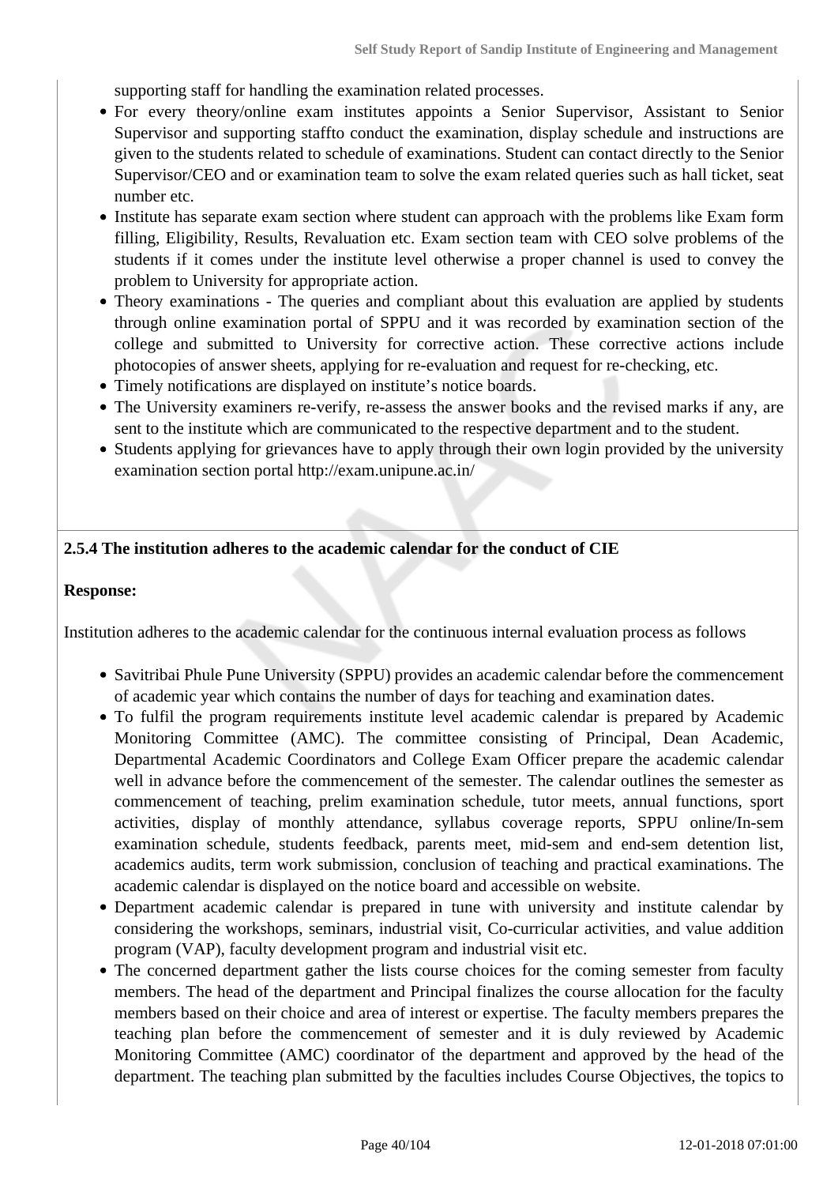supporting staff for handling the examination related processes.

- For every theory/online exam institutes appoints a Senior Supervisor, Assistant to Senior Supervisor and supporting staffto conduct the examination, display schedule and instructions are given to the students related to schedule of examinations. Student can contact directly to the Senior Supervisor/CEO and or examination team to solve the exam related queries such as hall ticket, seat number etc.
- Institute has separate exam section where student can approach with the problems like Exam form filling, Eligibility, Results, Revaluation etc. Exam section team with CEO solve problems of the students if it comes under the institute level otherwise a proper channel is used to convey the problem to University for appropriate action.
- Theory examinations - The queries and compliant about this evaluation are applied by students through online examination portal of SPPU and it was recorded by examination section of the college and submitted to University for corrective action. These corrective actions include photocopies of answer sheets, applying for re-evaluation and request for re-checking, etc.
- Timely notifications are displayed on institute's notice boards.
- The University examiners re-verify, re-assess the answer books and the revised marks if any, are sent to the institute which are communicated to the respective department and to the student.
- Students applying for grievances have to apply through their own login provided by the university examination section portal http://exam.unipune.ac.in/

**2.5.4 The institution adheres to the academic calendar for the conduct of CIE**

**Response:**

Institution adheres to the academic calendar for the continuous internal evaluation process as follows

- Savitribai Phule Pune University (SPPU) provides an academic calendar before the commencement of academic year which contains the number of days for teaching and examination dates.
- To fulfil the program requirements institute level academic calendar is prepared by Academic Monitoring Committee (AMC). The committee consisting of Principal, Dean Academic, Departmental Academic Coordinators and College Exam Officer prepare the academic calendar well in advance before the commencement of the semester. The calendar outlines the semester as commencement of teaching, prelim examination schedule, tutor meets, annual functions, sport activities, display of monthly attendance, syllabus coverage reports, SPPU online/In-sem examination schedule, students feedback, parents meet, mid-sem and end-sem detention list, academics audits, term work submission, conclusion of teaching and practical examinations. The academic calendar is displayed on the notice board and accessible on website.
- Department academic calendar is prepared in tune with university and institute calendar by considering the workshops, seminars, industrial visit, Co-curricular activities, and value addition program (VAP), faculty development program and industrial visit etc.
- The concerned department gather the lists course choices for the coming semester from faculty members. The head of the department and Principal finalizes the course allocation for the faculty members based on their choice and area of interest or expertise. The faculty members prepares the teaching plan before the commencement of semester and it is duly reviewed by Academic Monitoring Committee (AMC) coordinator of the department and approved by the head of the department. The teaching plan submitted by the faculties includes Course Objectives, the topics to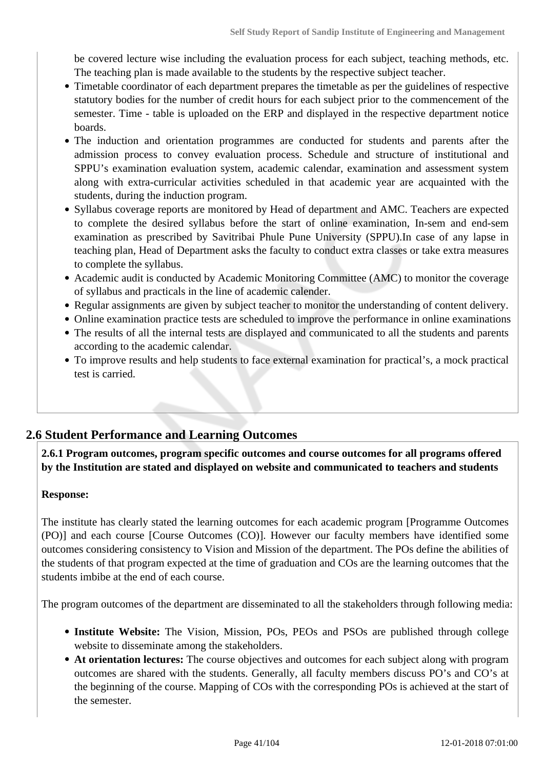be covered lecture wise including the evaluation process for each subject, teaching methods, etc. The teaching plan is made available to the students by the respective subject teacher.

- Timetable coordinator of each department prepares the timetable as per the guidelines of respective statutory bodies for the number of credit hours for each subject prior to the commencement of the semester. Time - table is uploaded on the ERP and displayed in the respective department notice boards.
- The induction and orientation programmes are conducted for students and parents after the admission process to convey evaluation process. Schedule and structure of institutional and SPPU's examination evaluation system, academic calendar, examination and assessment system along with extra-curricular activities scheduled in that academic year are acquainted with the students, during the induction program.
- Syllabus coverage reports are monitored by Head of department and AMC. Teachers are expected to complete the desired syllabus before the start of online examination, In-sem and end-sem examination as prescribed by Savitribai Phule Pune University (SPPU).In case of any lapse in teaching plan, Head of Department asks the faculty to conduct extra classes or take extra measures to complete the syllabus.
- Academic audit is conducted by Academic Monitoring Committee (AMC) to monitor the coverage of syllabus and practicals in the line of academic calender.
- Regular assignments are given by subject teacher to monitor the understanding of content delivery.
- Online examination practice tests are scheduled to improve the performance in online examinations
- The results of all the internal tests are displayed and communicated to all the students and parents according to the academic calendar.
- To improve results and help students to face external examination for practical's, a mock practical test is carried.

## 2.6 Student Performance and Learning Outcomes

**2.6.1 Program outcomes, program specific outcomes and course outcomes for all programs offered by the Institution are stated and displayed on website and communicated to teachers and students**

**Response:**

The institute has clearly stated the learning outcomes for each academic program [Programme Outcomes (PO)] and each course [Course Outcomes (CO)]. However our faculty members have identified some outcomes considering consistency to Vision and Mission of the department. The POs define the abilities of the students of that program expected at the time of graduation and COs are the learning outcomes that the students imbibe at the end of each course.

The program outcomes of the department are disseminated to all the stakeholders through following media:

- **Institute Website:** The Vision, Mission, POs, PEOs and PSOs are published through college website to disseminate among the stakeholders.
- **At orientation lectures:** The course objectives and outcomes for each subject along with program outcomes are shared with the students. Generally, all faculty members discuss PO's and CO's at the beginning of the course. Mapping of COs with the corresponding POs is achieved at the start of the semester.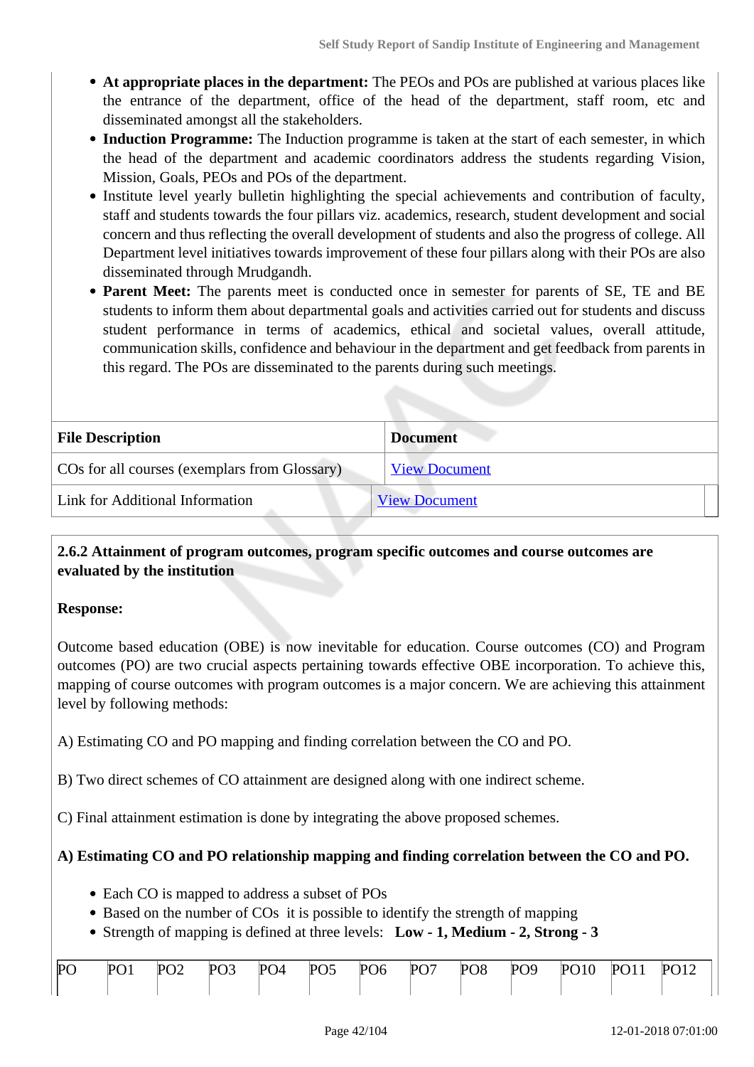- **At appropriate places in the department:** The PEOs and POs are published at various places like the entrance of the department, office of the head of the department, staff room, etc and disseminated amongst all the stakeholders.
- **Induction Programme:** The Induction programme is taken at the start of each semester, in which the head of the department and academic coordinators address the students regarding Vision, Mission, Goals, PEOs and POs of the department.
- Institute level yearly bulletin highlighting the special achievements and contribution of faculty, staff and students towards the four pillars viz. academics, research, student development and social concern and thus reflecting the overall development of students and also the progress of college. All Department level initiatives towards improvement of these four pillars along with their POs are also disseminated through Mrudgandh.
- **Parent Meet:** The parents meet is conducted once in semester for parents of SE, TE and BE students to inform them about departmental goals and activities carried out for students and discuss student performance in terms of academics, ethical and societal values, overall attitude, communication skills, confidence and behaviour in the department and get feedback from parents in this regard. The POs are disseminated to the parents during such meetings.

| File Description | Document |
|---|---|
| COs for all courses (exemplars from Glossary) | View Document |
| Link for Additional Information | View Document |

**2.6.2 Attainment of program outcomes, program specific outcomes and course outcomes are evaluated by the institution**

**Response:**

Outcome based education (OBE) is now inevitable for education. Course outcomes (CO) and Program outcomes (PO) are two crucial aspects pertaining towards effective OBE incorporation. To achieve this, mapping of course outcomes with program outcomes is a major concern. We are achieving this attainment level by following methods:

A) Estimating CO and PO mapping and finding correlation between the CO and PO.

B) Two direct schemes of CO attainment are designed along with one indirect scheme.

C) Final attainment estimation is done by integrating the above proposed schemes.

**A) Estimating CO and PO relationship mapping and finding correlation between the CO and PO.**

- Each CO is mapped to address a subset of POs
- Based on the number of COs it is possible to identify the strength of mapping
- Strength of mapping is defined at three levels: **Low - 1, Medium - 2, Strong - 3**

| PO | PO1 | PO2 | PO3 | PO4 | PO5 | PO6 | PO7 | PO8 | PO9 | PO10 | PO11 | PO12 |
|---|---|---|---|---|---|---|---|---|---|---|---|---|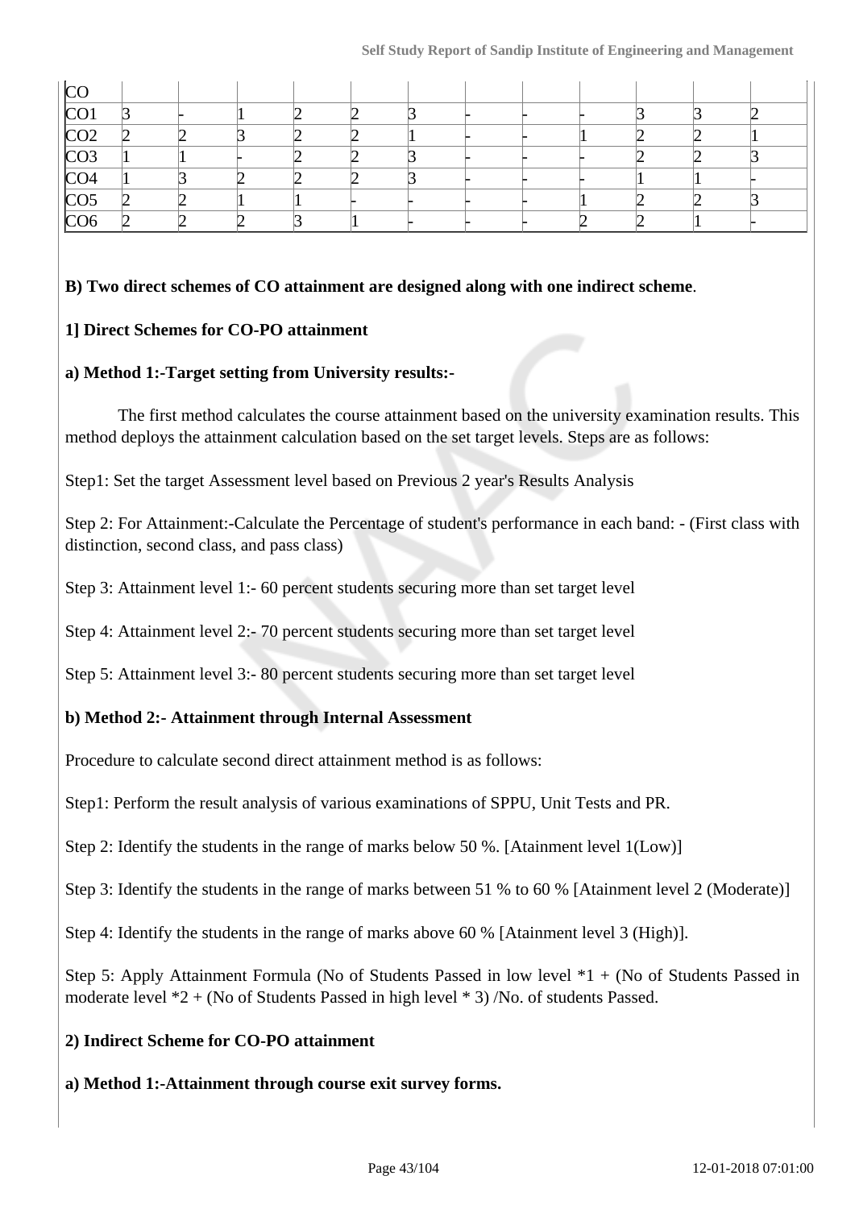| CO | | | | | | | | | | | |
|---|---|---|---|---|---|---|---|---|---|---|---|
| CO1 | 3 | - | 1 | 2 | 2 | 3 | - | - | - | 3 | 3 | 2 |
| CO2 | 2 | 2 | 3 | 2 | 2 | 1 | - | - | 1 | 2 | 2 | 1 |
| CO3 | 1 | 1 | - | 2 | 2 | 3 | - | - | - | 2 | 2 | 3 |
| CO4 | 1 | 3 | 2 | 2 | 2 | 3 | - | - | - | 1 | 1 | - |
| CO5 | 2 | 2 | 1 | 1 | - | - | - | - | 1 | 2 | 2 | 3 |
| CO6 | 2 | 2 | 2 | 3 | 1 | - | - | - | 2 | 2 | 1 | - |

**B) Two direct schemes of CO attainment are designed along with one indirect scheme**.

**1] Direct Schemes for CO-PO attainment**

**a) Method 1:-Target setting from University results:-**

The first method calculates the course attainment based on the university examination results. This method deploys the attainment calculation based on the set target levels. Steps are as follows:

Step1: Set the target Assessment level based on Previous 2 year's Results Analysis

Step 2: For Attainment:-Calculate the Percentage of student's performance in each band: - (First class with distinction, second class, and pass class)

Step 3: Attainment level 1:- 60 percent students securing more than set target level

Step 4: Attainment level 2:- 70 percent students securing more than set target level

Step 5: Attainment level 3:- 80 percent students securing more than set target level

**b) Method 2:- Attainment through Internal Assessment**

Procedure to calculate second direct attainment method is as follows:

Step1: Perform the result analysis of various examinations of SPPU, Unit Tests and PR.

Step 2: Identify the students in the range of marks below 50 %. [Atainment level 1(Low)]

Step 3: Identify the students in the range of marks between 51 % to 60 % [Atainment level 2 (Moderate)]

Step 4: Identify the students in the range of marks above 60 % [Atainment level 3 (High)].

Step 5: Apply Attainment Formula (No of Students Passed in low level *1 + (No of Students Passed in moderate level *2 + (No of Students Passed in high level * 3) /No. of students Passed.

**2) Indirect Scheme for CO-PO attainment**

**a) Method 1:-Attainment through course exit survey forms.**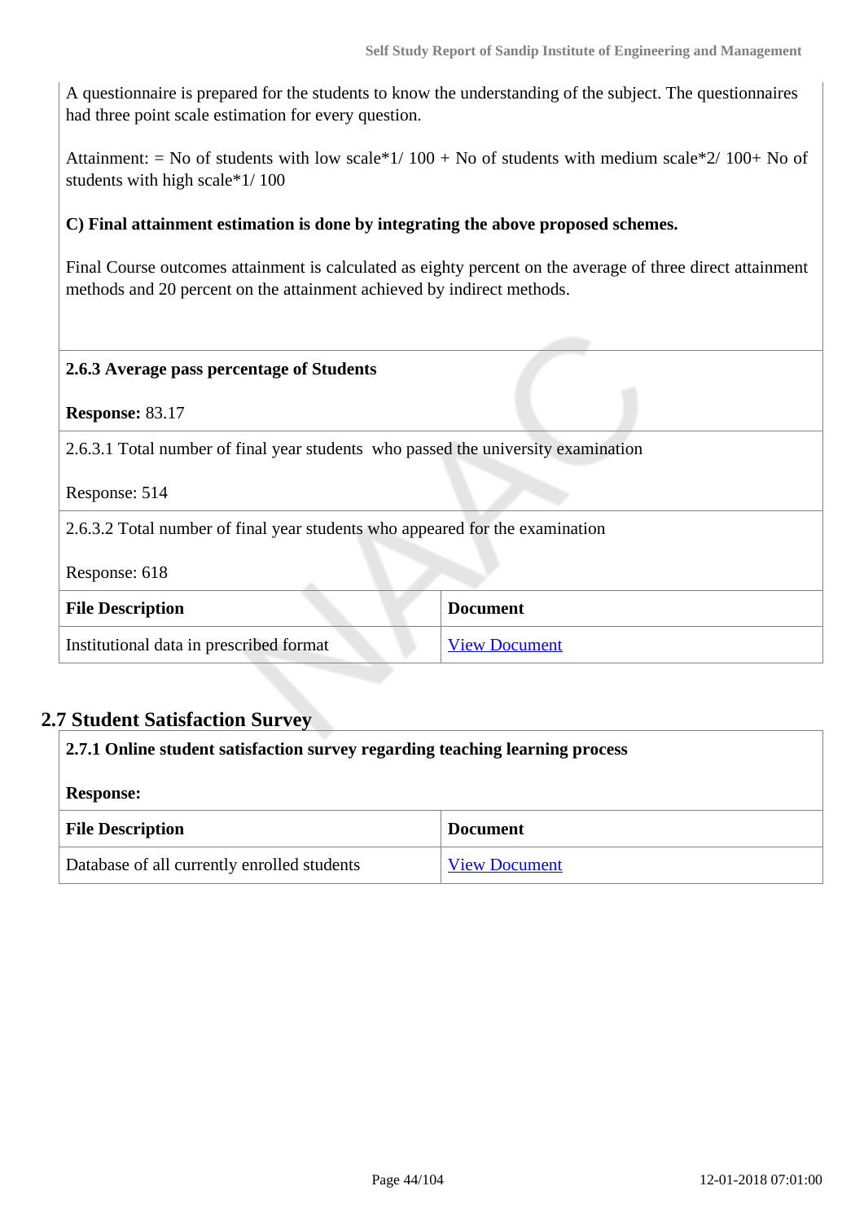A questionnaire is prepared for the students to know the understanding of the subject. The questionnaires had three point scale estimation for every question.

Attainment: = No of students with low scale*1/ 100 + No of students with medium scale*2/ 100+ No of students with high scale*1/ 100

**C) Final attainment estimation is done by integrating the above proposed schemes.**

Final Course outcomes attainment is calculated as eighty percent on the average of three direct attainment methods and 20 percent on the attainment achieved by indirect methods.

**2.6.3 Average pass percentage of Students**

**Response:** 83.17

2.6.3.1 Total number of final year students who passed the university examination

Response: 514

2.6.3.2 Total number of final year students who appeared for the examination

Response: 618

| File Description | Document |
|---|---|
| Institutional data in prescribed format | View Document |

## 2.7 Student Satisfaction Survey

**2.7.1 Online student satisfaction survey regarding teaching learning process**

**Response:**

| File Description | Document |
|---|---|
| Database of all currently enrolled students | View Document |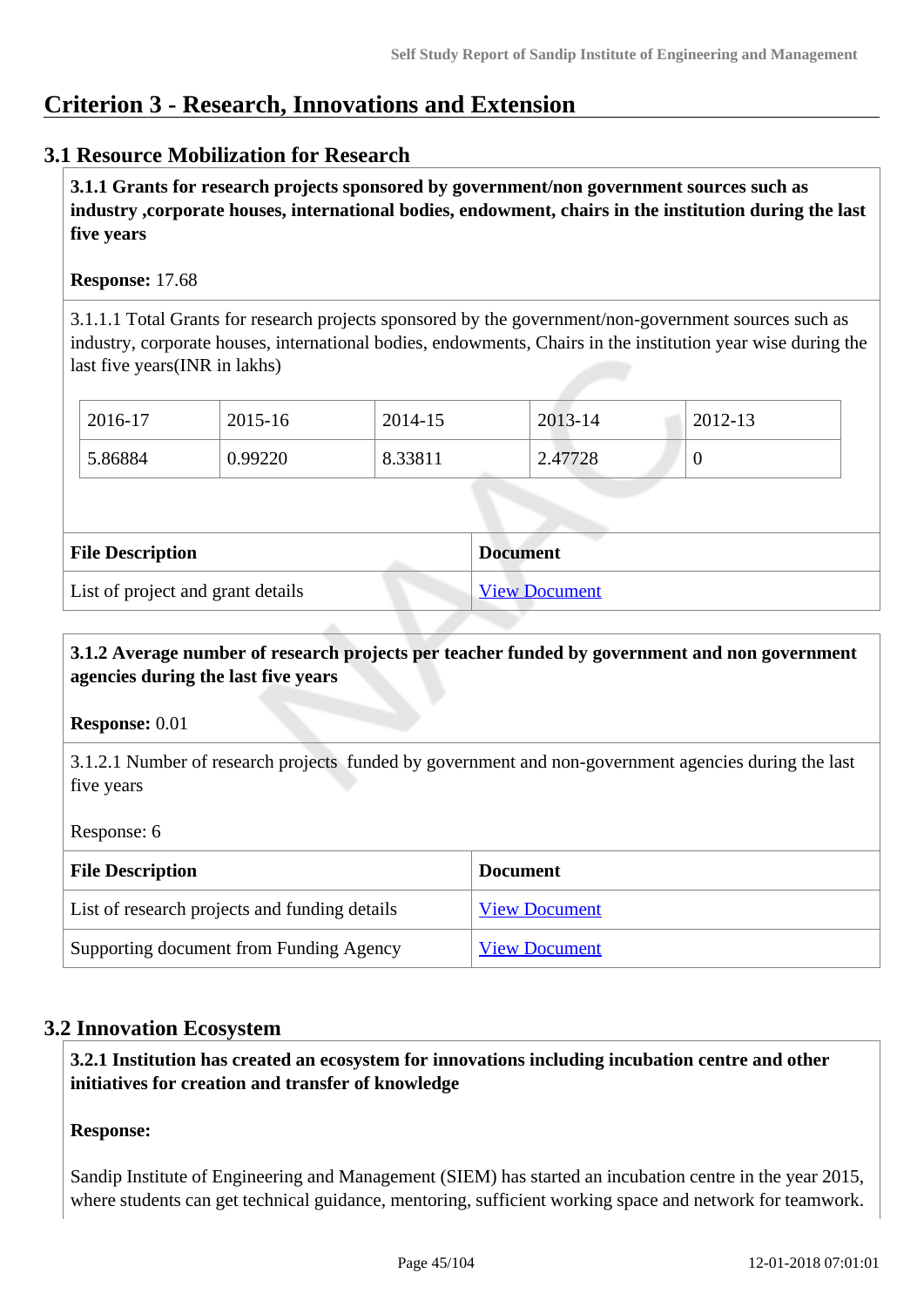# Criterion 3 - Research, Innovations and Extension

## 3.1 Resource Mobilization for Research

**3.1.1 Grants for research projects sponsored by government/non government sources such as industry ,corporate houses, international bodies, endowment, chairs in the institution during the last five years**

**Response:** 17.68

3.1.1.1 Total Grants for research projects sponsored by the government/non-government sources such as industry, corporate houses, international bodies, endowments, Chairs in the institution year wise during the last five years(INR in lakhs)

| 2016-17 | 2015-16 | 2014-15 | 2013-14 | 2012-13 |
|---|---|---|---|---|
| 5.86884 | 0.99220 | 8.33811 | 2.47728 | 0 |

| File Description | Document |
|---|---|
| List of project and grant details | View Document |

**3.1.2 Average number of research projects per teacher funded by government and non government agencies during the last five years**

**Response:** 0.01

3.1.2.1 Number of research projects funded by government and non-government agencies during the last five years

Response: 6

| File Description | Document |
|---|---|
| List of research projects and funding details | View Document |
| Supporting document from Funding Agency | View Document |

## 3.2 Innovation Ecosystem

**3.2.1 Institution has created an ecosystem for innovations including incubation centre and other initiatives for creation and transfer of knowledge**

**Response:**

Sandip Institute of Engineering and Management (SIEM) has started an incubation centre in the year 2015, where students can get technical guidance, mentoring, sufficient working space and network for teamwork.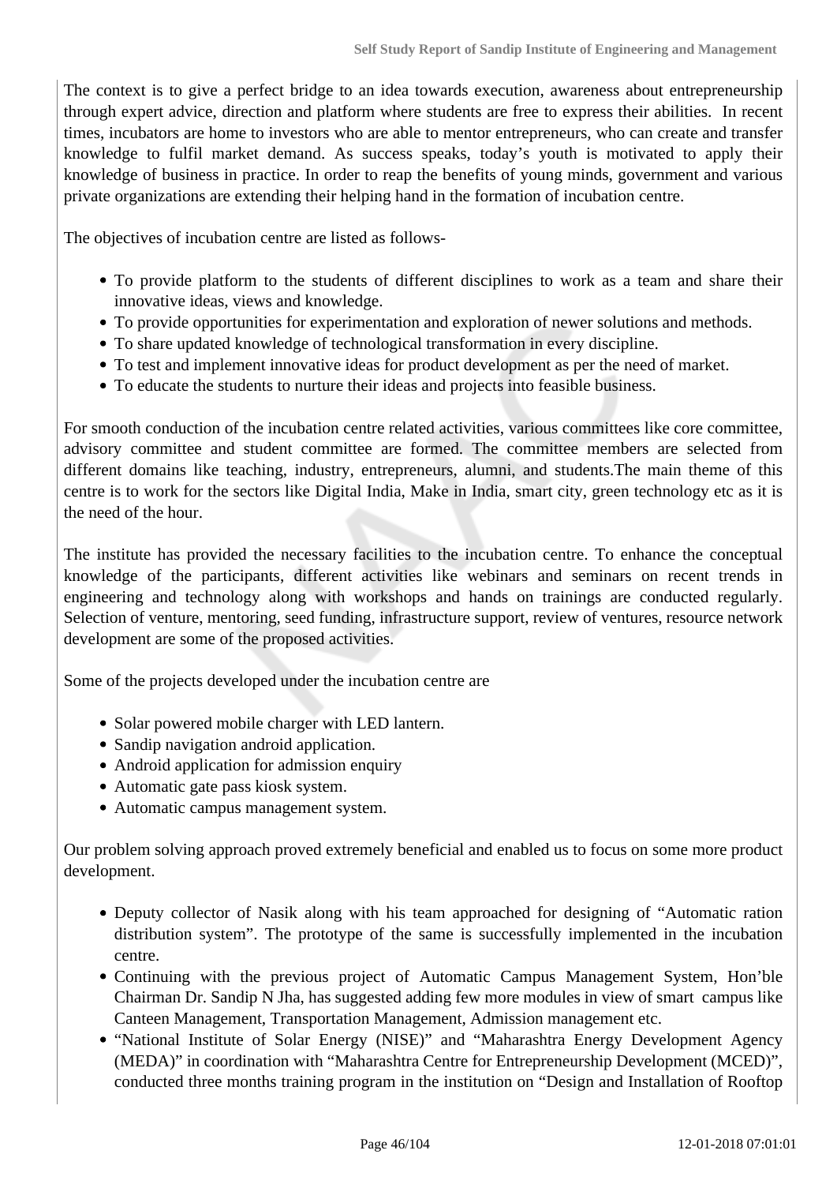The context is to give a perfect bridge to an idea towards execution, awareness about entrepreneurship through expert advice, direction and platform where students are free to express their abilities. In recent times, incubators are home to investors who are able to mentor entrepreneurs, who can create and transfer knowledge to fulfil market demand. As success speaks, today's youth is motivated to apply their knowledge of business in practice. In order to reap the benefits of young minds, government and various private organizations are extending their helping hand in the formation of incubation centre.

The objectives of incubation centre are listed as follows-

- To provide platform to the students of different disciplines to work as a team and share their innovative ideas, views and knowledge.
- To provide opportunities for experimentation and exploration of newer solutions and methods.
- To share updated knowledge of technological transformation in every discipline.
- To test and implement innovative ideas for product development as per the need of market.
- To educate the students to nurture their ideas and projects into feasible business.

For smooth conduction of the incubation centre related activities, various committees like core committee, advisory committee and student committee are formed. The committee members are selected from different domains like teaching, industry, entrepreneurs, alumni, and students.The main theme of this centre is to work for the sectors like Digital India, Make in India, smart city, green technology etc as it is the need of the hour.

The institute has provided the necessary facilities to the incubation centre. To enhance the conceptual knowledge of the participants, different activities like webinars and seminars on recent trends in engineering and technology along with workshops and hands on trainings are conducted regularly. Selection of venture, mentoring, seed funding, infrastructure support, review of ventures, resource network development are some of the proposed activities.

Some of the projects developed under the incubation centre are

- Solar powered mobile charger with LED lantern.
- Sandip navigation android application.
- Android application for admission enquiry
- Automatic gate pass kiosk system.
- Automatic campus management system.

Our problem solving approach proved extremely beneficial and enabled us to focus on some more product development.

- Deputy collector of Nasik along with his team approached for designing of "Automatic ration distribution system". The prototype of the same is successfully implemented in the incubation centre.
- Continuing with the previous project of Automatic Campus Management System, Hon'ble Chairman Dr. Sandip N Jha, has suggested adding few more modules in view of smart campus like Canteen Management, Transportation Management, Admission management etc.
- "National Institute of Solar Energy (NISE)" and "Maharashtra Energy Development Agency (MEDA)" in coordination with "Maharashtra Centre for Entrepreneurship Development (MCED)", conducted three months training program in the institution on "Design and Installation of Rooftop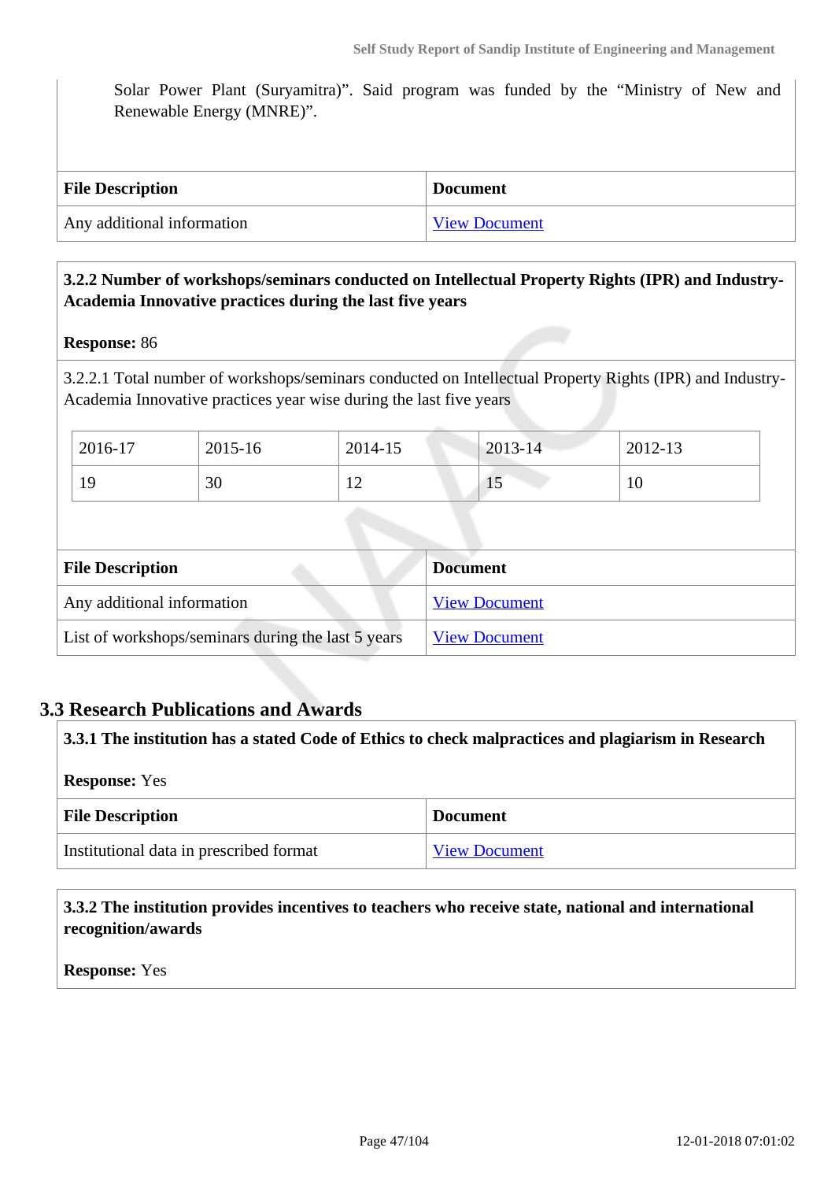Solar Power Plant (Suryamitra)". Said program was funded by the "Ministry of New and Renewable Energy (MNRE)".

| File Description | Document |
|---|---|
| Any additional information | View Document |

**3.2.2 Number of workshops/seminars conducted on Intellectual Property Rights (IPR) and Industry-Academia Innovative practices during the last five years**

**Response:** 86

3.2.2.1 Total number of workshops/seminars conducted on Intellectual Property Rights (IPR) and Industry-Academia Innovative practices year wise during the last five years

| 2016-17 | 2015-16 | 2014-15 | 2013-14 | 2012-13 |
|---|---|---|---|---|
| 19 | 30 | 12 | 15 | 10 |

| File Description | Document |
|---|---|
| Any additional information | View Document |
| List of workshops/seminars during the last 5 years | View Document |

## 3.3 Research Publications and Awards

**3.3.1 The institution has a stated Code of Ethics to check malpractices and plagiarism in Research**

**Response:** Yes

| File Description | Document |
|---|---|
| Institutional data in prescribed format | View Document |

**3.3.2 The institution provides incentives to teachers who receive state, national and international recognition/awards**

**Response:** Yes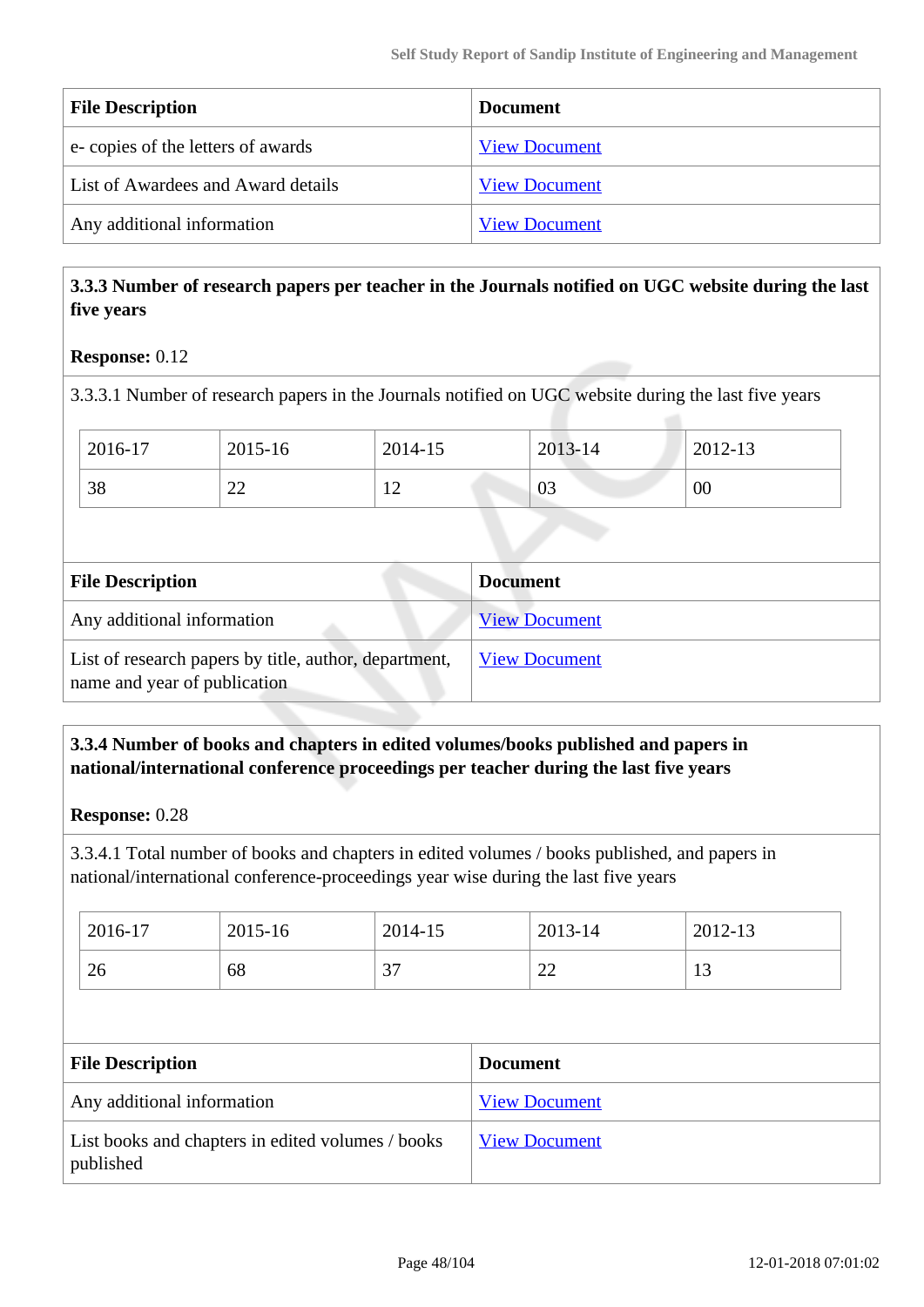| File Description | Document |
|---|---|
| e- copies of the letters of awards | View Document |
| List of Awardees and Award details | View Document |
| Any additional information | View Document |

**3.3.3 Number of research papers per teacher in the Journals notified on UGC website during the last five years**

**Response:** 0.12

3.3.3.1 Number of research papers in the Journals notified on UGC website during the last five years

| 2016-17 | 2015-16 | 2014-15 | 2013-14 | 2012-13 |
|---|---|---|---|---|
| 38 | 22 | 12 | 03 | 00 |

| File Description | Document |
|---|---|
| Any additional information | View Document |
| List of research papers by title, author, department, name and year of publication | View Document |

**3.3.4 Number of books and chapters in edited volumes/books published and papers in national/international conference proceedings per teacher during the last five years**

**Response:** 0.28

3.3.4.1 Total number of books and chapters in edited volumes / books published, and papers in national/international conference-proceedings year wise during the last five years

| 2016-17 | 2015-16 | 2014-15 | 2013-14 | 2012-13 |
|---|---|---|---|---|
| 26 | 68 | 37 | 22 | 13 |

| File Description | Document |
|---|---|
| Any additional information | View Document |
| List books and chapters in edited volumes / books published | View Document |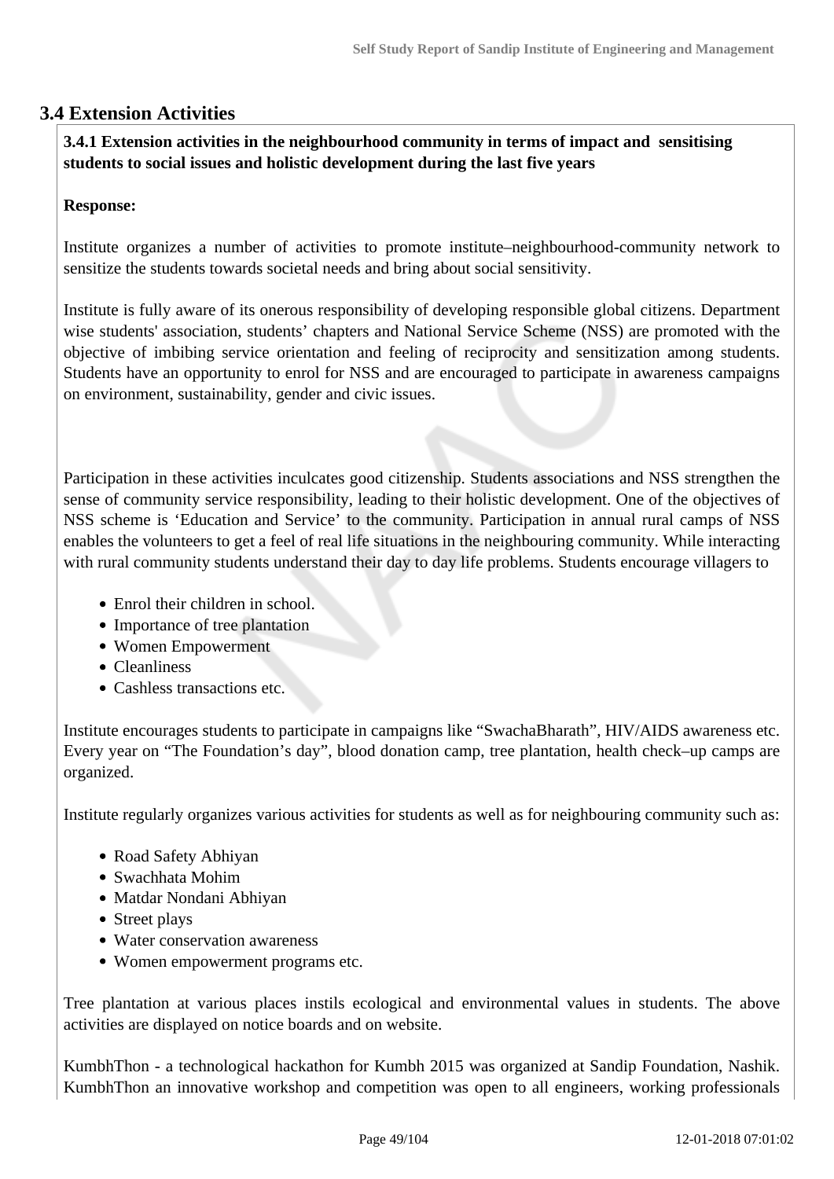## 3.4 Extension Activities

**3.4.1 Extension activities in the neighbourhood community in terms of impact and sensitising students to social issues and holistic development during the last five years**

**Response:**

Institute organizes a number of activities to promote institute–neighbourhood-community network to sensitize the students towards societal needs and bring about social sensitivity.

Institute is fully aware of its onerous responsibility of developing responsible global citizens. Department wise students' association, students' chapters and National Service Scheme (NSS) are promoted with the objective of imbibing service orientation and feeling of reciprocity and sensitization among students. Students have an opportunity to enrol for NSS and are encouraged to participate in awareness campaigns on environment, sustainability, gender and civic issues.

Participation in these activities inculcates good citizenship. Students associations and NSS strengthen the sense of community service responsibility, leading to their holistic development. One of the objectives of NSS scheme is 'Education and Service' to the community. Participation in annual rural camps of NSS enables the volunteers to get a feel of real life situations in the neighbouring community. While interacting with rural community students understand their day to day life problems. Students encourage villagers to

- Enrol their children in school.
- Importance of tree plantation
- Women Empowerment
- Cleanliness
- Cashless transactions etc.

Institute encourages students to participate in campaigns like "SwachaBharath", HIV/AIDS awareness etc. Every year on "The Foundation's day", blood donation camp, tree plantation, health check–up camps are organized.

Institute regularly organizes various activities for students as well as for neighbouring community such as:

- Road Safety Abhiyan
- Swachhata Mohim
- Matdar Nondani Abhiyan
- Street plays
- Water conservation awareness
- Women empowerment programs etc.

Tree plantation at various places instils ecological and environmental values in students. The above activities are displayed on notice boards and on website.

KumbhThon - a technological hackathon for Kumbh 2015 was organized at Sandip Foundation, Nashik. KumbhThon an innovative workshop and competition was open to all engineers, working professionals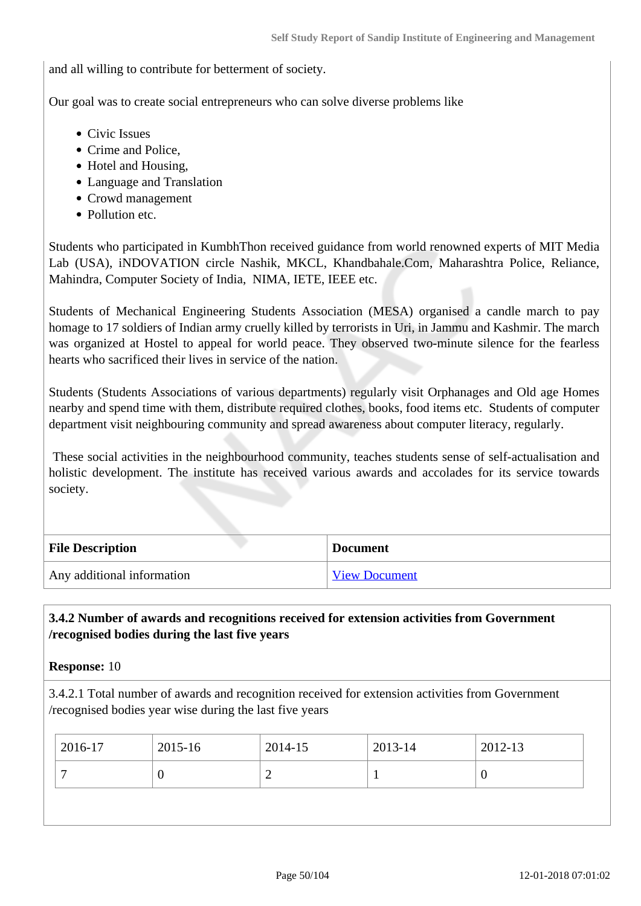and all willing to contribute for betterment of society.

Our goal was to create social entrepreneurs who can solve diverse problems like

- Civic Issues
- Crime and Police,
- Hotel and Housing,
- Language and Translation
- Crowd management
- Pollution etc.

Students who participated in KumbhThon received guidance from world renowned experts of MIT Media Lab (USA), iNDOVATION circle Nashik, MKCL, Khandbahale.Com, Maharashtra Police, Reliance, Mahindra, Computer Society of India, NIMA, IETE, IEEE etc.

Students of Mechanical Engineering Students Association (MESA) organised a candle march to pay homage to 17 soldiers of Indian army cruelly killed by terrorists in Uri, in Jammu and Kashmir. The march was organized at Hostel to appeal for world peace. They observed two-minute silence for the fearless hearts who sacrificed their lives in service of the nation.

Students (Students Associations of various departments) regularly visit Orphanages and Old age Homes nearby and spend time with them, distribute required clothes, books, food items etc. Students of computer department visit neighbouring community and spread awareness about computer literacy, regularly.

These social activities in the neighbourhood community, teaches students sense of self-actualisation and holistic development. The institute has received various awards and accolades for its service towards society.

| File Description | Document |
|---|---|
| Any additional information | View Document |

**3.4.2 Number of awards and recognitions received for extension activities from Government /recognised bodies during the last five years**

**Response:** 10

3.4.2.1 Total number of awards and recognition received for extension activities from Government /recognised bodies year wise during the last five years

| 2016-17 | 2015-16 | 2014-15 | 2013-14 | 2012-13 |
|---|---|---|---|---|
| 7 | 0 | 2 | 1 | 0 |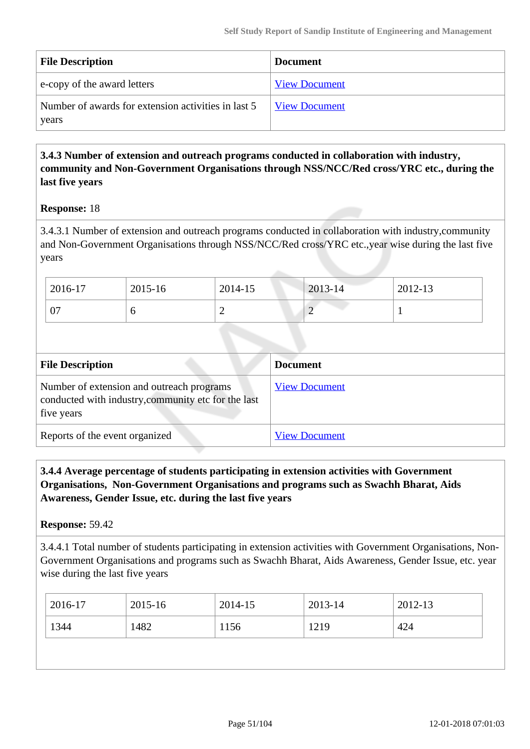| File Description | Document |
| --- | --- |
| e-copy of the award letters | View Document |
| Number of awards for extension activities in last 5 years | View Document |

**3.4.3 Number of extension and outreach programs conducted in collaboration with industry, community and Non-Government Organisations through NSS/NCC/Red cross/YRC etc., during the last five years**

**Response:** 18

3.4.3.1 Number of extension and outreach programs conducted in collaboration with industry,community and Non-Government Organisations through NSS/NCC/Red cross/YRC etc.,year wise during the last five years

| 2016-17 | 2015-16 | 2014-15 | 2013-14 | 2012-13 |
| --- | --- | --- | --- | --- |
| 07 | 6 | 2 | 2 | 1 |

| File Description | Document |
| --- | --- |
| Number of extension and outreach programs conducted with industry,community etc for the last five years | View Document |
| Reports of the event organized | View Document |

**3.4.4 Average percentage of students participating in extension activities with Government Organisations, Non-Government Organisations and programs such as Swachh Bharat, Aids Awareness, Gender Issue, etc. during the last five years**

**Response:** 59.42

3.4.4.1 Total number of students participating in extension activities with Government Organisations, Non-Government Organisations and programs such as Swachh Bharat, Aids Awareness, Gender Issue, etc. year wise during the last five years

| 2016-17 | 2015-16 | 2014-15 | 2013-14 | 2012-13 |
| --- | --- | --- | --- | --- |
| 1344 | 1482 | 1156 | 1219 | 424 |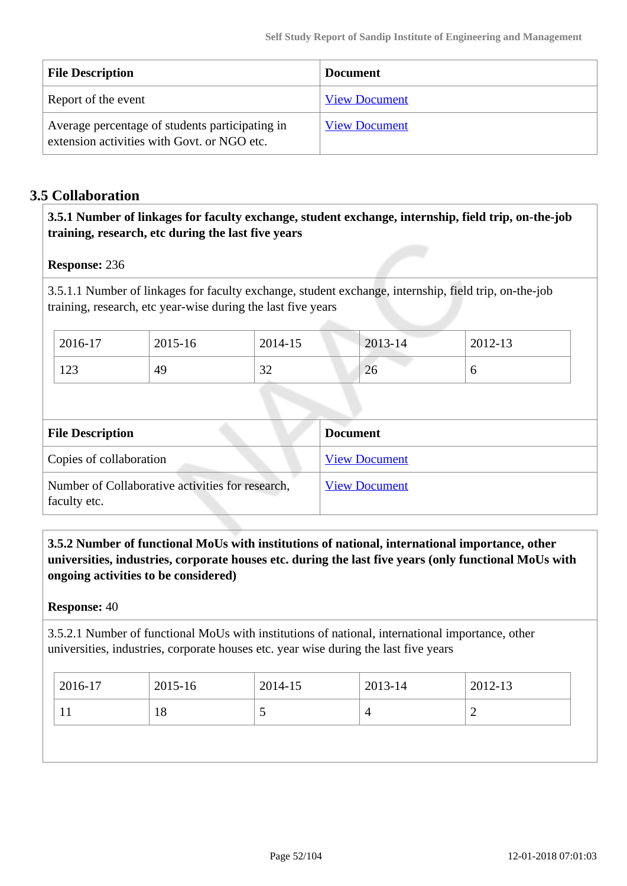| File Description | Document |
| --- | --- |
| Report of the event | View Document |
| Average percentage of students participating in extension activities with Govt. or NGO etc. | View Document |

## 3.5 Collaboration

**3.5.1 Number of linkages for faculty exchange, student exchange, internship, field trip, on-the-job training, research, etc during the last five years**

**Response:** 236

3.5.1.1 Number of linkages for faculty exchange, student exchange, internship, field trip, on-the-job training, research, etc year-wise during the last five years

| 2016-17 | 2015-16 | 2014-15 | 2013-14 | 2012-13 |
| --- | --- | --- | --- | --- |
| 123 | 49 | 32 | 26 | 6 |

| File Description | Document |
| --- | --- |
| Copies of collaboration | View Document |
| Number of Collaborative activities for research, faculty etc. | View Document |

**3.5.2 Number of functional MoUs with institutions of national, international importance, other universities, industries, corporate houses etc. during the last five years (only functional MoUs with ongoing activities to be considered)**

**Response:** 40

3.5.2.1 Number of functional MoUs with institutions of national, international importance, other universities, industries, corporate houses etc. year wise during the last five years

| 2016-17 | 2015-16 | 2014-15 | 2013-14 | 2012-13 |
| --- | --- | --- | --- | --- |
| 11 | 18 | 5 | 4 | 2 |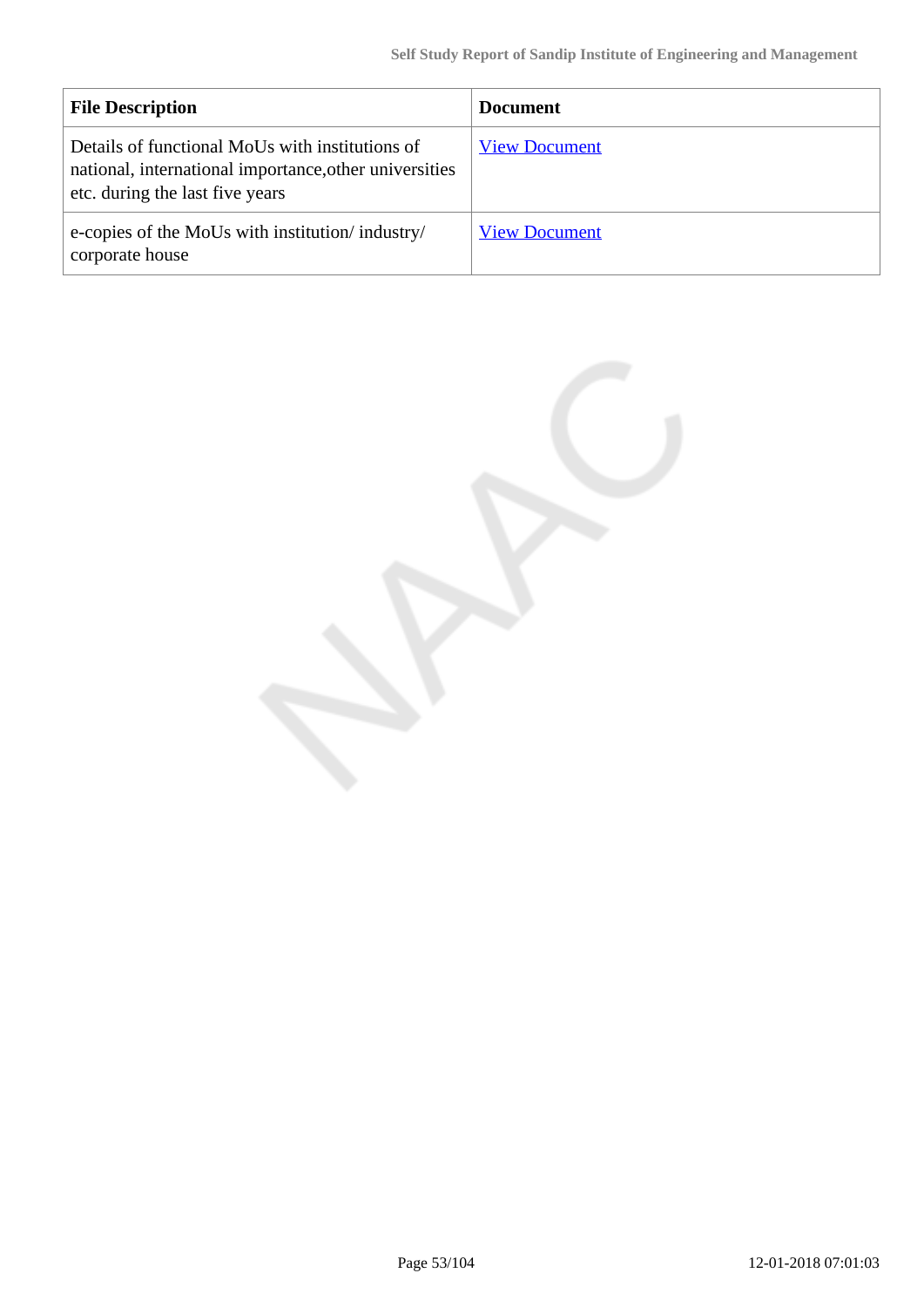| File Description | Document |
| --- | --- |
| Details of functional MoUs with institutions of national, international importance,other universities etc. during the last five years | View Document |
| e-copies of the MoUs with institution/ industry/ corporate house | View Document |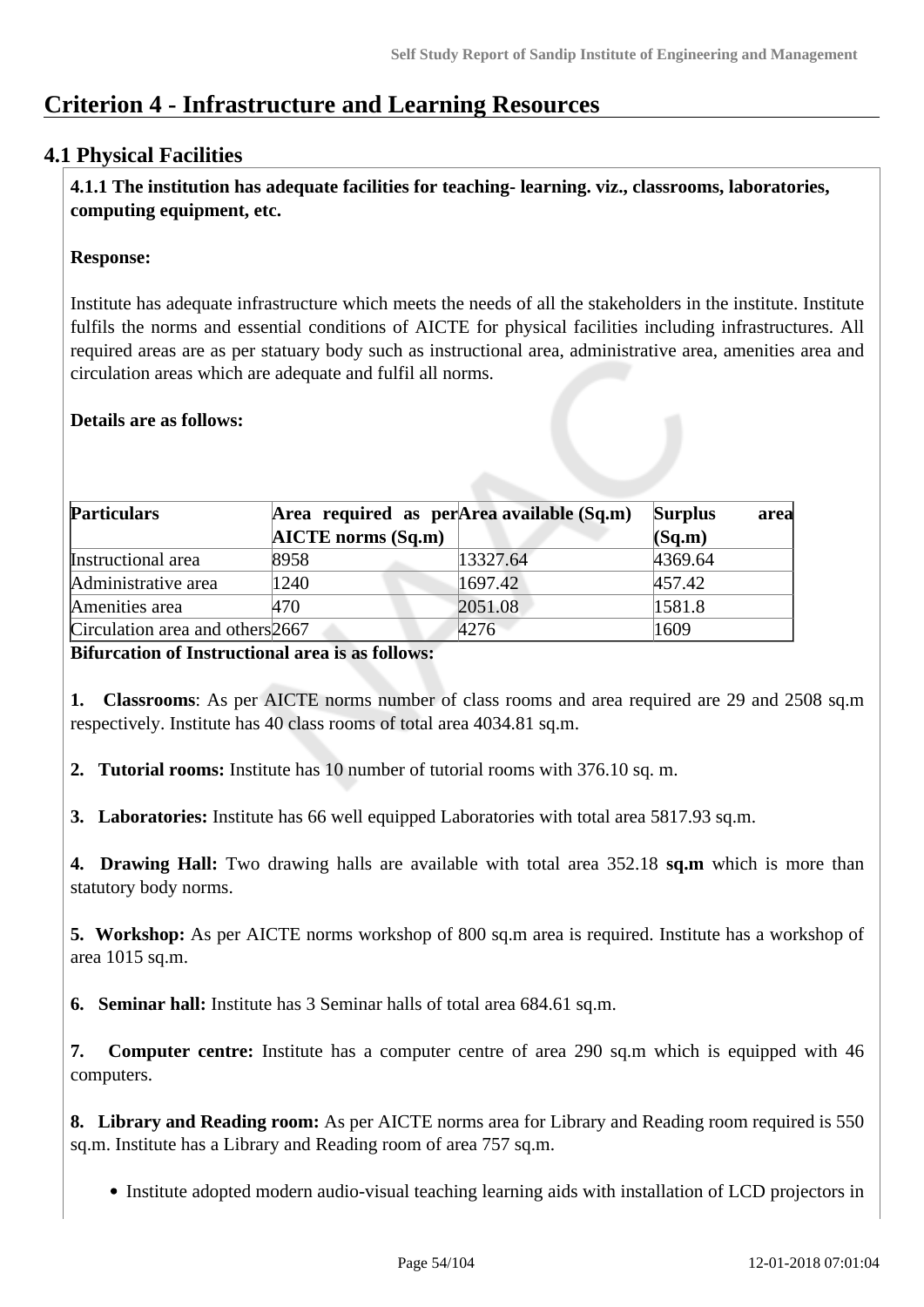# Criterion 4 - Infrastructure and Learning Resources

## 4.1 Physical Facilities

**4.1.1 The institution has adequate facilities for teaching- learning. viz., classrooms, laboratories, computing equipment, etc.**

**Response:**

Institute has adequate infrastructure which meets the needs of all the stakeholders in the institute. Institute fulfils the norms and essential conditions of AICTE for physical facilities including infrastructures. All required areas are as per statuary body such as instructional area, administrative area, amenities area and circulation areas which are adequate and fulfil all norms.

**Details are as follows:**

| **Particulars** | **Area required as per AICTE norms (Sq.m)** | **Area available (Sq.m)** | **Surplus area (Sq.m)** |
|---|---|---|---|
| Instructional area | 8958 | 13327.64 | 4369.64 |
| Administrative area | 1240 | 1697.42 | 457.42 |
| Amenities area | 470 | 2051.08 | 1581.8 |
| Circulation area and others | 2667 | 4276 | 1609 |

**Bifurcation of Instructional area is as follows:**

**1. Classrooms**: As per AICTE norms number of class rooms and area required are 29 and 2508 sq.m respectively. Institute has 40 class rooms of total area 4034.81 sq.m.

**2. Tutorial rooms:** Institute has 10 number of tutorial rooms with 376.10 sq. m.

**3. Laboratories:** Institute has 66 well equipped Laboratories with total area 5817.93 sq.m.

**4. Drawing Hall:** Two drawing halls are available with total area 352.18 **sq.m** which is more than statutory body norms.

**5. Workshop:** As per AICTE norms workshop of 800 sq.m area is required. Institute has a workshop of area 1015 sq.m.

**6. Seminar hall:** Institute has 3 Seminar halls of total area 684.61 sq.m.

**7. Computer centre:** Institute has a computer centre of area 290 sq.m which is equipped with 46 computers.

**8. Library and Reading room:** As per AICTE norms area for Library and Reading room required is 550 sq.m. Institute has a Library and Reading room of area 757 sq.m.

- Institute adopted modern audio-visual teaching learning aids with installation of LCD projectors in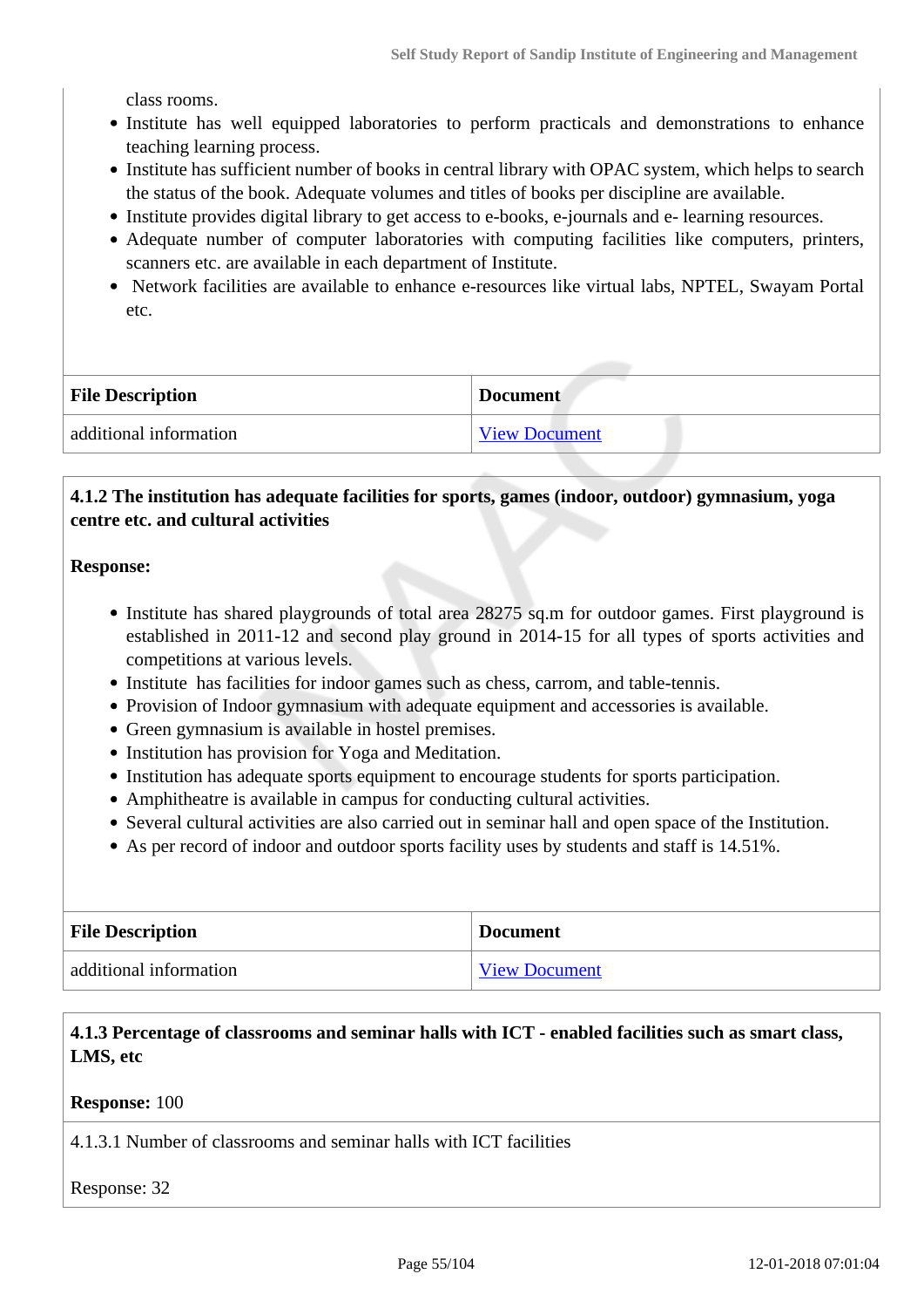class rooms.

- Institute has well equipped laboratories to perform practicals and demonstrations to enhance teaching learning process.
- Institute has sufficient number of books in central library with OPAC system, which helps to search the status of the book. Adequate volumes and titles of books per discipline are available.
- Institute provides digital library to get access to e-books, e-journals and e- learning resources.
- Adequate number of computer laboratories with computing facilities like computers, printers, scanners etc. are available in each department of Institute.
- Network facilities are available to enhance e-resources like virtual labs, NPTEL, Swayam Portal etc.

| File Description | Document |
|---|---|
| additional information | View Document |

**4.1.2 The institution has adequate facilities for sports, games (indoor, outdoor) gymnasium, yoga centre etc. and cultural activities**

**Response:**

- Institute has shared playgrounds of total area 28275 sq.m for outdoor games. First playground is established in 2011-12 and second play ground in 2014-15 for all types of sports activities and competitions at various levels.
- Institute has facilities for indoor games such as chess, carrom, and table-tennis.
- Provision of Indoor gymnasium with adequate equipment and accessories is available.
- Green gymnasium is available in hostel premises.
- Institution has provision for Yoga and Meditation.
- Institution has adequate sports equipment to encourage students for sports participation.
- Amphitheatre is available in campus for conducting cultural activities.
- Several cultural activities are also carried out in seminar hall and open space of the Institution.
- As per record of indoor and outdoor sports facility uses by students and staff is 14.51%.

| File Description | Document |
|---|---|
| additional information | View Document |

**4.1.3 Percentage of classrooms and seminar halls with ICT - enabled facilities such as smart class, LMS, etc**

**Response:** 100

4.1.3.1 Number of classrooms and seminar halls with ICT facilities

Response: 32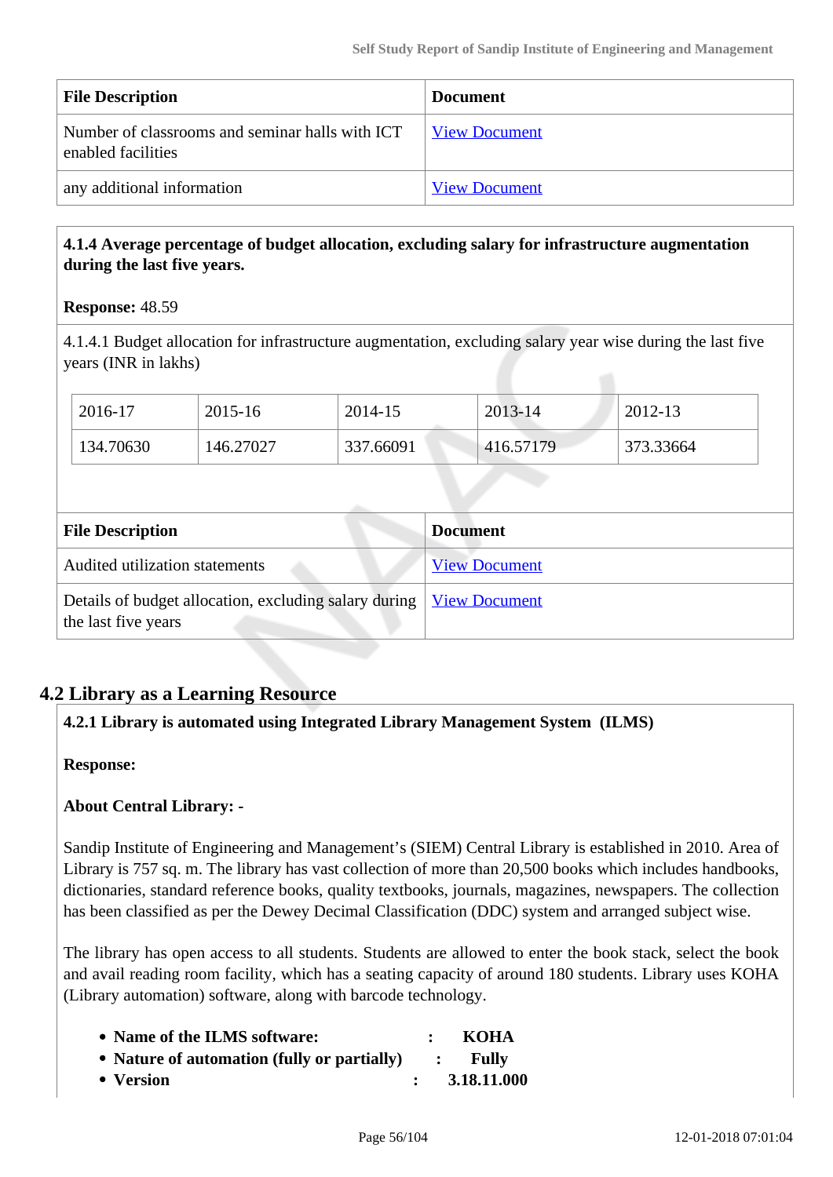| File Description | Document |
| --- | --- |
| Number of classrooms and seminar halls with ICT enabled facilities | View Document |
| any additional information | View Document |

**4.1.4 Average percentage of budget allocation, excluding salary for infrastructure augmentation during the last five years.**

**Response:** 48.59

4.1.4.1 Budget allocation for infrastructure augmentation, excluding salary year wise during the last five years (INR in lakhs)

| 2016-17 | 2015-16 | 2014-15 | 2013-14 | 2012-13 |
| --- | --- | --- | --- | --- |
| 134.70630 | 146.27027 | 337.66091 | 416.57179 | 373.33664 |

| File Description | Document |
| --- | --- |
| Audited utilization statements | View Document |
| Details of budget allocation, excluding salary during the last five years | View Document |

## 4.2 Library as a Learning Resource

**4.2.1 Library is automated using Integrated Library Management System (ILMS)**

**Response:**

**About Central Library: -**

Sandip Institute of Engineering and Management's (SIEM) Central Library is established in 2010. Area of Library is 757 sq. m. The library has vast collection of more than 20,500 books which includes handbooks, dictionaries, standard reference books, quality textbooks, journals, magazines, newspapers. The collection has been classified as per the Dewey Decimal Classification (DDC) system and arranged subject wise.

The library has open access to all students. Students are allowed to enter the book stack, select the book and avail reading room facility, which has a seating capacity of around 180 students. Library uses KOHA (Library automation) software, along with barcode technology.

- **Name of the ILMS software: : KOHA**
- **Nature of automation (fully or partially) : Fully**
- **Version : 3.18.11.000**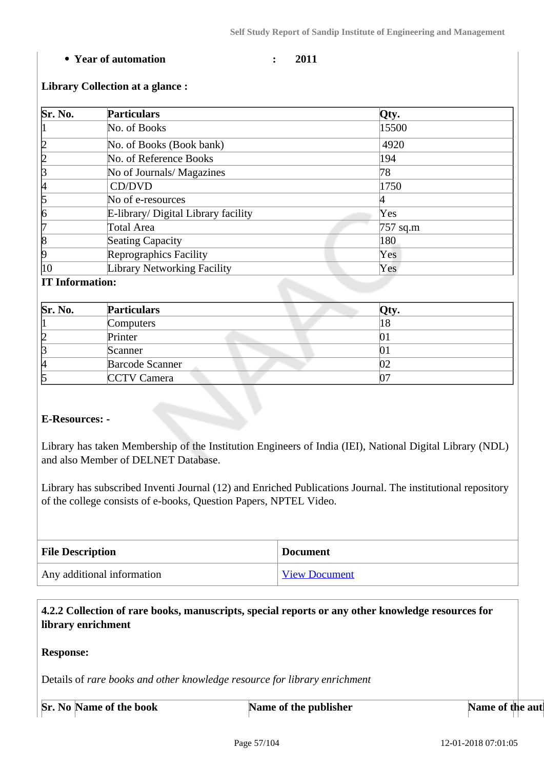- **Year of automation : 2011**

**Library Collection at a glance :**

| Sr. No. | Particulars | Qty. |
|---|---|---|
| 1 | No. of Books | 15500 |
| 2 | No. of Books (Book bank) | 4920 |
| 2 | No. of Reference Books | 194 |
| 3 | No of Journals/ Magazines | 78 |
| 4 | CD/DVD | 1750 |
| 5 | No of e-resources | 4 |
| 6 | E-library/ Digital Library facility | Yes |
| 7 | Total Area | 757 sq.m |
| 8 | Seating Capacity | 180 |
| 9 | Reprographics Facility | Yes |
| 10 | Library Networking Facility | Yes |

**IT Information:**

| Sr. No. | Particulars | Qty. |
|---|---|---|
| 1 | Computers | 18 |
| 2 | Printer | 01 |
| 3 | Scanner | 01 |
| 4 | Barcode Scanner | 02 |
| 5 | CCTV Camera | 07 |

**E-Resources: -**

Library has taken Membership of the Institution Engineers of India (IEI), National Digital Library (NDL) and also Member of DELNET Database.

Library has subscribed Inventi Journal (12) and Enriched Publications Journal. The institutional repository of the college consists of e-books, Question Papers, NPTEL Video.

| File Description | Document |
|---|---|
| Any additional information | View Document |

**4.2.2 Collection of rare books, manuscripts, special reports or any other knowledge resources for library enrichment**

**Response:**

Details of *rare books and other knowledge resource for library enrichment*

| Sr. No | Name of the book | Name of the publisher | Name of the aut |
|---|---|---|---|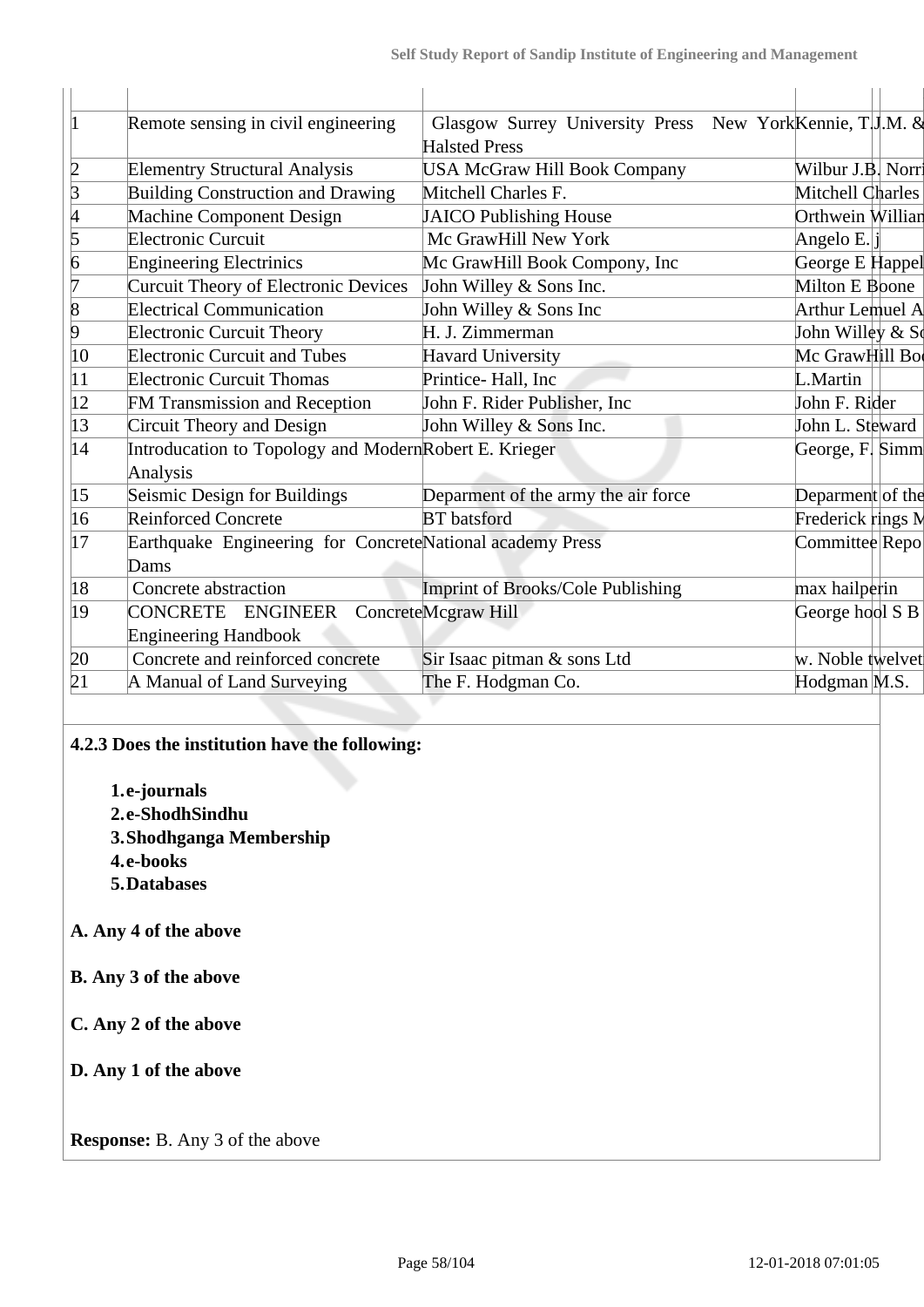| | | | | |
|---|---|---|---|---|
| 1 | Remote sensing in civil engineering | Glasgow Surrey University Press New York Halsted Press | Kennie, T.J.M. & | |
| 2 | Elementry Structural Analysis | USA McGraw Hill Book Company | Wilbur J.B. Norri | |
| 3 | Building Construction and Drawing | Mitchell Charles F. | Mitchell Charles | |
| 4 | Machine Component Design | JAICO Publishing House | Orthwein William | |
| 5 | Electronic Curcuit | Mc GrawHill New York | Angelo E. j | |
| 6 | Engineering Electrinics | Mc GrawHill Book Compony, Inc | George E Happel | |
| 7 | Curcuit Theory of Electronic Devices | John Willey & Sons Inc. | Milton E Boone | |
| 8 | Electrical Communication | John Willey & Sons Inc | Arthur Lemuel A | |
| 9 | Electronic Curcuit Theory | H. J. Zimmerman | John Willey & So | |
| 10 | Electronic Curcuit and Tubes | Havard University | Mc GrawHill Boo | |
| 11 | Electronic Curcuit Thomas | Printice- Hall, Inc | L.Martin | |
| 12 | FM Transmission and Reception | John F. Rider Publisher, Inc | John F. Rider | |
| 13 | Circuit Theory and Design | John Willey & Sons Inc. | John L. Steward | |
| 14 | Introducation to Topology and Modern Analysis | Robert E. Krieger | George, F. Simm | |
| 15 | Seismic Design for Buildings | Deparment of the army the air force | Deparment of the | |
| 16 | Reinforced Concrete | BT batsford | Frederick rings M | |
| 17 | Earthquake Engineering for Concrete Dams | National academy Press | Committee Repo | |
| 18 | Concrete abstraction | Imprint of Brooks/Cole Publishing | max hailperin | |
| 19 | CONCRETE ENGINEER Concrete Engineering Handbook | Mcgraw Hill | George hool S B | |
| 20 | Concrete and reinforced concrete | Sir Isaac pitman & sons Ltd | w. Noble twelvet | |
| 21 | A Manual of Land Surveying | The F. Hodgman Co. | Hodgman M.S. | |

**4.2.3 Does the institution have the following:**

1. **e-journals**
2. **e-ShodhSindhu**
3. **Shodhganga Membership**
4. **e-books**
5. **Databases**

**A. Any 4 of the above**

**B. Any 3 of the above**

**C. Any 2 of the above**

**D. Any 1 of the above**

**Response:** B. Any 3 of the above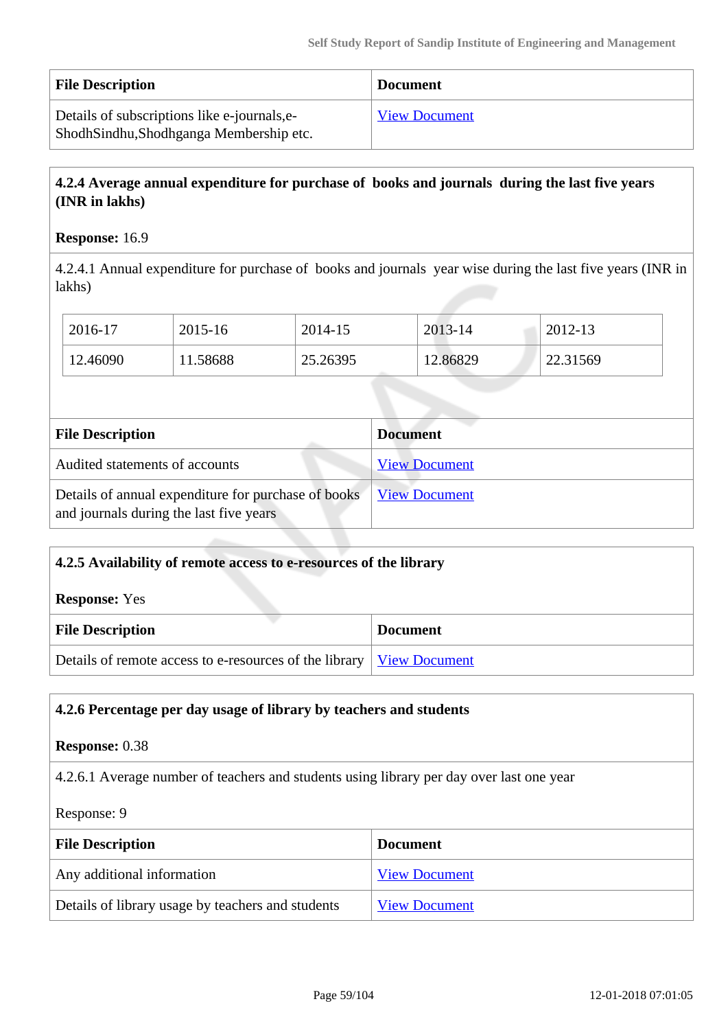| File Description | Document |
|---|---|
| Details of subscriptions like e-journals,e-ShodhSindhu,Shodhganga Membership etc. | View Document |

**4.2.4 Average annual expenditure for purchase of books and journals during the last five years (INR in lakhs)**

**Response:** 16.9

4.2.4.1 Annual expenditure for purchase of books and journals year wise during the last five years (INR in lakhs)

| 2016-17 | 2015-16 | 2014-15 | 2013-14 | 2012-13 |
|---|---|---|---|---|
| 12.46090 | 11.58688 | 25.26395 | 12.86829 | 22.31569 |

| File Description | Document |
|---|---|
| Audited statements of accounts | View Document |
| Details of annual expenditure for purchase of books and journals during the last five years | View Document |

**4.2.5 Availability of remote access to e-resources of the library**

**Response:** Yes

| File Description | Document |
|---|---|
| Details of remote access to e-resources of the library | View Document |

**4.2.6 Percentage per day usage of library by teachers and students**

**Response:** 0.38

4.2.6.1 Average number of teachers and students using library per day over last one year

Response: 9

| File Description | Document |
|---|---|
| Any additional information | View Document |
| Details of library usage by teachers and students | View Document |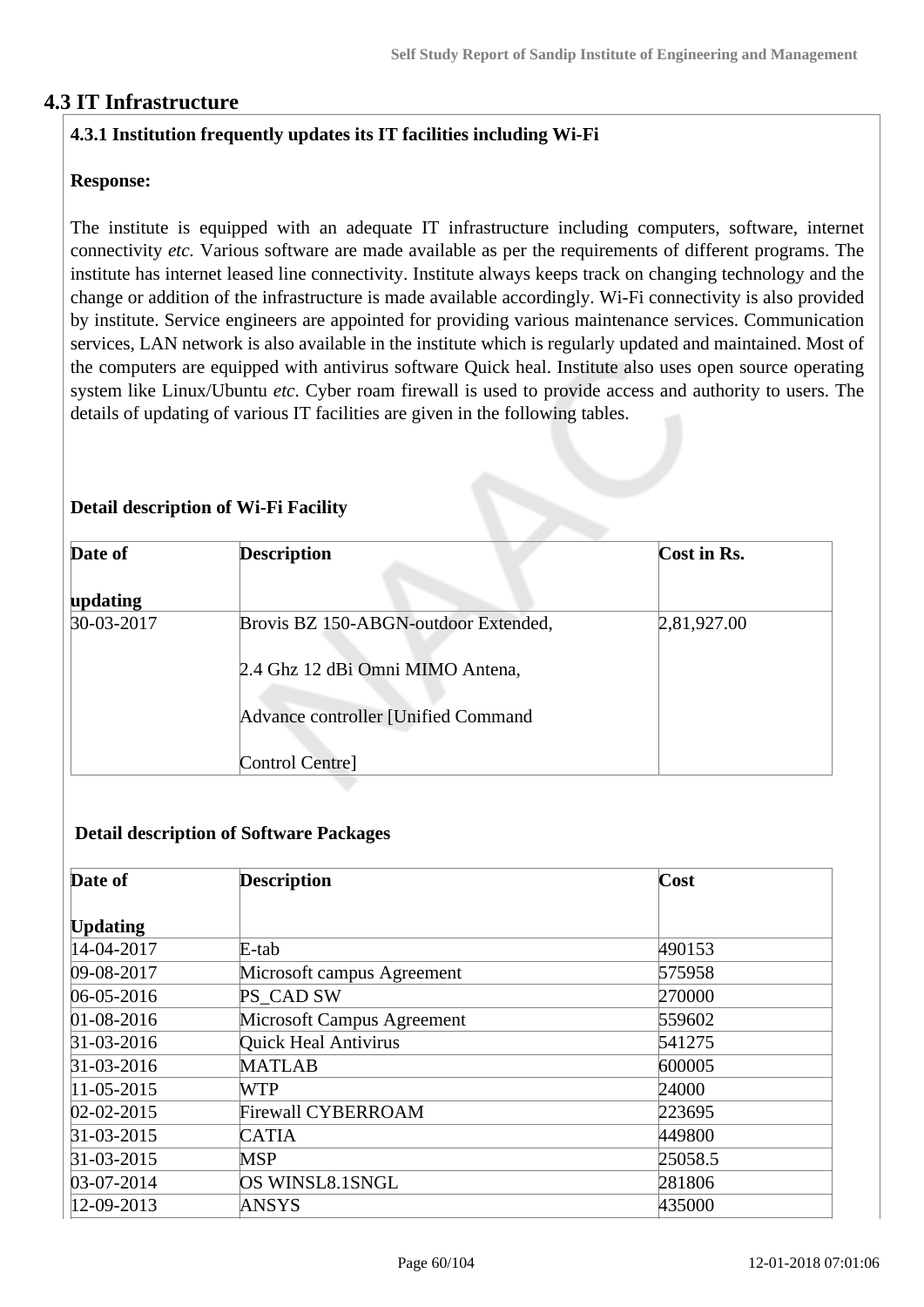## 4.3 IT Infrastructure

**4.3.1 Institution frequently updates its IT facilities including Wi-Fi**

**Response:**

The institute is equipped with an adequate IT infrastructure including computers, software, internet connectivity *etc.* Various software are made available as per the requirements of different programs. The institute has internet leased line connectivity. Institute always keeps track on changing technology and the change or addition of the infrastructure is made available accordingly. Wi-Fi connectivity is also provided by institute. Service engineers are appointed for providing various maintenance services. Communication services, LAN network is also available in the institute which is regularly updated and maintained. Most of the computers are equipped with antivirus software Quick heal. Institute also uses open source operating system like Linux/Ubuntu *etc*. Cyber roam firewall is used to provide access and authority to users. The details of updating of various IT facilities are given in the following tables.

**Detail description of Wi-Fi Facility**

| Date of updating | Description | Cost in Rs. |
|---|---|---|
| 30-03-2017 | Brovis BZ 150-ABGN-outdoor Extended, 2.4 Ghz 12 dBi Omni MIMO Antena, Advance controller [Unified Command Control Centre] | 2,81,927.00 |

**Detail description of Software Packages**

| Date of Updating | Description | Cost |
|---|---|---|
| 14-04-2017 | E-tab | 490153 |
| 09-08-2017 | Microsoft campus Agreement | 575958 |
| 06-05-2016 | PS_CAD SW | 270000 |
| 01-08-2016 | Microsoft Campus Agreement | 559602 |
| 31-03-2016 | Quick Heal Antivirus | 541275 |
| 31-03-2016 | MATLAB | 600005 |
| 11-05-2015 | WTP | 24000 |
| 02-02-2015 | Firewall CYBERROAM | 223695 |
| 31-03-2015 | CATIA | 449800 |
| 31-03-2015 | MSP | 25058.5 |
| 03-07-2014 | OS WINSL8.1SNGL | 281806 |
| 12-09-2013 | ANSYS | 435000 |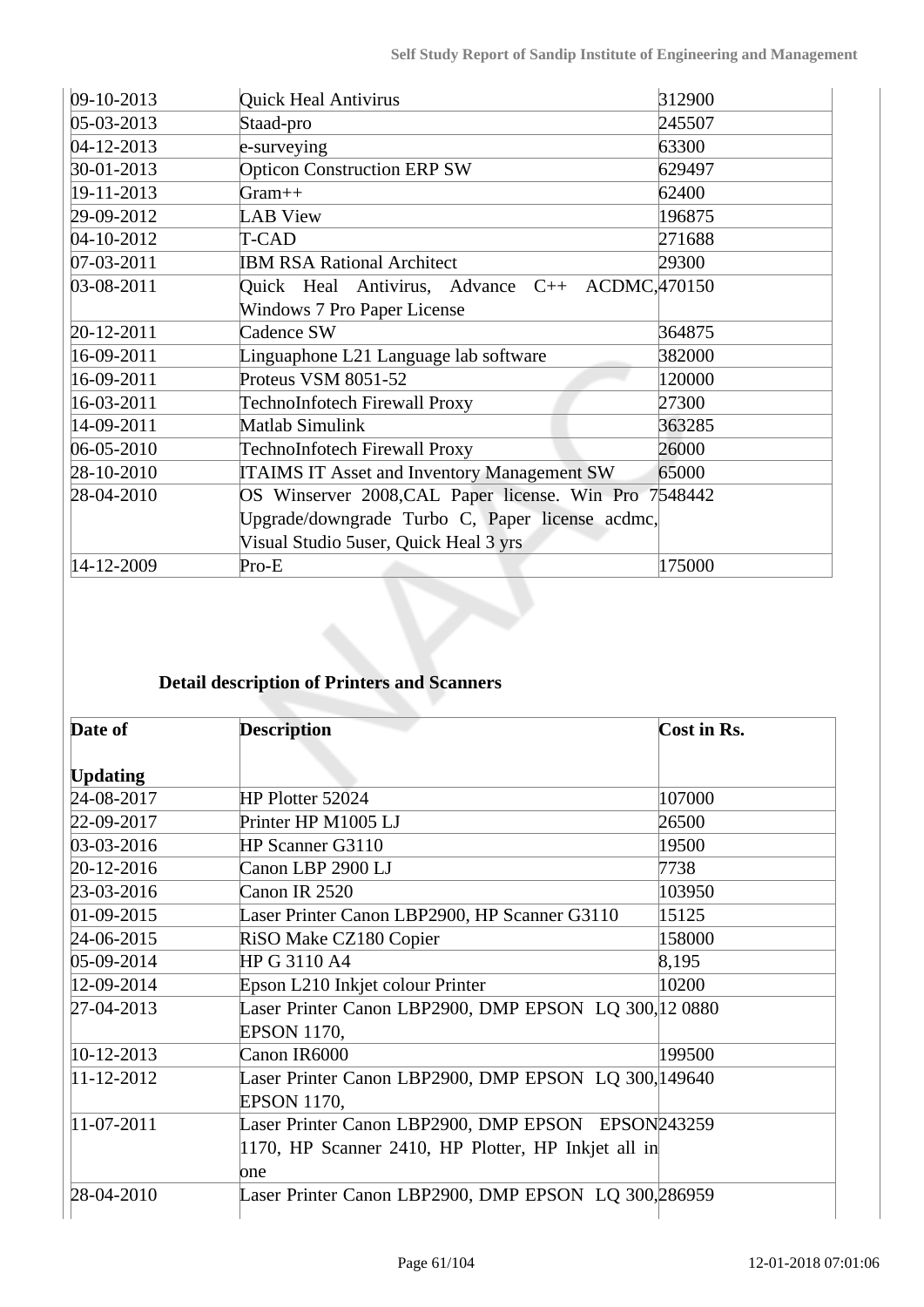| | | |
|---|---|---|
| 09-10-2013 | Quick Heal Antivirus | 312900 |
| 05-03-2013 | Staad-pro | 245507 |
| 04-12-2013 | e-surveying | 63300 |
| 30-01-2013 | Opticon Construction ERP SW | 629497 |
| 19-11-2013 | Gram++ | 62400 |
| 29-09-2012 | LAB View | 196875 |
| 04-10-2012 | T-CAD | 271688 |
| 07-03-2011 | IBM RSA Rational Architect | 29300 |
| 03-08-2011 | Quick Heal Antivirus, Advance C++ ACDMC, Windows 7 Pro Paper License | 470150 |
| 20-12-2011 | Cadence SW | 364875 |
| 16-09-2011 | Linguaphone L21 Language lab software | 382000 |
| 16-09-2011 | Proteus VSM 8051-52 | 120000 |
| 16-03-2011 | TechnoInfotech Firewall Proxy | 27300 |
| 14-09-2011 | Matlab Simulink | 363285 |
| 06-05-2010 | TechnoInfotech Firewall Proxy | 26000 |
| 28-10-2010 | ITAIMS IT Asset and Inventory Management SW | 65000 |
| 28-04-2010 | OS Winserver 2008,CAL Paper license. Win Pro 7 Upgrade/downgrade Turbo C, Paper license acdmc, Visual Studio 5user, Quick Heal 3 yrs | 548442 |
| 14-12-2009 | Pro-E | 175000 |

**Detail description of Printers and Scanners**

| Date of Updating | Description | Cost in Rs. |
|---|---|---|
| 24-08-2017 | HP Plotter 52024 | 107000 |
| 22-09-2017 | Printer HP M1005 LJ | 26500 |
| 03-03-2016 | HP Scanner G3110 | 19500 |
| 20-12-2016 | Canon LBP 2900 LJ | 7738 |
| 23-03-2016 | Canon IR 2520 | 103950 |
| 01-09-2015 | Laser Printer Canon LBP2900, HP Scanner G3110 | 15125 |
| 24-06-2015 | RiSO Make CZ180 Copier | 158000 |
| 05-09-2014 | HP G 3110 A4 | 8,195 |
| 12-09-2014 | Epson L210 Inkjet colour Printer | 10200 |
| 27-04-2013 | Laser Printer Canon LBP2900, DMP EPSON LQ 300, EPSON 1170, | 12 0880 |
| 10-12-2013 | Canon IR6000 | 199500 |
| 11-12-2012 | Laser Printer Canon LBP2900, DMP EPSON LQ 300, EPSON 1170, | 149640 |
| 11-07-2011 | Laser Printer Canon LBP2900, DMP EPSON EPSON 1170, HP Scanner 2410, HP Plotter, HP Inkjet all in one | 243259 |
| 28-04-2010 | Laser Printer Canon LBP2900, DMP EPSON LQ 300, | 286959 |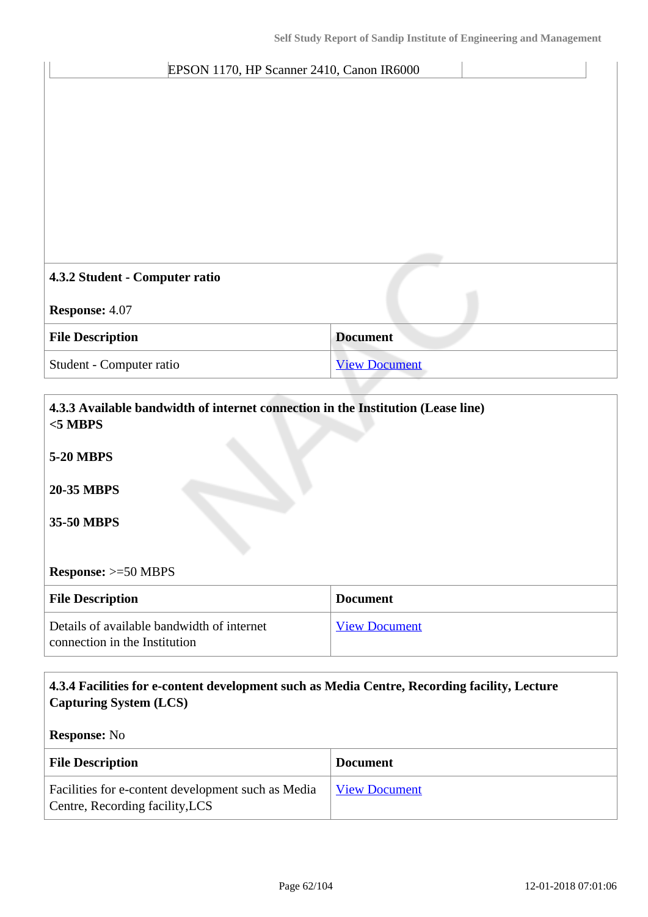| | EPSON 1170, HP Scanner 2410, Canon IR6000 | |
|---|---|---|

**4.3.2 Student - Computer ratio**

**Response:** 4.07

| File Description | Document |
|---|---|
| Student - Computer ratio | View Document |

**4.3.3 Available bandwidth of internet connection in the Institution (Lease line)**

**<5 MBPS**

**5-20 MBPS**

**20-35 MBPS**

**35-50 MBPS**

**Response:** >=50 MBPS

| File Description | Document |
|---|---|
| Details of available bandwidth of internet connection in the Institution | View Document |

**4.3.4 Facilities for e-content development such as Media Centre, Recording facility, Lecture Capturing System (LCS)**

**Response:** No

| File Description | Document |
|---|---|
| Facilities for e-content development such as Media Centre, Recording facility,LCS | View Document |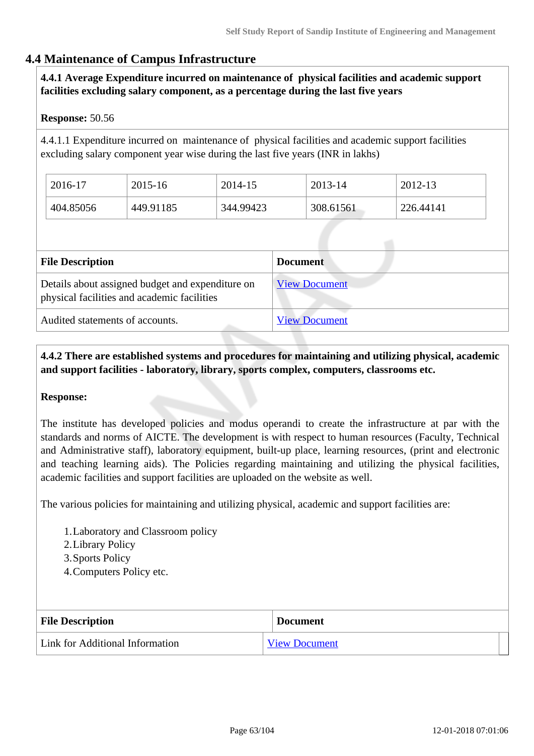## 4.4 Maintenance of Campus Infrastructure

**4.4.1 Average Expenditure incurred on maintenance of physical facilities and academic support facilities excluding salary component, as a percentage during the last five years**

**Response:** 50.56

4.4.1.1 Expenditure incurred on maintenance of physical facilities and academic support facilities excluding salary component year wise during the last five years (INR in lakhs)

| 2016-17 | 2015-16 | 2014-15 | 2013-14 | 2012-13 |
|---|---|---|---|---|
| 404.85056 | 449.91185 | 344.99423 | 308.61561 | 226.44141 |

| File Description | Document |
|---|---|
| Details about assigned budget and expenditure on physical facilities and academic facilities | View Document |
| Audited statements of accounts. | View Document |

**4.4.2 There are established systems and procedures for maintaining and utilizing physical, academic and support facilities - laboratory, library, sports complex, computers, classrooms etc.**

**Response:**

The institute has developed policies and modus operandi to create the infrastructure at par with the standards and norms of AICTE. The development is with respect to human resources (Faculty, Technical and Administrative staff), laboratory equipment, built-up place, learning resources, (print and electronic and teaching learning aids). The Policies regarding maintaining and utilizing the physical facilities, academic facilities and support facilities are uploaded on the website as well.

The various policies for maintaining and utilizing physical, academic and support facilities are:

1. Laboratory and Classroom policy
2. Library Policy
3. Sports Policy
4. Computers Policy etc.

| File Description | Document |
|---|---|
| Link for Additional Information | View Document |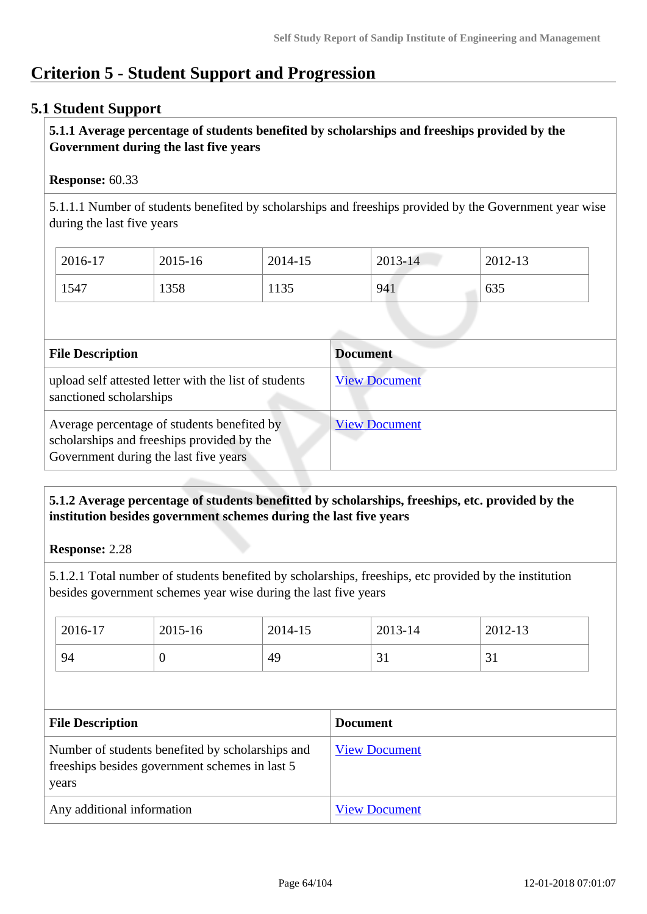# Criterion 5 - Student Support and Progression

## 5.1 Student Support

**5.1.1 Average percentage of students benefited by scholarships and freeships provided by the Government during the last five years**

**Response:** 60.33

5.1.1.1 Number of students benefited by scholarships and freeships provided by the Government year wise during the last five years

| 2016-17 | 2015-16 | 2014-15 | 2013-14 | 2012-13 |
|---|---|---|---|---|
| 1547 | 1358 | 1135 | 941 | 635 |

| File Description | Document |
|---|---|
| upload self attested letter with the list of students sanctioned scholarships | View Document |
| Average percentage of students benefited by scholarships and freeships provided by the Government during the last five years | View Document |

**5.1.2 Average percentage of students benefitted by scholarships, freeships, etc. provided by the institution besides government schemes during the last five years**

**Response:** 2.28

5.1.2.1 Total number of students benefited by scholarships, freeships, etc provided by the institution besides government schemes year wise during the last five years

| 2016-17 | 2015-16 | 2014-15 | 2013-14 | 2012-13 |
|---|---|---|---|---|
| 94 | 0 | 49 | 31 | 31 |

| File Description | Document |
|---|---|
| Number of students benefited by scholarships and freeships besides government schemes in last 5 years | View Document |
| Any additional information | View Document |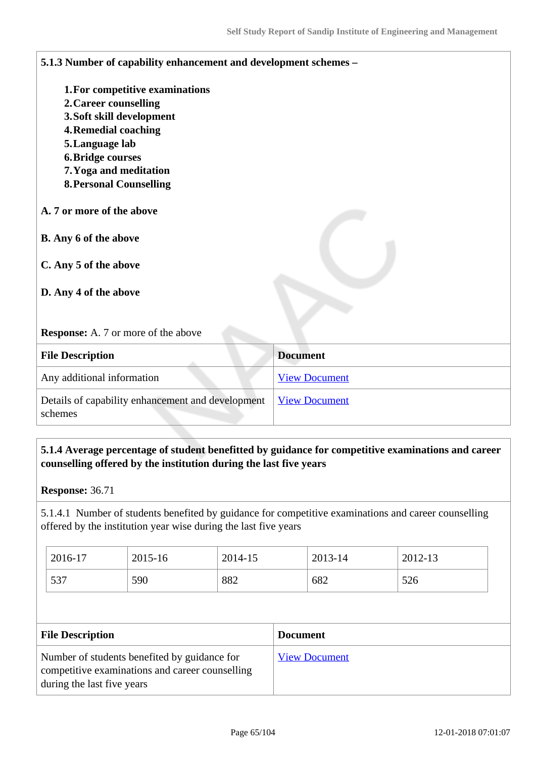**5.1.3 Number of capability enhancement and development schemes –**

1. **For competitive examinations**
2. **Career counselling**
3. **Soft skill development**
4. **Remedial coaching**
5. **Language lab**
6. **Bridge courses**
7. **Yoga and meditation**
8. **Personal Counselling**

**A. 7 or more of the above**

**B. Any 6 of the above**

**C. Any 5 of the above**

**D. Any 4 of the above**

**Response:** A. 7 or more of the above

| File Description | Document |
|---|---|
| Any additional information | View Document |
| Details of capability enhancement and development schemes | View Document |

**5.1.4 Average percentage of student benefitted by guidance for competitive examinations and career counselling offered by the institution during the last five years**

**Response:** 36.71

5.1.4.1 Number of students benefited by guidance for competitive examinations and career counselling offered by the institution year wise during the last five years

| 2016-17 | 2015-16 | 2014-15 | 2013-14 | 2012-13 |
|---|---|---|---|---|
| 537 | 590 | 882 | 682 | 526 |

| File Description | Document |
|---|---|
| Number of students benefited by guidance for competitive examinations and career counselling during the last five years | View Document |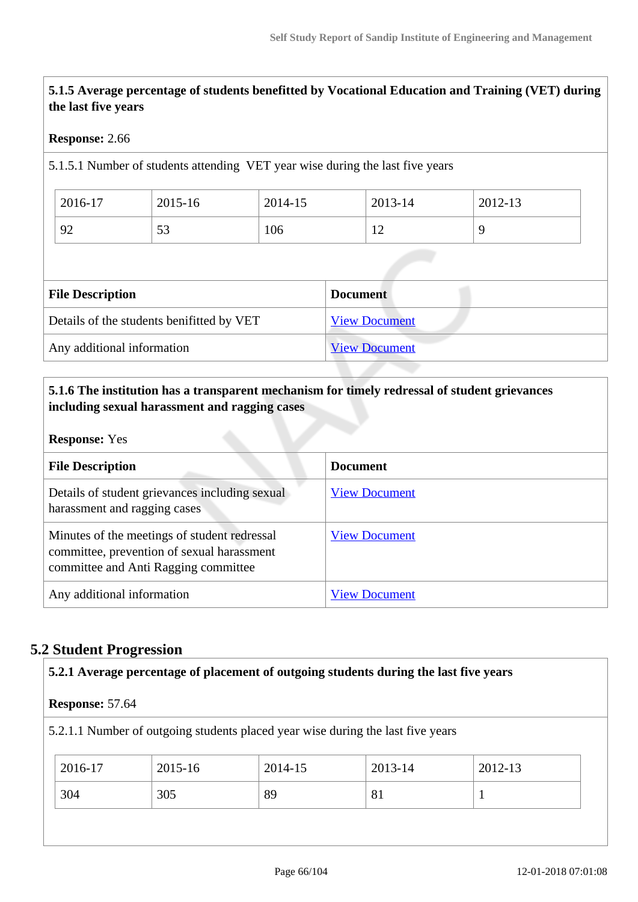**5.1.5 Average percentage of students benefitted by Vocational Education and Training (VET) during the last five years**

**Response:** 2.66

5.1.5.1 Number of students attending VET year wise during the last five years

| 2016-17 | 2015-16 | 2014-15 | 2013-14 | 2012-13 |
|---|---|---|---|---|
| 92 | 53 | 106 | 12 | 9 |

| File Description | Document |
|---|---|
| Details of the students benifitted by VET | View Document |
| Any additional information | View Document |

**5.1.6 The institution has a transparent mechanism for timely redressal of student grievances including sexual harassment and ragging cases**

**Response:** Yes

| File Description | Document |
|---|---|
| Details of student grievances including sexual harassment and ragging cases | View Document |
| Minutes of the meetings of student redressal committee, prevention of sexual harassment committee and Anti Ragging committee | View Document |
| Any additional information | View Document |

## 5.2 Student Progression

**5.2.1 Average percentage of placement of outgoing students during the last five years**

**Response:** 57.64

5.2.1.1 Number of outgoing students placed year wise during the last five years

| 2016-17 | 2015-16 | 2014-15 | 2013-14 | 2012-13 |
|---|---|---|---|---|
| 304 | 305 | 89 | 81 | 1 |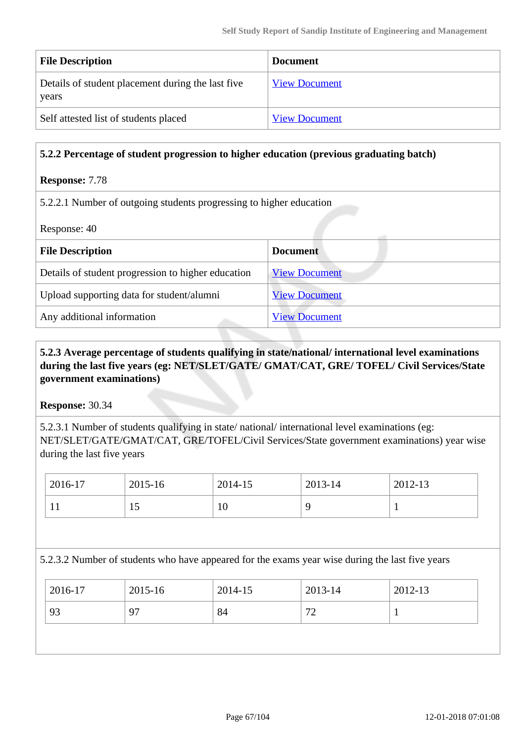| File Description | Document |
| --- | --- |
| Details of student placement during the last five years | View Document |
| Self attested list of students placed | View Document |

**5.2.2 Percentage of student progression to higher education (previous graduating batch)**

**Response:** 7.78

5.2.2.1 Number of outgoing students progressing to higher education

Response: 40

| File Description | Document |
| --- | --- |
| Details of student progression to higher education | View Document |
| Upload supporting data for student/alumni | View Document |
| Any additional information | View Document |

**5.2.3 Average percentage of students qualifying in state/national/ international level examinations during the last five years (eg: NET/SLET/GATE/ GMAT/CAT, GRE/ TOFEL/ Civil Services/State government examinations)**

**Response:** 30.34

5.2.3.1 Number of students qualifying in state/ national/ international level examinations (eg: NET/SLET/GATE/GMAT/CAT, GRE/TOFEL/Civil Services/State government examinations) year wise during the last five years

| 2016-17 | 2015-16 | 2014-15 | 2013-14 | 2012-13 |
| --- | --- | --- | --- | --- |
| 11 | 15 | 10 | 9 | 1 |

5.2.3.2 Number of students who have appeared for the exams year wise during the last five years

| 2016-17 | 2015-16 | 2014-15 | 2013-14 | 2012-13 |
| --- | --- | --- | --- | --- |
| 93 | 97 | 84 | 72 | 1 |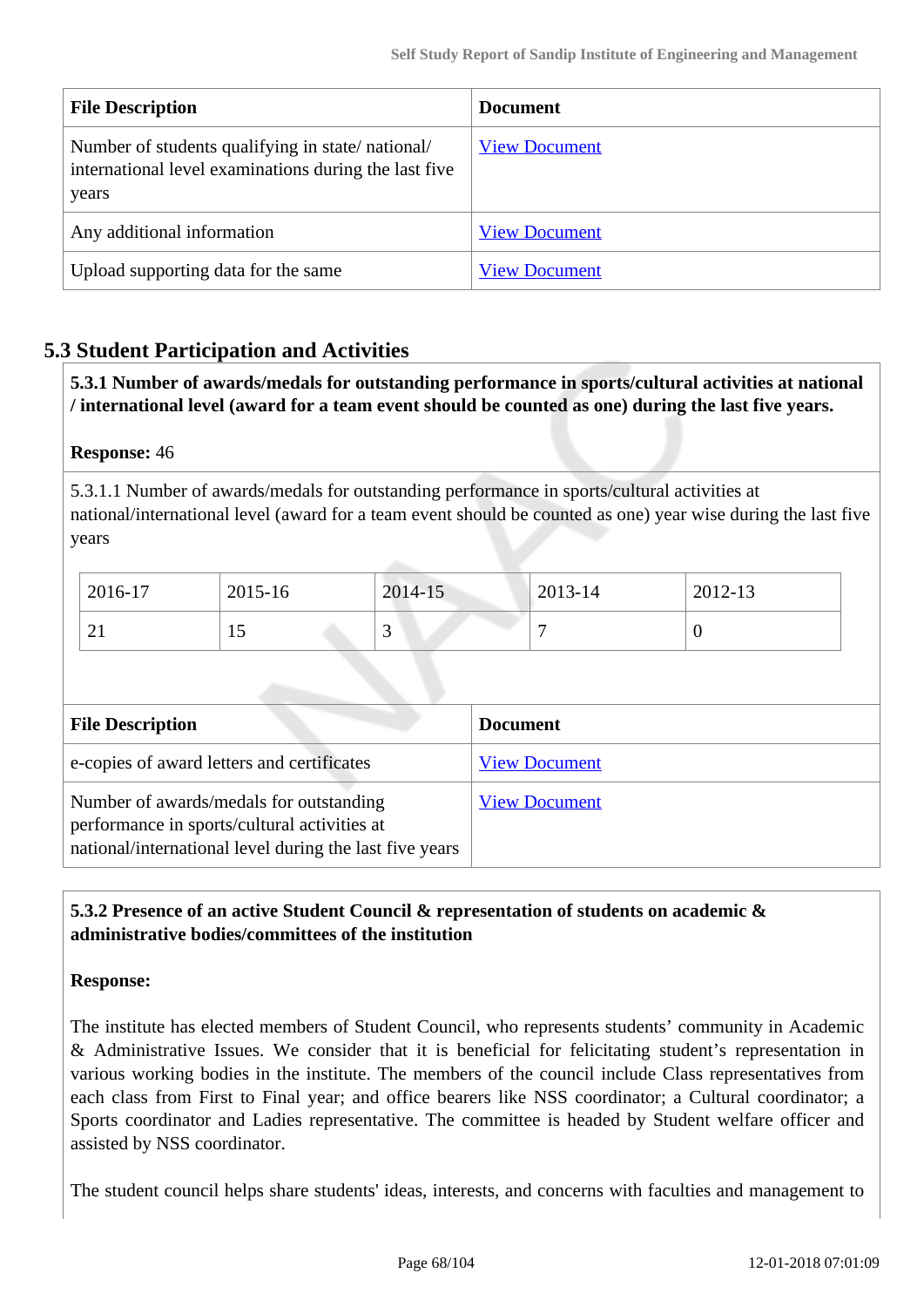| File Description | Document |
|---|---|
| Number of students qualifying in state/ national/ international level examinations during the last five years | View Document |
| Any additional information | View Document |
| Upload supporting data for the same | View Document |

## 5.3 Student Participation and Activities

**5.3.1 Number of awards/medals for outstanding performance in sports/cultural activities at national / international level (award for a team event should be counted as one) during the last five years.**

**Response:** 46

5.3.1.1 Number of awards/medals for outstanding performance in sports/cultural activities at national/international level (award for a team event should be counted as one) year wise during the last five years

| 2016-17 | 2015-16 | 2014-15 | 2013-14 | 2012-13 |
|---|---|---|---|---|
| 21 | 15 | 3 | 7 | 0 |

| File Description | Document |
|---|---|
| e-copies of award letters and certificates | View Document |
| Number of awards/medals for outstanding performance in sports/cultural activities at national/international level during the last five years | View Document |

**5.3.2 Presence of an active Student Council & representation of students on academic & administrative bodies/committees of the institution**

**Response:**

The institute has elected members of Student Council, who represents students' community in Academic & Administrative Issues. We consider that it is beneficial for felicitating student's representation in various working bodies in the institute. The members of the council include Class representatives from each class from First to Final year; and office bearers like NSS coordinator; a Cultural coordinator; a Sports coordinator and Ladies representative. The committee is headed by Student welfare officer and assisted by NSS coordinator.

The student council helps share students' ideas, interests, and concerns with faculties and management to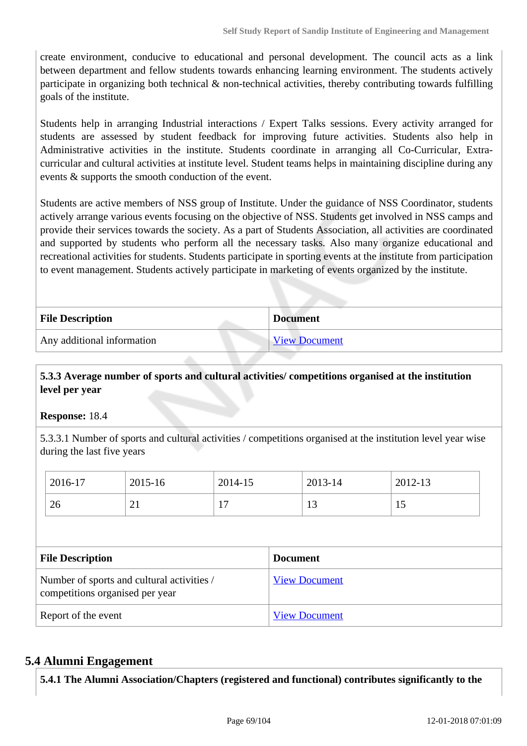create environment, conducive to educational and personal development. The council acts as a link between department and fellow students towards enhancing learning environment. The students actively participate in organizing both technical & non-technical activities, thereby contributing towards fulfilling goals of the institute.

Students help in arranging Industrial interactions / Expert Talks sessions. Every activity arranged for students are assessed by student feedback for improving future activities. Students also help in Administrative activities in the institute. Students coordinate in arranging all Co-Curricular, Extra-curricular and cultural activities at institute level. Student teams helps in maintaining discipline during any events & supports the smooth conduction of the event.

Students are active members of NSS group of Institute. Under the guidance of NSS Coordinator, students actively arrange various events focusing on the objective of NSS. Students get involved in NSS camps and provide their services towards the society. As a part of Students Association, all activities are coordinated and supported by students who perform all the necessary tasks. Also many organize educational and recreational activities for students. Students participate in sporting events at the institute from participation to event management. Students actively participate in marketing of events organized by the institute.

| File Description | Document |
|---|---|
| Any additional information | View Document |

**5.3.3 Average number of sports and cultural activities/ competitions organised at the institution level per year**

**Response:** 18.4

5.3.3.1 Number of sports and cultural activities / competitions organised at the institution level year wise during the last five years

| 2016-17 | 2015-16 | 2014-15 | 2013-14 | 2012-13 |
|---|---|---|---|---|
| 26 | 21 | 17 | 13 | 15 |

| File Description | Document |
|---|---|
| Number of sports and cultural activities / competitions organised per year | View Document |
| Report of the event | View Document |

## 5.4 Alumni Engagement

**5.4.1 The Alumni Association/Chapters (registered and functional) contributes significantly to the**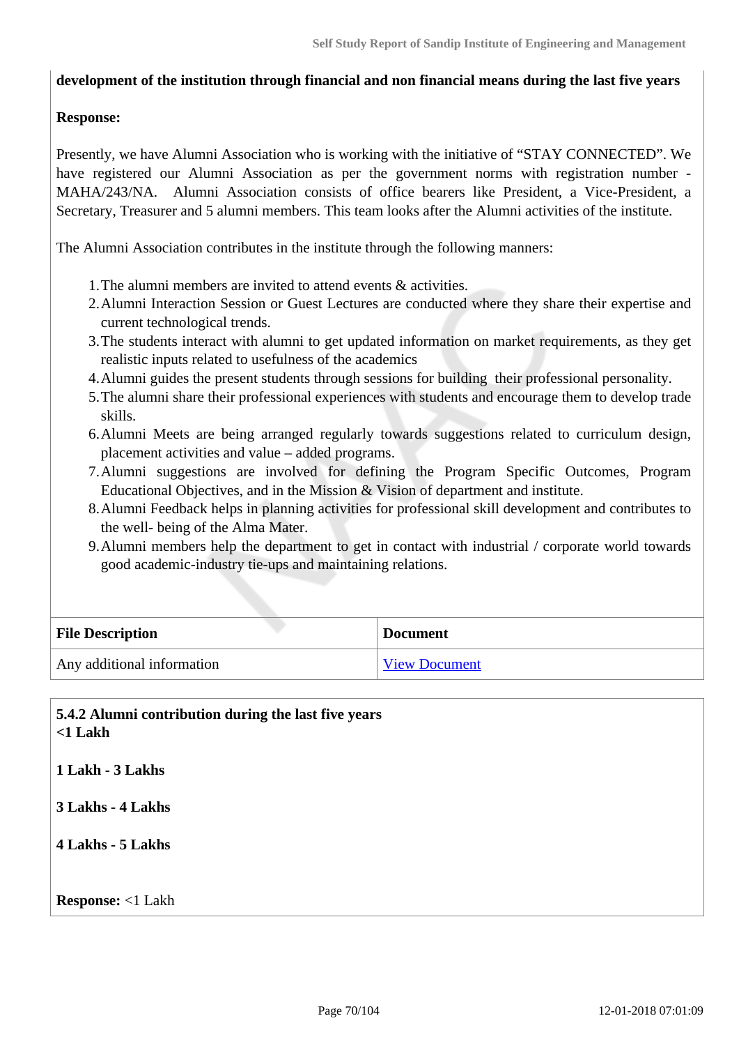**development of the institution through financial and non financial means during the last five years**

**Response:**

Presently, we have Alumni Association who is working with the initiative of "STAY CONNECTED". We have registered our Alumni Association as per the government norms with registration number - MAHA/243/NA. Alumni Association consists of office bearers like President, a Vice-President, a Secretary, Treasurer and 5 alumni members. This team looks after the Alumni activities of the institute.

The Alumni Association contributes in the institute through the following manners:

1. The alumni members are invited to attend events & activities.
2. Alumni Interaction Session or Guest Lectures are conducted where they share their expertise and current technological trends.
3. The students interact with alumni to get updated information on market requirements, as they get realistic inputs related to usefulness of the academics
4. Alumni guides the present students through sessions for building their professional personality.
5. The alumni share their professional experiences with students and encourage them to develop trade skills.
6. Alumni Meets are being arranged regularly towards suggestions related to curriculum design, placement activities and value – added programs.
7. Alumni suggestions are involved for defining the Program Specific Outcomes, Program Educational Objectives, and in the Mission & Vision of department and institute.
8. Alumni Feedback helps in planning activities for professional skill development and contributes to the well- being of the Alma Mater.
9. Alumni members help the department to get in contact with industrial / corporate world towards good academic-industry tie-ups and maintaining relations.

| File Description | Document |
|---|---|
| Any additional information | View Document |

**5.4.2 Alumni contribution during the last five years**
**<1 Lakh**

**1 Lakh - 3 Lakhs**

**3 Lakhs - 4 Lakhs**

**4 Lakhs - 5 Lakhs**

**Response:** <1 Lakh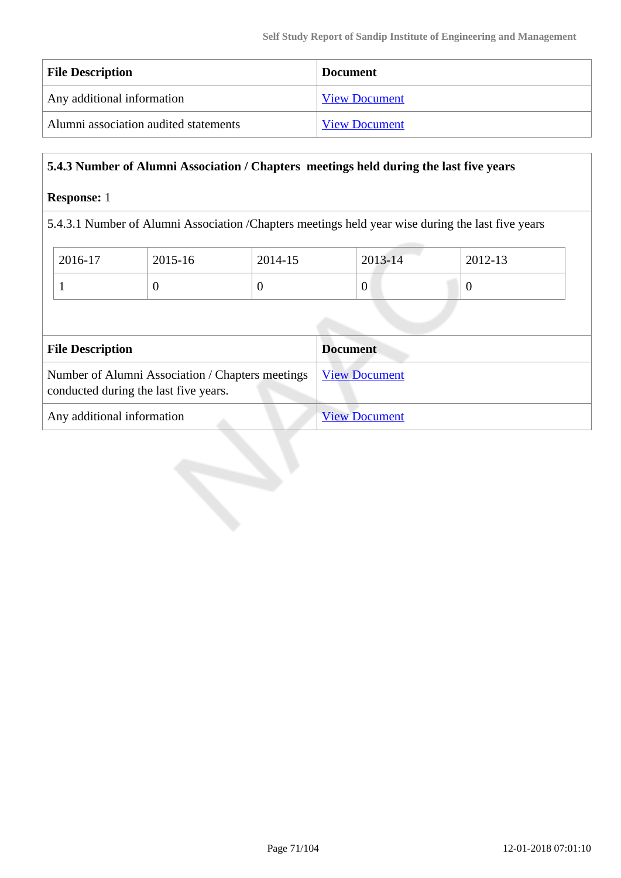| File Description | Document |
|---|---|
| Any additional information | View Document |
| Alumni association audited statements | View Document |

**5.4.3 Number of Alumni Association / Chapters meetings held during the last five years**

**Response:** 1

5.4.3.1 Number of Alumni Association /Chapters meetings held year wise during the last five years

| 2016-17 | 2015-16 | 2014-15 | 2013-14 | 2012-13 |
|---|---|---|---|---|
| 1 | 0 | 0 | 0 | 0 |

| File Description | Document |
|---|---|
| Number of Alumni Association / Chapters meetings conducted during the last five years. | View Document |
| Any additional information | View Document |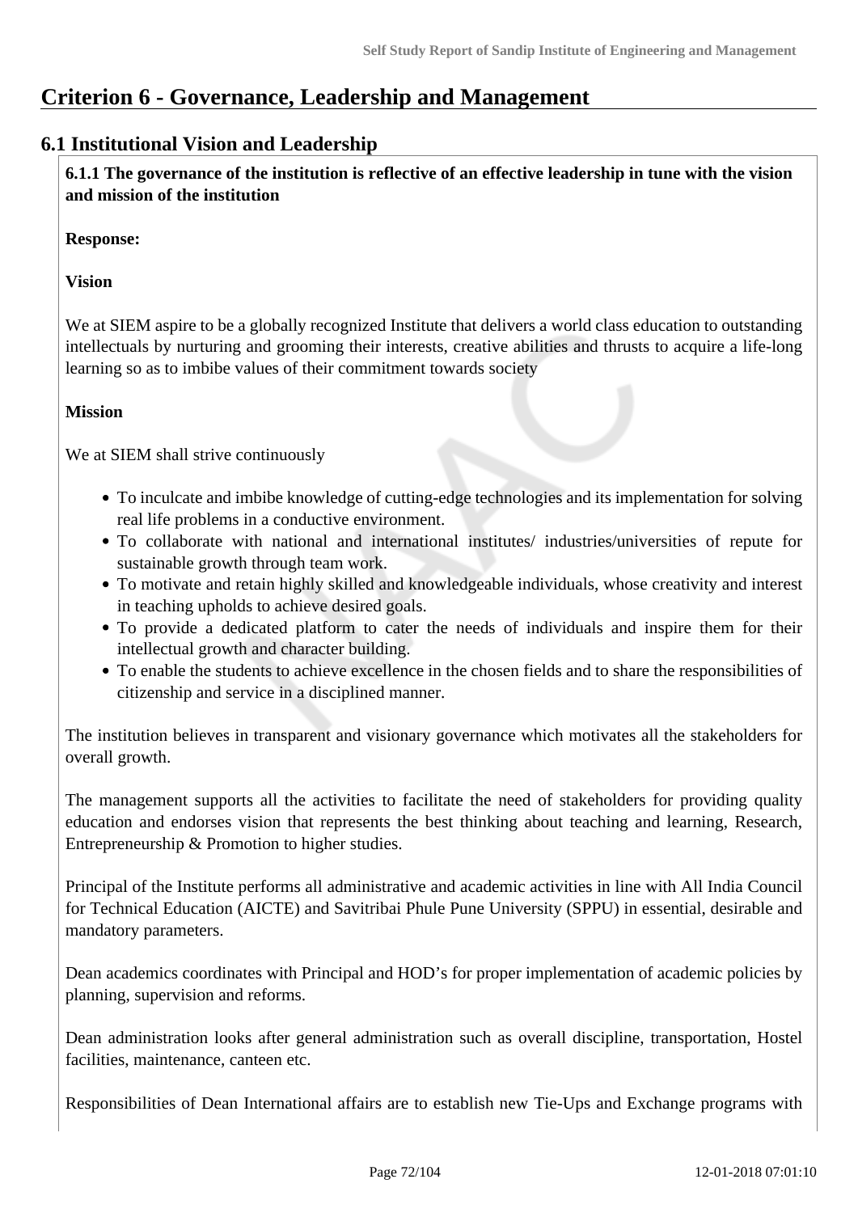# Criterion 6 - Governance, Leadership and Management

## 6.1 Institutional Vision and Leadership

**6.1.1 The governance of the institution is reflective of an effective leadership in tune with the vision and mission of the institution**

**Response:**

**Vision**

We at SIEM aspire to be a globally recognized Institute that delivers a world class education to outstanding intellectuals by nurturing and grooming their interests, creative abilities and thrusts to acquire a life-long learning so as to imbibe values of their commitment towards society

**Mission**

We at SIEM shall strive continuously

- To inculcate and imbibe knowledge of cutting-edge technologies and its implementation for solving real life problems in a conductive environment.
- To collaborate with national and international institutes/ industries/universities of repute for sustainable growth through team work.
- To motivate and retain highly skilled and knowledgeable individuals, whose creativity and interest in teaching upholds to achieve desired goals.
- To provide a dedicated platform to cater the needs of individuals and inspire them for their intellectual growth and character building.
- To enable the students to achieve excellence in the chosen fields and to share the responsibilities of citizenship and service in a disciplined manner.

The institution believes in transparent and visionary governance which motivates all the stakeholders for overall growth.

The management supports all the activities to facilitate the need of stakeholders for providing quality education and endorses vision that represents the best thinking about teaching and learning, Research, Entrepreneurship & Promotion to higher studies.

Principal of the Institute performs all administrative and academic activities in line with All India Council for Technical Education (AICTE) and Savitribai Phule Pune University (SPPU) in essential, desirable and mandatory parameters.

Dean academics coordinates with Principal and HOD's for proper implementation of academic policies by planning, supervision and reforms.

Dean administration looks after general administration such as overall discipline, transportation, Hostel facilities, maintenance, canteen etc.

Responsibilities of Dean International affairs are to establish new Tie-Ups and Exchange programs with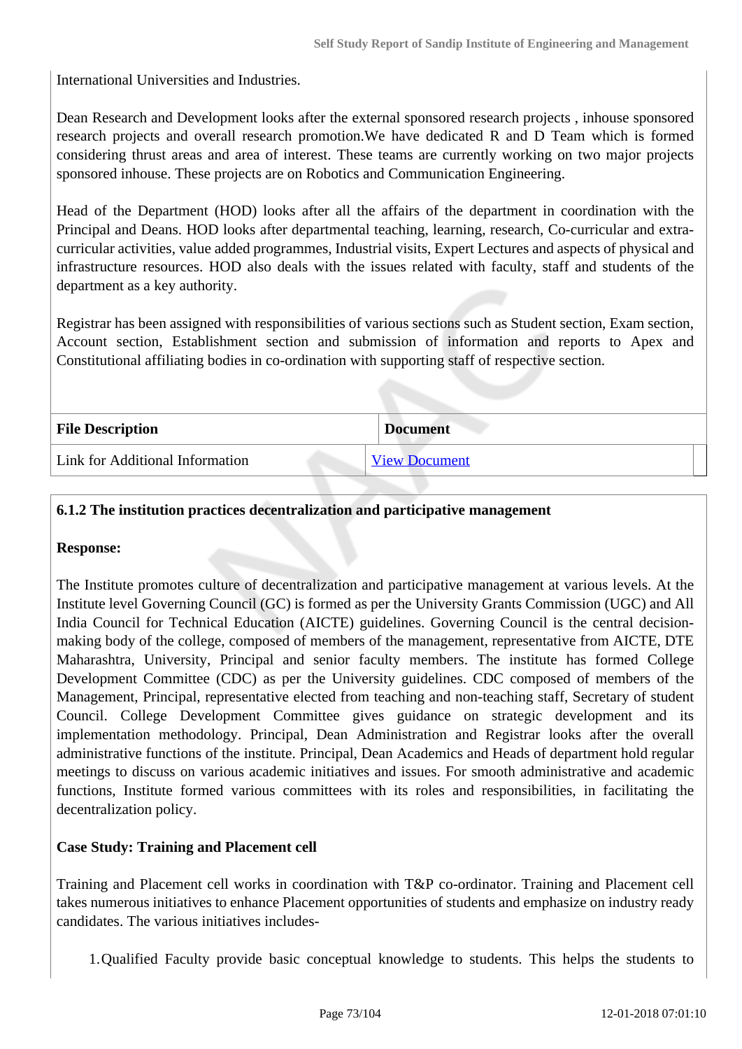International Universities and Industries.

Dean Research and Development looks after the external sponsored research projects , inhouse sponsored research projects and overall research promotion.We have dedicated R and D Team which is formed considering thrust areas and area of interest. These teams are currently working on two major projects sponsored inhouse. These projects are on Robotics and Communication Engineering.

Head of the Department (HOD) looks after all the affairs of the department in coordination with the Principal and Deans. HOD looks after departmental teaching, learning, research, Co-curricular and extra-curricular activities, value added programmes, Industrial visits, Expert Lectures and aspects of physical and infrastructure resources. HOD also deals with the issues related with faculty, staff and students of the department as a key authority.

Registrar has been assigned with responsibilities of various sections such as Student section, Exam section, Account section, Establishment section and submission of information and reports to Apex and Constitutional affiliating bodies in co-ordination with supporting staff of respective section.

| File Description | Document |
|---|---|
| Link for Additional Information | View Document |

**6.1.2 The institution practices decentralization and participative management**

**Response:**

The Institute promotes culture of decentralization and participative management at various levels. At the Institute level Governing Council (GC) is formed as per the University Grants Commission (UGC) and All India Council for Technical Education (AICTE) guidelines. Governing Council is the central decision-making body of the college, composed of members of the management, representative from AICTE, DTE Maharashtra, University, Principal and senior faculty members. The institute has formed College Development Committee (CDC) as per the University guidelines. CDC composed of members of the Management, Principal, representative elected from teaching and non-teaching staff, Secretary of student Council. College Development Committee gives guidance on strategic development and its implementation methodology. Principal, Dean Administration and Registrar looks after the overall administrative functions of the institute. Principal, Dean Academics and Heads of department hold regular meetings to discuss on various academic initiatives and issues. For smooth administrative and academic functions, Institute formed various committees with its roles and responsibilities, in facilitating the decentralization policy.

**Case Study: Training and Placement cell**

Training and Placement cell works in coordination with T&P co-ordinator. Training and Placement cell takes numerous initiatives to enhance Placement opportunities of students and emphasize on industry ready candidates. The various initiatives includes-

1. Qualified Faculty provide basic conceptual knowledge to students. This helps the students to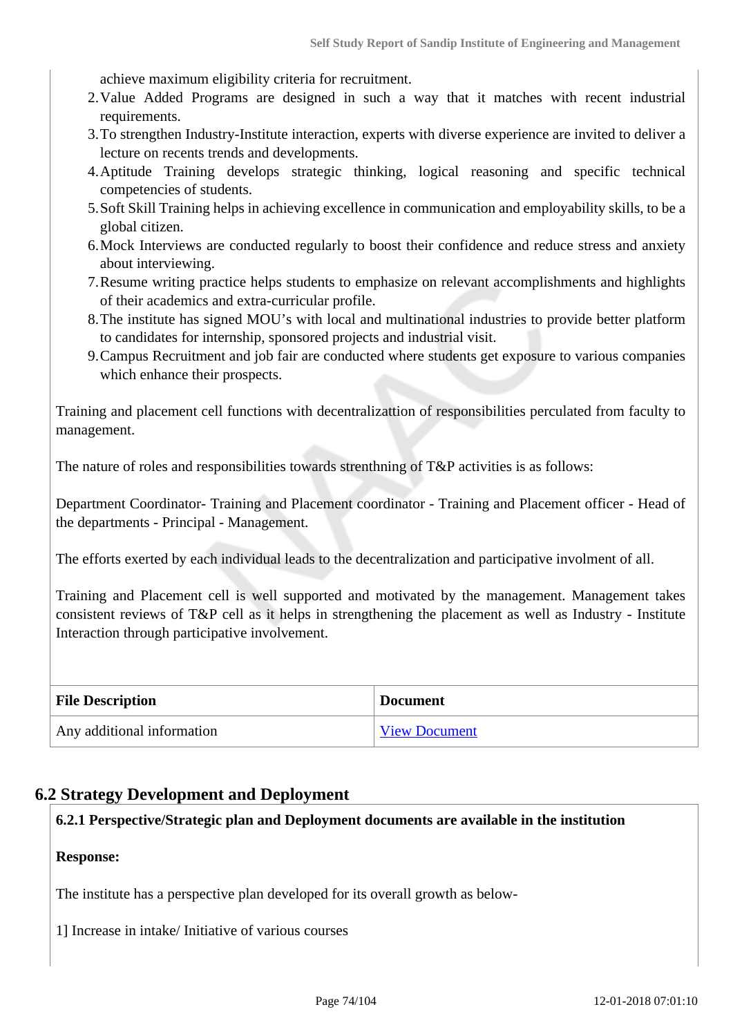achieve maximum eligibility criteria for recruitment.

2. Value Added Programs are designed in such a way that it matches with recent industrial requirements.
3. To strengthen Industry-Institute interaction, experts with diverse experience are invited to deliver a lecture on recents trends and developments.
4. Aptitude Training develops strategic thinking, logical reasoning and specific technical competencies of students.
5. Soft Skill Training helps in achieving excellence in communication and employability skills, to be a global citizen.
6. Mock Interviews are conducted regularly to boost their confidence and reduce stress and anxiety about interviewing.
7. Resume writing practice helps students to emphasize on relevant accomplishments and highlights of their academics and extra-curricular profile.
8. The institute has signed MOU's with local and multinational industries to provide better platform to candidates for internship, sponsored projects and industrial visit.
9. Campus Recruitment and job fair are conducted where students get exposure to various companies which enhance their prospects.

Training and placement cell functions with decentralizattion of responsibilities perculated from faculty to management.

The nature of roles and responsibilities towards strenthning of T&P activities is as follows:

Department Coordinator- Training and Placement coordinator - Training and Placement officer - Head of the departments - Principal - Management.

The efforts exerted by each individual leads to the decentralization and participative involment of all.

Training and Placement cell is well supported and motivated by the management. Management takes consistent reviews of T&P cell as it helps in strengthening the placement as well as Industry - Institute Interaction through participative involvement.

| File Description | Document |
|---|---|
| Any additional information | View Document |

## 6.2 Strategy Development and Deployment

**6.2.1 Perspective/Strategic plan and Deployment documents are available in the institution**

**Response:**

The institute has a perspective plan developed for its overall growth as below-

1] Increase in intake/ Initiative of various courses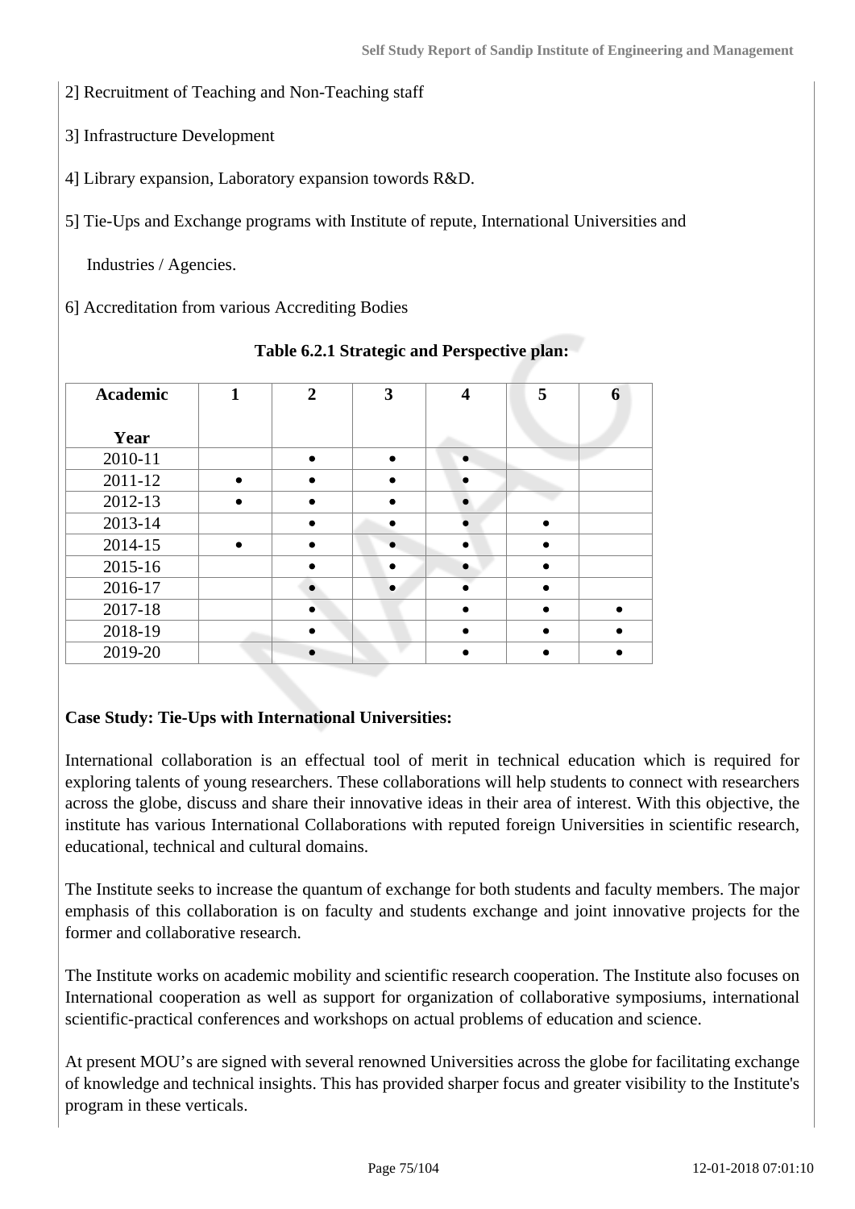2] Recruitment of Teaching and Non-Teaching staff

3] Infrastructure Development

4] Library expansion, Laboratory expansion towords R&D.

5] Tie-Ups and Exchange programs with Institute of repute, International Universities and Industries / Agencies.

6] Accreditation from various Accrediting Bodies

**Table 6.2.1 Strategic and Perspective plan:**

| Academic Year | 1 | 2 | 3 | 4 | 5 | 6 |
|---|---|---|---|---|---|---|
| 2010-11 | | • | • | • | | |
| 2011-12 | • | • | • | • | | |
| 2012-13 | • | • | • | • | | |
| 2013-14 | | • | • | • | • | |
| 2014-15 | • | • | • | • | • | |
| 2015-16 | | • | • | • | • | |
| 2016-17 | | • | • | • | • | |
| 2017-18 | | • | | • | • | • |
| 2018-19 | | • | | • | • | • |
| 2019-20 | | • | | • | • | • |

**Case Study: Tie-Ups with International Universities:**

International collaboration is an effectual tool of merit in technical education which is required for exploring talents of young researchers. These collaborations will help students to connect with researchers across the globe, discuss and share their innovative ideas in their area of interest. With this objective, the institute has various International Collaborations with reputed foreign Universities in scientific research, educational, technical and cultural domains.

The Institute seeks to increase the quantum of exchange for both students and faculty members. The major emphasis of this collaboration is on faculty and students exchange and joint innovative projects for the former and collaborative research.

The Institute works on academic mobility and scientific research cooperation. The Institute also focuses on International cooperation as well as support for organization of collaborative symposiums, international scientific-practical conferences and workshops on actual problems of education and science.

At present MOU's are signed with several renowned Universities across the globe for facilitating exchange of knowledge and technical insights. This has provided sharper focus and greater visibility to the Institute's program in these verticals.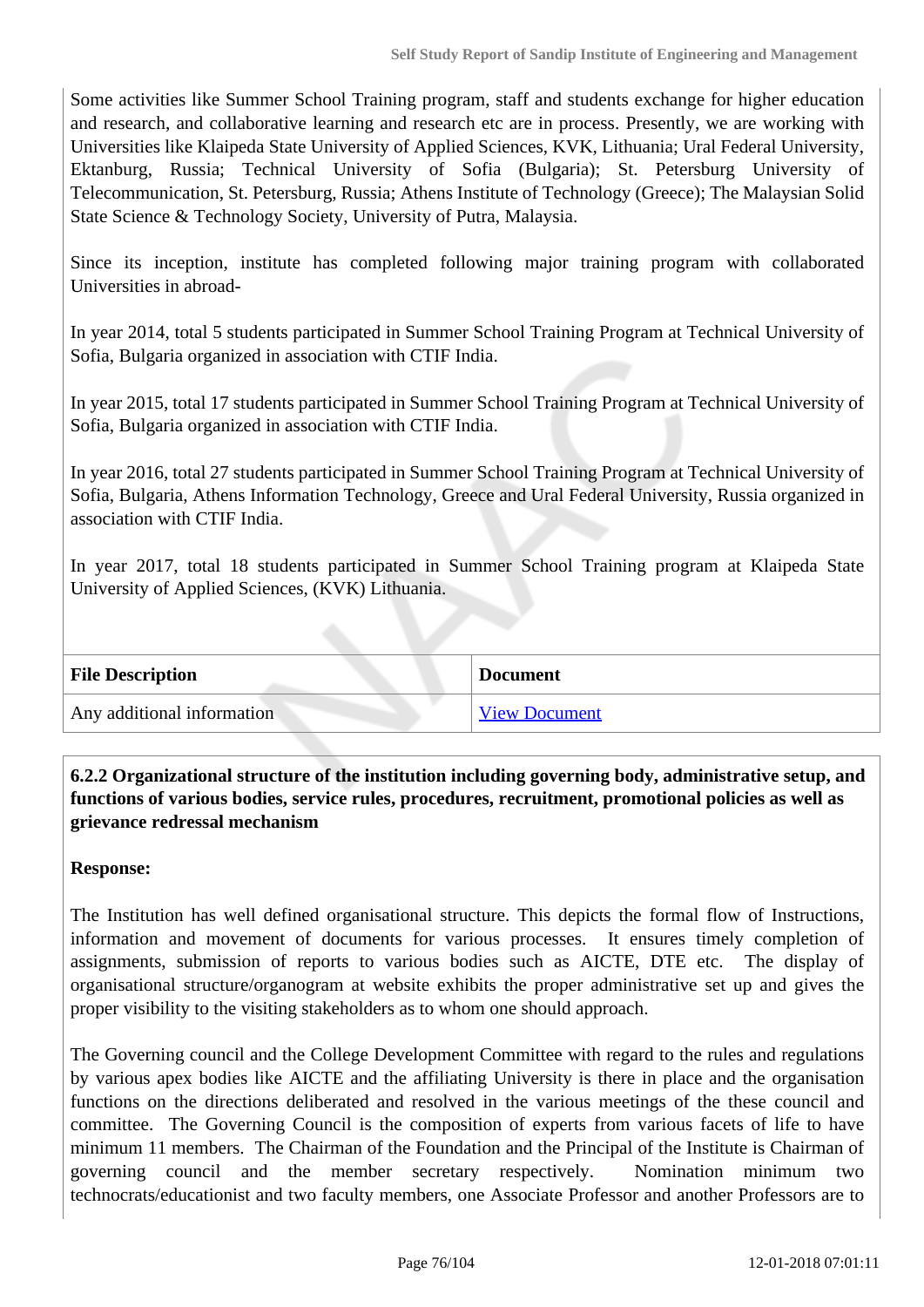Some activities like Summer School Training program, staff and students exchange for higher education and research, and collaborative learning and research etc are in process. Presently, we are working with Universities like Klaipeda State University of Applied Sciences, KVK, Lithuania; Ural Federal University, Ektanburg, Russia; Technical University of Sofia (Bulgaria); St. Petersburg University of Telecommunication, St. Petersburg, Russia; Athens Institute of Technology (Greece); The Malaysian Solid State Science & Technology Society, University of Putra, Malaysia.

Since its inception, institute has completed following major training program with collaborated Universities in abroad-

In year 2014, total 5 students participated in Summer School Training Program at Technical University of Sofia, Bulgaria organized in association with CTIF India.

In year 2015, total 17 students participated in Summer School Training Program at Technical University of Sofia, Bulgaria organized in association with CTIF India.

In year 2016, total 27 students participated in Summer School Training Program at Technical University of Sofia, Bulgaria, Athens Information Technology, Greece and Ural Federal University, Russia organized in association with CTIF India.

In year 2017, total 18 students participated in Summer School Training program at Klaipeda State University of Applied Sciences, (KVK) Lithuania.

| File Description | Document |
|---|---|
| Any additional information | View Document |

**6.2.2 Organizational structure of the institution including governing body, administrative setup, and functions of various bodies, service rules, procedures, recruitment, promotional policies as well as grievance redressal mechanism**

**Response:**

The Institution has well defined organisational structure. This depicts the formal flow of Instructions, information and movement of documents for various processes. It ensures timely completion of assignments, submission of reports to various bodies such as AICTE, DTE etc. The display of organisational structure/organogram at website exhibits the proper administrative set up and gives the proper visibility to the visiting stakeholders as to whom one should approach.

The Governing council and the College Development Committee with regard to the rules and regulations by various apex bodies like AICTE and the affiliating University is there in place and the organisation functions on the directions deliberated and resolved in the various meetings of the these council and committee. The Governing Council is the composition of experts from various facets of life to have minimum 11 members. The Chairman of the Foundation and the Principal of the Institute is Chairman of governing council and the member secretary respectively. Nomination minimum two technocrats/educationist and two faculty members, one Associate Professor and another Professors are to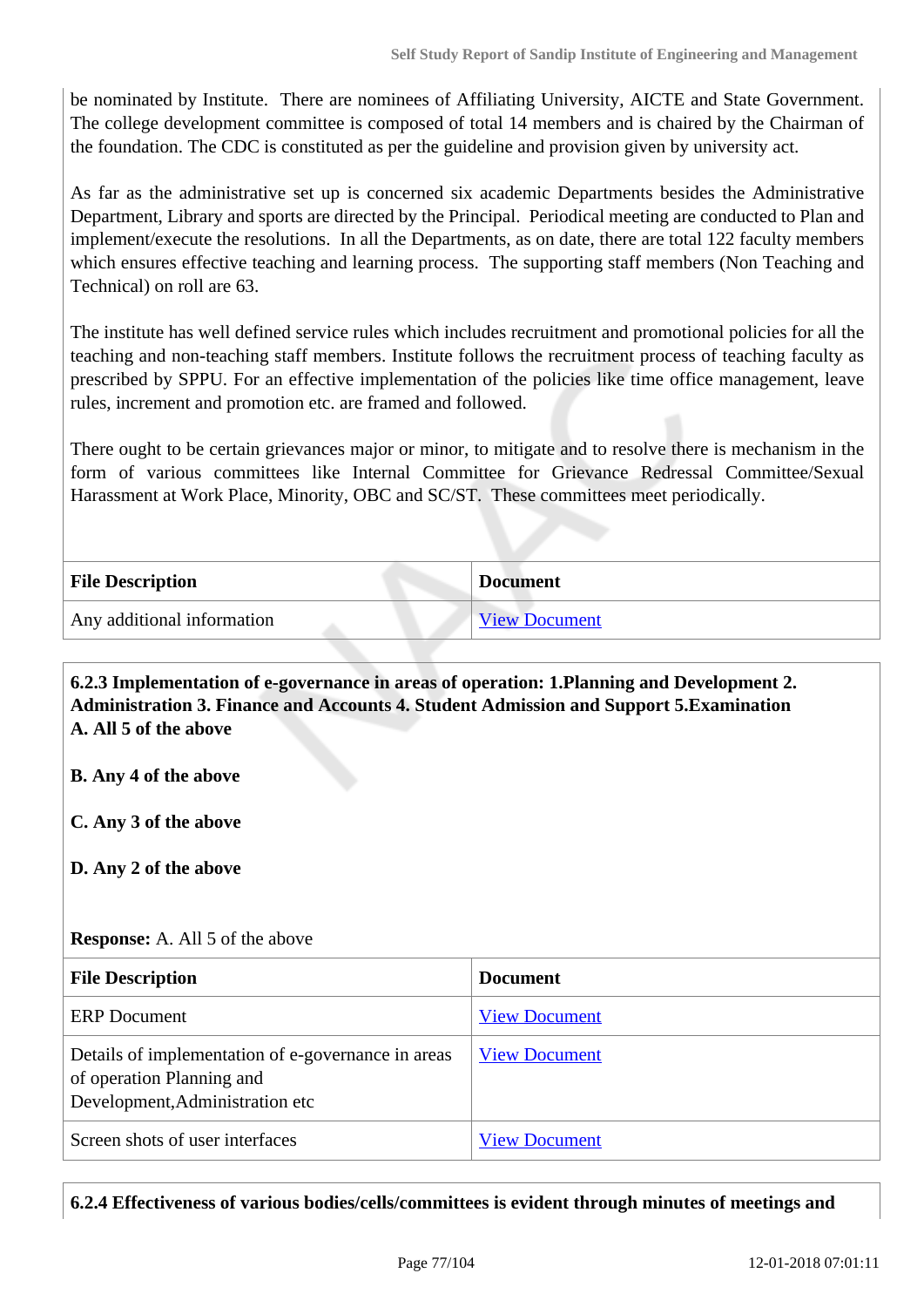be nominated by Institute. There are nominees of Affiliating University, AICTE and State Government. The college development committee is composed of total 14 members and is chaired by the Chairman of the foundation. The CDC is constituted as per the guideline and provision given by university act.

As far as the administrative set up is concerned six academic Departments besides the Administrative Department, Library and sports are directed by the Principal. Periodical meeting are conducted to Plan and implement/execute the resolutions. In all the Departments, as on date, there are total 122 faculty members which ensures effective teaching and learning process. The supporting staff members (Non Teaching and Technical) on roll are 63.

The institute has well defined service rules which includes recruitment and promotional policies for all the teaching and non-teaching staff members. Institute follows the recruitment process of teaching faculty as prescribed by SPPU. For an effective implementation of the policies like time office management, leave rules, increment and promotion etc. are framed and followed.

There ought to be certain grievances major or minor, to mitigate and to resolve there is mechanism in the form of various committees like Internal Committee for Grievance Redressal Committee/Sexual Harassment at Work Place, Minority, OBC and SC/ST. These committees meet periodically.

| File Description | Document |
|---|---|
| Any additional information | View Document |

**6.2.3 Implementation of e-governance in areas of operation: 1.Planning and Development 2. Administration 3. Finance and Accounts 4. Student Admission and Support 5.Examination**
**A. All 5 of the above**

**B. Any 4 of the above**

**C. Any 3 of the above**

**D. Any 2 of the above**

**Response:** A. All 5 of the above

| File Description | Document |
|---|---|
| ERP Document | View Document |
| Details of implementation of e-governance in areas of operation Planning and Development,Administration etc | View Document |
| Screen shots of user interfaces | View Document |

**6.2.4 Effectiveness of various bodies/cells/committees is evident through minutes of meetings and**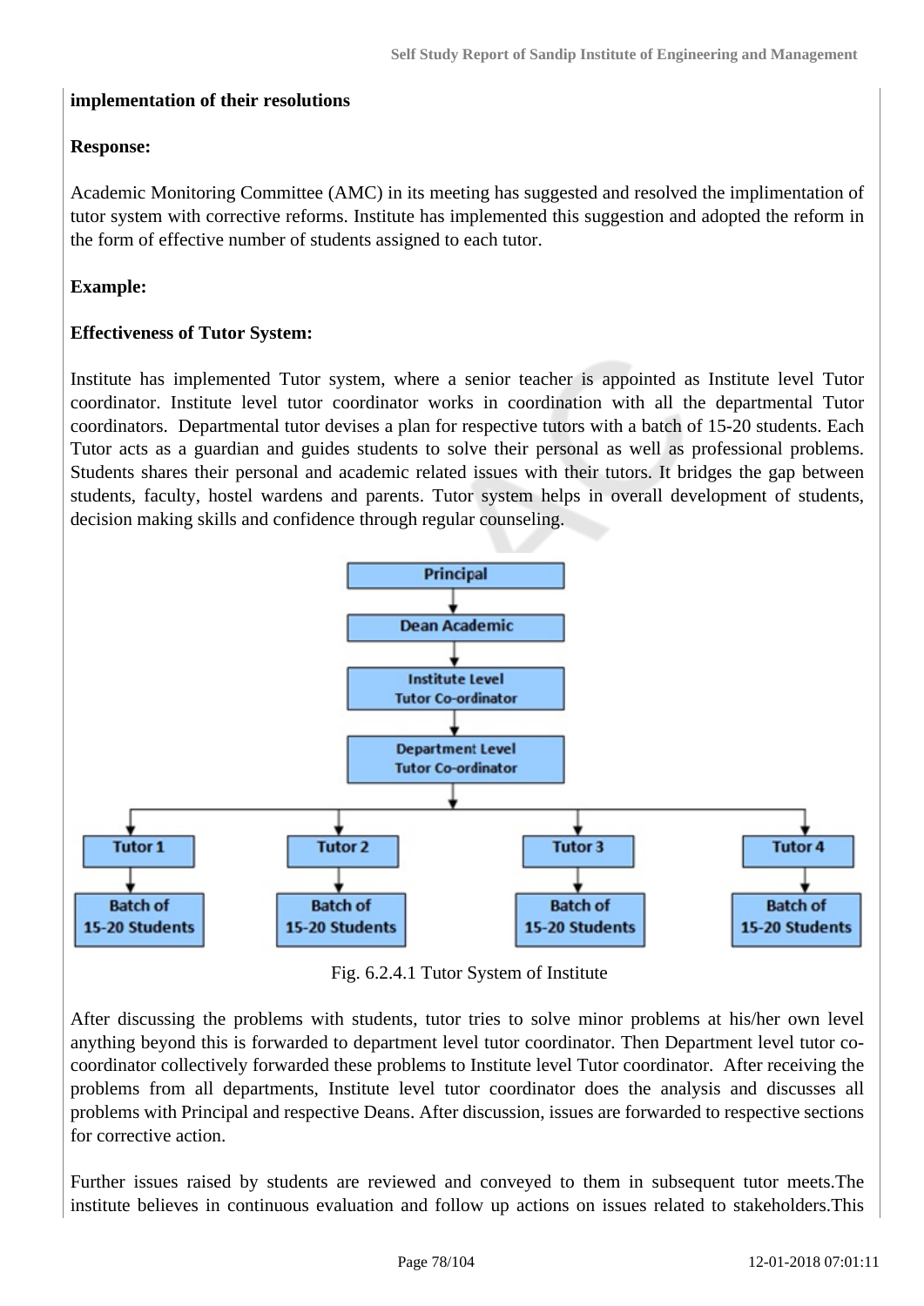**implementation of their resolutions**

**Response:**

Academic Monitoring Committee (AMC) in its meeting has suggested and resolved the implimentation of tutor system with corrective reforms. Institute has implemented this suggestion and adopted the reform in the form of effective number of students assigned to each tutor.

**Example:**

**Effectiveness of Tutor System:**

Institute has implemented Tutor system, where a senior teacher is appointed as Institute level Tutor coordinator. Institute level tutor coordinator works in coordination with all the departmental Tutor coordinators. Departmental tutor devises a plan for respective tutors with a batch of 15-20 students. Each Tutor acts as a guardian and guides students to solve their personal as well as professional problems. Students shares their personal and academic related issues with their tutors. It bridges the gap between students, faculty, hostel wardens and parents. Tutor system helps in overall development of students, decision making skills and confidence through regular counseling.

Principal → Dean Academic → Institute Level Tutor Co-ordinator → Department Level Tutor Co-ordinator → Tutor 1 / Tutor 2 / Tutor 3 / Tutor 4 → Batch of 15-20 Students (each)

Fig. 6.2.4.1 Tutor System of Institute

After discussing the problems with students, tutor tries to solve minor problems at his/her own level anything beyond this is forwarded to department level tutor coordinator. Then Department level tutor co-coordinator collectively forwarded these problems to Institute level Tutor coordinator. After receiving the problems from all departments, Institute level tutor coordinator does the analysis and discusses all problems with Principal and respective Deans. After discussion, issues are forwarded to respective sections for corrective action.

Further issues raised by students are reviewed and conveyed to them in subsequent tutor meets.The institute believes in continuous evaluation and follow up actions on issues related to stakeholders.This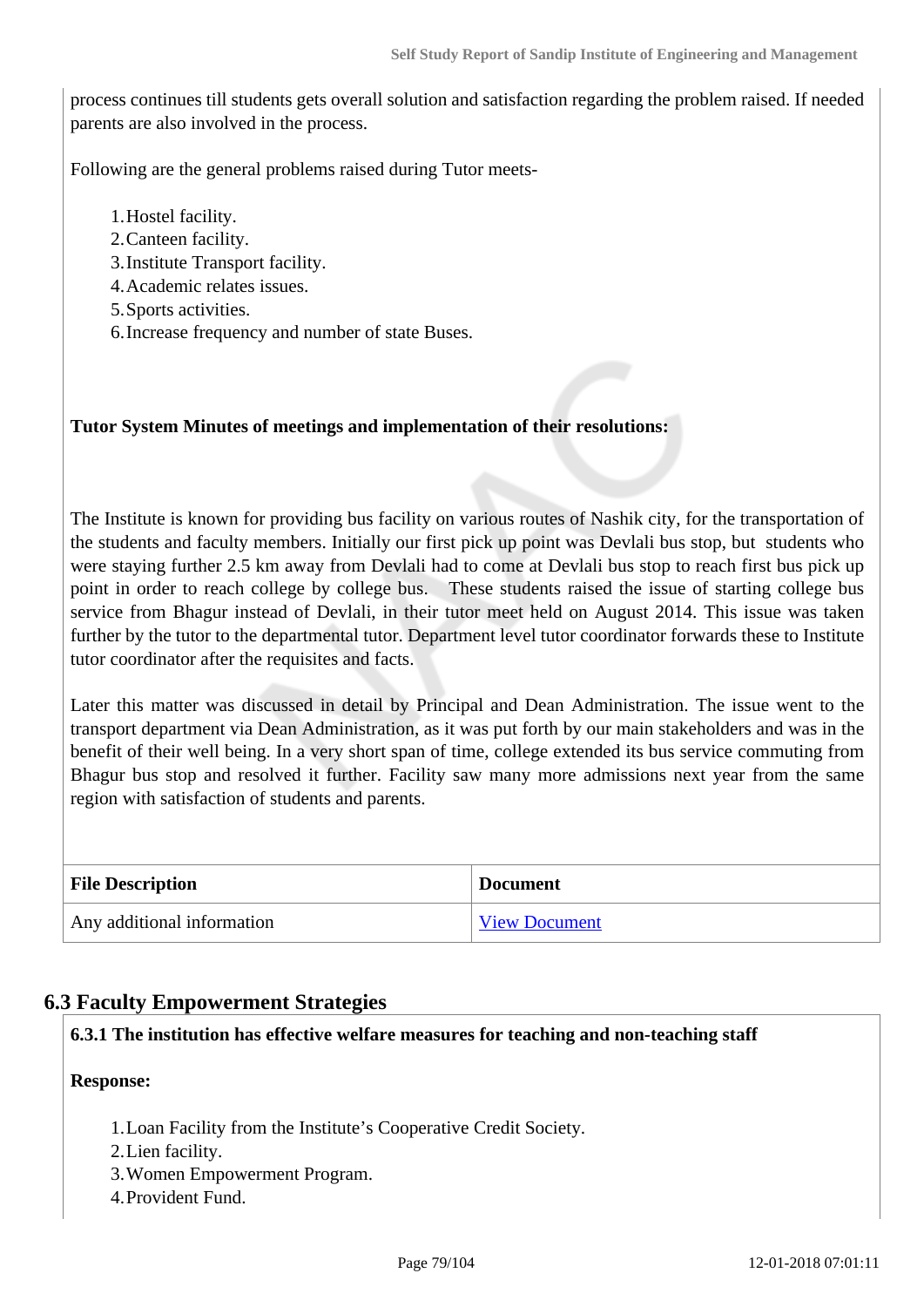process continues till students gets overall solution and satisfaction regarding the problem raised. If needed parents are also involved in the process.

Following are the general problems raised during Tutor meets-

1. Hostel facility.
2. Canteen facility.
3. Institute Transport facility.
4. Academic relates issues.
5. Sports activities.
6. Increase frequency and number of state Buses.

**Tutor System Minutes of meetings and implementation of their resolutions:**

The Institute is known for providing bus facility on various routes of Nashik city, for the transportation of the students and faculty members. Initially our first pick up point was Devlali bus stop, but students who were staying further 2.5 km away from Devlali had to come at Devlali bus stop to reach first bus pick up point in order to reach college by college bus. These students raised the issue of starting college bus service from Bhagur instead of Devlali, in their tutor meet held on August 2014. This issue was taken further by the tutor to the departmental tutor. Department level tutor coordinator forwards these to Institute tutor coordinator after the requisites and facts.

Later this matter was discussed in detail by Principal and Dean Administration. The issue went to the transport department via Dean Administration, as it was put forth by our main stakeholders and was in the benefit of their well being. In a very short span of time, college extended its bus service commuting from Bhagur bus stop and resolved it further. Facility saw many more admissions next year from the same region with satisfaction of students and parents.

| File Description | Document |
|---|---|
| Any additional information | View Document |

## 6.3 Faculty Empowerment Strategies

**6.3.1 The institution has effective welfare measures for teaching and non-teaching staff**

**Response:**

1. Loan Facility from the Institute's Cooperative Credit Society.
2. Lien facility.
3. Women Empowerment Program.
4. Provident Fund.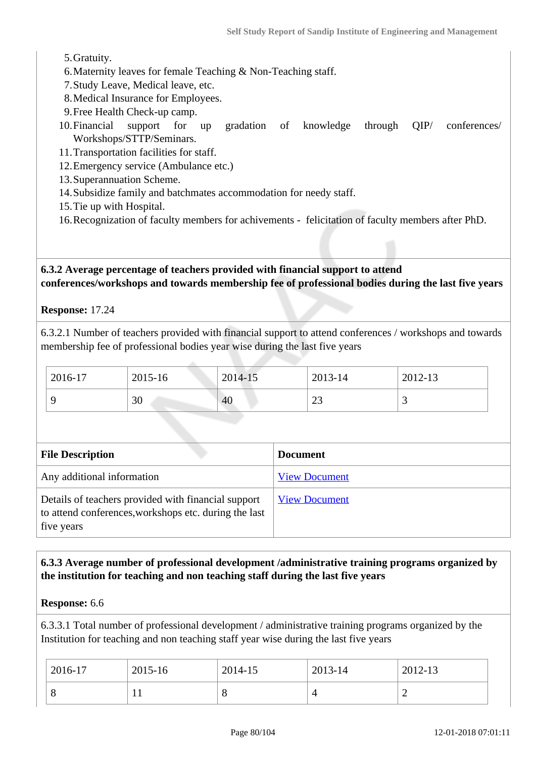5. Gratuity.
6. Maternity leaves for female Teaching & Non-Teaching staff.
7. Study Leave, Medical leave, etc.
8. Medical Insurance for Employees.
9. Free Health Check-up camp.
10. Financial support for up gradation of knowledge through QIP/ conferences/ Workshops/STTP/Seminars.
11. Transportation facilities for staff.
12. Emergency service (Ambulance etc.)
13. Superannuation Scheme.
14. Subsidize family and batchmates accommodation for needy staff.
15. Tie up with Hospital.
16. Recognization of faculty members for achivements - felicitation of faculty members after PhD.

**6.3.2 Average percentage of teachers provided with financial support to attend conferences/workshops and towards membership fee of professional bodies during the last five years**

**Response:** 17.24

6.3.2.1 Number of teachers provided with financial support to attend conferences / workshops and towards membership fee of professional bodies year wise during the last five years

| 2016-17 | 2015-16 | 2014-15 | 2013-14 | 2012-13 |
|---|---|---|---|---|
| 9 | 30 | 40 | 23 | 3 |

| File Description | Document |
|---|---|
| Any additional information | View Document |
| Details of teachers provided with financial support to attend conferences,workshops etc. during the last five years | View Document |

**6.3.3 Average number of professional development /administrative training programs organized by the institution for teaching and non teaching staff during the last five years**

**Response:** 6.6

6.3.3.1 Total number of professional development / administrative training programs organized by the Institution for teaching and non teaching staff year wise during the last five years

| 2016-17 | 2015-16 | 2014-15 | 2013-14 | 2012-13 |
|---|---|---|---|---|
| 8 | 11 | 8 | 4 | 2 |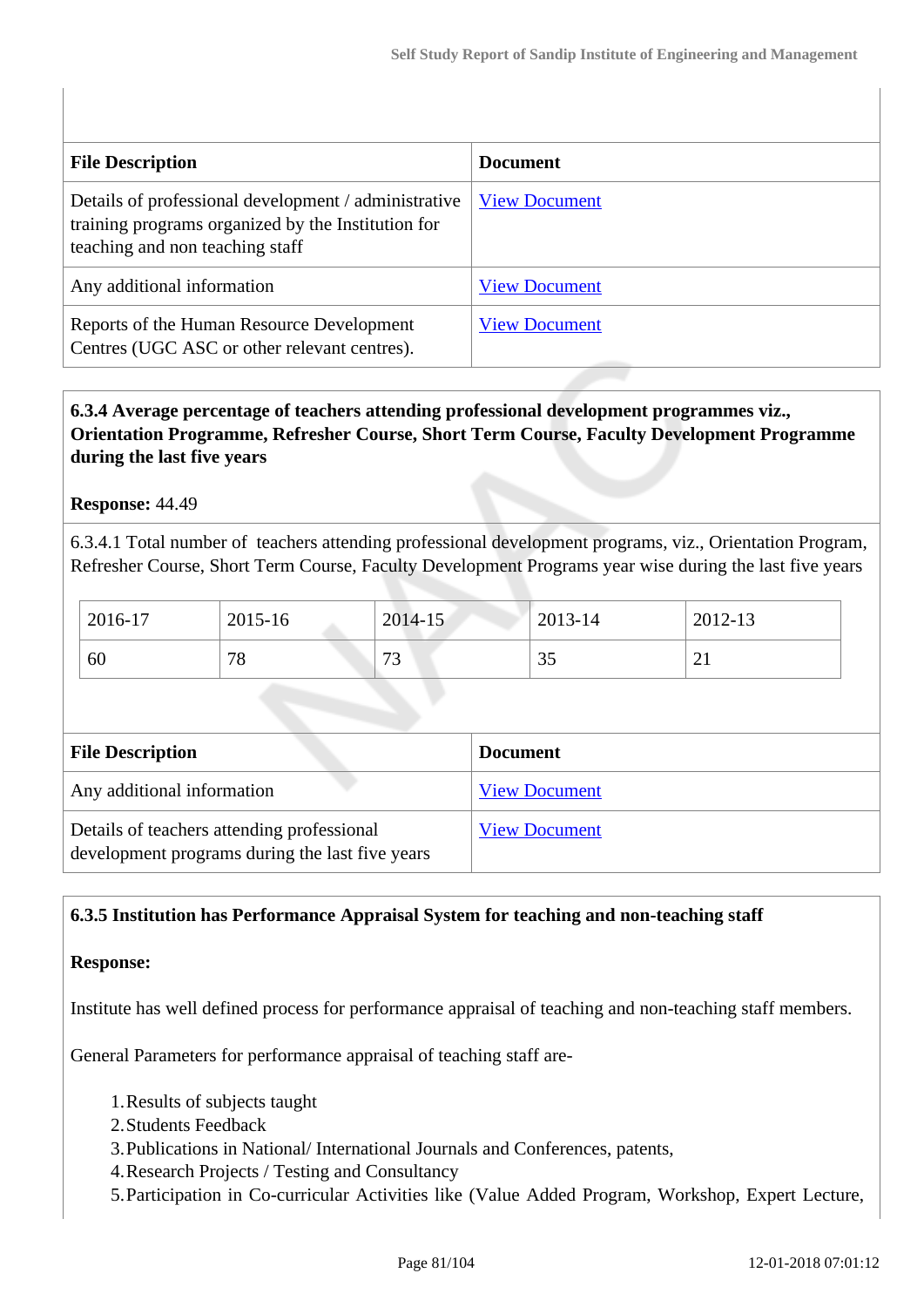| File Description | Document |
| --- | --- |
| Details of professional development / administrative training programs organized by the Institution for teaching and non teaching staff | View Document |
| Any additional information | View Document |
| Reports of the Human Resource Development Centres (UGC ASC or other relevant centres). | View Document |

**6.3.4 Average percentage of teachers attending professional development programmes viz., Orientation Programme, Refresher Course, Short Term Course, Faculty Development Programme during the last five years**

**Response:** 44.49

6.3.4.1 Total number of teachers attending professional development programs, viz., Orientation Program, Refresher Course, Short Term Course, Faculty Development Programs year wise during the last five years

| 2016-17 | 2015-16 | 2014-15 | 2013-14 | 2012-13 |
| --- | --- | --- | --- | --- |
| 60 | 78 | 73 | 35 | 21 |

| File Description | Document |
| --- | --- |
| Any additional information | View Document |
| Details of teachers attending professional development programs during the last five years | View Document |

**6.3.5 Institution has Performance Appraisal System for teaching and non-teaching staff**

**Response:**

Institute has well defined process for performance appraisal of teaching and non-teaching staff members.

General Parameters for performance appraisal of teaching staff are-

1. Results of subjects taught
2. Students Feedback
3. Publications in National/ International Journals and Conferences, patents,
4. Research Projects / Testing and Consultancy
5. Participation in Co-curricular Activities like (Value Added Program, Workshop, Expert Lecture,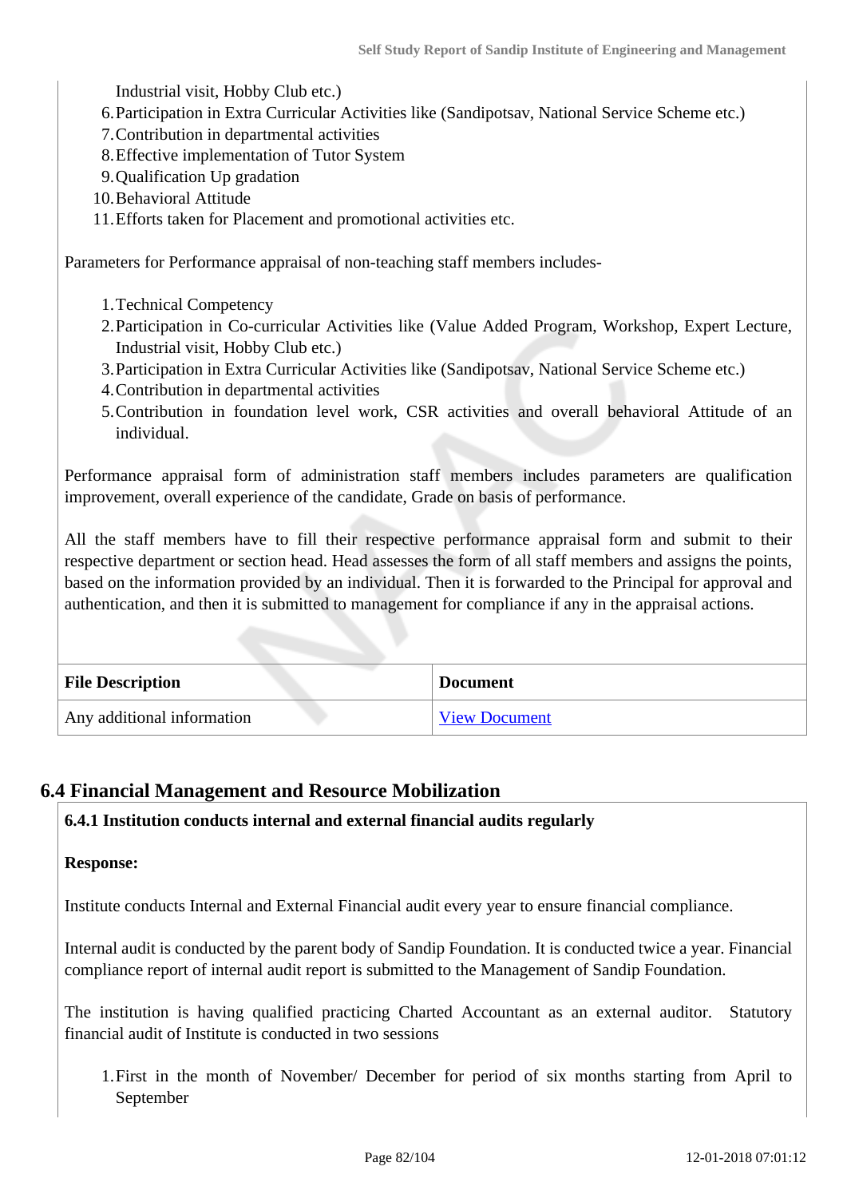Industrial visit, Hobby Club etc.)
6. Participation in Extra Curricular Activities like (Sandipotsav, National Service Scheme etc.)
7. Contribution in departmental activities
8. Effective implementation of Tutor System
9. Qualification Up gradation
10. Behavioral Attitude
11. Efforts taken for Placement and promotional activities etc.

Parameters for Performance appraisal of non-teaching staff members includes-

1. Technical Competency
2. Participation in Co-curricular Activities like (Value Added Program, Workshop, Expert Lecture, Industrial visit, Hobby Club etc.)
3. Participation in Extra Curricular Activities like (Sandipotsav, National Service Scheme etc.)
4. Contribution in departmental activities
5. Contribution in foundation level work, CSR activities and overall behavioral Attitude of an individual.

Performance appraisal form of administration staff members includes parameters are qualification improvement, overall experience of the candidate, Grade on basis of performance.

All the staff members have to fill their respective performance appraisal form and submit to their respective department or section head. Head assesses the form of all staff members and assigns the points, based on the information provided by an individual. Then it is forwarded to the Principal for approval and authentication, and then it is submitted to management for compliance if any in the appraisal actions.

| File Description | Document |
|---|---|
| Any additional information | View Document |

## 6.4 Financial Management and Resource Mobilization

**6.4.1 Institution conducts internal and external financial audits regularly**

**Response:**

Institute conducts Internal and External Financial audit every year to ensure financial compliance.

Internal audit is conducted by the parent body of Sandip Foundation. It is conducted twice a year. Financial compliance report of internal audit report is submitted to the Management of Sandip Foundation.

The institution is having qualified practicing Charted Accountant as an external auditor. Statutory financial audit of Institute is conducted in two sessions

1. First in the month of November/ December for period of six months starting from April to September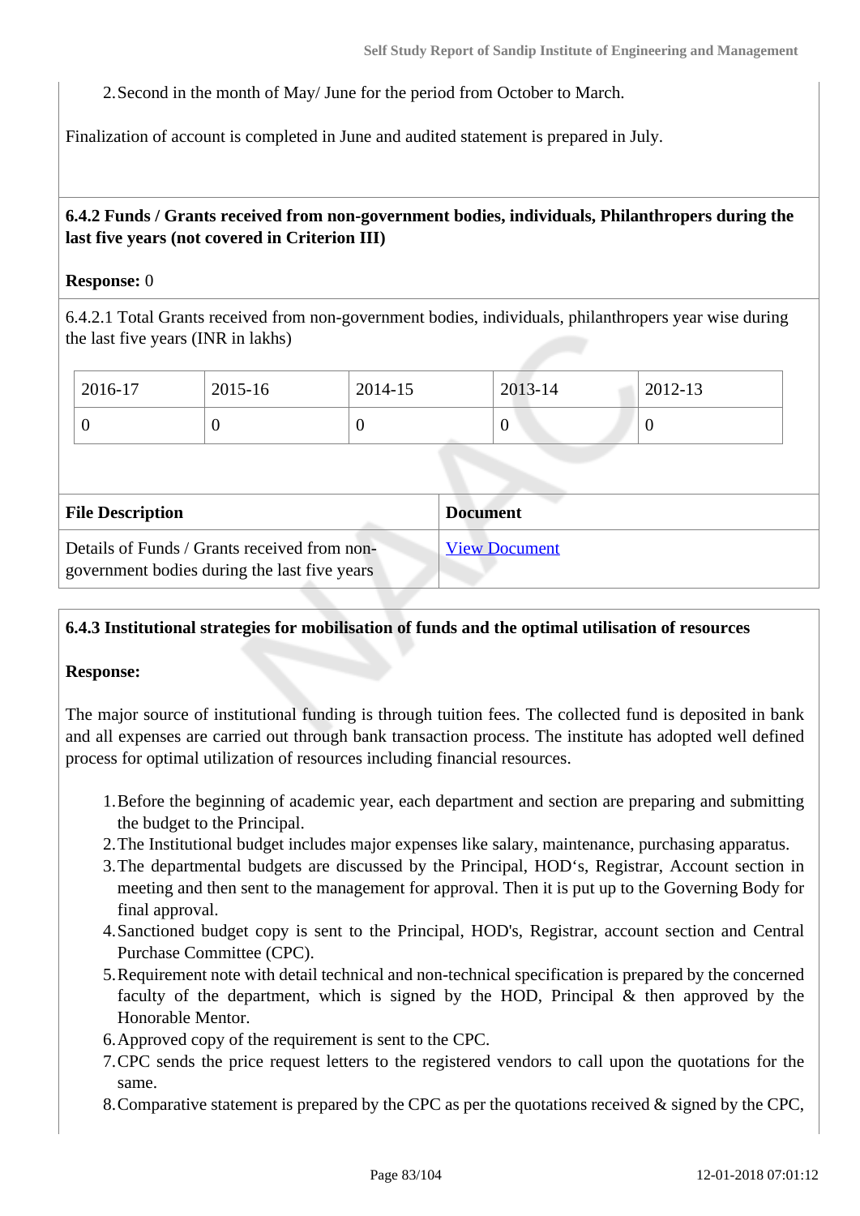2. Second in the month of May/ June for the period from October to March.

Finalization of account is completed in June and audited statement is prepared in July.

**6.4.2 Funds / Grants received from non-government bodies, individuals, Philanthropers during the last five years (not covered in Criterion III)**

**Response:** 0

6.4.2.1 Total Grants received from non-government bodies, individuals, philanthropers year wise during the last five years (INR in lakhs)

| 2016-17 | 2015-16 | 2014-15 | 2013-14 | 2012-13 |
|---|---|---|---|---|
| 0 | 0 | 0 | 0 | 0 |

| File Description | Document |
|---|---|
| Details of Funds / Grants received from non-government bodies during the last five years | View Document |

**6.4.3 Institutional strategies for mobilisation of funds and the optimal utilisation of resources**

**Response:**

The major source of institutional funding is through tuition fees. The collected fund is deposited in bank and all expenses are carried out through bank transaction process. The institute has adopted well defined process for optimal utilization of resources including financial resources.

1. Before the beginning of academic year, each department and section are preparing and submitting the budget to the Principal.
2. The Institutional budget includes major expenses like salary, maintenance, purchasing apparatus.
3. The departmental budgets are discussed by the Principal, HOD's, Registrar, Account section in meeting and then sent to the management for approval. Then it is put up to the Governing Body for final approval.
4. Sanctioned budget copy is sent to the Principal, HOD's, Registrar, account section and Central Purchase Committee (CPC).
5. Requirement note with detail technical and non-technical specification is prepared by the concerned faculty of the department, which is signed by the HOD, Principal & then approved by the Honorable Mentor.
6. Approved copy of the requirement is sent to the CPC.
7. CPC sends the price request letters to the registered vendors to call upon the quotations for the same.
8. Comparative statement is prepared by the CPC as per the quotations received & signed by the CPC,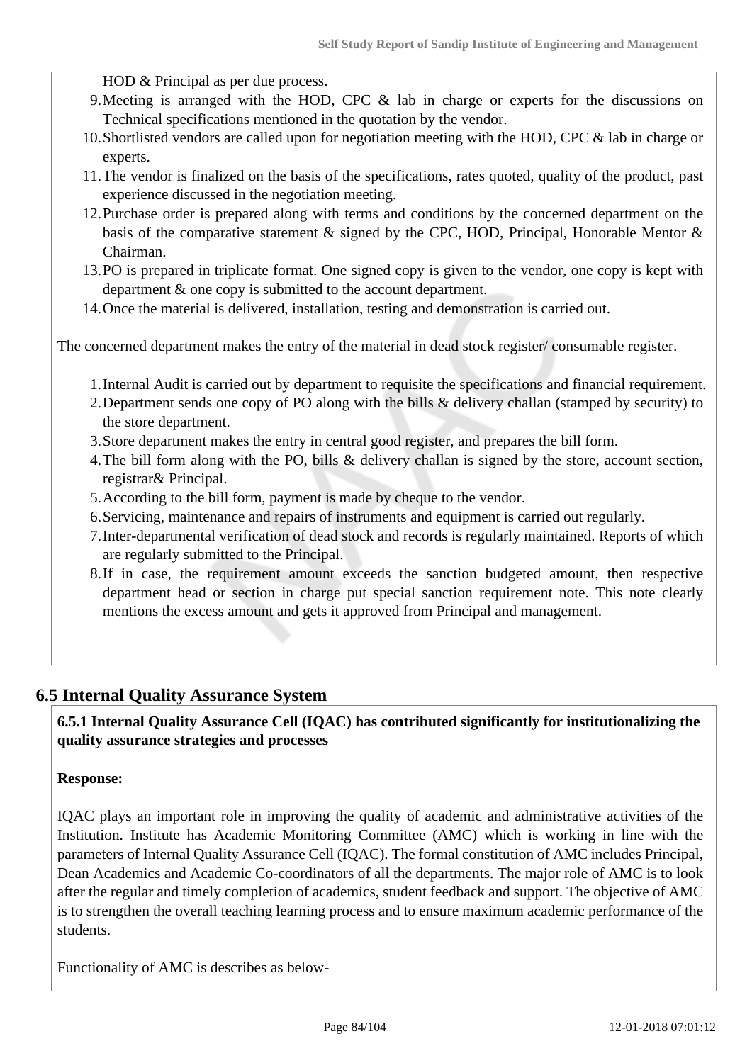HOD & Principal as per due process.

9. Meeting is arranged with the HOD, CPC & lab in charge or experts for the discussions on Technical specifications mentioned in the quotation by the vendor.
10. Shortlisted vendors are called upon for negotiation meeting with the HOD, CPC & lab in charge or experts.
11. The vendor is finalized on the basis of the specifications, rates quoted, quality of the product, past experience discussed in the negotiation meeting.
12. Purchase order is prepared along with terms and conditions by the concerned department on the basis of the comparative statement & signed by the CPC, HOD, Principal, Honorable Mentor & Chairman.
13. PO is prepared in triplicate format. One signed copy is given to the vendor, one copy is kept with department & one copy is submitted to the account department.
14. Once the material is delivered, installation, testing and demonstration is carried out.

The concerned department makes the entry of the material in dead stock register/ consumable register.

1. Internal Audit is carried out by department to requisite the specifications and financial requirement.
2. Department sends one copy of PO along with the bills & delivery challan (stamped by security) to the store department.
3. Store department makes the entry in central good register, and prepares the bill form.
4. The bill form along with the PO, bills & delivery challan is signed by the store, account section, registrar& Principal.
5. According to the bill form, payment is made by cheque to the vendor.
6. Servicing, maintenance and repairs of instruments and equipment is carried out regularly.
7. Inter-departmental verification of dead stock and records is regularly maintained. Reports of which are regularly submitted to the Principal.
8. If in case, the requirement amount exceeds the sanction budgeted amount, then respective department head or section in charge put special sanction requirement note. This note clearly mentions the excess amount and gets it approved from Principal and management.

## 6.5 Internal Quality Assurance System

**6.5.1 Internal Quality Assurance Cell (IQAC) has contributed significantly for institutionalizing the quality assurance strategies and processes**

**Response:**

IQAC plays an important role in improving the quality of academic and administrative activities of the Institution. Institute has Academic Monitoring Committee (AMC) which is working in line with the parameters of Internal Quality Assurance Cell (IQAC). The formal constitution of AMC includes Principal, Dean Academics and Academic Co-coordinators of all the departments. The major role of AMC is to look after the regular and timely completion of academics, student feedback and support. The objective of AMC is to strengthen the overall teaching learning process and to ensure maximum academic performance of the students.

Functionality of AMC is describes as below-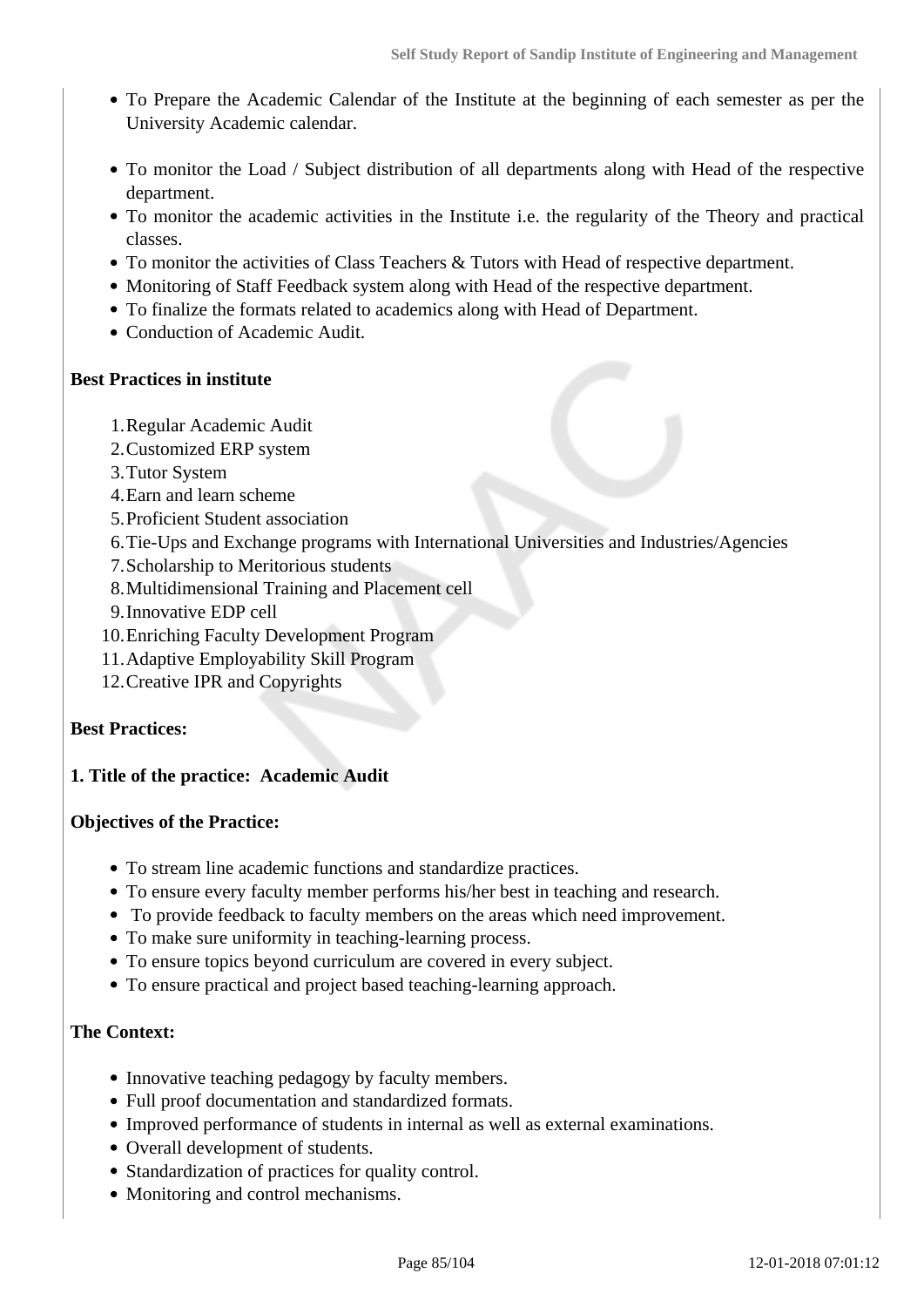- To Prepare the Academic Calendar of the Institute at the beginning of each semester as per the University Academic calendar.

- To monitor the Load / Subject distribution of all departments along with Head of the respective department.
- To monitor the academic activities in the Institute i.e. the regularity of the Theory and practical classes.
- To monitor the activities of Class Teachers & Tutors with Head of respective department.
- Monitoring of Staff Feedback system along with Head of the respective department.
- To finalize the formats related to academics along with Head of Department.
- Conduction of Academic Audit.

**Best Practices in institute**

1. Regular Academic Audit
2. Customized ERP system
3. Tutor System
4. Earn and learn scheme
5. Proficient Student association
6. Tie-Ups and Exchange programs with International Universities and Industries/Agencies
7. Scholarship to Meritorious students
8. Multidimensional Training and Placement cell
9. Innovative EDP cell
10. Enriching Faculty Development Program
11. Adaptive Employability Skill Program
12. Creative IPR and Copyrights

**Best Practices:**

**1. Title of the practice: Academic Audit**

**Objectives of the Practice:**

- To stream line academic functions and standardize practices.
- To ensure every faculty member performs his/her best in teaching and research.
- To provide feedback to faculty members on the areas which need improvement.
- To make sure uniformity in teaching-learning process.
- To ensure topics beyond curriculum are covered in every subject.
- To ensure practical and project based teaching-learning approach.

**The Context:**

- Innovative teaching pedagogy by faculty members.
- Full proof documentation and standardized formats.
- Improved performance of students in internal as well as external examinations.
- Overall development of students.
- Standardization of practices for quality control.
- Monitoring and control mechanisms.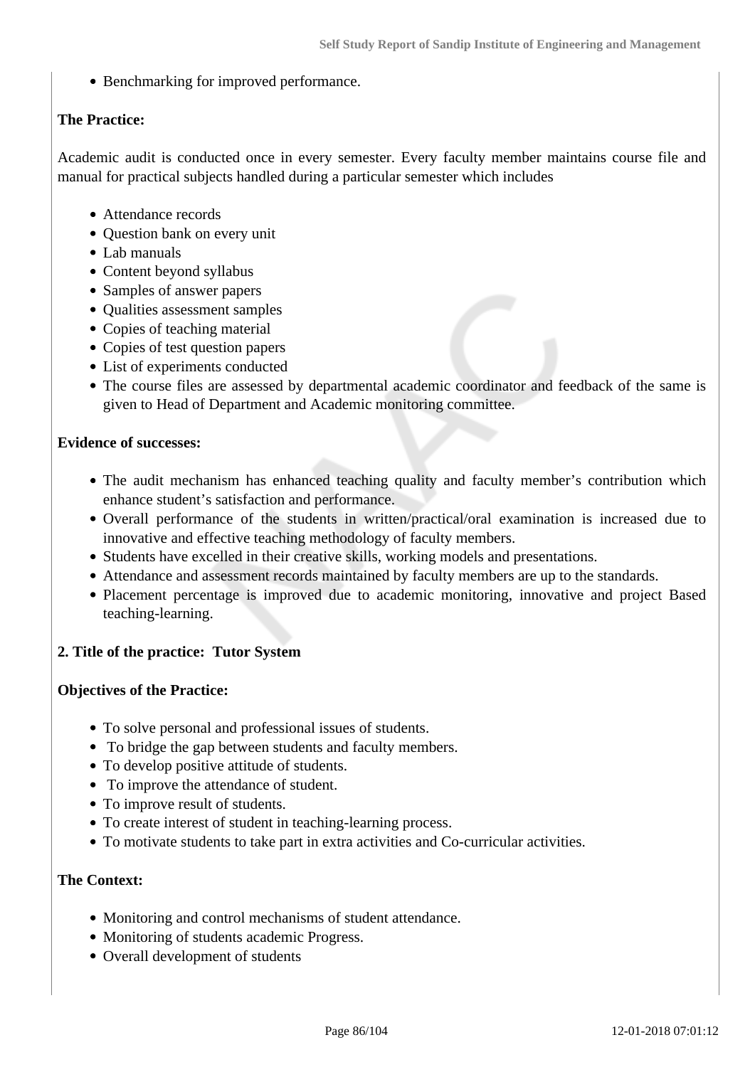- Benchmarking for improved performance.

**The Practice:**

Academic audit is conducted once in every semester. Every faculty member maintains course file and manual for practical subjects handled during a particular semester which includes

- Attendance records
- Question bank on every unit
- Lab manuals
- Content beyond syllabus
- Samples of answer papers
- Qualities assessment samples
- Copies of teaching material
- Copies of test question papers
- List of experiments conducted
- The course files are assessed by departmental academic coordinator and feedback of the same is given to Head of Department and Academic monitoring committee.

**Evidence of successes:**

- The audit mechanism has enhanced teaching quality and faculty member's contribution which enhance student's satisfaction and performance.
- Overall performance of the students in written/practical/oral examination is increased due to innovative and effective teaching methodology of faculty members.
- Students have excelled in their creative skills, working models and presentations.
- Attendance and assessment records maintained by faculty members are up to the standards.
- Placement percentage is improved due to academic monitoring, innovative and project Based teaching-learning.

**2. Title of the practice: Tutor System**

**Objectives of the Practice:**

- To solve personal and professional issues of students.
- To bridge the gap between students and faculty members.
- To develop positive attitude of students.
- To improve the attendance of student.
- To improve result of students.
- To create interest of student in teaching-learning process.
- To motivate students to take part in extra activities and Co-curricular activities.

**The Context:**

- Monitoring and control mechanisms of student attendance.
- Monitoring of students academic Progress.
- Overall development of students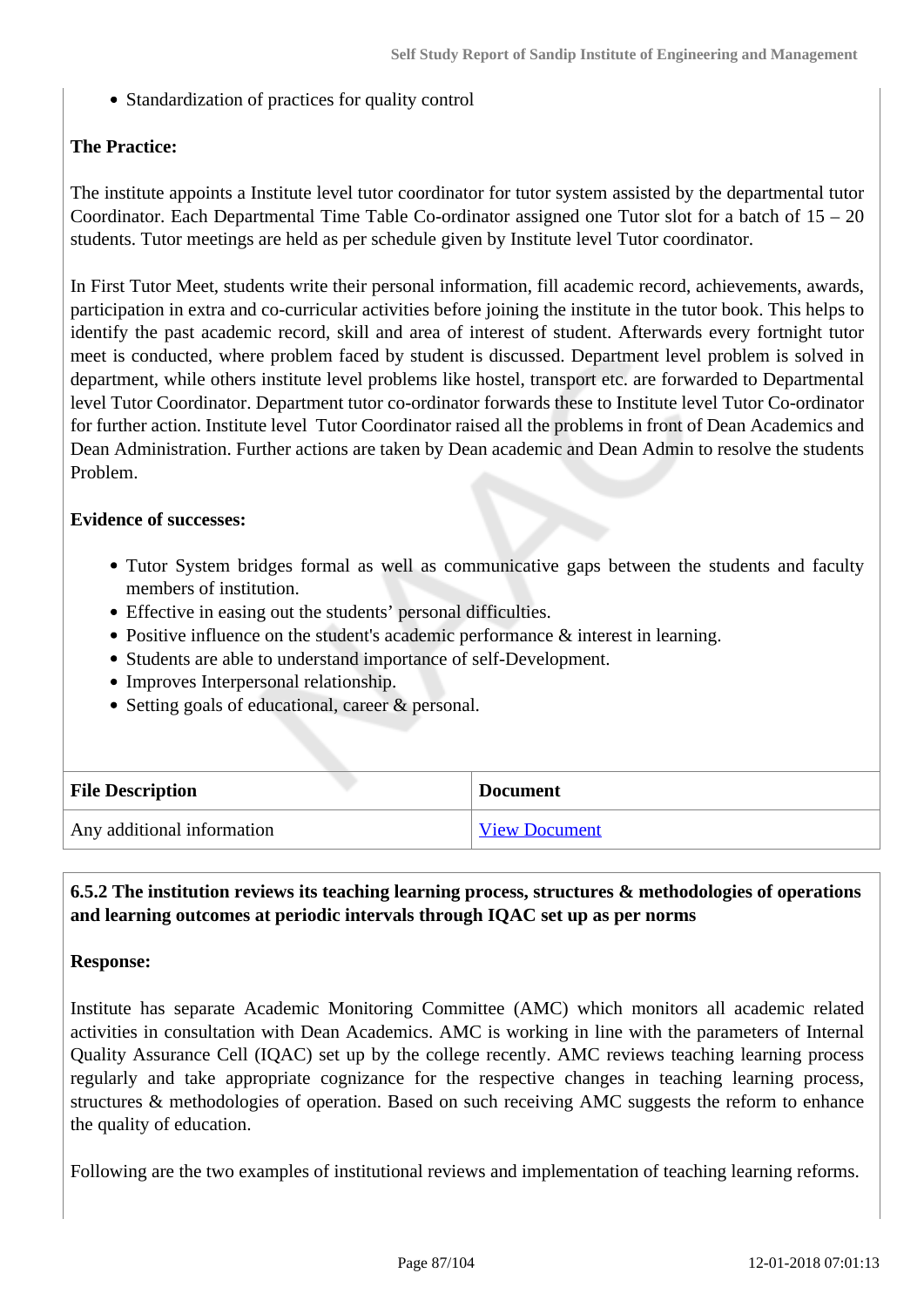- Standardization of practices for quality control

**The Practice:**

The institute appoints a Institute level tutor coordinator for tutor system assisted by the departmental tutor Coordinator. Each Departmental Time Table Co-ordinator assigned one Tutor slot for a batch of 15 – 20 students. Tutor meetings are held as per schedule given by Institute level Tutor coordinator.

In First Tutor Meet, students write their personal information, fill academic record, achievements, awards, participation in extra and co-curricular activities before joining the institute in the tutor book. This helps to identify the past academic record, skill and area of interest of student. Afterwards every fortnight tutor meet is conducted, where problem faced by student is discussed. Department level problem is solved in department, while others institute level problems like hostel, transport etc. are forwarded to Departmental level Tutor Coordinator. Department tutor co-ordinator forwards these to Institute level Tutor Co-ordinator for further action. Institute level Tutor Coordinator raised all the problems in front of Dean Academics and Dean Administration. Further actions are taken by Dean academic and Dean Admin to resolve the students Problem.

**Evidence of successes:**

- Tutor System bridges formal as well as communicative gaps between the students and faculty members of institution.
- Effective in easing out the students' personal difficulties.
- Positive influence on the student's academic performance & interest in learning.
- Students are able to understand importance of self-Development.
- Improves Interpersonal relationship.
- Setting goals of educational, career & personal.

| File Description | Document |
|---|---|
| Any additional information | View Document |

**6.5.2 The institution reviews its teaching learning process, structures & methodologies of operations and learning outcomes at periodic intervals through IQAC set up as per norms**

**Response:**

Institute has separate Academic Monitoring Committee (AMC) which monitors all academic related activities in consultation with Dean Academics. AMC is working in line with the parameters of Internal Quality Assurance Cell (IQAC) set up by the college recently. AMC reviews teaching learning process regularly and take appropriate cognizance for the respective changes in teaching learning process, structures & methodologies of operation. Based on such receiving AMC suggests the reform to enhance the quality of education.

Following are the two examples of institutional reviews and implementation of teaching learning reforms.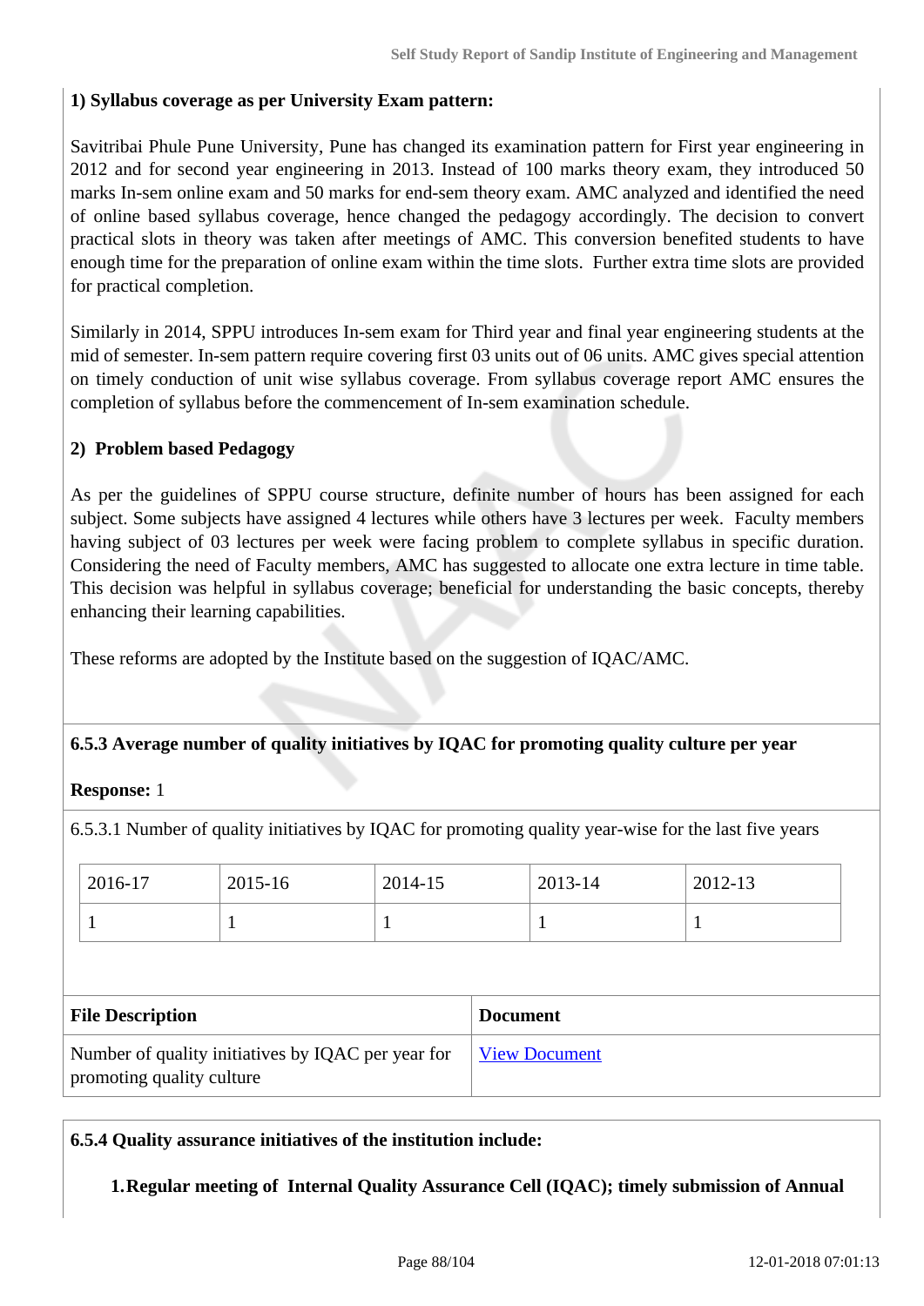**1) Syllabus coverage as per University Exam pattern:**

Savitribai Phule Pune University, Pune has changed its examination pattern for First year engineering in 2012 and for second year engineering in 2013. Instead of 100 marks theory exam, they introduced 50 marks In-sem online exam and 50 marks for end-sem theory exam. AMC analyzed and identified the need of online based syllabus coverage, hence changed the pedagogy accordingly. The decision to convert practical slots in theory was taken after meetings of AMC. This conversion benefited students to have enough time for the preparation of online exam within the time slots. Further extra time slots are provided for practical completion.

Similarly in 2014, SPPU introduces In-sem exam for Third year and final year engineering students at the mid of semester. In-sem pattern require covering first 03 units out of 06 units. AMC gives special attention on timely conduction of unit wise syllabus coverage. From syllabus coverage report AMC ensures the completion of syllabus before the commencement of In-sem examination schedule.

**2) Problem based Pedagogy**

As per the guidelines of SPPU course structure, definite number of hours has been assigned for each subject. Some subjects have assigned 4 lectures while others have 3 lectures per week. Faculty members having subject of 03 lectures per week were facing problem to complete syllabus in specific duration. Considering the need of Faculty members, AMC has suggested to allocate one extra lecture in time table. This decision was helpful in syllabus coverage; beneficial for understanding the basic concepts, thereby enhancing their learning capabilities.

These reforms are adopted by the Institute based on the suggestion of IQAC/AMC.

**6.5.3 Average number of quality initiatives by IQAC for promoting quality culture per year**

**Response:** 1

6.5.3.1 Number of quality initiatives by IQAC for promoting quality year-wise for the last five years

| 2016-17 | 2015-16 | 2014-15 | 2013-14 | 2012-13 |
|---|---|---|---|---|
| 1 | 1 | 1 | 1 | 1 |

| File Description | Document |
|---|---|
| Number of quality initiatives by IQAC per year for promoting quality culture | View Document |

**6.5.4 Quality assurance initiatives of the institution include:**

1. **Regular meeting of Internal Quality Assurance Cell (IQAC); timely submission of Annual**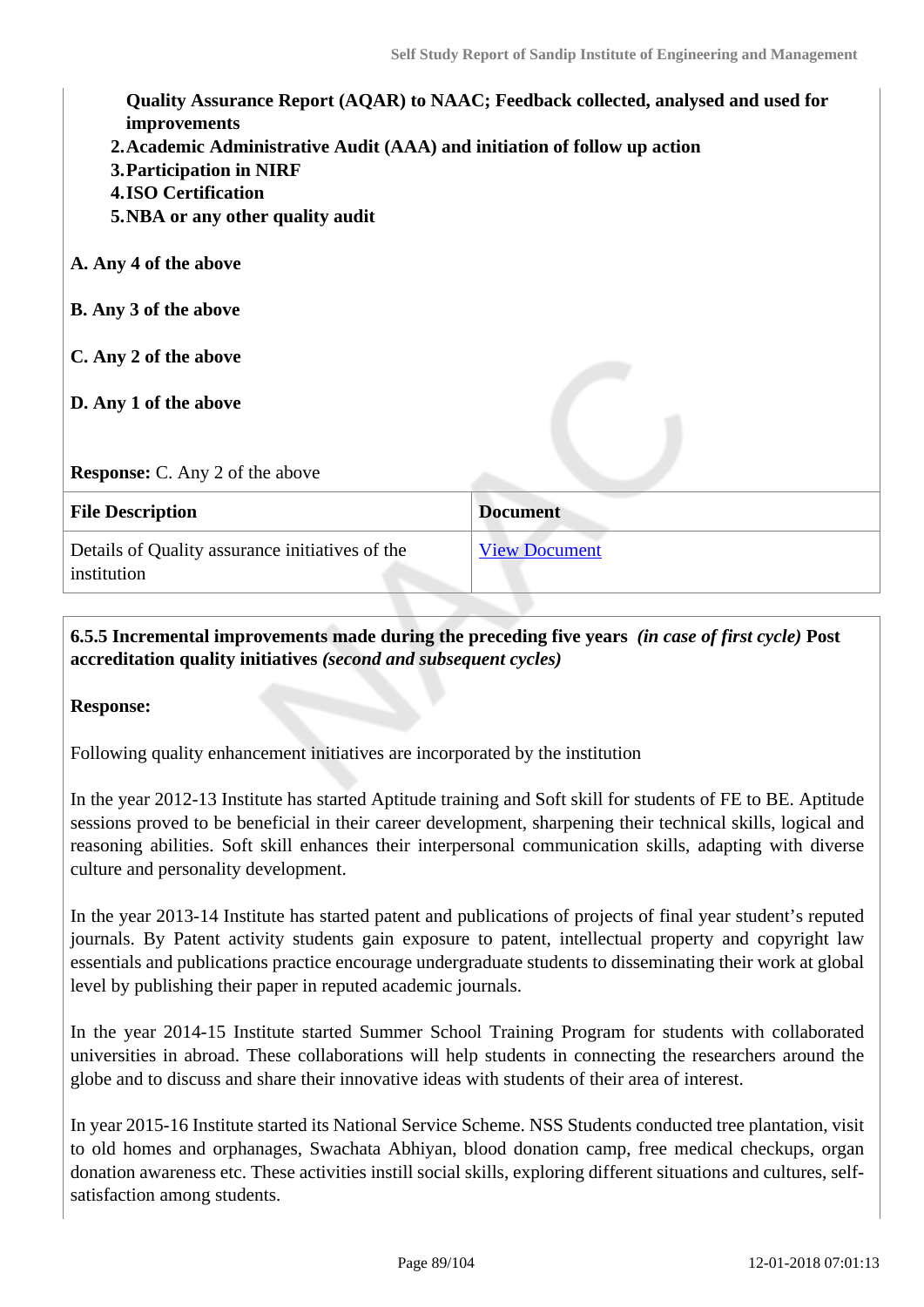**Quality Assurance Report (AQAR) to NAAC; Feedback collected, analysed and used for improvements**

2. **Academic Administrative Audit (AAA) and initiation of follow up action**
3. **Participation in NIRF**
4. **ISO Certification**
5. **NBA or any other quality audit**

**A. Any 4 of the above**

**B. Any 3 of the above**

**C. Any 2 of the above**

**D. Any 1 of the above**

**Response:** C. Any 2 of the above

| File Description | Document |
|---|---|
| Details of Quality assurance initiatives of the institution | View Document |

**6.5.5 Incremental improvements made during the preceding five years** ***(in case of first cycle)*** **Post accreditation quality initiatives** ***(second and subsequent cycles)***

**Response:**

Following quality enhancement initiatives are incorporated by the institution

In the year 2012-13 Institute has started Aptitude training and Soft skill for students of FE to BE. Aptitude sessions proved to be beneficial in their career development, sharpening their technical skills, logical and reasoning abilities. Soft skill enhances their interpersonal communication skills, adapting with diverse culture and personality development.

In the year 2013-14 Institute has started patent and publications of projects of final year student's reputed journals. By Patent activity students gain exposure to patent, intellectual property and copyright law essentials and publications practice encourage undergraduate students to disseminating their work at global level by publishing their paper in reputed academic journals.

In the year 2014-15 Institute started Summer School Training Program for students with collaborated universities in abroad. These collaborations will help students in connecting the researchers around the globe and to discuss and share their innovative ideas with students of their area of interest.

In year 2015-16 Institute started its National Service Scheme. NSS Students conducted tree plantation, visit to old homes and orphanages, Swachata Abhiyan, blood donation camp, free medical checkups, organ donation awareness etc. These activities instill social skills, exploring different situations and cultures, self-satisfaction among students.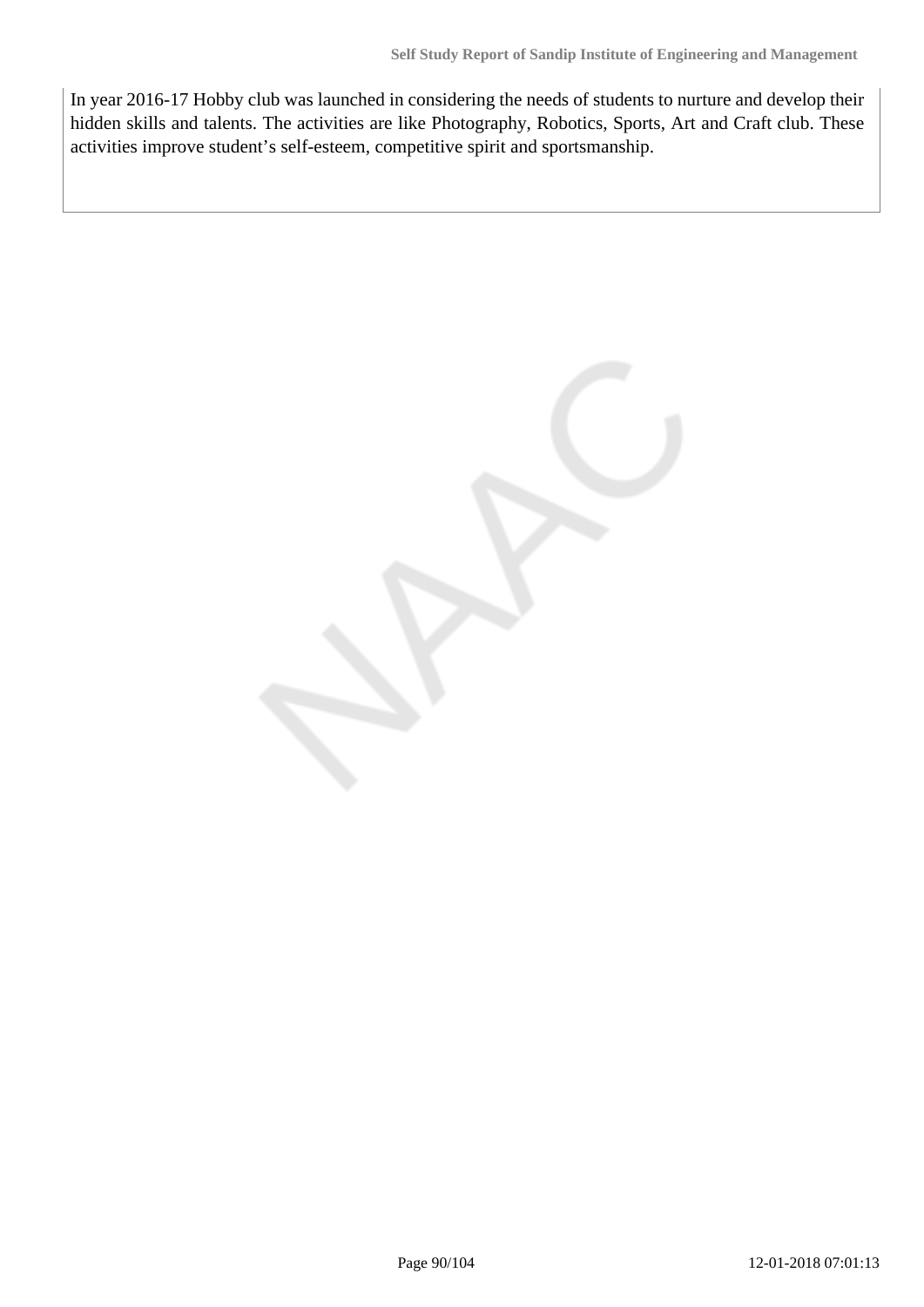In year 2016-17 Hobby club was launched in considering the needs of students to nurture and develop their hidden skills and talents. The activities are like Photography, Robotics, Sports, Art and Craft club. These activities improve student's self-esteem, competitive spirit and sportsmanship.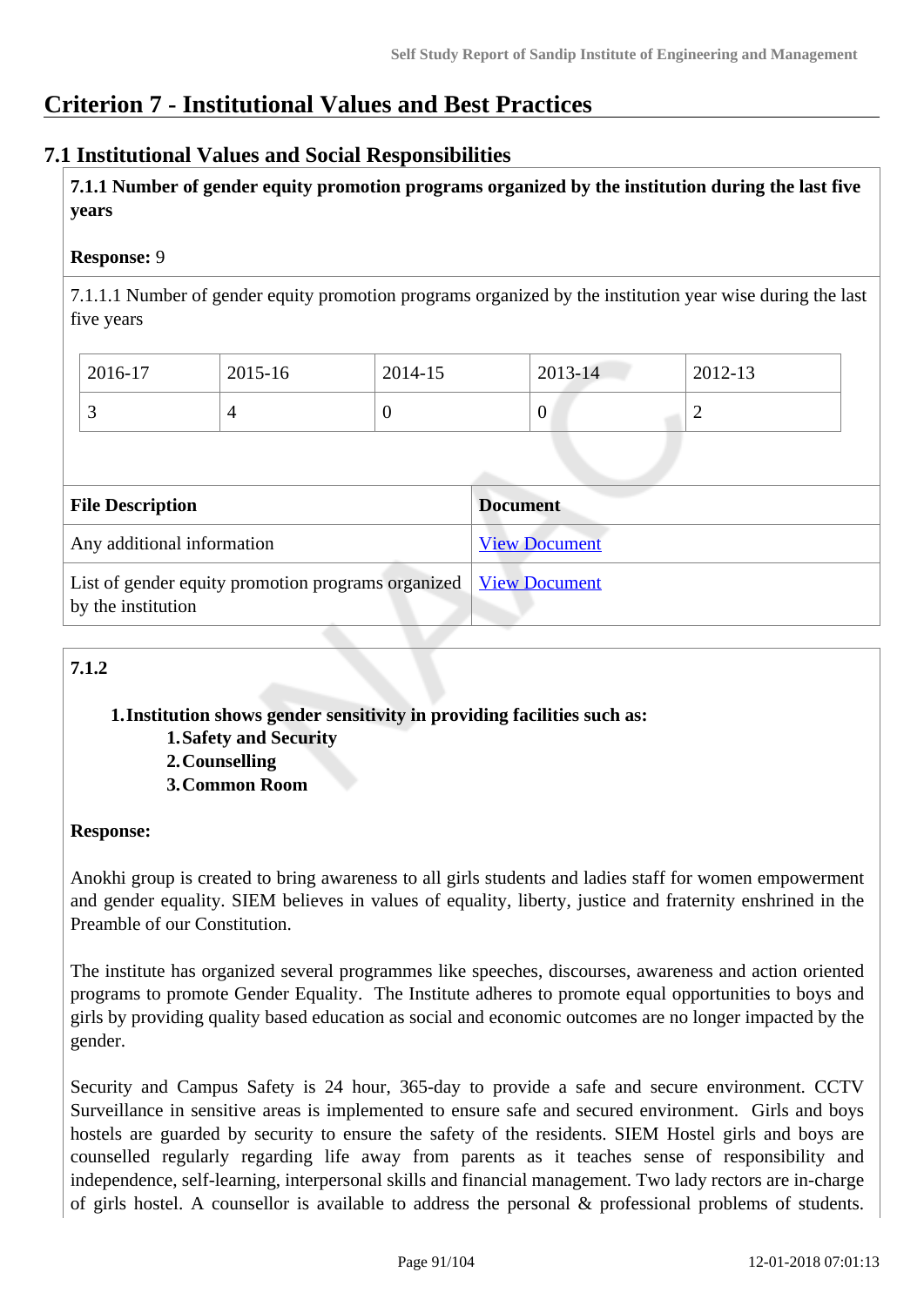# Criterion 7 - Institutional Values and Best Practices

## 7.1 Institutional Values and Social Responsibilities

**7.1.1 Number of gender equity promotion programs organized by the institution during the last five years**

**Response:** 9

7.1.1.1 Number of gender equity promotion programs organized by the institution year wise during the last five years

| 2016-17 | 2015-16 | 2014-15 | 2013-14 | 2012-13 |
|---|---|---|---|---|
| 3 | 4 | 0 | 0 | 2 |

| File Description | Document |
|---|---|
| Any additional information | View Document |
| List of gender equity promotion programs organized by the institution | View Document |

**7.1.2**

1. **Institution shows gender sensitivity in providing facilities such as:**
    1. **Safety and Security**
    2. **Counselling**
    3. **Common Room**

**Response:**

Anokhi group is created to bring awareness to all girls students and ladies staff for women empowerment and gender equality. SIEM believes in values of equality, liberty, justice and fraternity enshrined in the Preamble of our Constitution.

The institute has organized several programmes like speeches, discourses, awareness and action oriented programs to promote Gender Equality. The Institute adheres to promote equal opportunities to boys and girls by providing quality based education as social and economic outcomes are no longer impacted by the gender.

Security and Campus Safety is 24 hour, 365-day to provide a safe and secure environment. CCTV Surveillance in sensitive areas is implemented to ensure safe and secured environment. Girls and boys hostels are guarded by security to ensure the safety of the residents. SIEM Hostel girls and boys are counselled regularly regarding life away from parents as it teaches sense of responsibility and independence, self-learning, interpersonal skills and financial management. Two lady rectors are in-charge of girls hostel. A counsellor is available to address the personal & professional problems of students.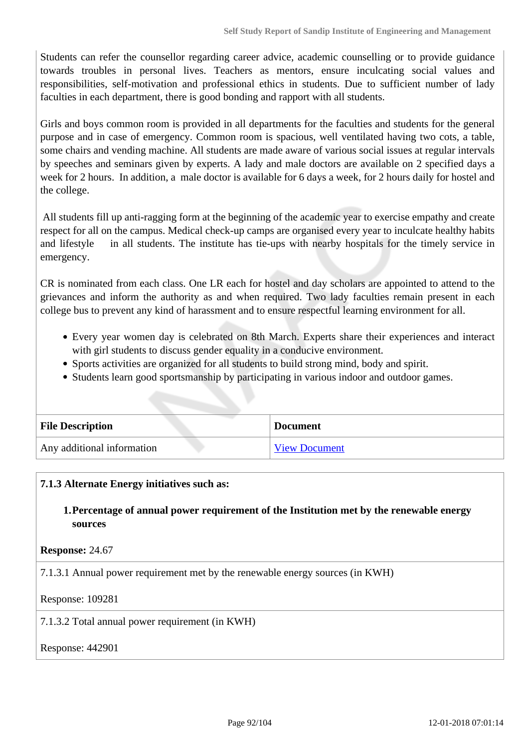Students can refer the counsellor regarding career advice, academic counselling or to provide guidance towards troubles in personal lives. Teachers as mentors, ensure inculcating social values and responsibilities, self-motivation and professional ethics in students. Due to sufficient number of lady faculties in each department, there is good bonding and rapport with all students.

Girls and boys common room is provided in all departments for the faculties and students for the general purpose and in case of emergency. Common room is spacious, well ventilated having two cots, a table, some chairs and vending machine. All students are made aware of various social issues at regular intervals by speeches and seminars given by experts. A lady and male doctors are available on 2 specified days a week for 2 hours. In addition, a male doctor is available for 6 days a week, for 2 hours daily for hostel and the college.

All students fill up anti-ragging form at the beginning of the academic year to exercise empathy and create respect for all on the campus. Medical check-up camps are organised every year to inculcate healthy habits and lifestyle in all students. The institute has tie-ups with nearby hospitals for the timely service in emergency.

CR is nominated from each class. One LR each for hostel and day scholars are appointed to attend to the grievances and inform the authority as and when required. Two lady faculties remain present in each college bus to prevent any kind of harassment and to ensure respectful learning environment for all.

- Every year women day is celebrated on 8th March. Experts share their experiences and interact with girl students to discuss gender equality in a conducive environment.
- Sports activities are organized for all students to build strong mind, body and spirit.
- Students learn good sportsmanship by participating in various indoor and outdoor games.

| File Description | Document |
| --- | --- |
| Any additional information | View Document |

**7.1.3 Alternate Energy initiatives such as:**

1. **Percentage of annual power requirement of the Institution met by the renewable energy sources**

**Response:** 24.67

7.1.3.1 Annual power requirement met by the renewable energy sources (in KWH)

Response: 109281

7.1.3.2 Total annual power requirement (in KWH)

Response: 442901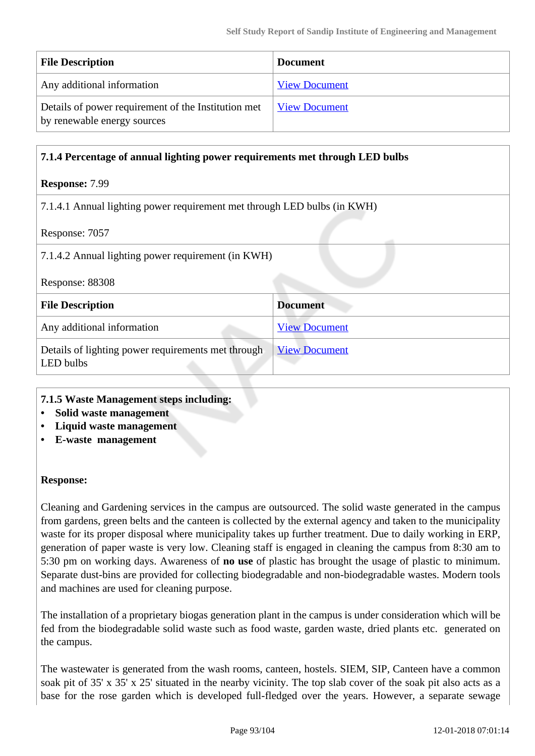| File Description | Document |
| --- | --- |
| Any additional information | View Document |
| Details of power requirement of the Institution met by renewable energy sources | View Document |

**7.1.4 Percentage of annual lighting power requirements met through LED bulbs**

**Response:** 7.99

7.1.4.1 Annual lighting power requirement met through LED bulbs (in KWH)

Response: 7057

7.1.4.2 Annual lighting power requirement (in KWH)

Response: 88308

| File Description | Document |
| --- | --- |
| Any additional information | View Document |
| Details of lighting power requirements met through LED bulbs | View Document |

**7.1.5 Waste Management steps including:**

- **Solid waste management**
- **Liquid waste management**
- **E-waste management**

**Response:**

Cleaning and Gardening services in the campus are outsourced. The solid waste generated in the campus from gardens, green belts and the canteen is collected by the external agency and taken to the municipality waste for its proper disposal where municipality takes up further treatment. Due to daily working in ERP, generation of paper waste is very low. Cleaning staff is engaged in cleaning the campus from 8:30 am to 5:30 pm on working days. Awareness of **no use** of plastic has brought the usage of plastic to minimum. Separate dust-bins are provided for collecting biodegradable and non-biodegradable wastes. Modern tools and machines are used for cleaning purpose.

The installation of a proprietary biogas generation plant in the campus is under consideration which will be fed from the biodegradable solid waste such as food waste, garden waste, dried plants etc. generated on the campus.

The wastewater is generated from the wash rooms, canteen, hostels. SIEM, SIP, Canteen have a common soak pit of 35' x 35' x 25' situated in the nearby vicinity. The top slab cover of the soak pit also acts as a base for the rose garden which is developed full-fledged over the years. However, a separate sewage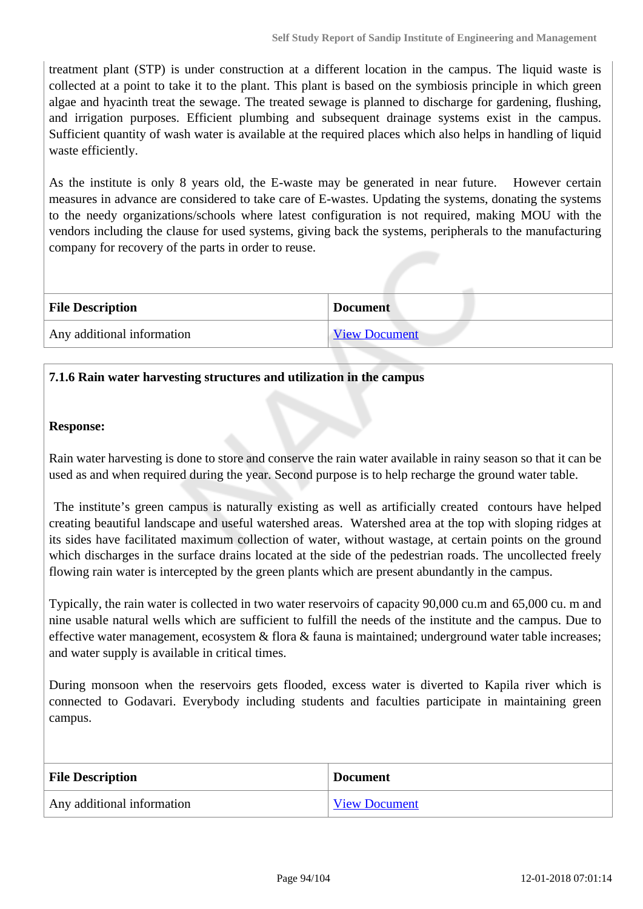treatment plant (STP) is under construction at a different location in the campus. The liquid waste is collected at a point to take it to the plant. This plant is based on the symbiosis principle in which green algae and hyacinth treat the sewage. The treated sewage is planned to discharge for gardening, flushing, and irrigation purposes. Efficient plumbing and subsequent drainage systems exist in the campus. Sufficient quantity of wash water is available at the required places which also helps in handling of liquid waste efficiently.

As the institute is only 8 years old, the E-waste may be generated in near future. However certain measures in advance are considered to take care of E-wastes. Updating the systems, donating the systems to the needy organizations/schools where latest configuration is not required, making MOU with the vendors including the clause for used systems, giving back the systems, peripherals to the manufacturing company for recovery of the parts in order to reuse.

| File Description | Document |
|---|---|
| Any additional information | View Document |

**7.1.6 Rain water harvesting structures and utilization in the campus**

**Response:**

Rain water harvesting is done to store and conserve the rain water available in rainy season so that it can be used as and when required during the year. Second purpose is to help recharge the ground water table.

The institute's green campus is naturally existing as well as artificially created contours have helped creating beautiful landscape and useful watershed areas. Watershed area at the top with sloping ridges at its sides have facilitated maximum collection of water, without wastage, at certain points on the ground which discharges in the surface drains located at the side of the pedestrian roads. The uncollected freely flowing rain water is intercepted by the green plants which are present abundantly in the campus.

Typically, the rain water is collected in two water reservoirs of capacity 90,000 cu.m and 65,000 cu. m and nine usable natural wells which are sufficient to fulfill the needs of the institute and the campus. Due to effective water management, ecosystem & flora & fauna is maintained; underground water table increases; and water supply is available in critical times.

During monsoon when the reservoirs gets flooded, excess water is diverted to Kapila river which is connected to Godavari. Everybody including students and faculties participate in maintaining green campus.

| File Description | Document |
|---|---|
| Any additional information | View Document |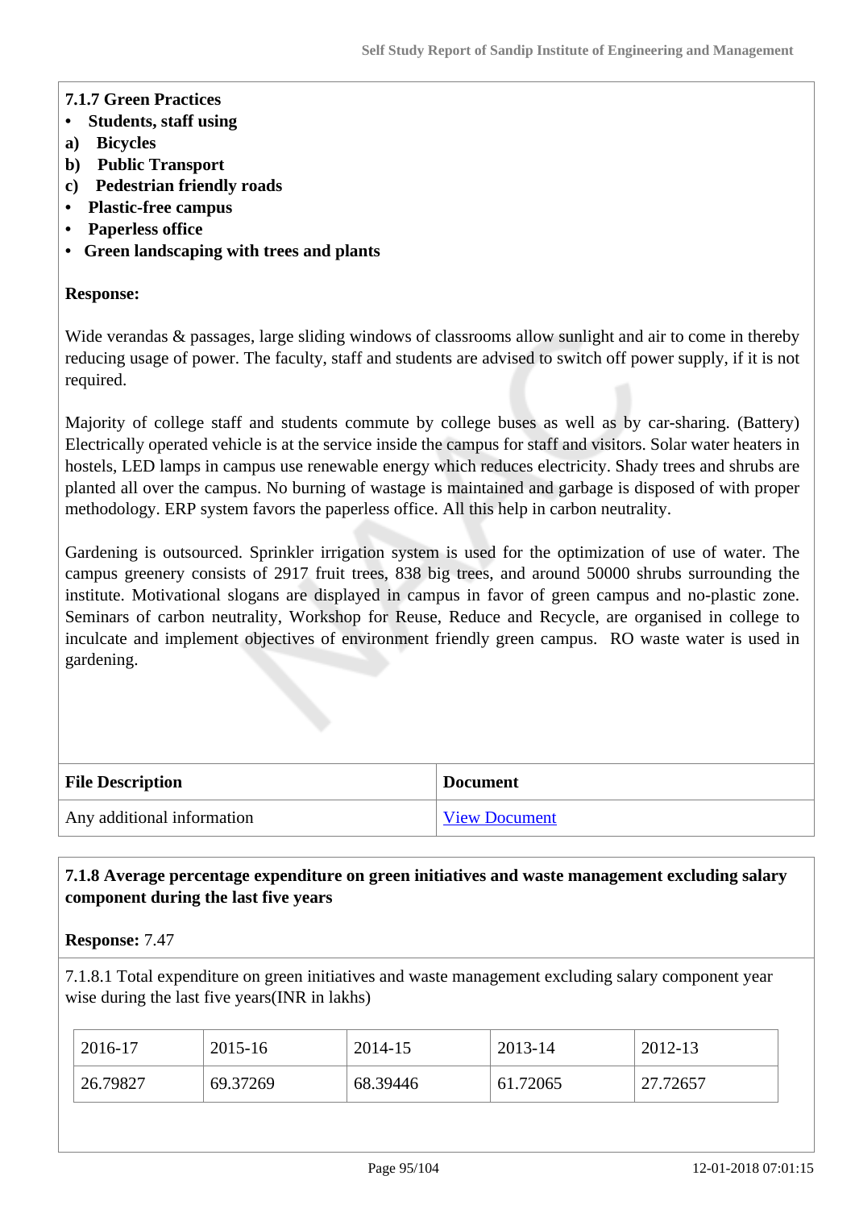**7.1.7 Green Practices**

- **Students, staff using**

**a) Bicycles**

**b) Public Transport**

**c) Pedestrian friendly roads**

- **Plastic-free campus**
- **Paperless office**
- **Green landscaping with trees and plants**

**Response:**

Wide verandas & passages, large sliding windows of classrooms allow sunlight and air to come in thereby reducing usage of power. The faculty, staff and students are advised to switch off power supply, if it is not required.

Majority of college staff and students commute by college buses as well as by car-sharing. (Battery) Electrically operated vehicle is at the service inside the campus for staff and visitors. Solar water heaters in hostels, LED lamps in campus use renewable energy which reduces electricity. Shady trees and shrubs are planted all over the campus. No burning of wastage is maintained and garbage is disposed of with proper methodology. ERP system favors the paperless office. All this help in carbon neutrality.

Gardening is outsourced. Sprinkler irrigation system is used for the optimization of use of water. The campus greenery consists of 2917 fruit trees, 838 big trees, and around 50000 shrubs surrounding the institute. Motivational slogans are displayed in campus in favor of green campus and no-plastic zone. Seminars of carbon neutrality, Workshop for Reuse, Reduce and Recycle, are organised in college to inculcate and implement objectives of environment friendly green campus. RO waste water is used in gardening.

| File Description | Document |
|---|---|
| Any additional information | View Document |

**7.1.8 Average percentage expenditure on green initiatives and waste management excluding salary component during the last five years**

**Response:** 7.47

7.1.8.1 Total expenditure on green initiatives and waste management excluding salary component year wise during the last five years(INR in lakhs)

| 2016-17 | 2015-16 | 2014-15 | 2013-14 | 2012-13 |
|---|---|---|---|---|
| 26.79827 | 69.37269 | 68.39446 | 61.72065 | 27.72657 |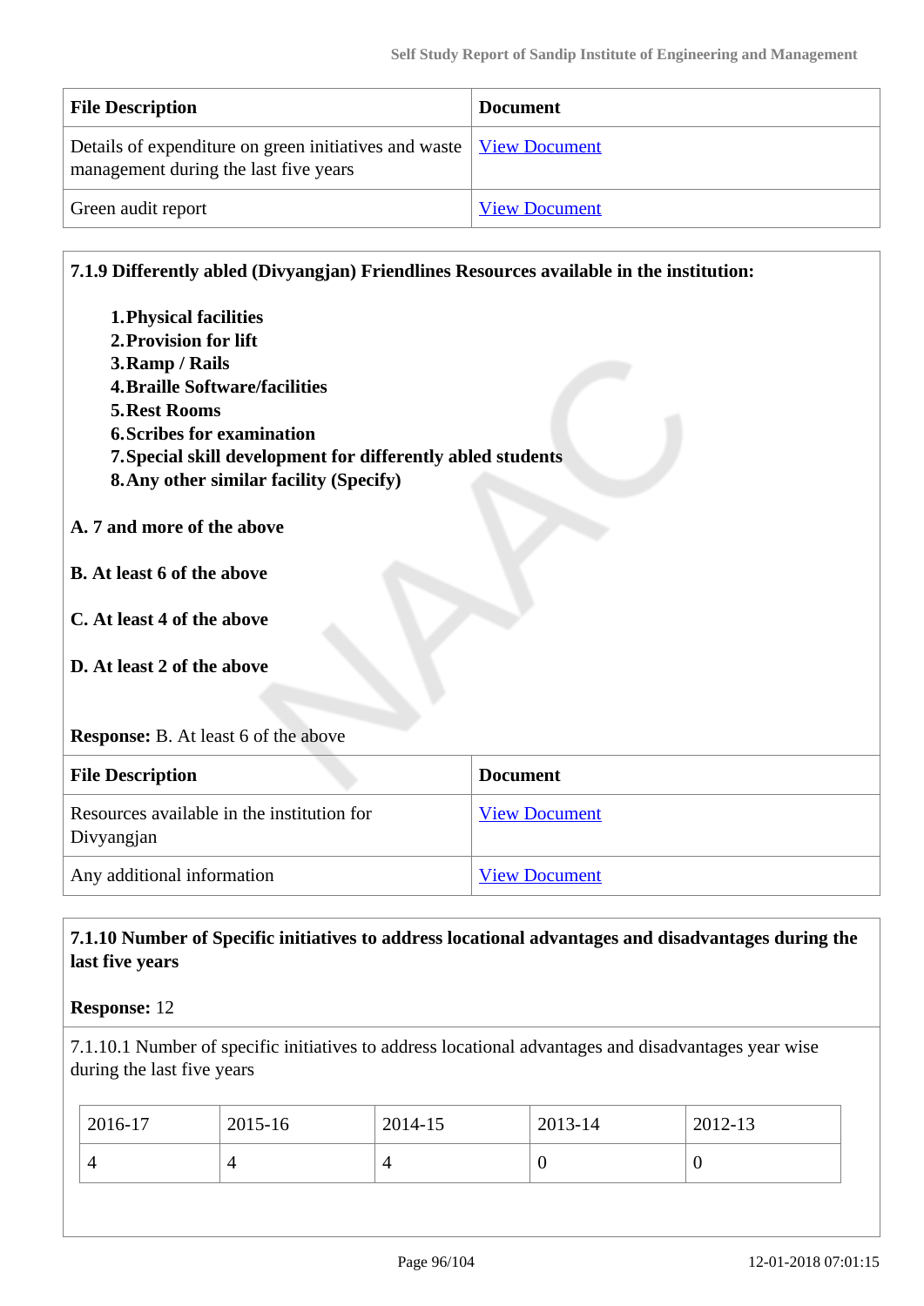| File Description | Document |
|---|---|
| Details of expenditure on green initiatives and waste management during the last five years | View Document |
| Green audit report | View Document |

**7.1.9 Differently abled (Divyangjan) Friendlines Resources available in the institution:**

1. **Physical facilities**
2. **Provision for lift**
3. **Ramp / Rails**
4. **Braille Software/facilities**
5. **Rest Rooms**
6. **Scribes for examination**
7. **Special skill development for differently abled students**
8. **Any other similar facility (Specify)**

**A. 7 and more of the above**

**B. At least 6 of the above**

**C. At least 4 of the above**

**D. At least 2 of the above**

**Response:** B. At least 6 of the above

| File Description | Document |
|---|---|
| Resources available in the institution for Divyangjan | View Document |
| Any additional information | View Document |

**7.1.10 Number of Specific initiatives to address locational advantages and disadvantages during the last five years**

**Response:** 12

7.1.10.1 Number of specific initiatives to address locational advantages and disadvantages year wise during the last five years

| 2016-17 | 2015-16 | 2014-15 | 2013-14 | 2012-13 |
|---|---|---|---|---|
| 4 | 4 | 4 | 0 | 0 |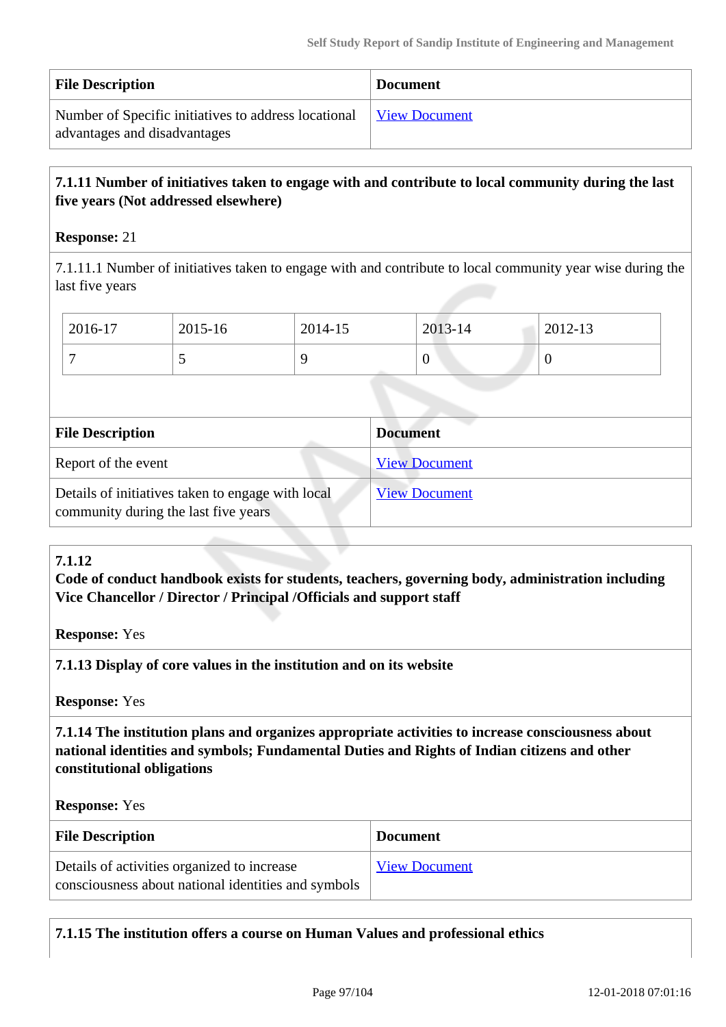| File Description | Document |
|---|---|
| Number of Specific initiatives to address locational advantages and disadvantages | View Document |

**7.1.11 Number of initiatives taken to engage with and contribute to local community during the last five years (Not addressed elsewhere)**

**Response:** 21

7.1.11.1 Number of initiatives taken to engage with and contribute to local community year wise during the last five years

| 2016-17 | 2015-16 | 2014-15 | 2013-14 | 2012-13 |
|---|---|---|---|---|
| 7 | 5 | 9 | 0 | 0 |

| File Description | Document |
|---|---|
| Report of the event | View Document |
| Details of initiatives taken to engage with local community during the last five years | View Document |

**7.1.12**
**Code of conduct handbook exists for students, teachers, governing body, administration including Vice Chancellor / Director / Principal /Officials and support staff**

**Response:** Yes

**7.1.13 Display of core values in the institution and on its website**

**Response:** Yes

**7.1.14 The institution plans and organizes appropriate activities to increase consciousness about national identities and symbols; Fundamental Duties and Rights of Indian citizens and other constitutional obligations**

**Response:** Yes

| File Description | Document |
|---|---|
| Details of activities organized to increase consciousness about national identities and symbols | View Document |

**7.1.15 The institution offers a course on Human Values and professional ethics**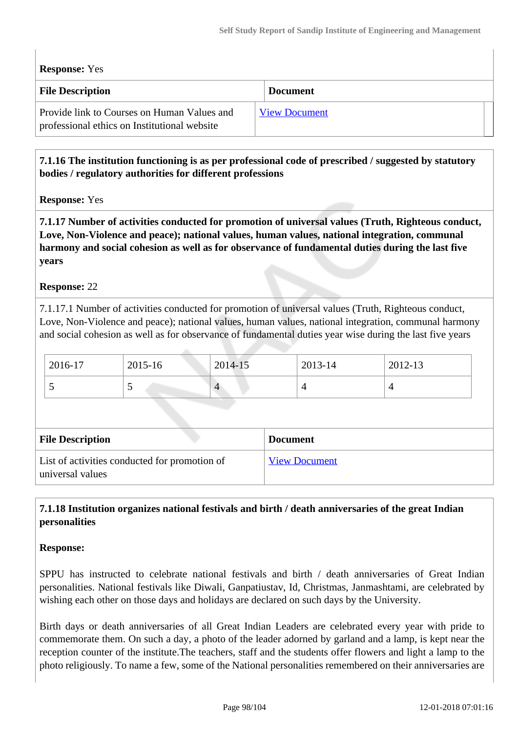**Response:** Yes

| File Description | Document |
|---|---|
| Provide link to Courses on Human Values and professional ethics on Institutional website | View Document |

**7.1.16 The institution functioning is as per professional code of prescribed / suggested by statutory bodies / regulatory authorities for different professions**

**Response:** Yes

**7.1.17 Number of activities conducted for promotion of universal values (Truth, Righteous conduct, Love, Non-Violence and peace); national values, human values, national integration, communal harmony and social cohesion as well as for observance of fundamental duties during the last five years**

**Response:** 22

7.1.17.1 Number of activities conducted for promotion of universal values (Truth, Righteous conduct, Love, Non-Violence and peace); national values, human values, national integration, communal harmony and social cohesion as well as for observance of fundamental duties year wise during the last five years

| 2016-17 | 2015-16 | 2014-15 | 2013-14 | 2012-13 |
|---|---|---|---|---|
| 5 | 5 | 4 | 4 | 4 |

| File Description | Document |
|---|---|
| List of activities conducted for promotion of universal values | View Document |

**7.1.18 Institution organizes national festivals and birth / death anniversaries of the great Indian personalities**

**Response:**

SPPU has instructed to celebrate national festivals and birth / death anniversaries of Great Indian personalities. National festivals like Diwali, Ganpatiustav, Id, Christmas, Janmashtami, are celebrated by wishing each other on those days and holidays are declared on such days by the University.

Birth days or death anniversaries of all Great Indian Leaders are celebrated every year with pride to commemorate them. On such a day, a photo of the leader adorned by garland and a lamp, is kept near the reception counter of the institute.The teachers, staff and the students offer flowers and light a lamp to the photo religiously. To name a few, some of the National personalities remembered on their anniversaries are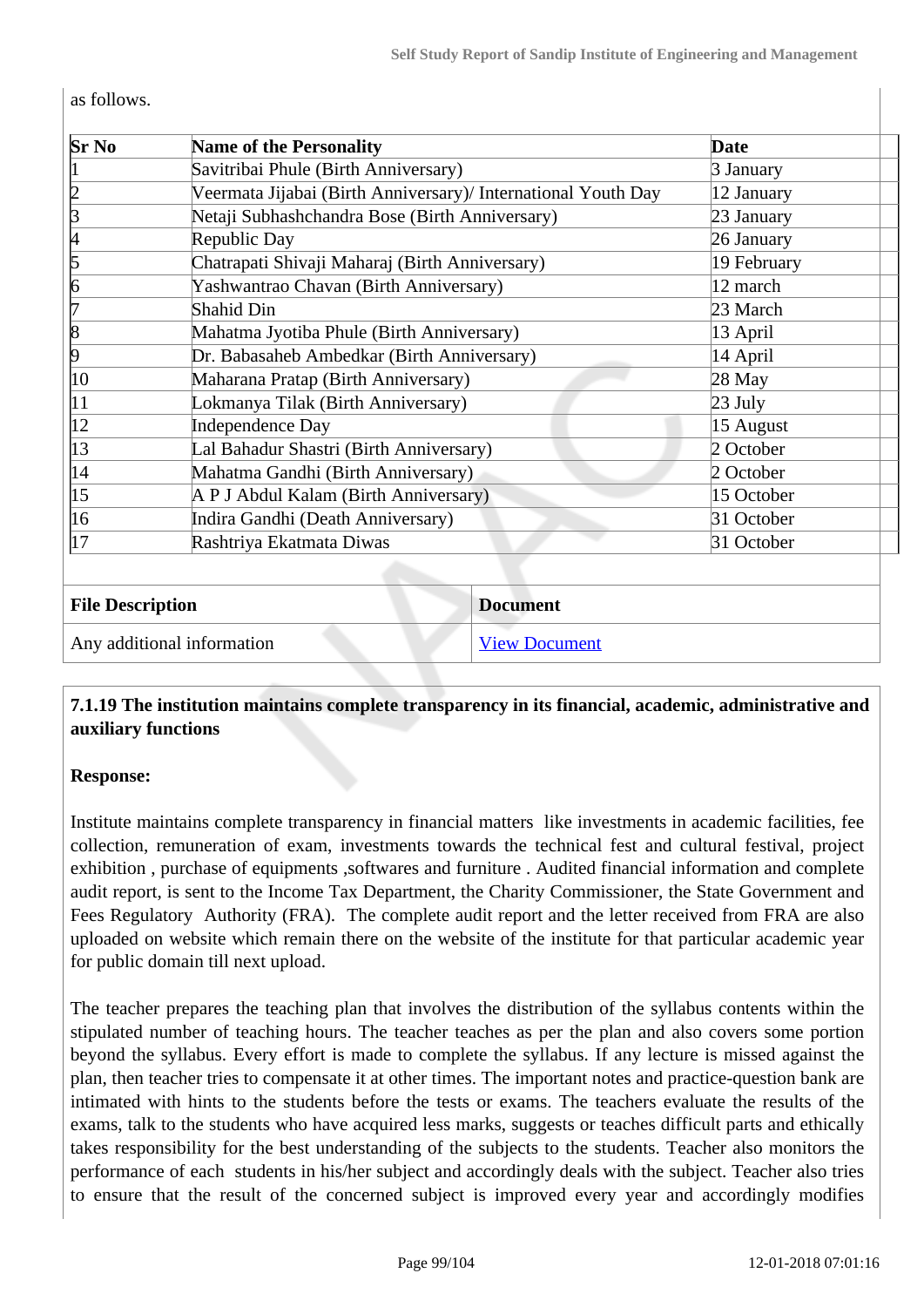as follows.

| Sr No | Name of the Personality | Date |
|---|---|---|
| 1 | Savitribai Phule (Birth Anniversary) | 3 January |
| 2 | Veermata Jijabai (Birth Anniversary)/ International Youth Day | 12 January |
| 3 | Netaji Subhashchandra Bose (Birth Anniversary) | 23 January |
| 4 | Republic Day | 26 January |
| 5 | Chatrapati Shivaji Maharaj (Birth Anniversary) | 19 February |
| 6 | Yashwantrao Chavan (Birth Anniversary) | 12 march |
| 7 | Shahid Din | 23 March |
| 8 | Mahatma Jyotiba Phule (Birth Anniversary) | 13 April |
| 9 | Dr. Babasaheb Ambedkar (Birth Anniversary) | 14 April |
| 10 | Maharana Pratap (Birth Anniversary) | 28 May |
| 11 | Lokmanya Tilak (Birth Anniversary) | 23 July |
| 12 | Independence Day | 15 August |
| 13 | Lal Bahadur Shastri (Birth Anniversary) | 2 October |
| 14 | Mahatma Gandhi (Birth Anniversary) | 2 October |
| 15 | A P J Abdul Kalam (Birth Anniversary) | 15 October |
| 16 | Indira Gandhi (Death Anniversary) | 31 October |
| 17 | Rashtriya Ekatmata Diwas | 31 October |

| File Description | Document |
|---|---|
| Any additional information | View Document |

**7.1.19 The institution maintains complete transparency in its financial, academic, administrative and auxiliary functions**

**Response:**

Institute maintains complete transparency in financial matters like investments in academic facilities, fee collection, remuneration of exam, investments towards the technical fest and cultural festival, project exhibition , purchase of equipments ,softwares and furniture . Audited financial information and complete audit report, is sent to the Income Tax Department, the Charity Commissioner, the State Government and Fees Regulatory Authority (FRA). The complete audit report and the letter received from FRA are also uploaded on website which remain there on the website of the institute for that particular academic year for public domain till next upload.

The teacher prepares the teaching plan that involves the distribution of the syllabus contents within the stipulated number of teaching hours. The teacher teaches as per the plan and also covers some portion beyond the syllabus. Every effort is made to complete the syllabus. If any lecture is missed against the plan, then teacher tries to compensate it at other times. The important notes and practice-question bank are intimated with hints to the students before the tests or exams. The teachers evaluate the results of the exams, talk to the students who have acquired less marks, suggests or teaches difficult parts and ethically takes responsibility for the best understanding of the subjects to the students. Teacher also monitors the performance of each students in his/her subject and accordingly deals with the subject. Teacher also tries to ensure that the result of the concerned subject is improved every year and accordingly modifies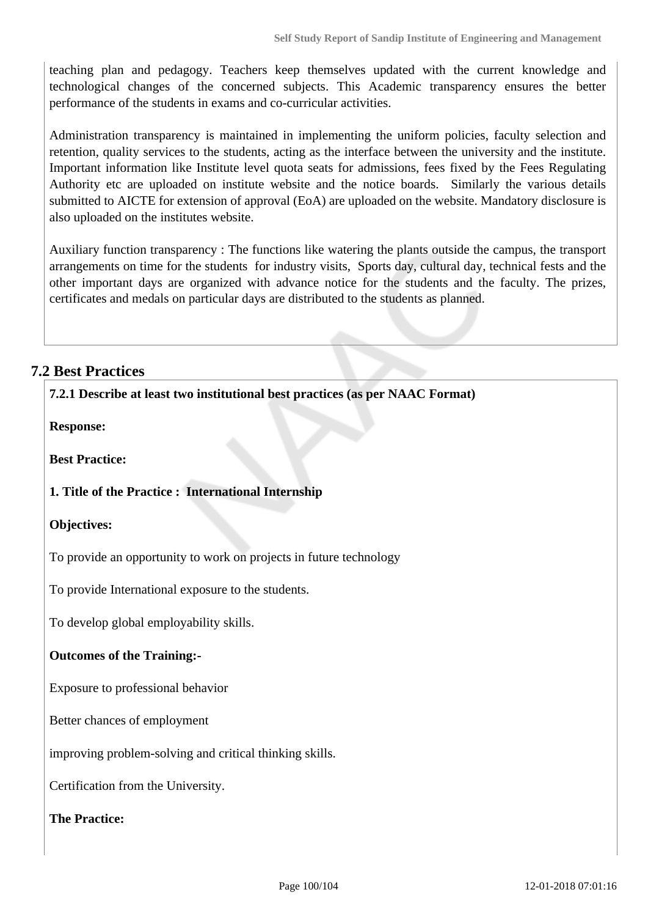teaching plan and pedagogy. Teachers keep themselves updated with the current knowledge and technological changes of the concerned subjects. This Academic transparency ensures the better performance of the students in exams and co-curricular activities.

Administration transparency is maintained in implementing the uniform policies, faculty selection and retention, quality services to the students, acting as the interface between the university and the institute. Important information like Institute level quota seats for admissions, fees fixed by the Fees Regulating Authority etc are uploaded on institute website and the notice boards. Similarly the various details submitted to AICTE for extension of approval (EoA) are uploaded on the website. Mandatory disclosure is also uploaded on the institutes website.

Auxiliary function transparency : The functions like watering the plants outside the campus, the transport arrangements on time for the students for industry visits, Sports day, cultural day, technical fests and the other important days are organized with advance notice for the students and the faculty. The prizes, certificates and medals on particular days are distributed to the students as planned.

## 7.2 Best Practices

**7.2.1 Describe at least two institutional best practices (as per NAAC Format)**

**Response:**

**Best Practice:**

**1. Title of the Practice : International Internship**

**Objectives:**

To provide an opportunity to work on projects in future technology

To provide International exposure to the students.

To develop global employability skills.

**Outcomes of the Training:-**

Exposure to professional behavior

Better chances of employment

improving problem-solving and critical thinking skills.

Certification from the University.

**The Practice:**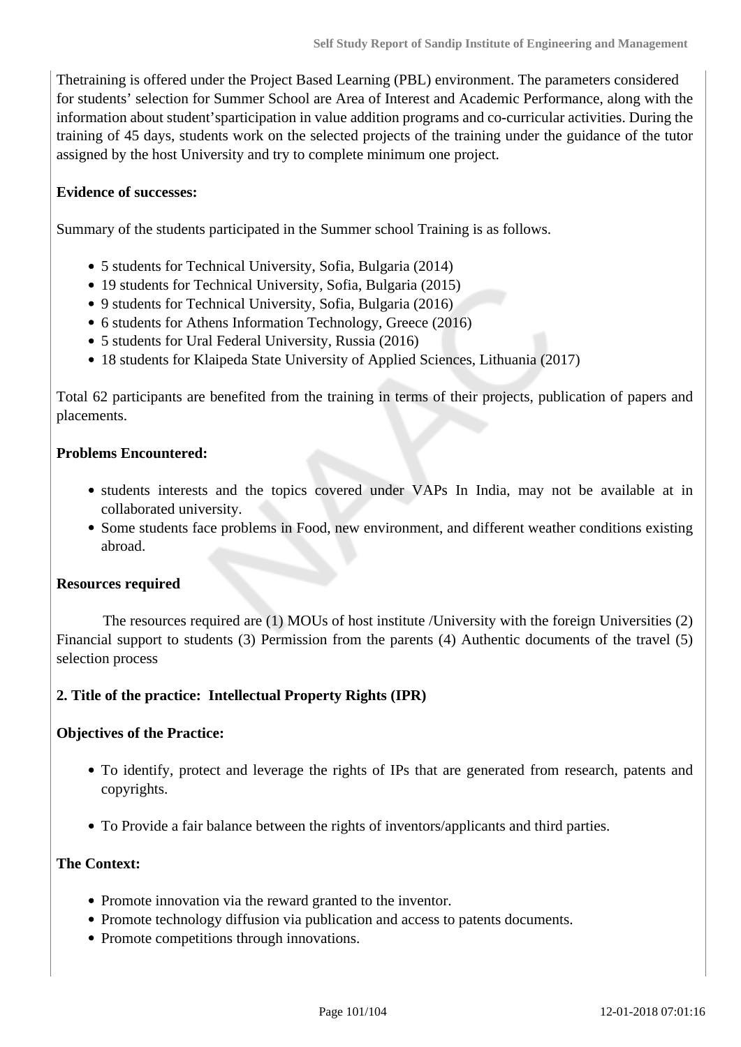Thetraining is offered under the Project Based Learning (PBL) environment. The parameters considered for students' selection for Summer School are Area of Interest and Academic Performance, along with the information about student'sparticipation in value addition programs and co-curricular activities. During the training of 45 days, students work on the selected projects of the training under the guidance of the tutor assigned by the host University and try to complete minimum one project.

**Evidence of successes:**

Summary of the students participated in the Summer school Training is as follows.

- 5 students for Technical University, Sofia, Bulgaria (2014)
- 19 students for Technical University, Sofia, Bulgaria (2015)
- 9 students for Technical University, Sofia, Bulgaria (2016)
- 6 students for Athens Information Technology, Greece (2016)
- 5 students for Ural Federal University, Russia (2016)
- 18 students for Klaipeda State University of Applied Sciences, Lithuania (2017)

Total 62 participants are benefited from the training in terms of their projects, publication of papers and placements.

**Problems Encountered:**

- students interests and the topics covered under VAPs In India, may not be available at in collaborated university.
- Some students face problems in Food, new environment, and different weather conditions existing abroad.

**Resources required**

The resources required are (1) MOUs of host institute /University with the foreign Universities (2) Financial support to students (3) Permission from the parents (4) Authentic documents of the travel (5) selection process

**2. Title of the practice: Intellectual Property Rights (IPR)**

**Objectives of the Practice:**

- To identify, protect and leverage the rights of IPs that are generated from research, patents and copyrights.
- To Provide a fair balance between the rights of inventors/applicants and third parties.

**The Context:**

- Promote innovation via the reward granted to the inventor.
- Promote technology diffusion via publication and access to patents documents.
- Promote competitions through innovations.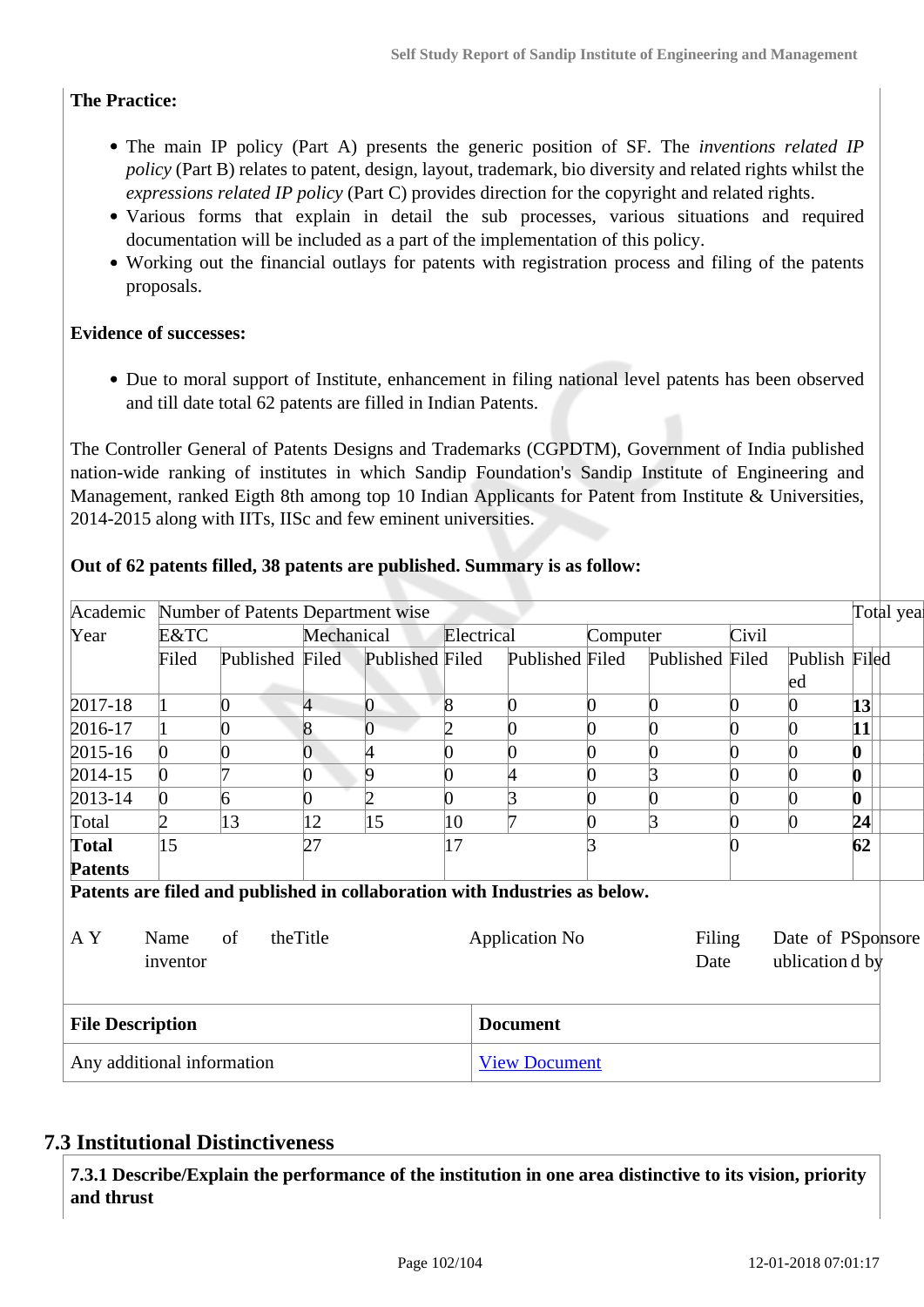**The Practice:**

- The main IP policy (Part A) presents the generic position of SF. The *inventions related IP policy* (Part B) relates to patent, design, layout, trademark, bio diversity and related rights whilst the *expressions related IP policy* (Part C) provides direction for the copyright and related rights.
- Various forms that explain in detail the sub processes, various situations and required documentation will be included as a part of the implementation of this policy.
- Working out the financial outlays for patents with registration process and filing of the patents proposals.

**Evidence of successes:**

- Due to moral support of Institute, enhancement in filing national level patents has been observed and till date total 62 patents are filled in Indian Patents.

The Controller General of Patents Designs and Trademarks (CGPDTM), Government of India published nation-wide ranking of institutes in which Sandip Foundation's Sandip Institute of Engineering and Management, ranked Eigth 8th among top 10 Indian Applicants for Patent from Institute & Universities, 2014-2015 along with IITs, IISc and few eminent universities.

**Out of 62 patents filled, 38 patents are published. Summary is as follow:**

| Academic Year | Number of Patents Department wise | | | | | | | | | | Total yea | |
|---|---|---|---|---|---|---|---|---|---|---|---|---|
| | E&TC | | Mechanical | | Electrical | | Computer | | Civil | | | |
| | Filed | Published | Filed | Published | Filed | Published | Filed | Published | Filed | Published | Filed | |
| 2017-18 | 1 | 0 | 4 | 0 | 8 | 0 | 0 | 0 | 0 | 0 | **13** | |
| 2016-17 | 1 | 0 | 8 | 0 | 2 | 0 | 0 | 0 | 0 | 0 | **11** | |
| 2015-16 | 0 | 0 | 0 | 4 | 0 | 0 | 0 | 0 | 0 | 0 | **0** | |
| 2014-15 | 0 | 7 | 0 | 9 | 0 | 4 | 0 | 3 | 0 | 0 | **0** | |
| 2013-14 | 0 | 6 | 0 | 2 | 0 | 3 | 0 | 0 | 0 | 0 | **0** | |
| Total | 2 | 13 | 12 | 15 | 10 | 7 | 0 | 3 | 0 | 0 | **24** | |
| **Total Patents** | 15 | | 27 | | 17 | | 3 | | 0 | | **62** | |

**Patents are filed and published in collaboration with Industries as below.**

| A Y | Name of inventor | theTitle | Application No | Filing Date | Date of Publication | Sponsored by |
|---|---|---|---|---|---|---|

| File Description | Document |
|---|---|
| Any additional information | View Document |

## 7.3 Institutional Distinctiveness

**7.3.1 Describe/Explain the performance of the institution in one area distinctive to its vision, priority and thrust**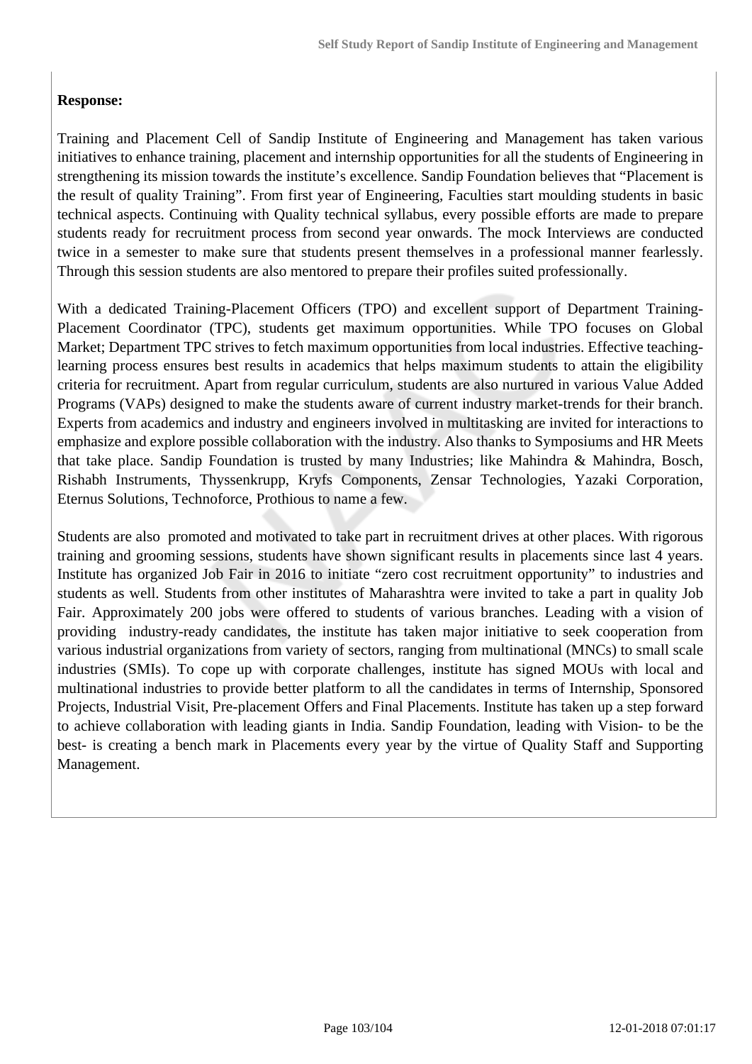**Response:**

Training and Placement Cell of Sandip Institute of Engineering and Management has taken various initiatives to enhance training, placement and internship opportunities for all the students of Engineering in strengthening its mission towards the institute's excellence. Sandip Foundation believes that "Placement is the result of quality Training". From first year of Engineering, Faculties start moulding students in basic technical aspects. Continuing with Quality technical syllabus, every possible efforts are made to prepare students ready for recruitment process from second year onwards. The mock Interviews are conducted twice in a semester to make sure that students present themselves in a professional manner fearlessly. Through this session students are also mentored to prepare their profiles suited professionally.

With a dedicated Training-Placement Officers (TPO) and excellent support of Department Training-Placement Coordinator (TPC), students get maximum opportunities. While TPO focuses on Global Market; Department TPC strives to fetch maximum opportunities from local industries. Effective teaching-learning process ensures best results in academics that helps maximum students to attain the eligibility criteria for recruitment. Apart from regular curriculum, students are also nurtured in various Value Added Programs (VAPs) designed to make the students aware of current industry market-trends for their branch. Experts from academics and industry and engineers involved in multitasking are invited for interactions to emphasize and explore possible collaboration with the industry. Also thanks to Symposiums and HR Meets that take place. Sandip Foundation is trusted by many Industries; like Mahindra & Mahindra, Bosch, Rishabh Instruments, Thyssenkrupp, Kryfs Components, Zensar Technologies, Yazaki Corporation, Eternus Solutions, Technoforce, Prothious to name a few.

Students are also promoted and motivated to take part in recruitment drives at other places. With rigorous training and grooming sessions, students have shown significant results in placements since last 4 years. Institute has organized Job Fair in 2016 to initiate "zero cost recruitment opportunity" to industries and students as well. Students from other institutes of Maharashtra were invited to take a part in quality Job Fair. Approximately 200 jobs were offered to students of various branches. Leading with a vision of providing industry-ready candidates, the institute has taken major initiative to seek cooperation from various industrial organizations from variety of sectors, ranging from multinational (MNCs) to small scale industries (SMIs). To cope up with corporate challenges, institute has signed MOUs with local and multinational industries to provide better platform to all the candidates in terms of Internship, Sponsored Projects, Industrial Visit, Pre-placement Offers and Final Placements. Institute has taken up a step forward to achieve collaboration with leading giants in India. Sandip Foundation, leading with Vision- to be the best- is creating a bench mark in Placements every year by the virtue of Quality Staff and Supporting Management.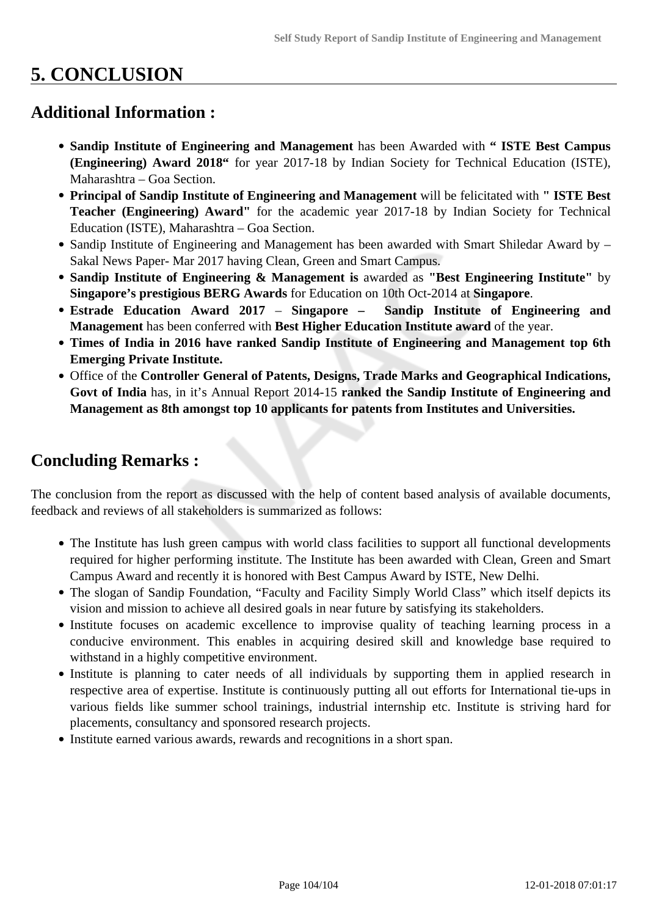# 5. CONCLUSION

## Additional Information :

- **Sandip Institute of Engineering and Management** has been Awarded with **" ISTE Best Campus (Engineering) Award 2018"** for year 2017-18 by Indian Society for Technical Education (ISTE), Maharashtra – Goa Section.
- **Principal of Sandip Institute of Engineering and Management** will be felicitated with **" ISTE Best Teacher (Engineering) Award"** for the academic year 2017-18 by Indian Society for Technical Education (ISTE), Maharashtra – Goa Section.
- Sandip Institute of Engineering and Management has been awarded with Smart Shiledar Award by – Sakal News Paper- Mar 2017 having Clean, Green and Smart Campus.
- **Sandip Institute of Engineering & Management is** awarded as **"Best Engineering Institute"** by **Singapore's prestigious BERG Awards** for Education on 10th Oct-2014 at **Singapore**.
- **Estrade Education Award 2017** – **Singapore – Sandip Institute of Engineering and Management** has been conferred with **Best Higher Education Institute award** of the year.
- **Times of India in 2016 have ranked Sandip Institute of Engineering and Management top 6th Emerging Private Institute.**
- Office of the **Controller General of Patents, Designs, Trade Marks and Geographical Indications, Govt of India** has, in it's Annual Report 2014-15 **ranked the Sandip Institute of Engineering and Management as 8th amongst top 10 applicants for patents from Institutes and Universities.**

## Concluding Remarks :

The conclusion from the report as discussed with the help of content based analysis of available documents, feedback and reviews of all stakeholders is summarized as follows:

- The Institute has lush green campus with world class facilities to support all functional developments required for higher performing institute. The Institute has been awarded with Clean, Green and Smart Campus Award and recently it is honored with Best Campus Award by ISTE, New Delhi.
- The slogan of Sandip Foundation, "Faculty and Facility Simply World Class" which itself depicts its vision and mission to achieve all desired goals in near future by satisfying its stakeholders.
- Institute focuses on academic excellence to improvise quality of teaching learning process in a conducive environment. This enables in acquiring desired skill and knowledge base required to withstand in a highly competitive environment.
- Institute is planning to cater needs of all individuals by supporting them in applied research in respective area of expertise. Institute is continuously putting all out efforts for International tie-ups in various fields like summer school trainings, industrial internship etc. Institute is striving hard for placements, consultancy and sponsored research projects.
- Institute earned various awards, rewards and recognitions in a short span.